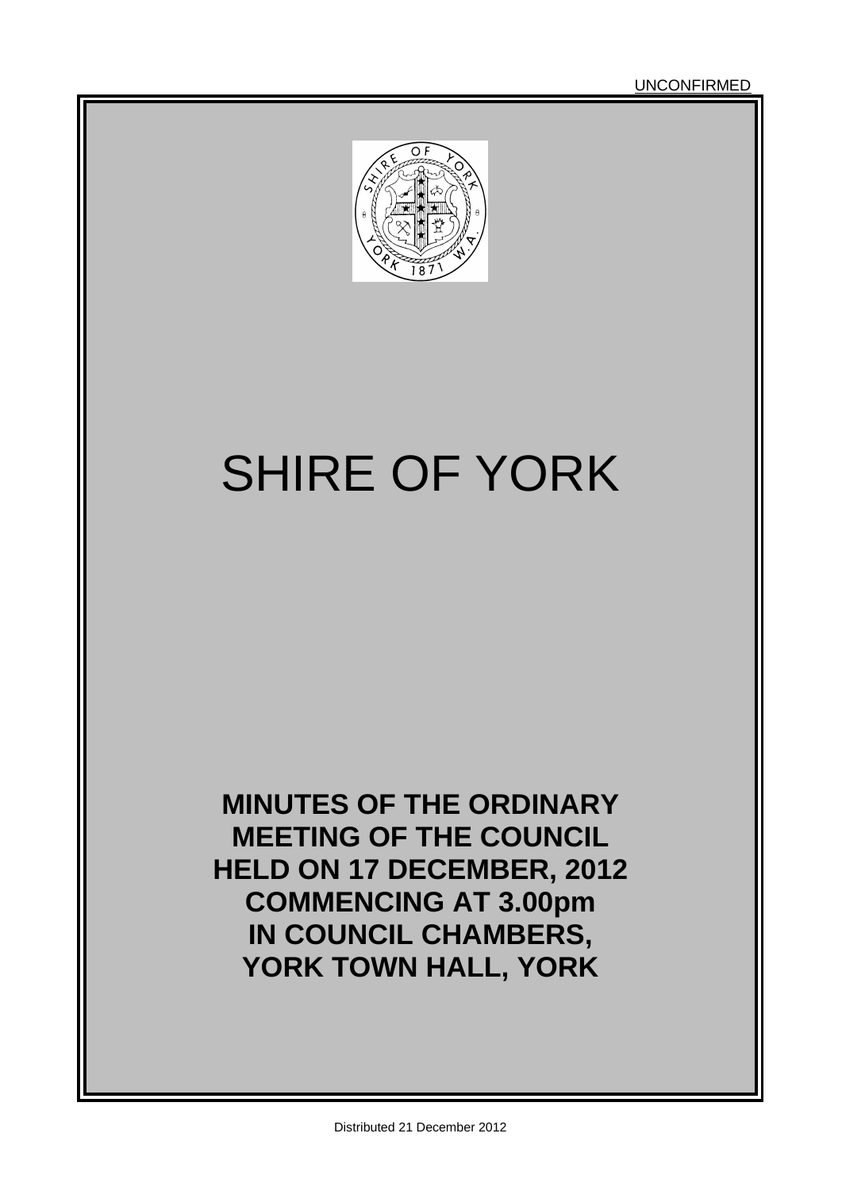UNCONFIRMED

# SHIRE OF YORK

**MINUTES OF THE ORDINARY MEETING OF THE COUNCIL HELD ON 17 DECEMBER, 2012 COMMENCING AT 3.00pm IN COUNCIL CHAMBERS, YORK TOWN HALL, YORK**

Distributed 21 December 2012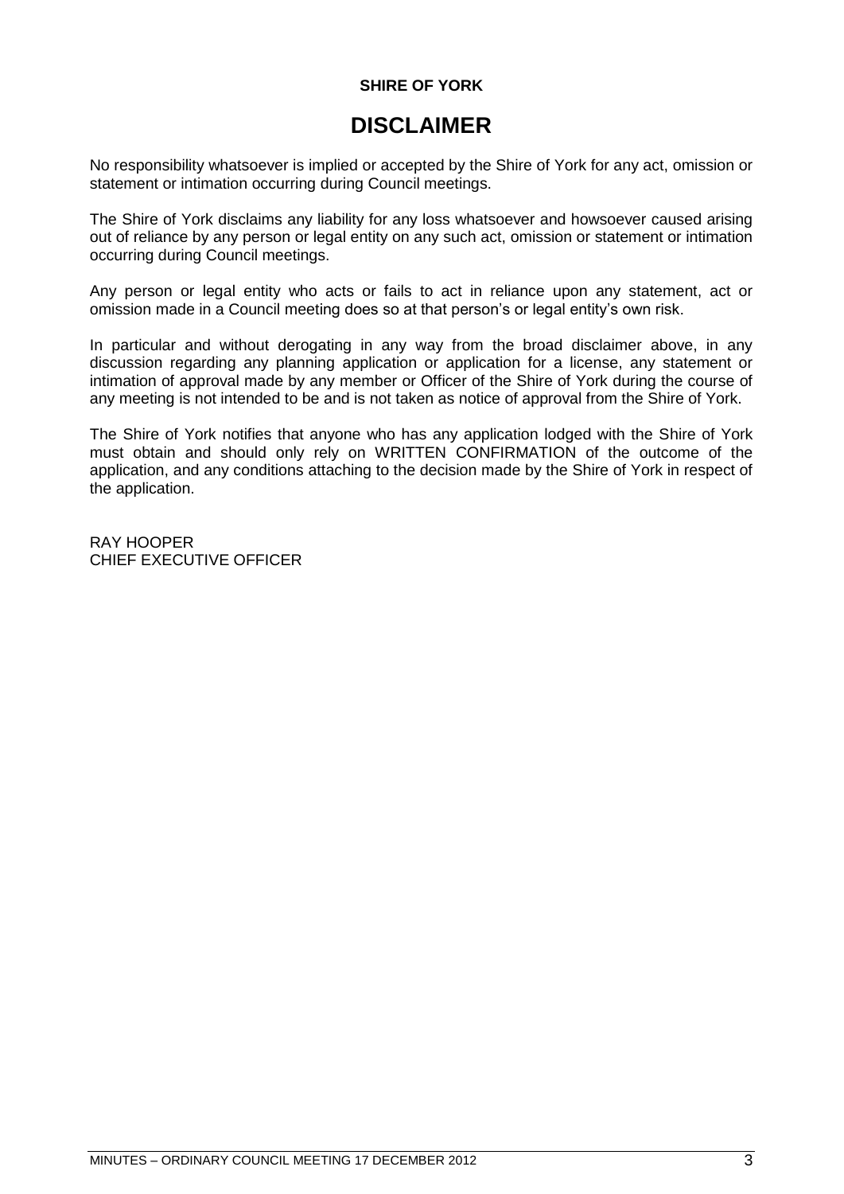**SHIRE OF YORK**

# DISCLAIMER

No responsibility whatsoever is implied or accepted by the Shire of York for any act, omission or statement or intimation occurring during Council meetings.

The Shire of York disclaims any liability for any loss whatsoever and howsoever caused arising out of reliance by any person or legal entity on any such act, omission or statement or intimation occurring during Council meetings.

Any person or legal entity who acts or fails to act in reliance upon any statement, act or omission made in a Council meeting does so at that person's or legal entity's own risk.

In particular and without derogating in any way from the broad disclaimer above, in any discussion regarding any planning application or application for a license, any statement or intimation of approval made by any member or Officer of the Shire of York during the course of any meeting is not intended to be and is not taken as notice of approval from the Shire of York.

The Shire of York notifies that anyone who has any application lodged with the Shire of York must obtain and should only rely on WRITTEN CONFIRMATION of the outcome of the application, and any conditions attaching to the decision made by the Shire of York in respect of the application.

RAY HOOPER
CHIEF EXECUTIVE OFFICER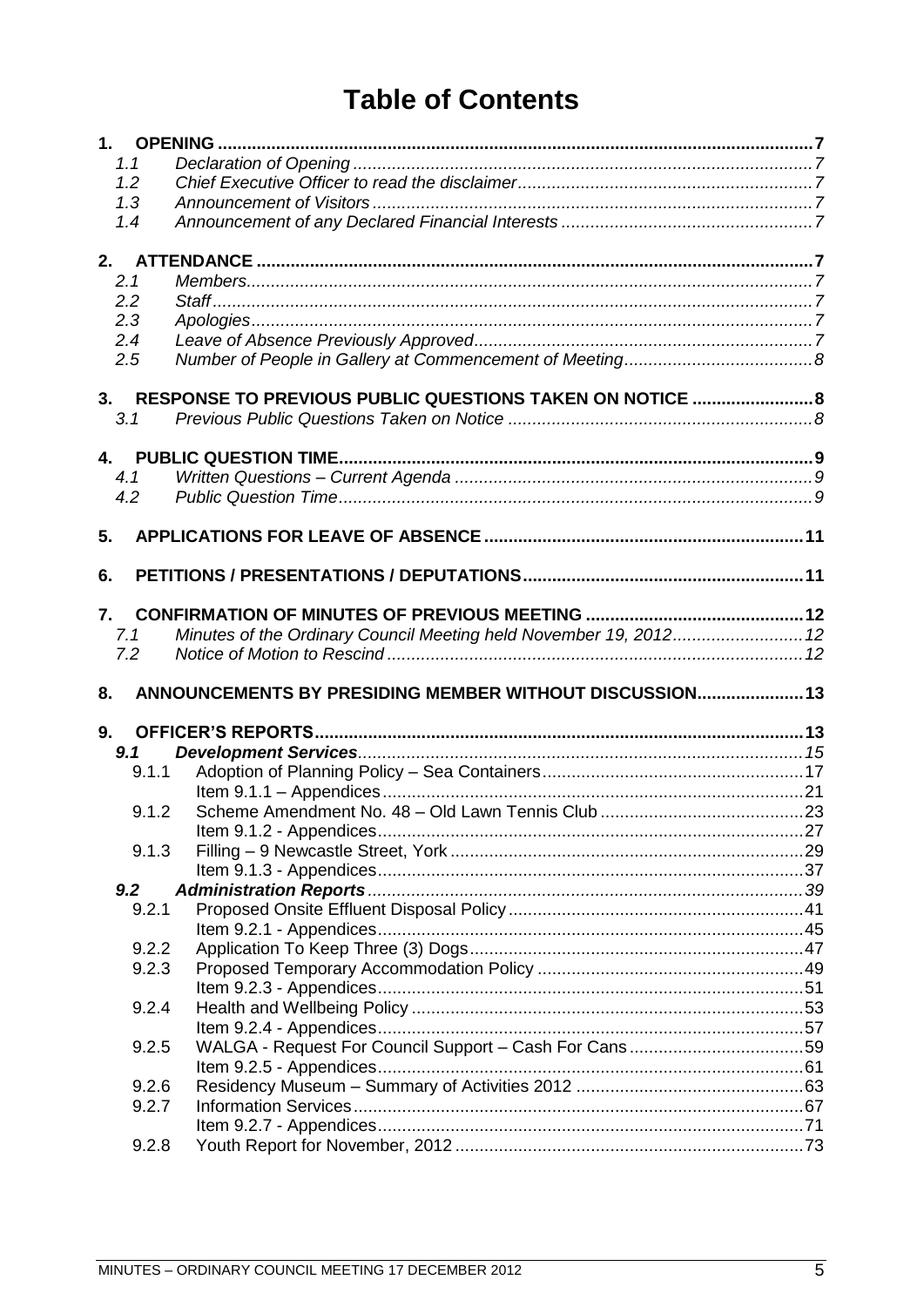# Table of Contents

**1. OPENING** .......... 7
- *1.1 Declaration of Opening* .......... 7
- *1.2 Chief Executive Officer to read the disclaimer* .......... 7
- *1.3 Announcement of Visitors* .......... 7
- *1.4 Announcement of any Declared Financial Interests* .......... 7

**2. ATTENDANCE** .......... 7
- *2.1 Members* .......... 7
- *2.2 Staff* .......... 7
- *2.3 Apologies* .......... 7
- *2.4 Leave of Absence Previously Approved* .......... 7
- *2.5 Number of People in Gallery at Commencement of Meeting* .......... 8

**3. RESPONSE TO PREVIOUS PUBLIC QUESTIONS TAKEN ON NOTICE** .......... 8
- *3.1 Previous Public Questions Taken on Notice* .......... 8

**4. PUBLIC QUESTION TIME** .......... 9
- *4.1 Written Questions – Current Agenda* .......... 9
- *4.2 Public Question Time* .......... 9

**5. APPLICATIONS FOR LEAVE OF ABSENCE** .......... 11

**6. PETITIONS / PRESENTATIONS / DEPUTATIONS** .......... 11

**7. CONFIRMATION OF MINUTES OF PREVIOUS MEETING** .......... 12
- *7.1 Minutes of the Ordinary Council Meeting held November 19, 2012* .......... 12
- *7.2 Notice of Motion to Rescind* .......... 12

**8. ANNOUNCEMENTS BY PRESIDING MEMBER WITHOUT DISCUSSION** .......... 13

**9. OFFICER'S REPORTS** .......... 13
- ***9.1 Development Services*** .......... 15
  - 9.1.1 Adoption of Planning Policy – Sea Containers .......... 17
    - Item 9.1.1 – Appendices .......... 21
  - 9.1.2 Scheme Amendment No. 48 – Old Lawn Tennis Club .......... 23
    - Item 9.1.2 - Appendices .......... 27
  - 9.1.3 Filling – 9 Newcastle Street, York .......... 29
    - Item 9.1.3 - Appendices .......... 37
- ***9.2 Administration Reports*** .......... 39
  - 9.2.1 Proposed Onsite Effluent Disposal Policy .......... 41
    - Item 9.2.1 - Appendices .......... 45
  - 9.2.2 Application To Keep Three (3) Dogs .......... 47
  - 9.2.3 Proposed Temporary Accommodation Policy .......... 49
    - Item 9.2.3 - Appendices .......... 51
  - 9.2.4 Health and Wellbeing Policy .......... 53
    - Item 9.2.4 - Appendices .......... 57
  - 9.2.5 WALGA - Request For Council Support – Cash For Cans .......... 59
    - Item 9.2.5 - Appendices .......... 61
  - 9.2.6 Residency Museum – Summary of Activities 2012 .......... 63
  - 9.2.7 Information Services .......... 67
    - Item 9.2.7 - Appendices .......... 71
  - 9.2.8 Youth Report for November, 2012 .......... 73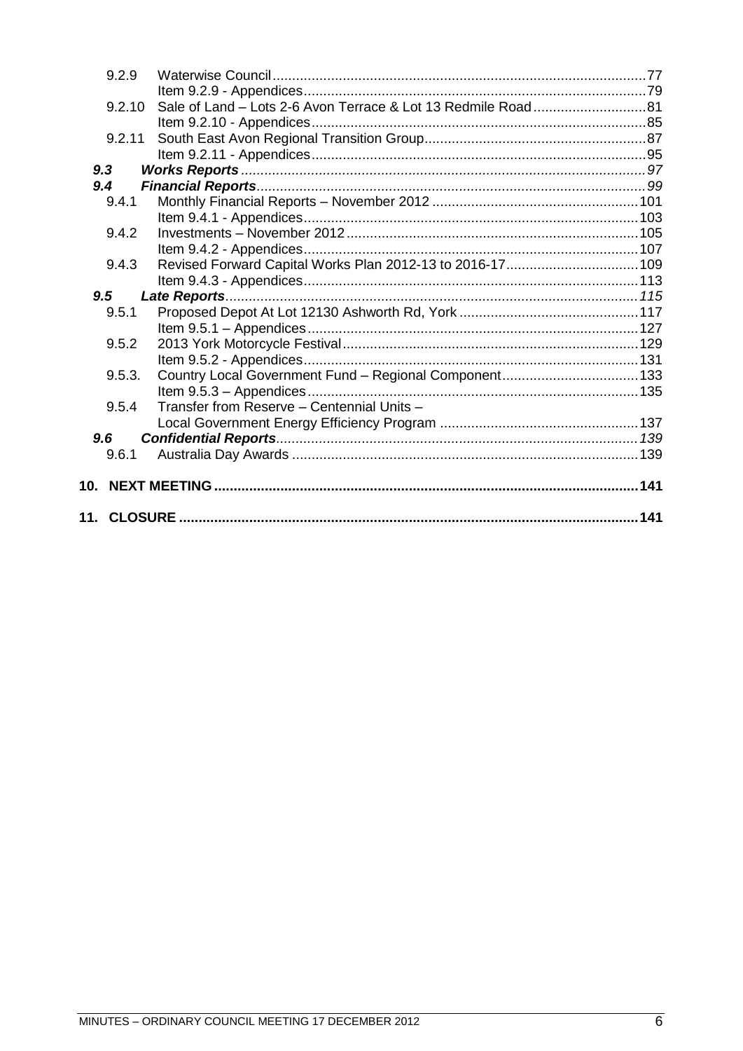| | | |
|---|---|---|
| 9.2.9 | Waterwise Council | 77 |
| | Item 9.2.9 - Appendices | 79 |
| 9.2.10 | Sale of Land – Lots 2-6 Avon Terrace & Lot 13 Redmile Road | 81 |
| | Item 9.2.10 - Appendices | 85 |
| 9.2.11 | South East Avon Regional Transition Group | 87 |
| | Item 9.2.11 - Appendices | 95 |
| ***9.3*** | ***Works Reports*** | *97* |
| ***9.4*** | ***Financial Reports*** | *99* |
| 9.4.1 | Monthly Financial Reports – November 2012 | 101 |
| | Item 9.4.1 - Appendices | 103 |
| 9.4.2 | Investments – November 2012 | 105 |
| | Item 9.4.2 - Appendices | 107 |
| 9.4.3 | Revised Forward Capital Works Plan 2012-13 to 2016-17 | 109 |
| | Item 9.4.3 - Appendices | 113 |
| ***9.5*** | ***Late Reports*** | *115* |
| 9.5.1 | Proposed Depot At Lot 12130 Ashworth Rd, York | 117 |
| | Item 9.5.1 – Appendices | 127 |
| 9.5.2 | 2013 York Motorcycle Festival | 129 |
| | Item 9.5.2 - Appendices | 131 |
| 9.5.3. | Country Local Government Fund – Regional Component | 133 |
| | Item 9.5.3 – Appendices | 135 |
| 9.5.4 | Transfer from Reserve – Centennial Units – Local Government Energy Efficiency Program | 137 |
| ***9.6*** | ***Confidential Reports*** | *139* |
| 9.6.1 | Australia Day Awards | 139 |
| **10.** | **NEXT MEETING** | **141** |
| **11.** | **CLOSURE** | **141** |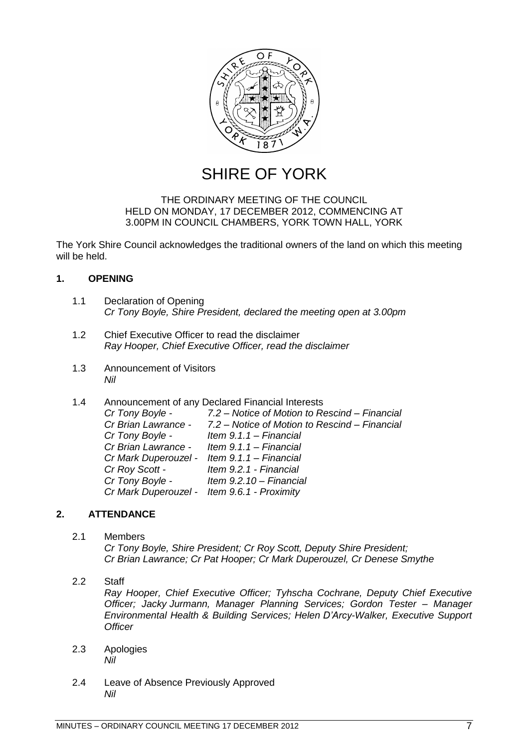# SHIRE OF YORK

THE ORDINARY MEETING OF THE COUNCIL
HELD ON MONDAY, 17 DECEMBER 2012, COMMENCING AT
3.00PM IN COUNCIL CHAMBERS, YORK TOWN HALL, YORK

The York Shire Council acknowledges the traditional owners of the land on which this meeting will be held.

## 1. OPENING

1.1 Declaration of Opening
*Cr Tony Boyle, Shire President, declared the meeting open at 3.00pm*

1.2 Chief Executive Officer to read the disclaimer
*Ray Hooper, Chief Executive Officer, read the disclaimer*

1.3 Announcement of Visitors
*Nil*

1.4 Announcement of any Declared Financial Interests

| | |
|---|---|
| *Cr Tony Boyle -* | *7.2 – Notice of Motion to Rescind – Financial* |
| *Cr Brian Lawrance -* | *7.2 – Notice of Motion to Rescind – Financial* |
| *Cr Tony Boyle -* | *Item 9.1.1 – Financial* |
| *Cr Brian Lawrance -* | *Item 9.1.1 – Financial* |
| *Cr Mark Duperouzel -* | *Item 9.1.1 – Financial* |
| *Cr Roy Scott -* | *Item 9.2.1 - Financial* |
| *Cr Tony Boyle -* | *Item 9.2.10 – Financial* |
| *Cr Mark Duperouzel -* | *Item 9.6.1 - Proximity* |

## 2. ATTENDANCE

2.1 Members
*Cr Tony Boyle, Shire President; Cr Roy Scott, Deputy Shire President; Cr Brian Lawrance; Cr Pat Hooper; Cr Mark Duperouzel, Cr Denese Smythe*

2.2 Staff
*Ray Hooper, Chief Executive Officer; Tyhscha Cochrane, Deputy Chief Executive Officer; Jacky Jurmann, Manager Planning Services; Gordon Tester – Manager Environmental Health & Building Services; Helen D'Arcy-Walker, Executive Support Officer*

2.3 Apologies
*Nil*

2.4 Leave of Absence Previously Approved
*Nil*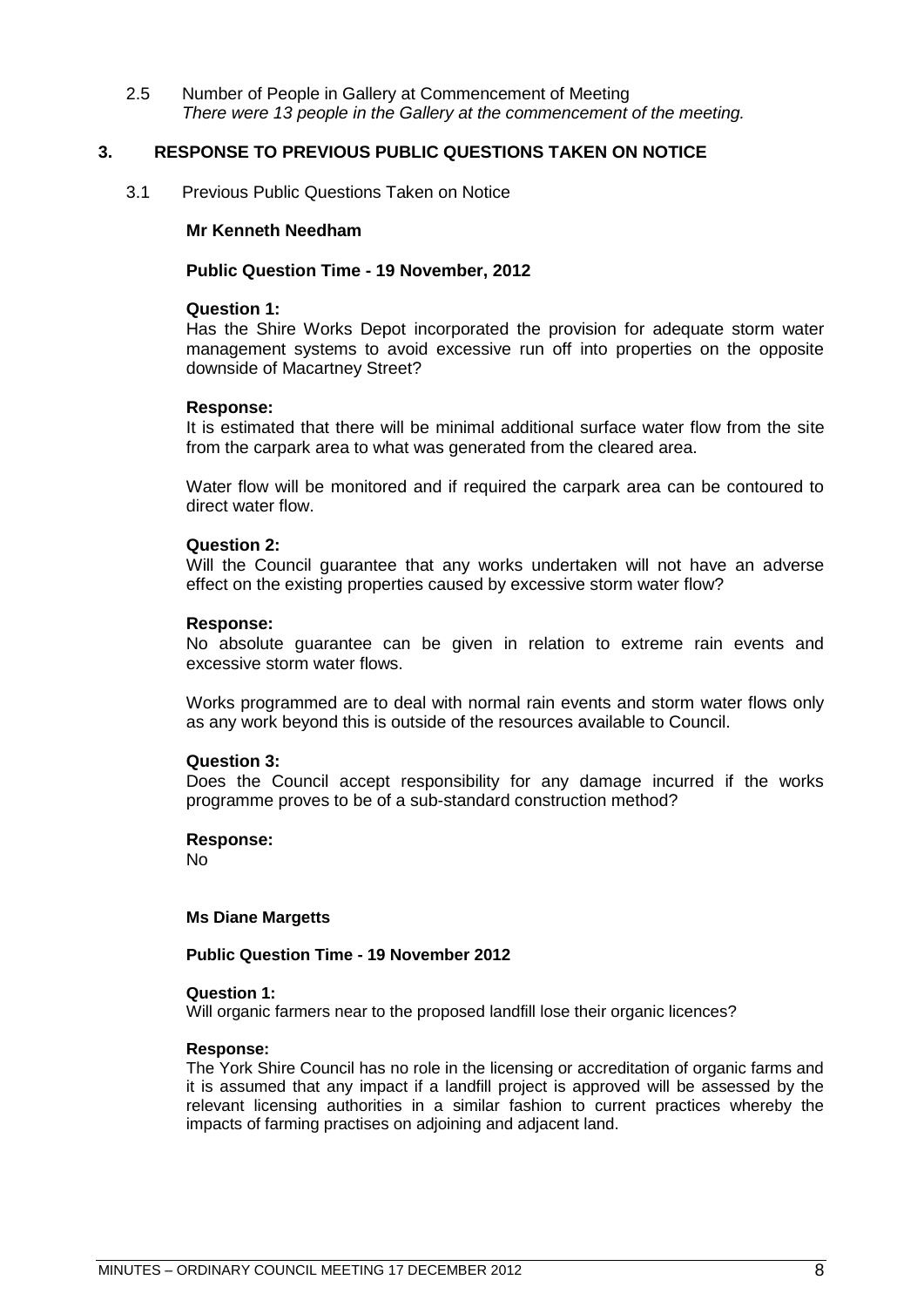2.5 Number of People in Gallery at Commencement of Meeting
*There were 13 people in the Gallery at the commencement of the meeting.*

## 3. RESPONSE TO PREVIOUS PUBLIC QUESTIONS TAKEN ON NOTICE

3.1 Previous Public Questions Taken on Notice

**Mr Kenneth Needham**

**Public Question Time - 19 November, 2012**

**Question 1:**
Has the Shire Works Depot incorporated the provision for adequate storm water management systems to avoid excessive run off into properties on the opposite downside of Macartney Street?

**Response:**
It is estimated that there will be minimal additional surface water flow from the site from the carpark area to what was generated from the cleared area.

Water flow will be monitored and if required the carpark area can be contoured to direct water flow.

**Question 2:**
Will the Council guarantee that any works undertaken will not have an adverse effect on the existing properties caused by excessive storm water flow?

**Response:**
No absolute guarantee can be given in relation to extreme rain events and excessive storm water flows.

Works programmed are to deal with normal rain events and storm water flows only as any work beyond this is outside of the resources available to Council.

**Question 3:**
Does the Council accept responsibility for any damage incurred if the works programme proves to be of a sub-standard construction method?

**Response:**
No

**Ms Diane Margetts**

**Public Question Time - 19 November 2012**

**Question 1:**
Will organic farmers near to the proposed landfill lose their organic licences?

**Response:**
The York Shire Council has no role in the licensing or accreditation of organic farms and it is assumed that any impact if a landfill project is approved will be assessed by the relevant licensing authorities in a similar fashion to current practices whereby the impacts of farming practises on adjoining and adjacent land.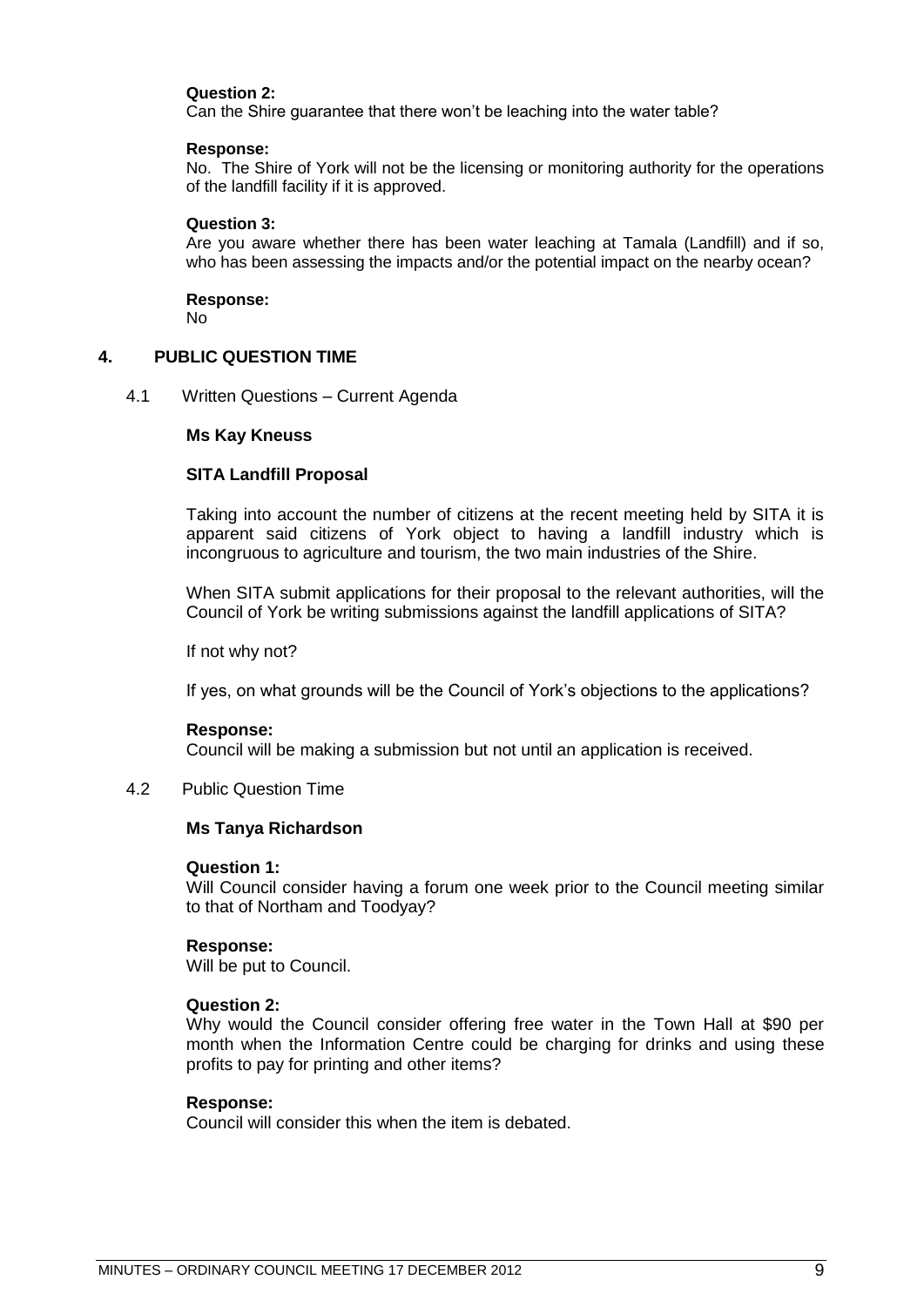**Question 2:**
Can the Shire guarantee that there won't be leaching into the water table?

**Response:**
No. The Shire of York will not be the licensing or monitoring authority for the operations of the landfill facility if it is approved.

**Question 3:**
Are you aware whether there has been water leaching at Tamala (Landfill) and if so, who has been assessing the impacts and/or the potential impact on the nearby ocean?

**Response:**
No

## 4. PUBLIC QUESTION TIME

### 4.1 Written Questions – Current Agenda

**Ms Kay Kneuss**

**SITA Landfill Proposal**

Taking into account the number of citizens at the recent meeting held by SITA it is apparent said citizens of York object to having a landfill industry which is incongruous to agriculture and tourism, the two main industries of the Shire.

When SITA submit applications for their proposal to the relevant authorities, will the Council of York be writing submissions against the landfill applications of SITA?

If not why not?

If yes, on what grounds will be the Council of York's objections to the applications?

**Response:**
Council will be making a submission but not until an application is received.

### 4.2 Public Question Time

**Ms Tanya Richardson**

**Question 1:**
Will Council consider having a forum one week prior to the Council meeting similar to that of Northam and Toodyay?

**Response:**
Will be put to Council.

**Question 2:**
Why would the Council consider offering free water in the Town Hall at $90 per month when the Information Centre could be charging for drinks and using these profits to pay for printing and other items?

**Response:**
Council will consider this when the item is debated.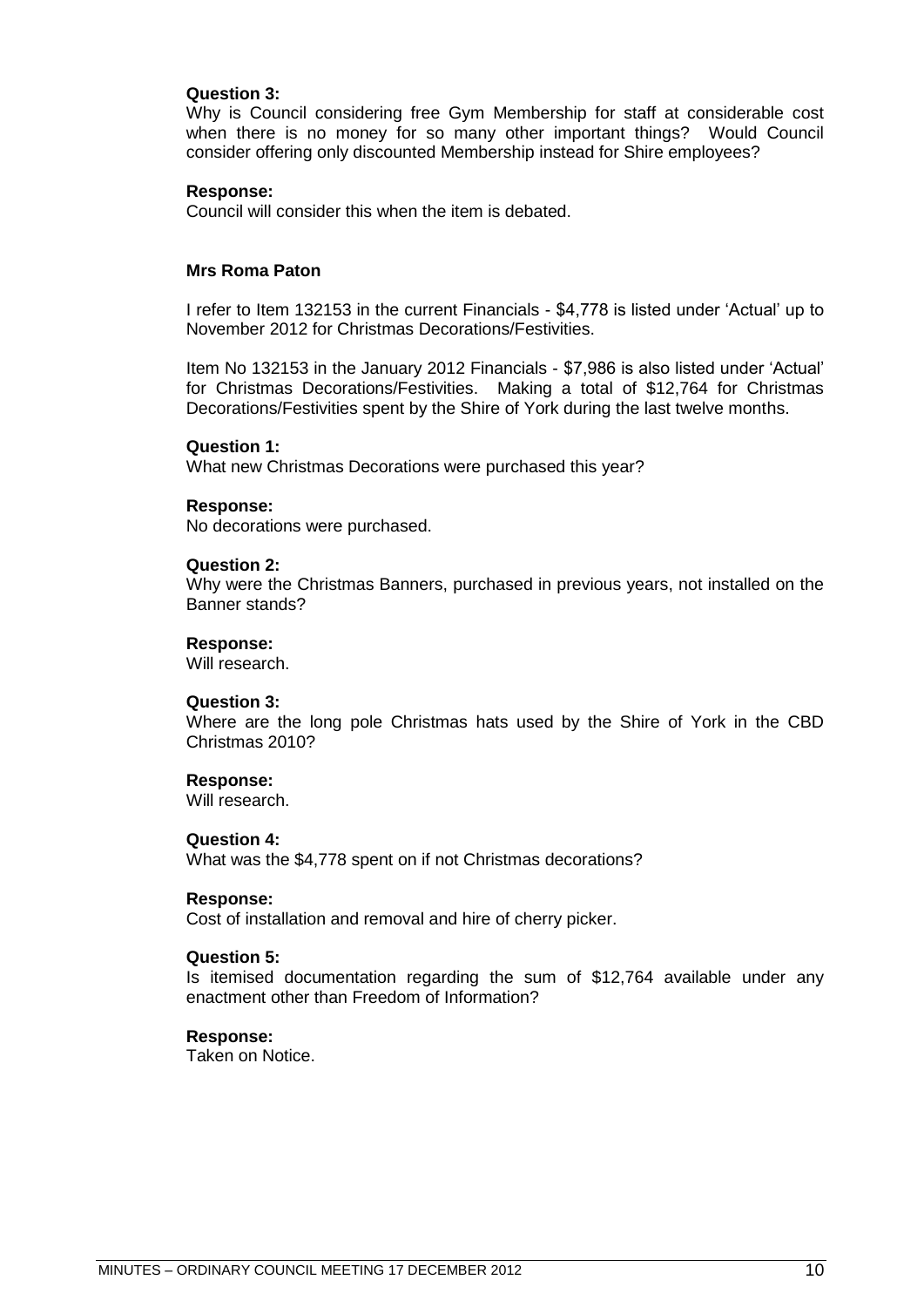**Question 3:**
Why is Council considering free Gym Membership for staff at considerable cost when there is no money for so many other important things? Would Council consider offering only discounted Membership instead for Shire employees?

**Response:**
Council will consider this when the item is debated.

**Mrs Roma Paton**

I refer to Item 132153 in the current Financials - $4,778 is listed under 'Actual' up to November 2012 for Christmas Decorations/Festivities.

Item No 132153 in the January 2012 Financials - $7,986 is also listed under 'Actual' for Christmas Decorations/Festivities. Making a total of $12,764 for Christmas Decorations/Festivities spent by the Shire of York during the last twelve months.

**Question 1:**
What new Christmas Decorations were purchased this year?

**Response:**
No decorations were purchased.

**Question 2:**
Why were the Christmas Banners, purchased in previous years, not installed on the Banner stands?

**Response:**
Will research.

**Question 3:**
Where are the long pole Christmas hats used by the Shire of York in the CBD Christmas 2010?

**Response:**
Will research.

**Question 4:**
What was the $4,778 spent on if not Christmas decorations?

**Response:**
Cost of installation and removal and hire of cherry picker.

**Question 5:**
Is itemised documentation regarding the sum of $12,764 available under any enactment other than Freedom of Information?

**Response:**
Taken on Notice.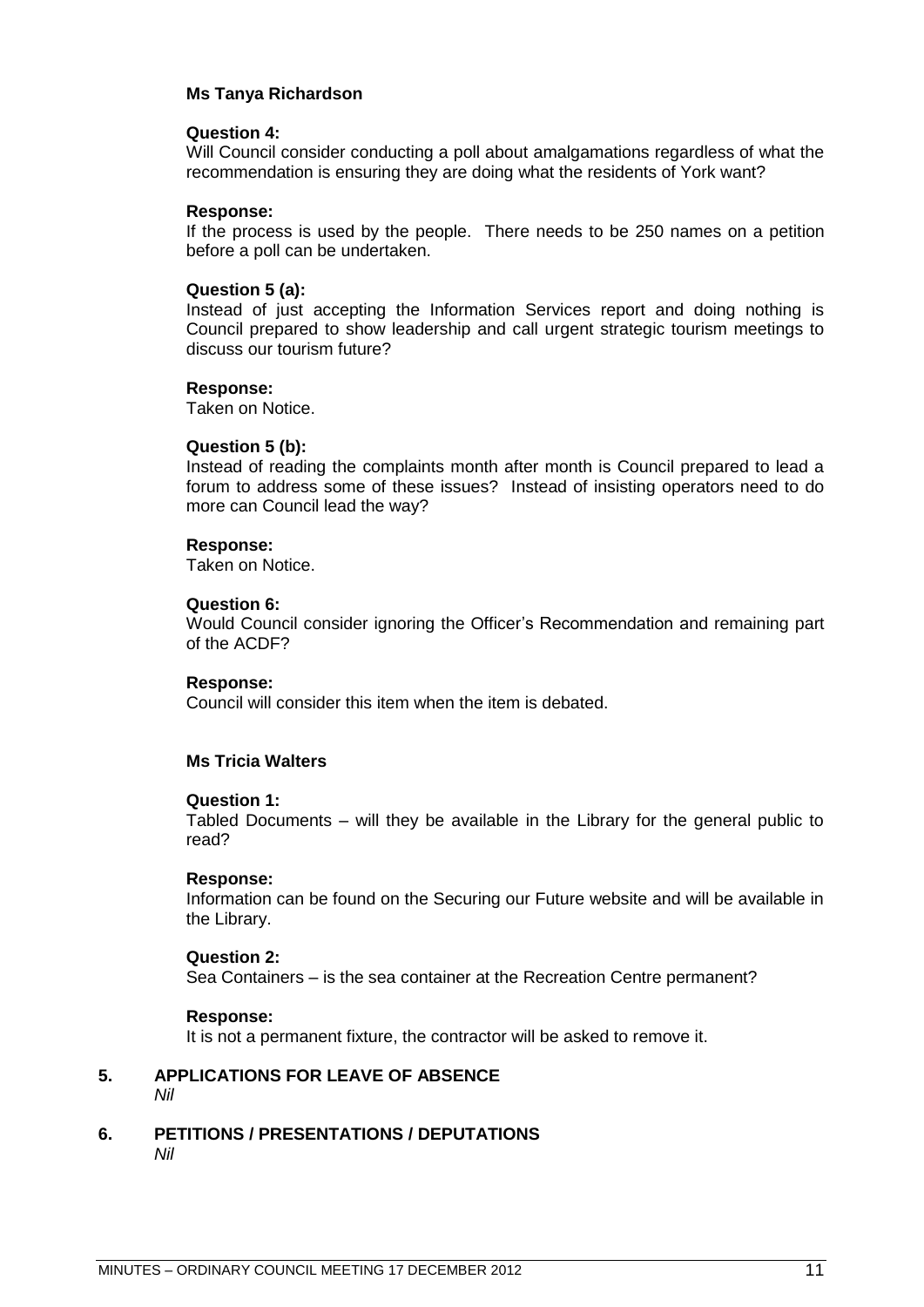**Ms Tanya Richardson**

**Question 4:**
Will Council consider conducting a poll about amalgamations regardless of what the recommendation is ensuring they are doing what the residents of York want?

**Response:**
If the process is used by the people. There needs to be 250 names on a petition before a poll can be undertaken.

**Question 5 (a):**
Instead of just accepting the Information Services report and doing nothing is Council prepared to show leadership and call urgent strategic tourism meetings to discuss our tourism future?

**Response:**
Taken on Notice.

**Question 5 (b):**
Instead of reading the complaints month after month is Council prepared to lead a forum to address some of these issues? Instead of insisting operators need to do more can Council lead the way?

**Response:**
Taken on Notice.

**Question 6:**
Would Council consider ignoring the Officer's Recommendation and remaining part of the ACDF?

**Response:**
Council will consider this item when the item is debated.

**Ms Tricia Walters**

**Question 1:**
Tabled Documents – will they be available in the Library for the general public to read?

**Response:**
Information can be found on the Securing our Future website and will be available in the Library.

**Question 2:**
Sea Containers – is the sea container at the Recreation Centre permanent?

**Response:**
It is not a permanent fixture, the contractor will be asked to remove it.

## 5. APPLICATIONS FOR LEAVE OF ABSENCE

*Nil*

## 6. PETITIONS / PRESENTATIONS / DEPUTATIONS

*Nil*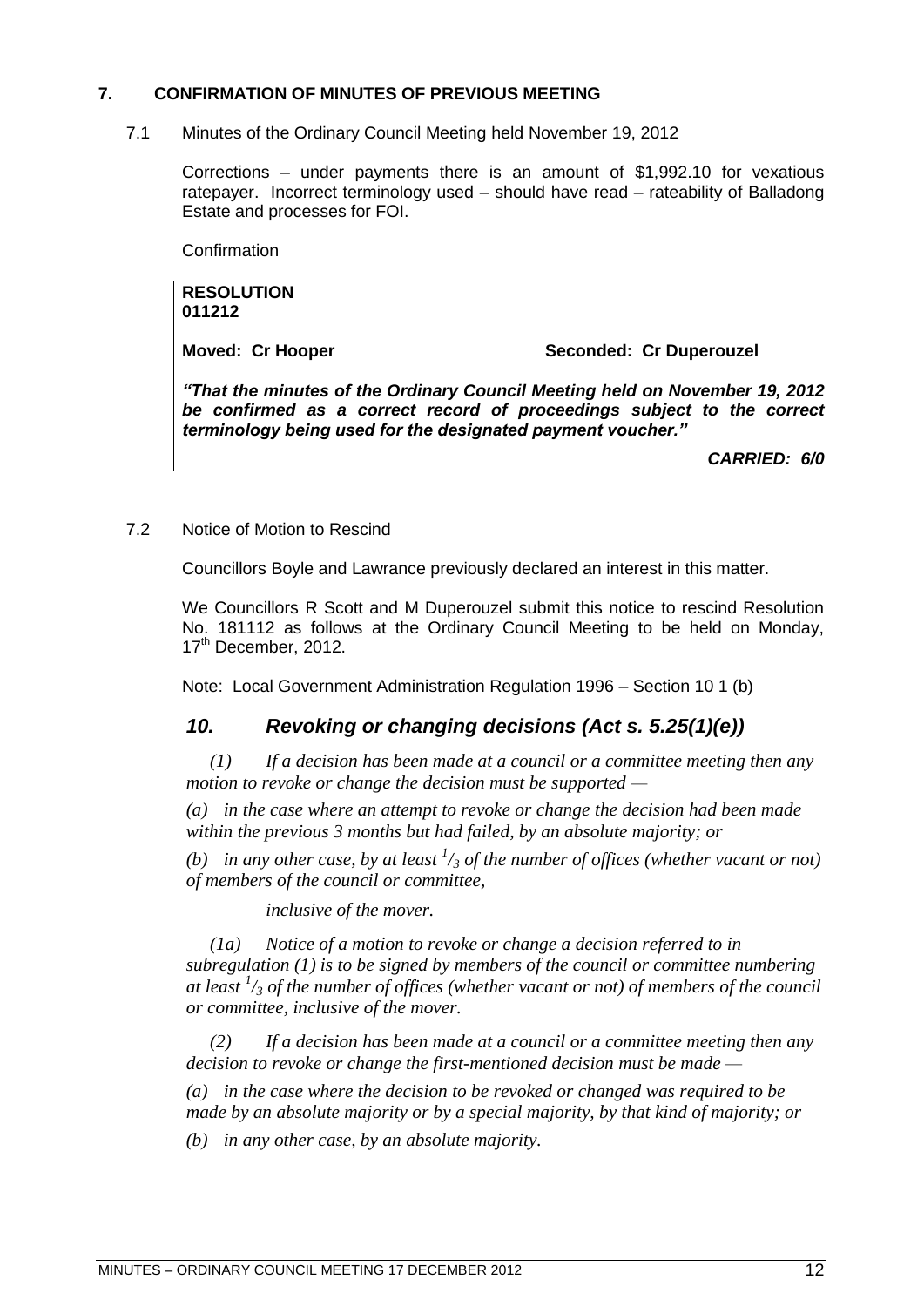## 7. CONFIRMATION OF MINUTES OF PREVIOUS MEETING

7.1 Minutes of the Ordinary Council Meeting held November 19, 2012

Corrections – under payments there is an amount of $1,992.10 for vexatious ratepayer. Incorrect terminology used – should have read – rateability of Balladong Estate and processes for FOI.

Confirmation

| **RESOLUTION 011212** | |
|---|---|
| **Moved: Cr Hooper** | **Seconded: Cr Duperouzel** |
| ***"That the minutes of the Ordinary Council Meeting held on November 19, 2012 be confirmed as a correct record of proceedings subject to the correct terminology being used for the designated payment voucher."*** | |
| | ***CARRIED: 6/0*** |

7.2 Notice of Motion to Rescind

Councillors Boyle and Lawrance previously declared an interest in this matter.

We Councillors R Scott and M Duperouzel submit this notice to rescind Resolution No. 181112 as follows at the Ordinary Council Meeting to be held on Monday, 17th December, 2012.

Note: Local Government Administration Regulation 1996 – Section 10 1 (b)

### *10. Revoking or changing decisions (Act s. 5.25(1)(e))*

*(1) If a decision has been made at a council or a committee meeting then any motion to revoke or change the decision must be supported —*

*(a) in the case where an attempt to revoke or change the decision had been made within the previous 3 months but had failed, by an absolute majority; or*

*(b) in any other case, by at least $^1/_3$ of the number of offices (whether vacant or not) of members of the council or committee,*

*inclusive of the mover.*

*(1a) Notice of a motion to revoke or change a decision referred to in subregulation (1) is to be signed by members of the council or committee numbering at least $^1/_3$ of the number of offices (whether vacant or not) of members of the council or committee, inclusive of the mover.*

*(2) If a decision has been made at a council or a committee meeting then any decision to revoke or change the first-mentioned decision must be made —*

*(a) in the case where the decision to be revoked or changed was required to be made by an absolute majority or by a special majority, by that kind of majority; or*

*(b) in any other case, by an absolute majority.*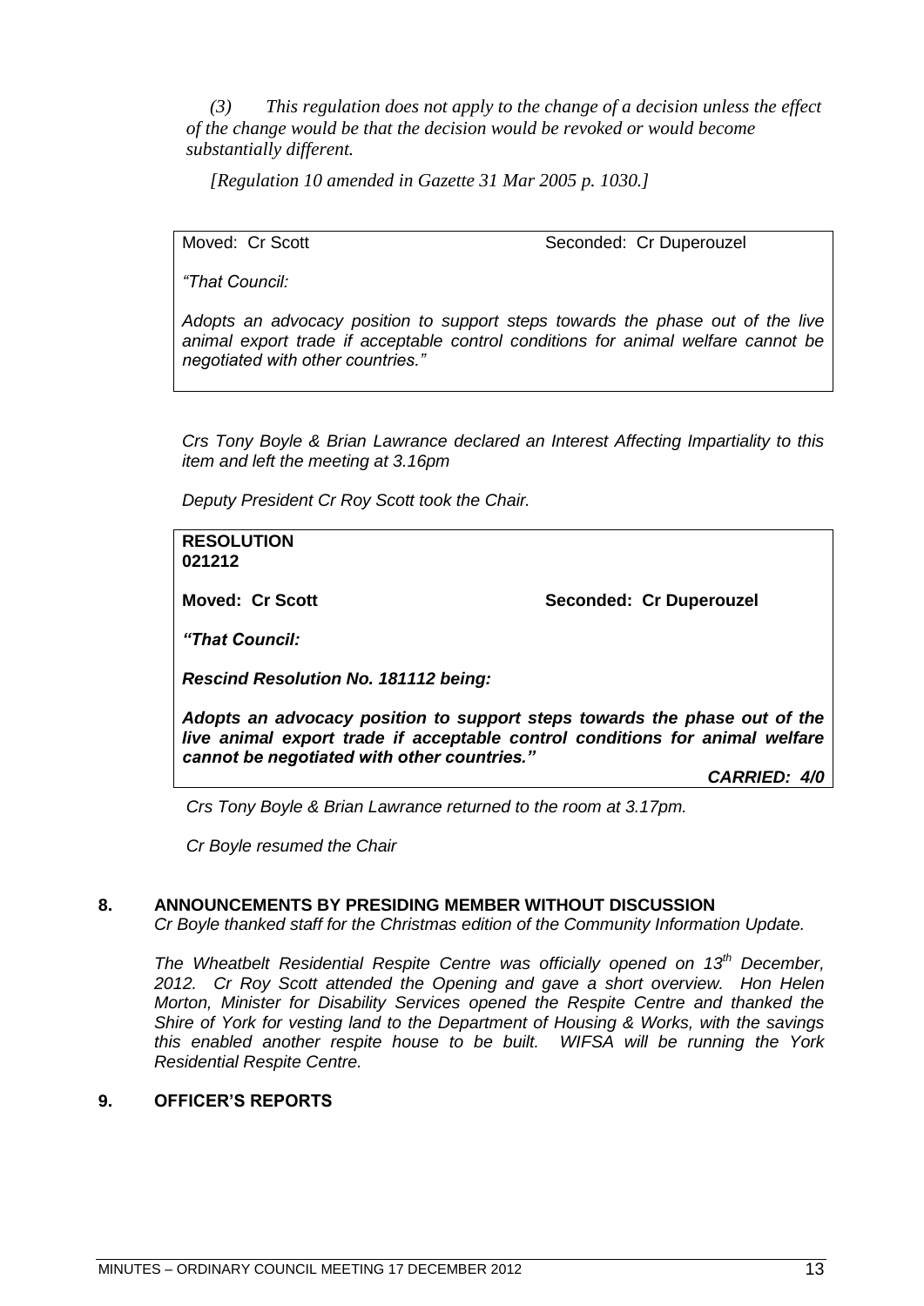*(3) This regulation does not apply to the change of a decision unless the effect of the change would be that the decision would be revoked or would become substantially different.*

*[Regulation 10 amended in Gazette 31 Mar 2005 p. 1030.]*

Moved: Cr Scott Seconded: Cr Duperouzel

*"That Council:*

*Adopts an advocacy position to support steps towards the phase out of the live animal export trade if acceptable control conditions for animal welfare cannot be negotiated with other countries."*

*Crs Tony Boyle & Brian Lawrance declared an Interest Affecting Impartiality to this item and left the meeting at 3.16pm*

*Deputy President Cr Roy Scott took the Chair.*

**RESOLUTION**
**021212**

**Moved: Cr Scott** **Seconded: Cr Duperouzel**

***"That Council:***

***Rescind Resolution No. 181112 being:***

***Adopts an advocacy position to support steps towards the phase out of the live animal export trade if acceptable control conditions for animal welfare cannot be negotiated with other countries."***

***CARRIED: 4/0***

*Crs Tony Boyle & Brian Lawrance returned to the room at 3.17pm.*

*Cr Boyle resumed the Chair*

## 8. ANNOUNCEMENTS BY PRESIDING MEMBER WITHOUT DISCUSSION

*Cr Boyle thanked staff for the Christmas edition of the Community Information Update.*

*The Wheatbelt Residential Respite Centre was officially opened on 13th December, 2012. Cr Roy Scott attended the Opening and gave a short overview. Hon Helen Morton, Minister for Disability Services opened the Respite Centre and thanked the Shire of York for vesting land to the Department of Housing & Works, with the savings this enabled another respite house to be built. WIFSA will be running the York Residential Respite Centre.*

## 9. OFFICER'S REPORTS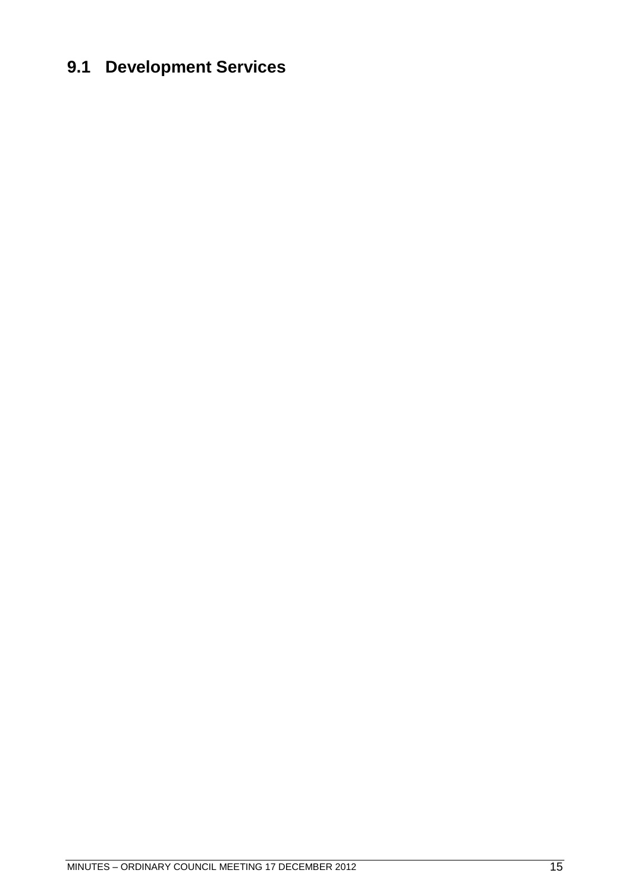## 9.1 Development Services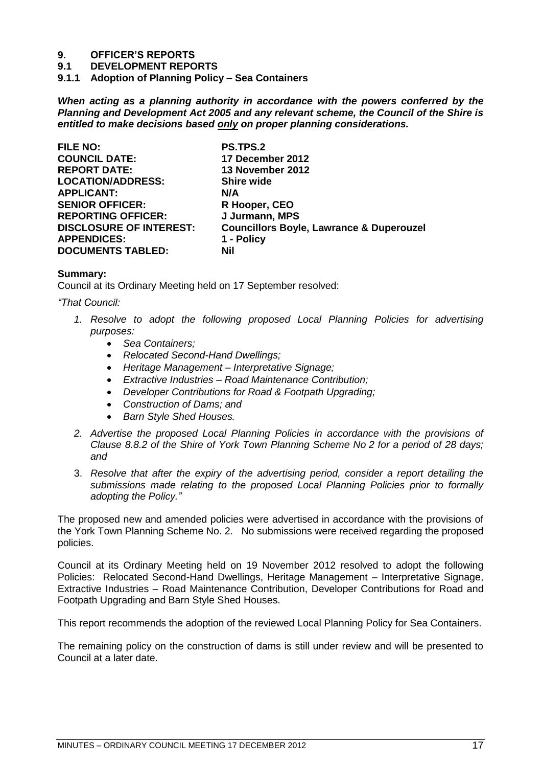# 9. OFFICER'S REPORTS

## 9.1 DEVELOPMENT REPORTS

### 9.1.1 Adoption of Planning Policy – Sea Containers

***When acting as a planning authority in accordance with the powers conferred by the Planning and Development Act 2005 and any relevant scheme, the Council of the Shire is entitled to make decisions based only on proper planning considerations.***

| | |
|---|---|
| **FILE NO:** | **PS.TPS.2** |
| **COUNCIL DATE:** | **17 December 2012** |
| **REPORT DATE:** | **13 November 2012** |
| **LOCATION/ADDRESS:** | **Shire wide** |
| **APPLICANT:** | **N/A** |
| **SENIOR OFFICER:** | **R Hooper, CEO** |
| **REPORTING OFFICER:** | **J Jurmann, MPS** |
| **DISCLOSURE OF INTEREST:** | **Councillors Boyle, Lawrance & Duperouzel** |
| **APPENDICES:** | **1 - Policy** |
| **DOCUMENTS TABLED:** | **Nil** |

**Summary:**

Council at its Ordinary Meeting held on 17 September resolved:

*"That Council:*

1. *Resolve to adopt the following proposed Local Planning Policies for advertising purposes:*
   - *Sea Containers;*
   - *Relocated Second-Hand Dwellings;*
   - *Heritage Management – Interpretative Signage;*
   - *Extractive Industries – Road Maintenance Contribution;*
   - *Developer Contributions for Road & Footpath Upgrading;*
   - *Construction of Dams; and*
   - *Barn Style Shed Houses.*
2. *Advertise the proposed Local Planning Policies in accordance with the provisions of Clause 8.8.2 of the Shire of York Town Planning Scheme No 2 for a period of 28 days; and*
3. *Resolve that after the expiry of the advertising period, consider a report detailing the submissions made relating to the proposed Local Planning Policies prior to formally adopting the Policy."*

The proposed new and amended policies were advertised in accordance with the provisions of the York Town Planning Scheme No. 2. No submissions were received regarding the proposed policies.

Council at its Ordinary Meeting held on 19 November 2012 resolved to adopt the following Policies: Relocated Second-Hand Dwellings, Heritage Management – Interpretative Signage, Extractive Industries – Road Maintenance Contribution, Developer Contributions for Road and Footpath Upgrading and Barn Style Shed Houses.

This report recommends the adoption of the reviewed Local Planning Policy for Sea Containers.

The remaining policy on the construction of dams is still under review and will be presented to Council at a later date.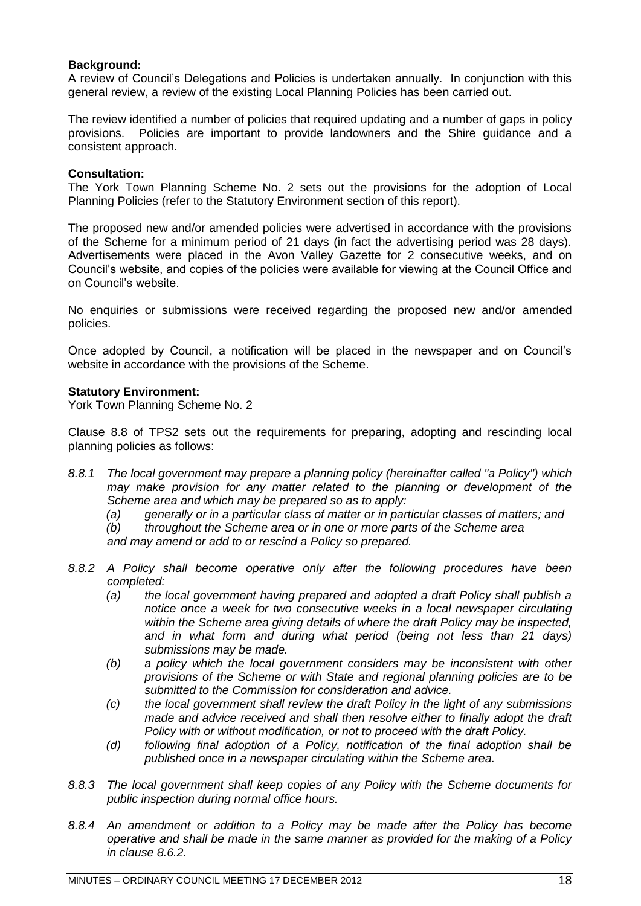**Background:**
A review of Council's Delegations and Policies is undertaken annually. In conjunction with this general review, a review of the existing Local Planning Policies has been carried out.

The review identified a number of policies that required updating and a number of gaps in policy provisions. Policies are important to provide landowners and the Shire guidance and a consistent approach.

**Consultation:**
The York Town Planning Scheme No. 2 sets out the provisions for the adoption of Local Planning Policies (refer to the Statutory Environment section of this report).

The proposed new and/or amended policies were advertised in accordance with the provisions of the Scheme for a minimum period of 21 days (in fact the advertising period was 28 days). Advertisements were placed in the Avon Valley Gazette for 2 consecutive weeks, and on Council's website, and copies of the policies were available for viewing at the Council Office and on Council's website.

No enquiries or submissions were received regarding the proposed new and/or amended policies.

Once adopted by Council, a notification will be placed in the newspaper and on Council's website in accordance with the provisions of the Scheme.

**Statutory Environment:**
York Town Planning Scheme No. 2

Clause 8.8 of TPS2 sets out the requirements for preparing, adopting and rescinding local planning policies as follows:

*8.8.1 The local government may prepare a planning policy (hereinafter called "a Policy") which may make provision for any matter related to the planning or development of the Scheme area and which may be prepared so as to apply:*

*(a) generally or in a particular class of matter or in particular classes of matters; and*

*(b) throughout the Scheme area or in one or more parts of the Scheme area*

*and may amend or add to or rescind a Policy so prepared.*

*8.8.2 A Policy shall become operative only after the following procedures have been completed:*

*(a) the local government having prepared and adopted a draft Policy shall publish a notice once a week for two consecutive weeks in a local newspaper circulating within the Scheme area giving details of where the draft Policy may be inspected, and in what form and during what period (being not less than 21 days) submissions may be made.*

*(b) a policy which the local government considers may be inconsistent with other provisions of the Scheme or with State and regional planning policies are to be submitted to the Commission for consideration and advice.*

*(c) the local government shall review the draft Policy in the light of any submissions made and advice received and shall then resolve either to finally adopt the draft Policy with or without modification, or not to proceed with the draft Policy.*

*(d) following final adoption of a Policy, notification of the final adoption shall be published once in a newspaper circulating within the Scheme area.*

*8.8.3 The local government shall keep copies of any Policy with the Scheme documents for public inspection during normal office hours.*

*8.8.4 An amendment or addition to a Policy may be made after the Policy has become operative and shall be made in the same manner as provided for the making of a Policy in clause 8.6.2.*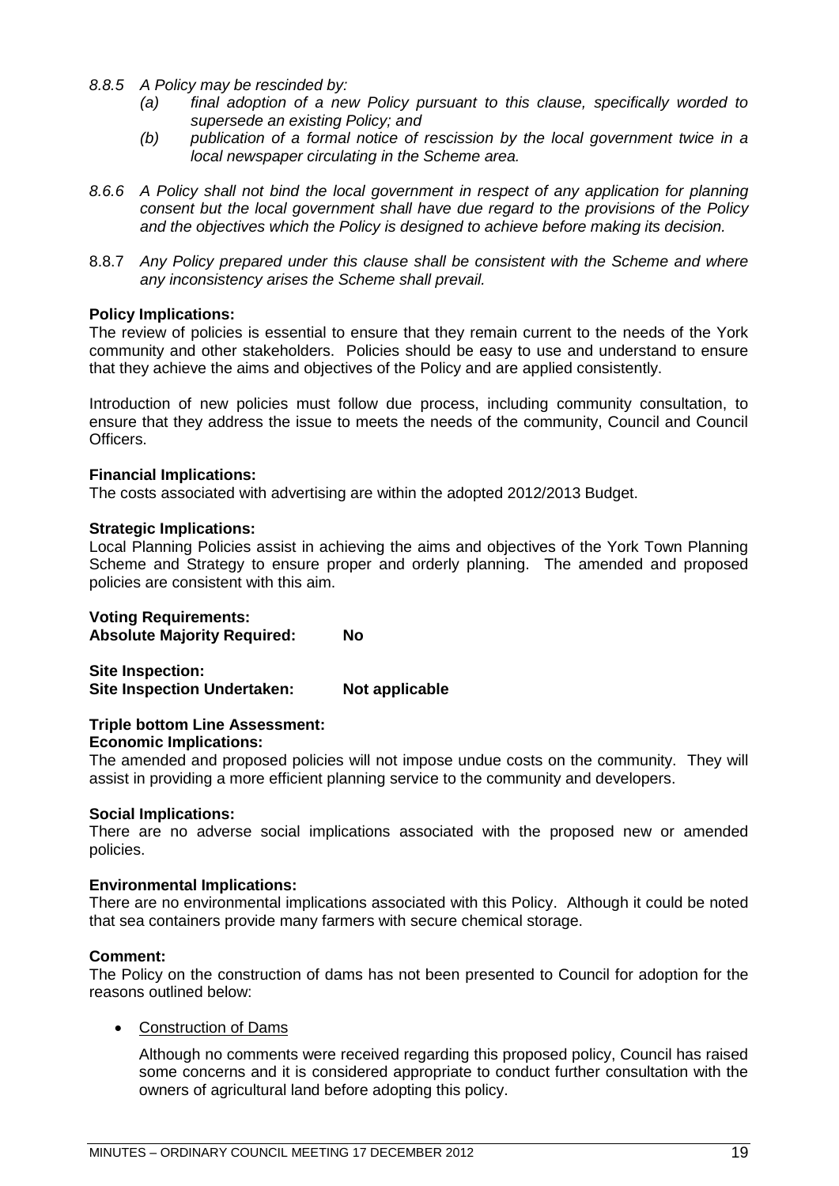*8.8.5 A Policy may be rescinded by:*

*(a) final adoption of a new Policy pursuant to this clause, specifically worded to supersede an existing Policy; and*

*(b) publication of a formal notice of rescission by the local government twice in a local newspaper circulating in the Scheme area.*

*8.6.6 A Policy shall not bind the local government in respect of any application for planning consent but the local government shall have due regard to the provisions of the Policy and the objectives which the Policy is designed to achieve before making its decision.*

8.8.7 *Any Policy prepared under this clause shall be consistent with the Scheme and where any inconsistency arises the Scheme shall prevail.*

**Policy Implications:**

The review of policies is essential to ensure that they remain current to the needs of the York community and other stakeholders. Policies should be easy to use and understand to ensure that they achieve the aims and objectives of the Policy and are applied consistently.

Introduction of new policies must follow due process, including community consultation, to ensure that they address the issue to meets the needs of the community, Council and Council Officers.

**Financial Implications:**

The costs associated with advertising are within the adopted 2012/2013 Budget.

**Strategic Implications:**

Local Planning Policies assist in achieving the aims and objectives of the York Town Planning Scheme and Strategy to ensure proper and orderly planning. The amended and proposed policies are consistent with this aim.

**Voting Requirements:**
**Absolute Majority Required: No**

**Site Inspection:**
**Site Inspection Undertaken: Not applicable**

**Triple bottom Line Assessment:**
**Economic Implications:**

The amended and proposed policies will not impose undue costs on the community. They will assist in providing a more efficient planning service to the community and developers.

**Social Implications:**

There are no adverse social implications associated with the proposed new or amended policies.

**Environmental Implications:**

There are no environmental implications associated with this Policy. Although it could be noted that sea containers provide many farmers with secure chemical storage.

**Comment:**

The Policy on the construction of dams has not been presented to Council for adoption for the reasons outlined below:

- Construction of Dams

  Although no comments were received regarding this proposed policy, Council has raised some concerns and it is considered appropriate to conduct further consultation with the owners of agricultural land before adopting this policy.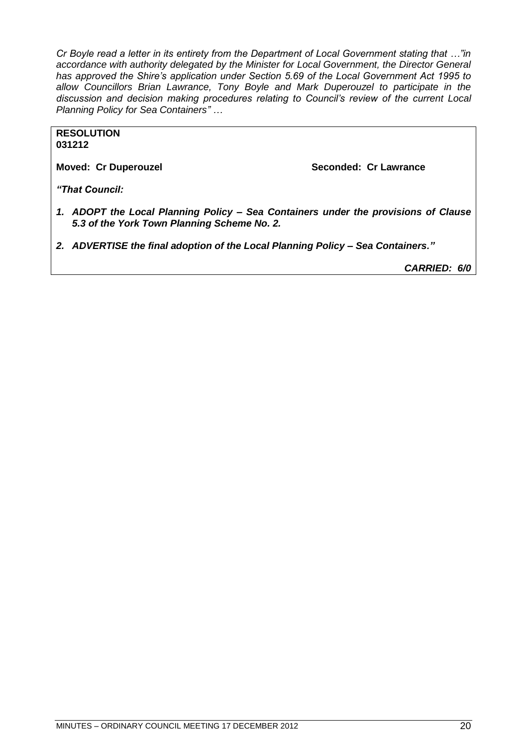*Cr Boyle read a letter in its entirety from the Department of Local Government stating that …"in accordance with authority delegated by the Minister for Local Government, the Director General has approved the Shire's application under Section 5.69 of the Local Government Act 1995 to allow Councillors Brian Lawrance, Tony Boyle and Mark Duperouzel to participate in the discussion and decision making procedures relating to Council's review of the current Local Planning Policy for Sea Containers" …*

**RESOLUTION**
**031212**

**Moved: Cr Duperouzel** **Seconded: Cr Lawrance**

***"That Council:***

1. ***ADOPT the Local Planning Policy – Sea Containers under the provisions of Clause 5.3 of the York Town Planning Scheme No. 2.***
2. ***ADVERTISE the final adoption of the Local Planning Policy – Sea Containers."***

***CARRIED: 6/0***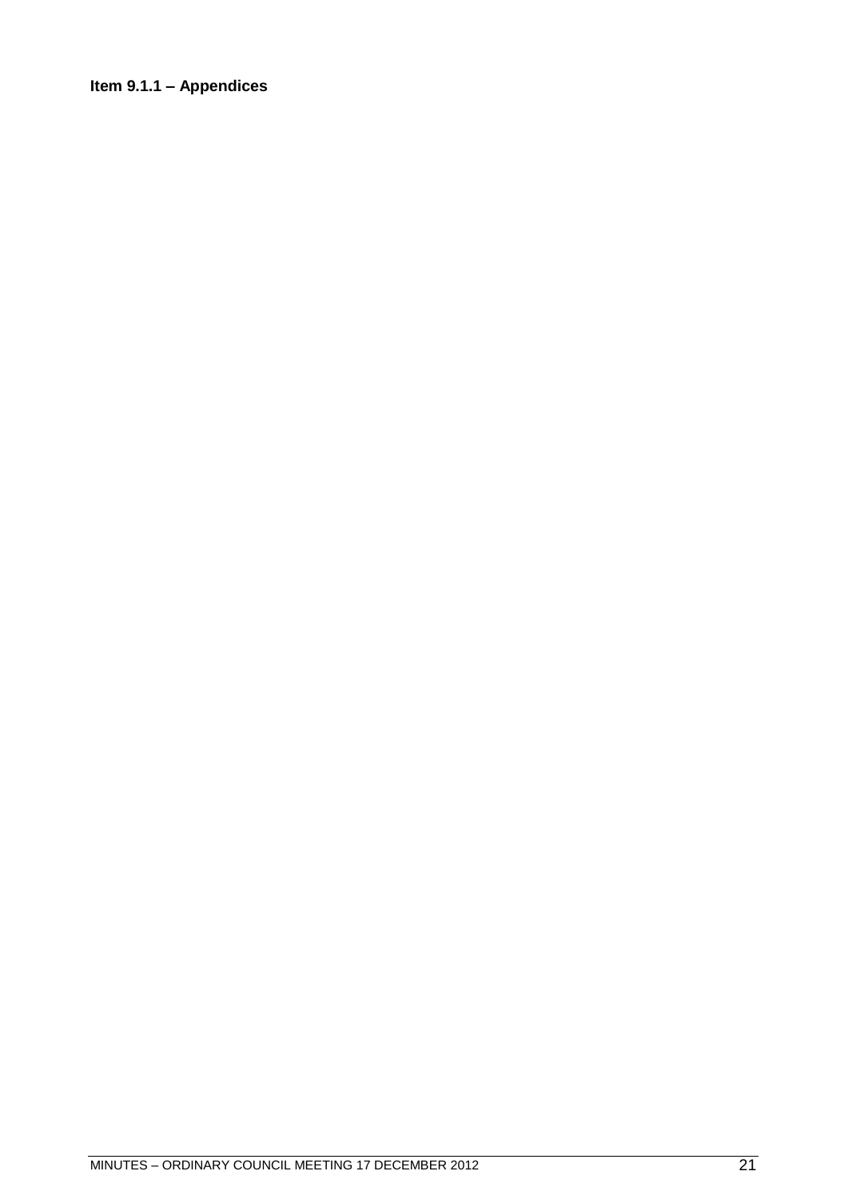**Item 9.1.1 – Appendices**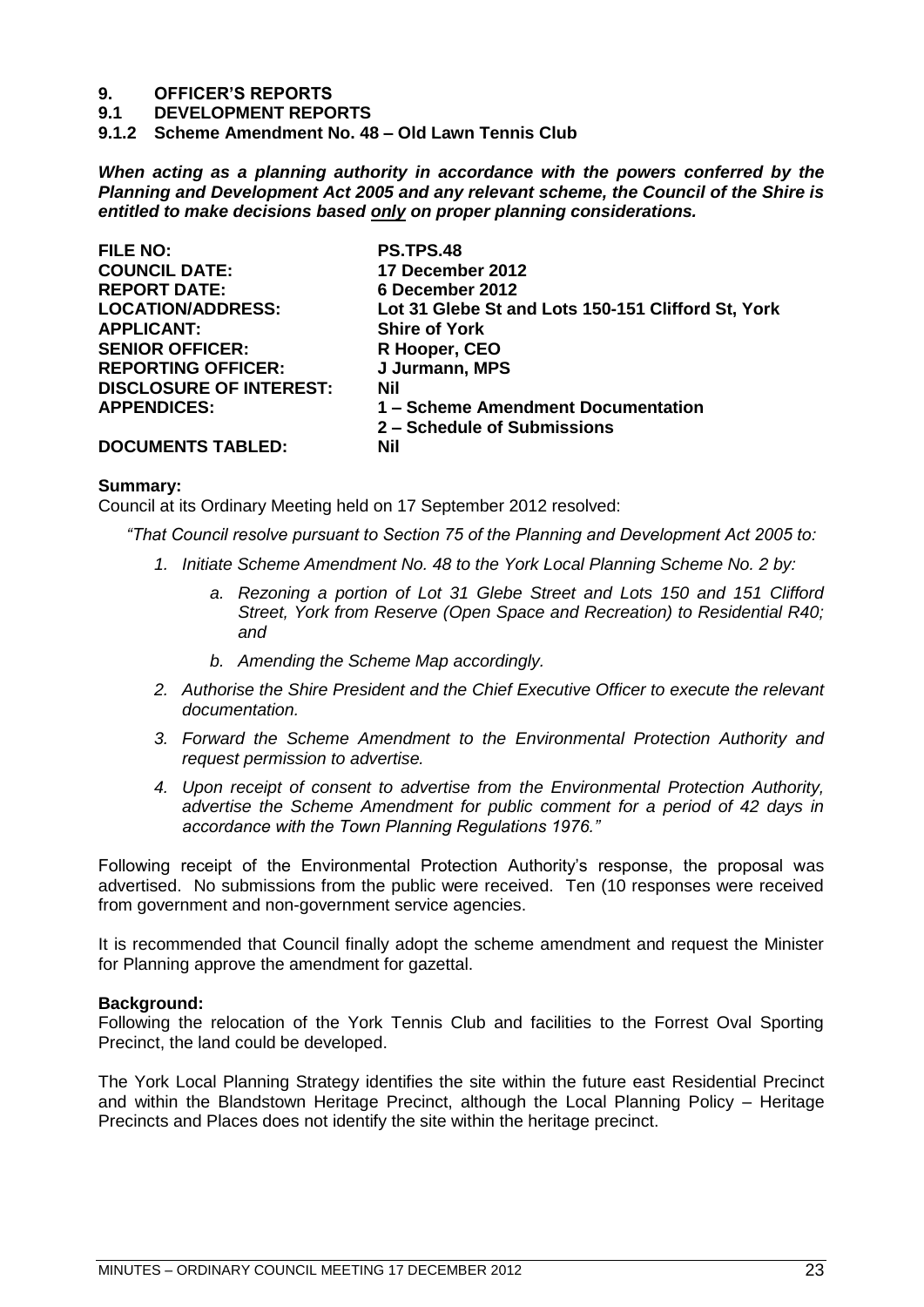# 9. OFFICER'S REPORTS

## 9.1 DEVELOPMENT REPORTS

### 9.1.2 Scheme Amendment No. 48 – Old Lawn Tennis Club

***When acting as a planning authority in accordance with the powers conferred by the Planning and Development Act 2005 and any relevant scheme, the Council of the Shire is entitled to make decisions based <u>only</u> on proper planning considerations.***

| | |
|---|---|
| **FILE NO:** | **PS.TPS.48** |
| **COUNCIL DATE:** | **17 December 2012** |
| **REPORT DATE:** | **6 December 2012** |
| **LOCATION/ADDRESS:** | **Lot 31 Glebe St and Lots 150-151 Clifford St, York** |
| **APPLICANT:** | **Shire of York** |
| **SENIOR OFFICER:** | **R Hooper, CEO** |
| **REPORTING OFFICER:** | **J Jurmann, MPS** |
| **DISCLOSURE OF INTEREST:** | **Nil** |
| **APPENDICES:** | **1 – Scheme Amendment Documentation**<br>**2 – Schedule of Submissions** |
| **DOCUMENTS TABLED:** | **Nil** |

**Summary:**
Council at its Ordinary Meeting held on 17 September 2012 resolved:

*"That Council resolve pursuant to Section 75 of the Planning and Development Act 2005 to:*

1. *Initiate Scheme Amendment No. 48 to the York Local Planning Scheme No. 2 by:*
    a. *Rezoning a portion of Lot 31 Glebe Street and Lots 150 and 151 Clifford Street, York from Reserve (Open Space and Recreation) to Residential R40; and*
    b. *Amending the Scheme Map accordingly.*
2. *Authorise the Shire President and the Chief Executive Officer to execute the relevant documentation.*
3. *Forward the Scheme Amendment to the Environmental Protection Authority and request permission to advertise.*
4. *Upon receipt of consent to advertise from the Environmental Protection Authority, advertise the Scheme Amendment for public comment for a period of 42 days in accordance with the Town Planning Regulations 1976."*

Following receipt of the Environmental Protection Authority's response, the proposal was advertised. No submissions from the public were received. Ten (10 responses were received from government and non-government service agencies.

It is recommended that Council finally adopt the scheme amendment and request the Minister for Planning approve the amendment for gazettal.

**Background:**
Following the relocation of the York Tennis Club and facilities to the Forrest Oval Sporting Precinct, the land could be developed.

The York Local Planning Strategy identifies the site within the future east Residential Precinct and within the Blandstown Heritage Precinct, although the Local Planning Policy – Heritage Precincts and Places does not identify the site within the heritage precinct.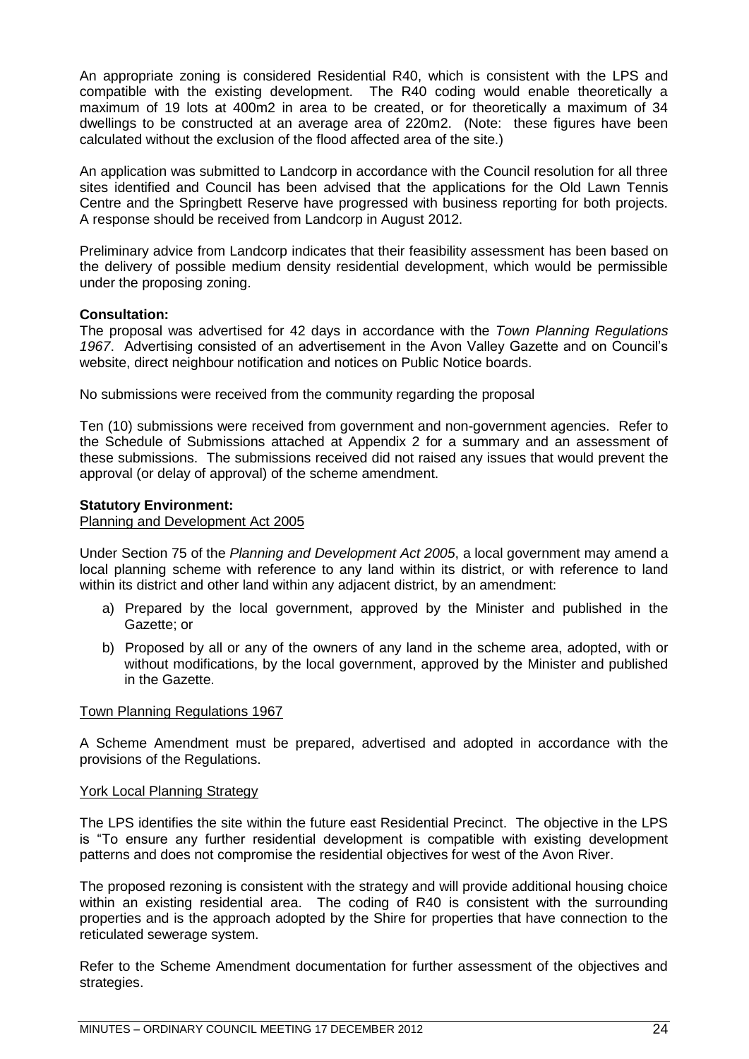An appropriate zoning is considered Residential R40, which is consistent with the LPS and compatible with the existing development. The R40 coding would enable theoretically a maximum of 19 lots at 400m2 in area to be created, or for theoretically a maximum of 34 dwellings to be constructed at an average area of 220m2. (Note: these figures have been calculated without the exclusion of the flood affected area of the site.)

An application was submitted to Landcorp in accordance with the Council resolution for all three sites identified and Council has been advised that the applications for the Old Lawn Tennis Centre and the Springbett Reserve have progressed with business reporting for both projects. A response should be received from Landcorp in August 2012.

Preliminary advice from Landcorp indicates that their feasibility assessment has been based on the delivery of possible medium density residential development, which would be permissible under the proposing zoning.

**Consultation:**
The proposal was advertised for 42 days in accordance with the *Town Planning Regulations 1967*. Advertising consisted of an advertisement in the Avon Valley Gazette and on Council's website, direct neighbour notification and notices on Public Notice boards.

No submissions were received from the community regarding the proposal

Ten (10) submissions were received from government and non-government agencies. Refer to the Schedule of Submissions attached at Appendix 2 for a summary and an assessment of these submissions. The submissions received did not raised any issues that would prevent the approval (or delay of approval) of the scheme amendment.

**Statutory Environment:**
Planning and Development Act 2005

Under Section 75 of the *Planning and Development Act 2005*, a local government may amend a local planning scheme with reference to any land within its district, or with reference to land within its district and other land within any adjacent district, by an amendment:

a) Prepared by the local government, approved by the Minister and published in the Gazette; or

b) Proposed by all or any of the owners of any land in the scheme area, adopted, with or without modifications, by the local government, approved by the Minister and published in the Gazette.

Town Planning Regulations 1967

A Scheme Amendment must be prepared, advertised and adopted in accordance with the provisions of the Regulations.

York Local Planning Strategy

The LPS identifies the site within the future east Residential Precinct. The objective in the LPS is "To ensure any further residential development is compatible with existing development patterns and does not compromise the residential objectives for west of the Avon River.

The proposed rezoning is consistent with the strategy and will provide additional housing choice within an existing residential area. The coding of R40 is consistent with the surrounding properties and is the approach adopted by the Shire for properties that have connection to the reticulated sewerage system.

Refer to the Scheme Amendment documentation for further assessment of the objectives and strategies.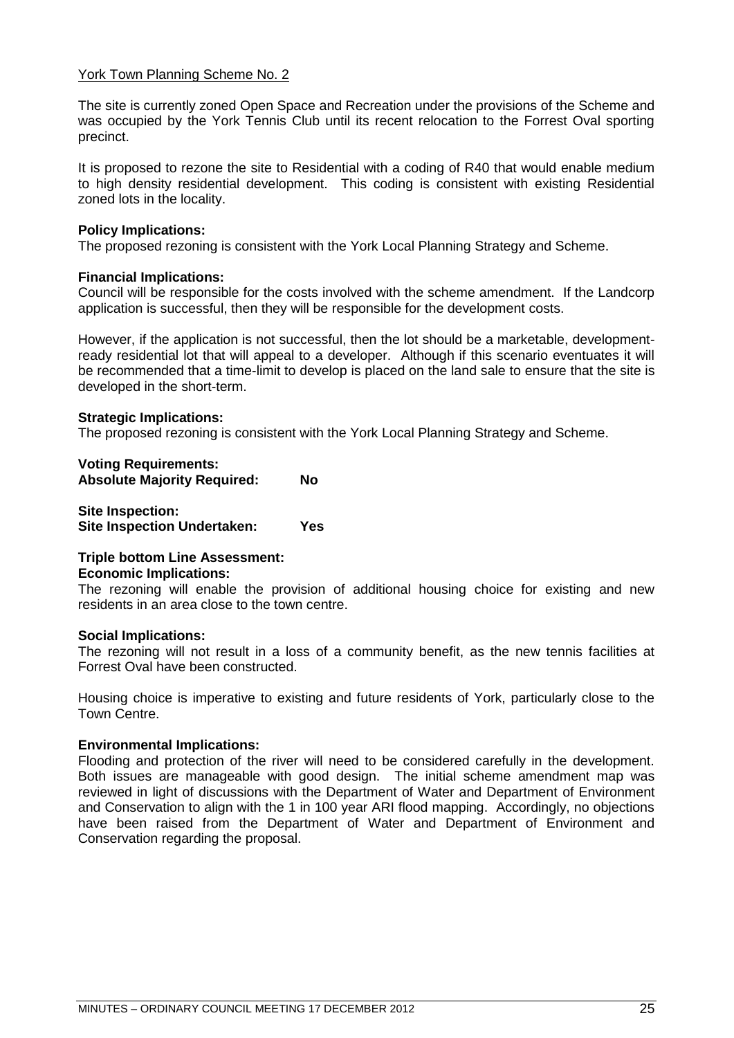York Town Planning Scheme No. 2

The site is currently zoned Open Space and Recreation under the provisions of the Scheme and was occupied by the York Tennis Club until its recent relocation to the Forrest Oval sporting precinct.

It is proposed to rezone the site to Residential with a coding of R40 that would enable medium to high density residential development. This coding is consistent with existing Residential zoned lots in the locality.

**Policy Implications:**
The proposed rezoning is consistent with the York Local Planning Strategy and Scheme.

**Financial Implications:**
Council will be responsible for the costs involved with the scheme amendment. If the Landcorp application is successful, then they will be responsible for the development costs.

However, if the application is not successful, then the lot should be a marketable, development-ready residential lot that will appeal to a developer. Although if this scenario eventuates it will be recommended that a time-limit to develop is placed on the land sale to ensure that the site is developed in the short-term.

**Strategic Implications:**
The proposed rezoning is consistent with the York Local Planning Strategy and Scheme.

**Voting Requirements:**
**Absolute Majority Required: No**

**Site Inspection:**
**Site Inspection Undertaken: Yes**

**Triple bottom Line Assessment:**
**Economic Implications:**
The rezoning will enable the provision of additional housing choice for existing and new residents in an area close to the town centre.

**Social Implications:**
The rezoning will not result in a loss of a community benefit, as the new tennis facilities at Forrest Oval have been constructed.

Housing choice is imperative to existing and future residents of York, particularly close to the Town Centre.

**Environmental Implications:**
Flooding and protection of the river will need to be considered carefully in the development. Both issues are manageable with good design. The initial scheme amendment map was reviewed in light of discussions with the Department of Water and Department of Environment and Conservation to align with the 1 in 100 year ARI flood mapping. Accordingly, no objections have been raised from the Department of Water and Department of Environment and Conservation regarding the proposal.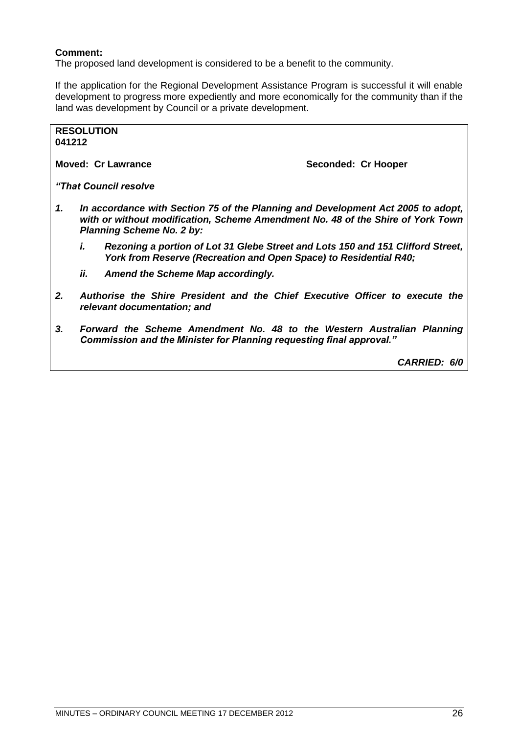**Comment:**
The proposed land development is considered to be a benefit to the community.

If the application for the Regional Development Assistance Program is successful it will enable development to progress more expediently and more economically for the community than if the land was development by Council or a private development.

**RESOLUTION**
**041212**

**Moved: Cr Lawrance** **Seconded: Cr Hooper**

***"That Council resolve***

***1. In accordance with Section 75 of the Planning and Development Act 2005 to adopt, with or without modification, Scheme Amendment No. 48 of the Shire of York Town Planning Scheme No. 2 by:***

***i. Rezoning a portion of Lot 31 Glebe Street and Lots 150 and 151 Clifford Street, York from Reserve (Recreation and Open Space) to Residential R40;***

***ii. Amend the Scheme Map accordingly.***

***2. Authorise the Shire President and the Chief Executive Officer to execute the relevant documentation; and***

***3. Forward the Scheme Amendment No. 48 to the Western Australian Planning Commission and the Minister for Planning requesting final approval."***

***CARRIED: 6/0***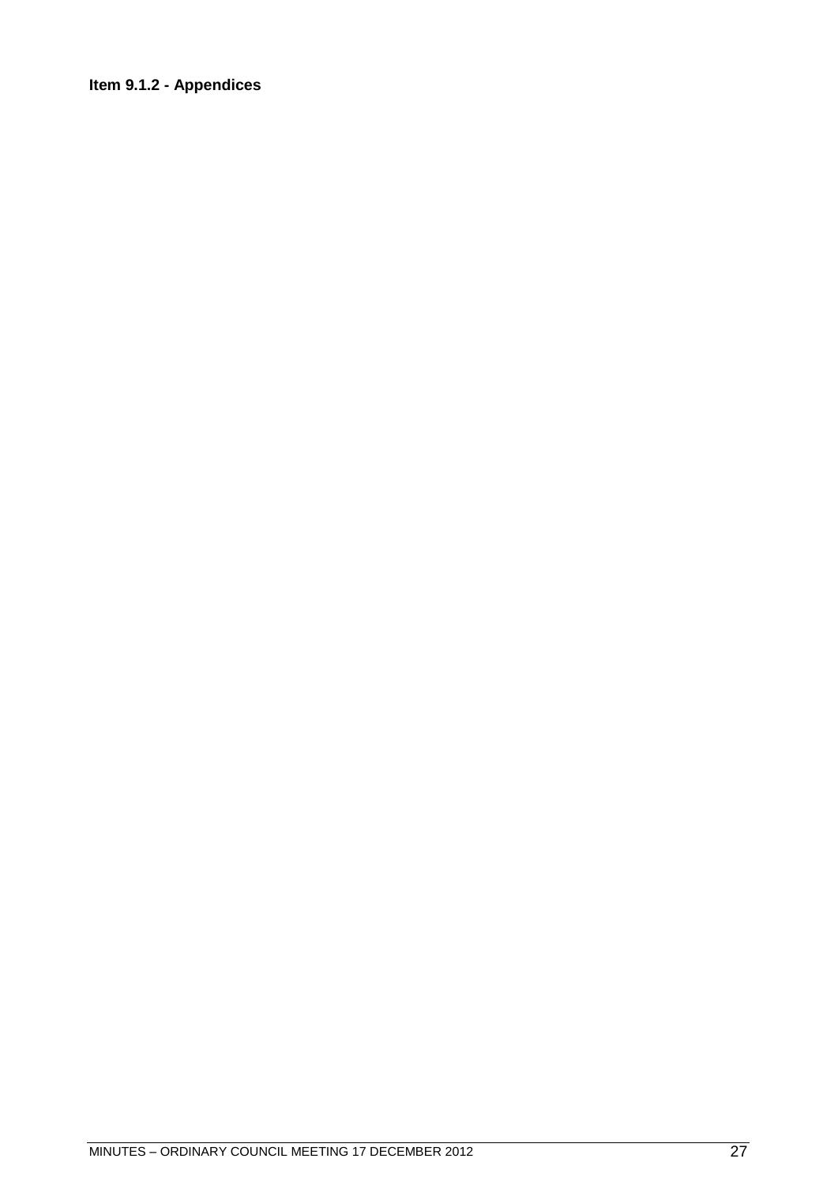**Item 9.1.2 - Appendices**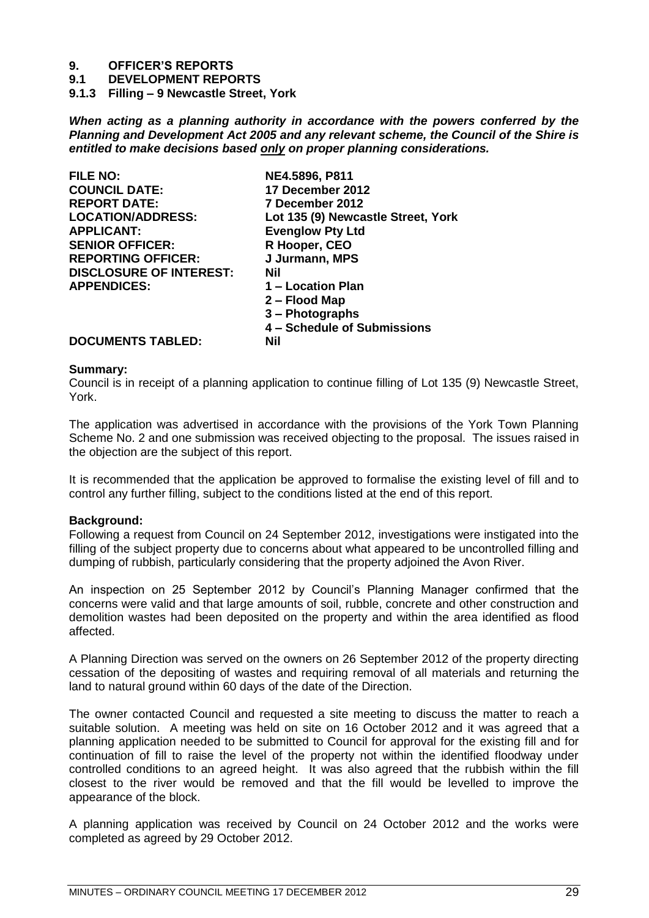# 9. OFFICER'S REPORTS

## 9.1 DEVELOPMENT REPORTS

### 9.1.3 Filling – 9 Newcastle Street, York

***When acting as a planning authority in accordance with the powers conferred by the Planning and Development Act 2005 and any relevant scheme, the Council of the Shire is entitled to make decisions based only on proper planning considerations.***

| | |
|---|---|
| **FILE NO:** | **NE4.5896, P811** |
| **COUNCIL DATE:** | **17 December 2012** |
| **REPORT DATE:** | **7 December 2012** |
| **LOCATION/ADDRESS:** | **Lot 135 (9) Newcastle Street, York** |
| **APPLICANT:** | **Evenglow Pty Ltd** |
| **SENIOR OFFICER:** | **R Hooper, CEO** |
| **REPORTING OFFICER:** | **J Jurmann, MPS** |
| **DISCLOSURE OF INTEREST:** | **Nil** |
| **APPENDICES:** | **1 – Location Plan**<br>**2 – Flood Map**<br>**3 – Photographs**<br>**4 – Schedule of Submissions** |
| **DOCUMENTS TABLED:** | **Nil** |

**Summary:**

Council is in receipt of a planning application to continue filling of Lot 135 (9) Newcastle Street, York.

The application was advertised in accordance with the provisions of the York Town Planning Scheme No. 2 and one submission was received objecting to the proposal. The issues raised in the objection are the subject of this report.

It is recommended that the application be approved to formalise the existing level of fill and to control any further filling, subject to the conditions listed at the end of this report.

**Background:**

Following a request from Council on 24 September 2012, investigations were instigated into the filling of the subject property due to concerns about what appeared to be uncontrolled filling and dumping of rubbish, particularly considering that the property adjoined the Avon River.

An inspection on 25 September 2012 by Council's Planning Manager confirmed that the concerns were valid and that large amounts of soil, rubble, concrete and other construction and demolition wastes had been deposited on the property and within the area identified as flood affected.

A Planning Direction was served on the owners on 26 September 2012 of the property directing cessation of the depositing of wastes and requiring removal of all materials and returning the land to natural ground within 60 days of the date of the Direction.

The owner contacted Council and requested a site meeting to discuss the matter to reach a suitable solution. A meeting was held on site on 16 October 2012 and it was agreed that a planning application needed to be submitted to Council for approval for the existing fill and for continuation of fill to raise the level of the property not within the identified floodway under controlled conditions to an agreed height. It was also agreed that the rubbish within the fill closest to the river would be removed and that the fill would be levelled to improve the appearance of the block.

A planning application was received by Council on 24 October 2012 and the works were completed as agreed by 29 October 2012.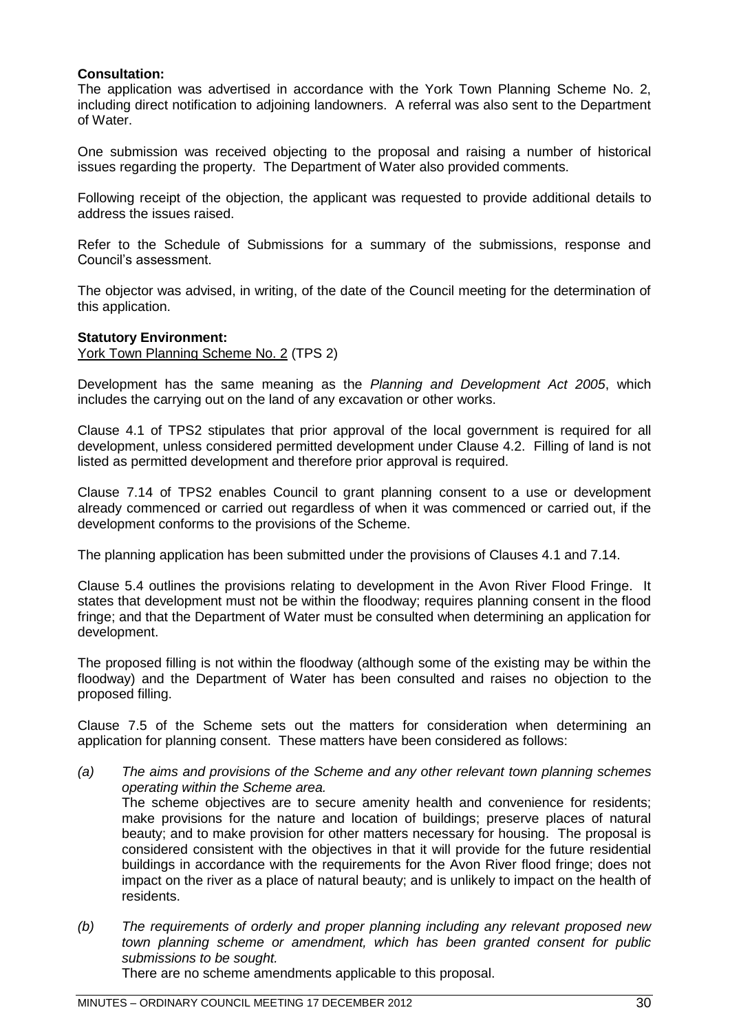**Consultation:**

The application was advertised in accordance with the York Town Planning Scheme No. 2, including direct notification to adjoining landowners. A referral was also sent to the Department of Water.

One submission was received objecting to the proposal and raising a number of historical issues regarding the property. The Department of Water also provided comments.

Following receipt of the objection, the applicant was requested to provide additional details to address the issues raised.

Refer to the Schedule of Submissions for a summary of the submissions, response and Council's assessment.

The objector was advised, in writing, of the date of the Council meeting for the determination of this application.

**Statutory Environment:**

York Town Planning Scheme No. 2 (TPS 2)

Development has the same meaning as the *Planning and Development Act 2005*, which includes the carrying out on the land of any excavation or other works.

Clause 4.1 of TPS2 stipulates that prior approval of the local government is required for all development, unless considered permitted development under Clause 4.2. Filling of land is not listed as permitted development and therefore prior approval is required.

Clause 7.14 of TPS2 enables Council to grant planning consent to a use or development already commenced or carried out regardless of when it was commenced or carried out, if the development conforms to the provisions of the Scheme.

The planning application has been submitted under the provisions of Clauses 4.1 and 7.14.

Clause 5.4 outlines the provisions relating to development in the Avon River Flood Fringe. It states that development must not be within the floodway; requires planning consent in the flood fringe; and that the Department of Water must be consulted when determining an application for development.

The proposed filling is not within the floodway (although some of the existing may be within the floodway) and the Department of Water has been consulted and raises no objection to the proposed filling.

Clause 7.5 of the Scheme sets out the matters for consideration when determining an application for planning consent. These matters have been considered as follows:

*(a) The aims and provisions of the Scheme and any other relevant town planning schemes operating within the Scheme area.*

The scheme objectives are to secure amenity health and convenience for residents; make provisions for the nature and location of buildings; preserve places of natural beauty; and to make provision for other matters necessary for housing. The proposal is considered consistent with the objectives in that it will provide for the future residential buildings in accordance with the requirements for the Avon River flood fringe; does not impact on the river as a place of natural beauty; and is unlikely to impact on the health of residents.

*(b) The requirements of orderly and proper planning including any relevant proposed new town planning scheme or amendment, which has been granted consent for public submissions to be sought.*

There are no scheme amendments applicable to this proposal.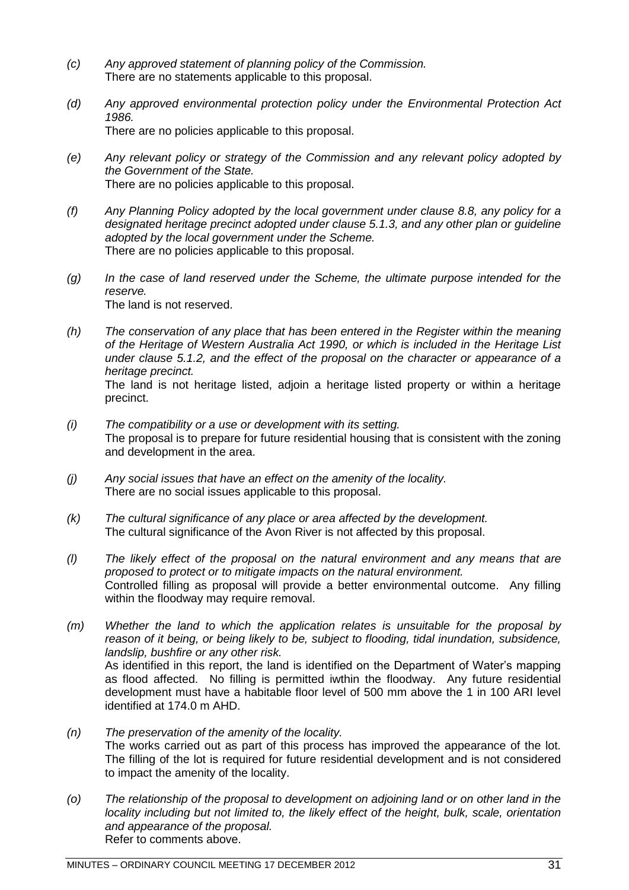(c) *Any approved statement of planning policy of the Commission.*
There are no statements applicable to this proposal.

(d) *Any approved environmental protection policy under the Environmental Protection Act 1986.*
There are no policies applicable to this proposal.

(e) *Any relevant policy or strategy of the Commission and any relevant policy adopted by the Government of the State.*
There are no policies applicable to this proposal.

(f) *Any Planning Policy adopted by the local government under clause 8.8, any policy for a designated heritage precinct adopted under clause 5.1.3, and any other plan or guideline adopted by the local government under the Scheme.*
There are no policies applicable to this proposal.

(g) *In the case of land reserved under the Scheme, the ultimate purpose intended for the reserve.*
The land is not reserved.

(h) *The conservation of any place that has been entered in the Register within the meaning of the Heritage of Western Australia Act 1990, or which is included in the Heritage List under clause 5.1.2, and the effect of the proposal on the character or appearance of a heritage precinct.*
The land is not heritage listed, adjoin a heritage listed property or within a heritage precinct.

(i) *The compatibility or a use or development with its setting.*
The proposal is to prepare for future residential housing that is consistent with the zoning and development in the area.

(j) *Any social issues that have an effect on the amenity of the locality.*
There are no social issues applicable to this proposal.

(k) *The cultural significance of any place or area affected by the development.*
The cultural significance of the Avon River is not affected by this proposal.

(l) *The likely effect of the proposal on the natural environment and any means that are proposed to protect or to mitigate impacts on the natural environment.*
Controlled filling as proposal will provide a better environmental outcome. Any filling within the floodway may require removal.

(m) *Whether the land to which the application relates is unsuitable for the proposal by reason of it being, or being likely to be, subject to flooding, tidal inundation, subsidence, landslip, bushfire or any other risk.*
As identified in this report, the land is identified on the Department of Water's mapping as flood affected. No filling is permitted iwthin the floodway. Any future residential development must have a habitable floor level of 500 mm above the 1 in 100 ARI level identified at 174.0 m AHD.

(n) *The preservation of the amenity of the locality.*
The works carried out as part of this process has improved the appearance of the lot. The filling of the lot is required for future residential development and is not considered to impact the amenity of the locality.

(o) *The relationship of the proposal to development on adjoining land or on other land in the locality including but not limited to, the likely effect of the height, bulk, scale, orientation and appearance of the proposal.*
Refer to comments above.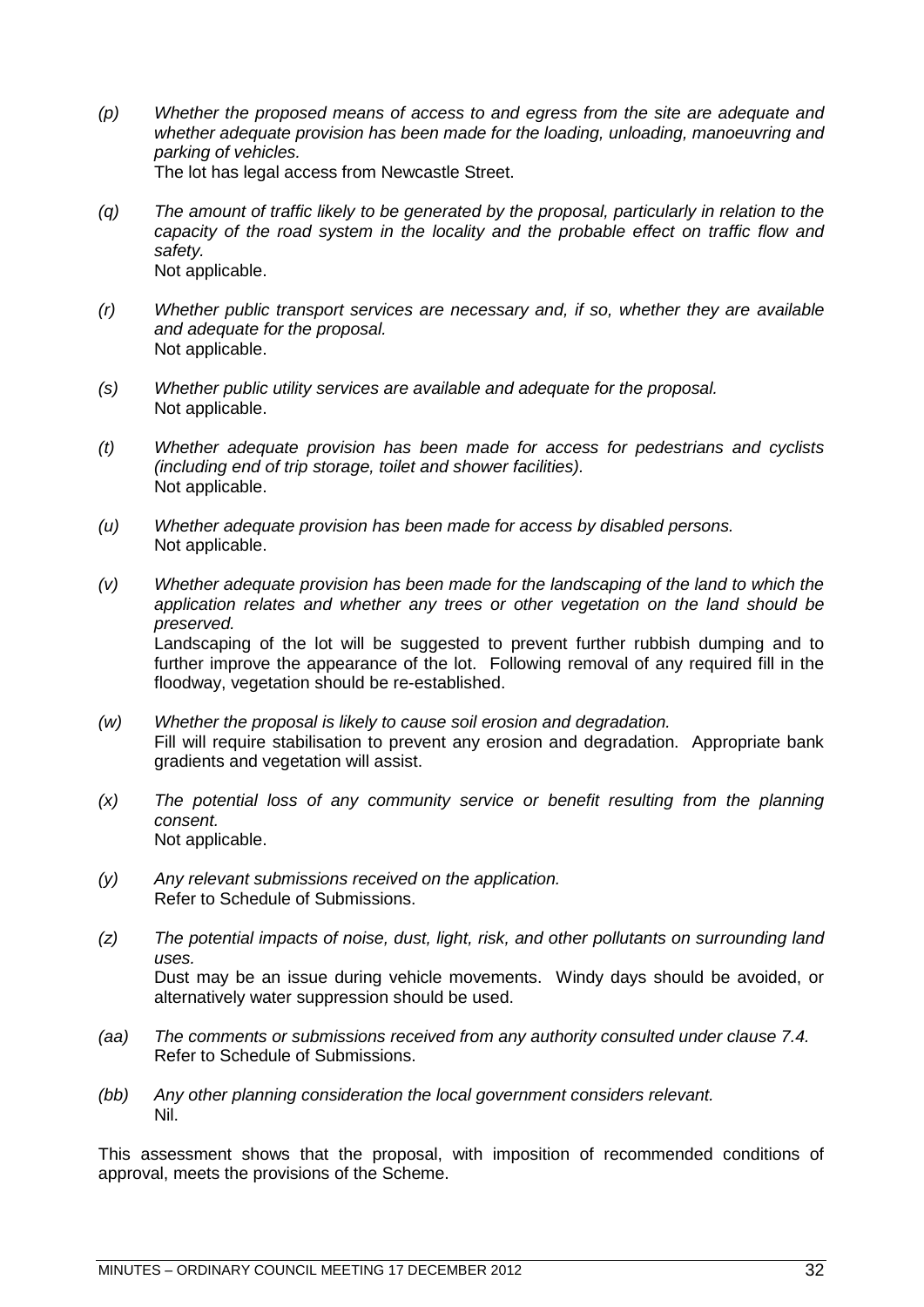(p) *Whether the proposed means of access to and egress from the site are adequate and whether adequate provision has been made for the loading, unloading, manoeuvring and parking of vehicles.*
The lot has legal access from Newcastle Street.

(q) *The amount of traffic likely to be generated by the proposal, particularly in relation to the capacity of the road system in the locality and the probable effect on traffic flow and safety.*
Not applicable.

(r) *Whether public transport services are necessary and, if so, whether they are available and adequate for the proposal.*
Not applicable.

(s) *Whether public utility services are available and adequate for the proposal.*
Not applicable.

(t) *Whether adequate provision has been made for access for pedestrians and cyclists (including end of trip storage, toilet and shower facilities).*
Not applicable.

(u) *Whether adequate provision has been made for access by disabled persons.*
Not applicable.

(v) *Whether adequate provision has been made for the landscaping of the land to which the application relates and whether any trees or other vegetation on the land should be preserved.*
Landscaping of the lot will be suggested to prevent further rubbish dumping and to further improve the appearance of the lot. Following removal of any required fill in the floodway, vegetation should be re-established.

(w) *Whether the proposal is likely to cause soil erosion and degradation.*
Fill will require stabilisation to prevent any erosion and degradation. Appropriate bank gradients and vegetation will assist.

(x) *The potential loss of any community service or benefit resulting from the planning consent.*
Not applicable.

(y) *Any relevant submissions received on the application.*
Refer to Schedule of Submissions.

(z) *The potential impacts of noise, dust, light, risk, and other pollutants on surrounding land uses.*
Dust may be an issue during vehicle movements. Windy days should be avoided, or alternatively water suppression should be used.

(aa) *The comments or submissions received from any authority consulted under clause 7.4.*
Refer to Schedule of Submissions.

(bb) *Any other planning consideration the local government considers relevant.*
Nil.

This assessment shows that the proposal, with imposition of recommended conditions of approval, meets the provisions of the Scheme.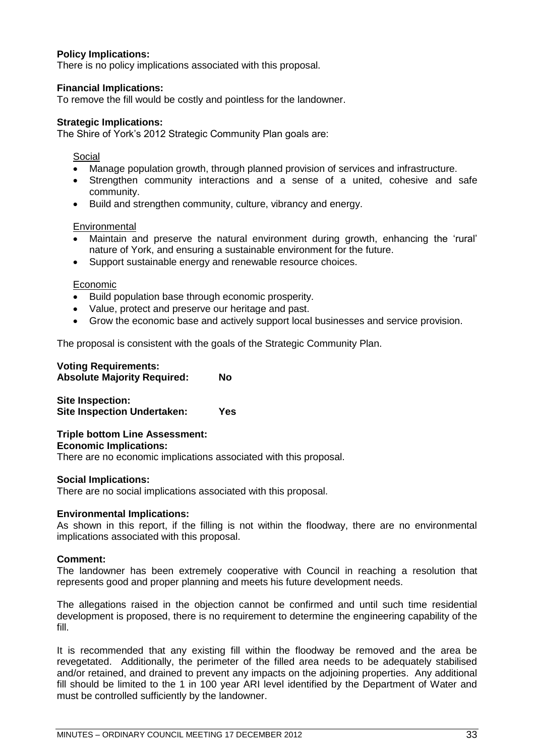**Policy Implications:**
There is no policy implications associated with this proposal.

**Financial Implications:**
To remove the fill would be costly and pointless for the landowner.

**Strategic Implications:**
The Shire of York's 2012 Strategic Community Plan goals are:

Social
- Manage population growth, through planned provision of services and infrastructure.
- Strengthen community interactions and a sense of a united, cohesive and safe community.
- Build and strengthen community, culture, vibrancy and energy.

Environmental
- Maintain and preserve the natural environment during growth, enhancing the 'rural' nature of York, and ensuring a sustainable environment for the future.
- Support sustainable energy and renewable resource choices.

Economic
- Build population base through economic prosperity.
- Value, protect and preserve our heritage and past.
- Grow the economic base and actively support local businesses and service provision.

The proposal is consistent with the goals of the Strategic Community Plan.

**Voting Requirements:**
**Absolute Majority Required: No**

**Site Inspection:**
**Site Inspection Undertaken: Yes**

**Triple bottom Line Assessment:**
**Economic Implications:**
There are no economic implications associated with this proposal.

**Social Implications:**
There are no social implications associated with this proposal.

**Environmental Implications:**
As shown in this report, if the filling is not within the floodway, there are no environmental implications associated with this proposal.

**Comment:**
The landowner has been extremely cooperative with Council in reaching a resolution that represents good and proper planning and meets his future development needs.

The allegations raised in the objection cannot be confirmed and until such time residential development is proposed, there is no requirement to determine the engineering capability of the fill.

It is recommended that any existing fill within the floodway be removed and the area be revegetated. Additionally, the perimeter of the filled area needs to be adequately stabilised and/or retained, and drained to prevent any impacts on the adjoining properties. Any additional fill should be limited to the 1 in 100 year ARI level identified by the Department of Water and must be controlled sufficiently by the landowner.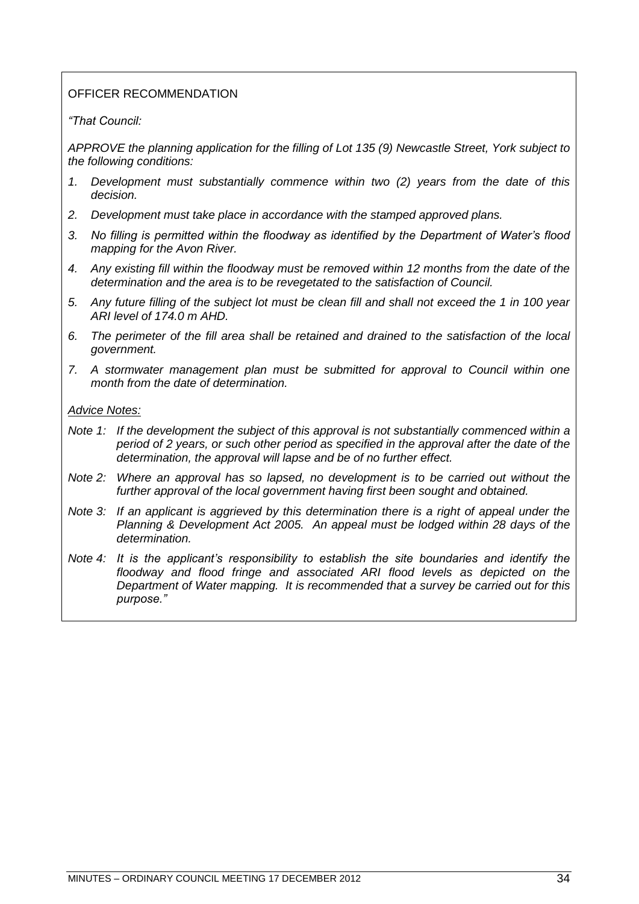OFFICER RECOMMENDATION

*"That Council:*

*APPROVE the planning application for the filling of Lot 135 (9) Newcastle Street, York subject to the following conditions:*

1. *Development must substantially commence within two (2) years from the date of this decision.*
2. *Development must take place in accordance with the stamped approved plans.*
3. *No filling is permitted within the floodway as identified by the Department of Water's flood mapping for the Avon River.*
4. *Any existing fill within the floodway must be removed within 12 months from the date of the determination and the area is to be revegetated to the satisfaction of Council.*
5. *Any future filling of the subject lot must be clean fill and shall not exceed the 1 in 100 year ARI level of 174.0 m AHD.*
6. *The perimeter of the fill area shall be retained and drained to the satisfaction of the local government.*
7. *A stormwater management plan must be submitted for approval to Council within one month from the date of determination.*

*<u>Advice Notes:</u>*

*Note 1: If the development the subject of this approval is not substantially commenced within a period of 2 years, or such other period as specified in the approval after the date of the determination, the approval will lapse and be of no further effect.*

*Note 2: Where an approval has so lapsed, no development is to be carried out without the further approval of the local government having first been sought and obtained.*

*Note 3: If an applicant is aggrieved by this determination there is a right of appeal under the Planning & Development Act 2005. An appeal must be lodged within 28 days of the determination.*

*Note 4: It is the applicant's responsibility to establish the site boundaries and identify the floodway and flood fringe and associated ARI flood levels as depicted on the Department of Water mapping. It is recommended that a survey be carried out for this purpose."*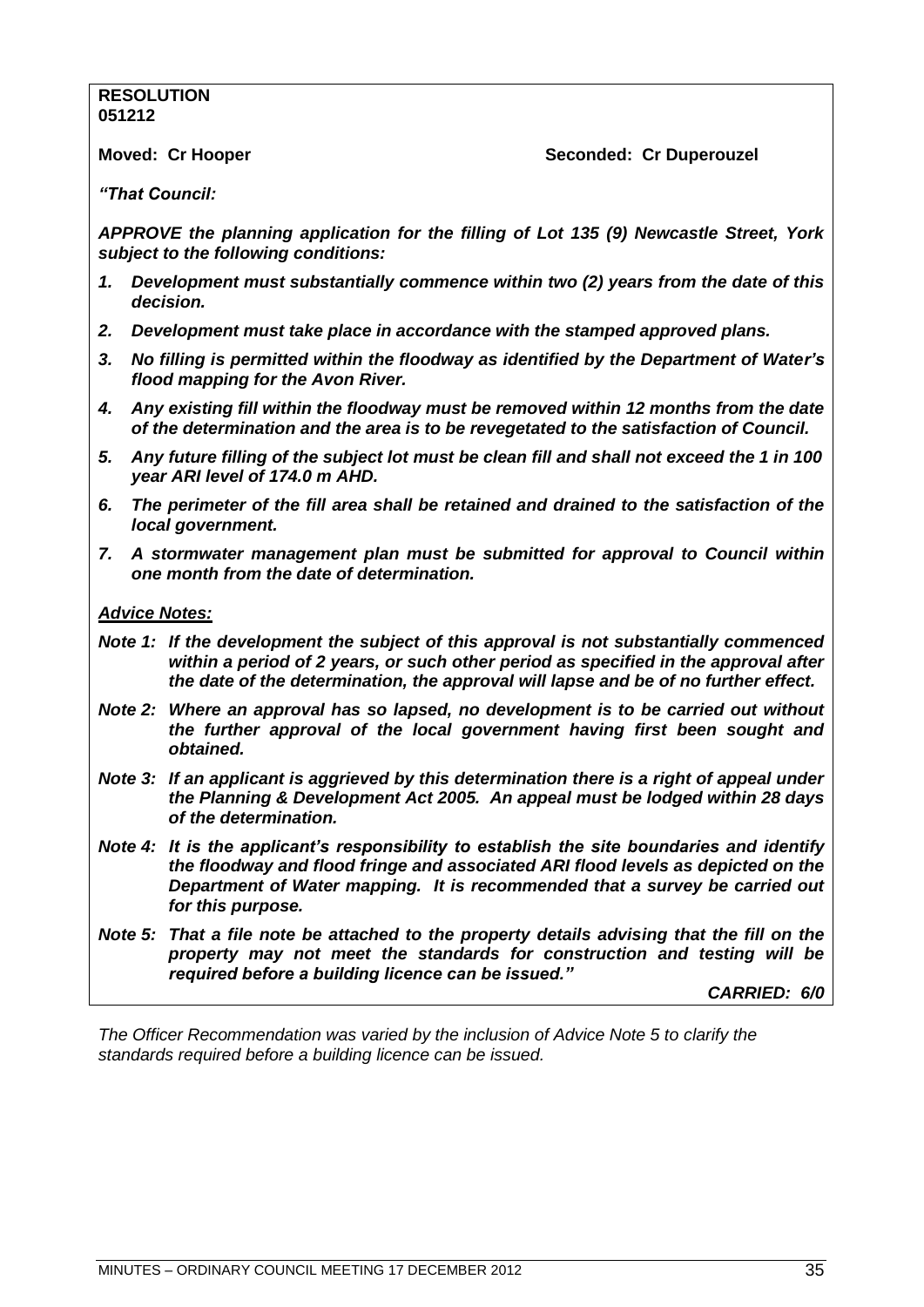**RESOLUTION**
**051212**

**Moved: Cr Hooper** **Seconded: Cr Duperouzel**

***"That Council:***

***APPROVE the planning application for the filling of Lot 135 (9) Newcastle Street, York subject to the following conditions:***

1. ***Development must substantially commence within two (2) years from the date of this decision.***
2. ***Development must take place in accordance with the stamped approved plans.***
3. ***No filling is permitted within the floodway as identified by the Department of Water's flood mapping for the Avon River.***
4. ***Any existing fill within the floodway must be removed within 12 months from the date of the determination and the area is to be revegetated to the satisfaction of Council.***
5. ***Any future filling of the subject lot must be clean fill and shall not exceed the 1 in 100 year ARI level of 174.0 m AHD.***
6. ***The perimeter of the fill area shall be retained and drained to the satisfaction of the local government.***
7. ***A stormwater management plan must be submitted for approval to Council within one month from the date of determination.***

***Advice Notes:***

***Note 1: If the development the subject of this approval is not substantially commenced within a period of 2 years, or such other period as specified in the approval after the date of the determination, the approval will lapse and be of no further effect.***

***Note 2: Where an approval has so lapsed, no development is to be carried out without the further approval of the local government having first been sought and obtained.***

***Note 3: If an applicant is aggrieved by this determination there is a right of appeal under the Planning & Development Act 2005. An appeal must be lodged within 28 days of the determination.***

***Note 4: It is the applicant's responsibility to establish the site boundaries and identify the floodway and flood fringe and associated ARI flood levels as depicted on the Department of Water mapping. It is recommended that a survey be carried out for this purpose.***

***Note 5: That a file note be attached to the property details advising that the fill on the property may not meet the standards for construction and testing will be required before a building licence can be issued."***

***CARRIED: 6/0***

*The Officer Recommendation was varied by the inclusion of Advice Note 5 to clarify the standards required before a building licence can be issued.*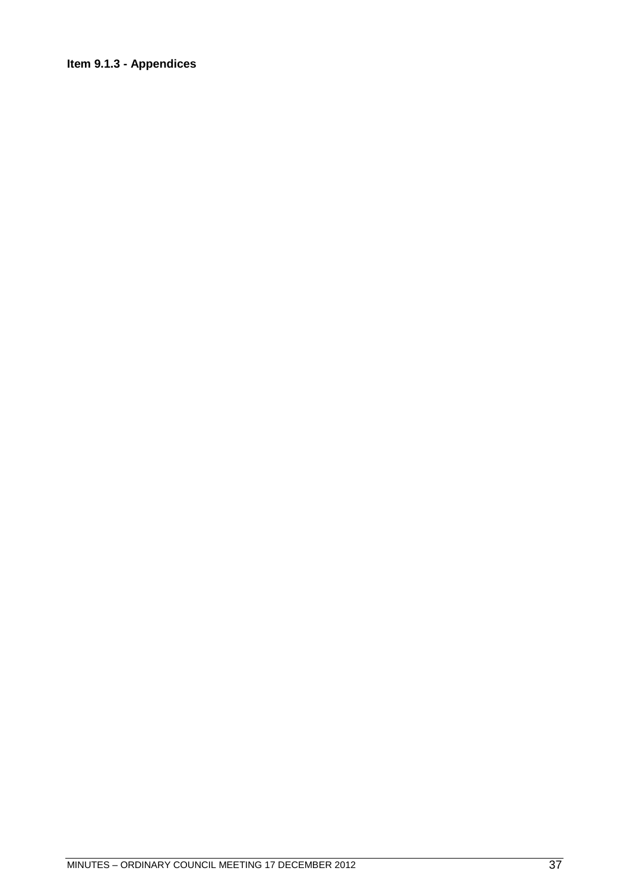**Item 9.1.3 - Appendices**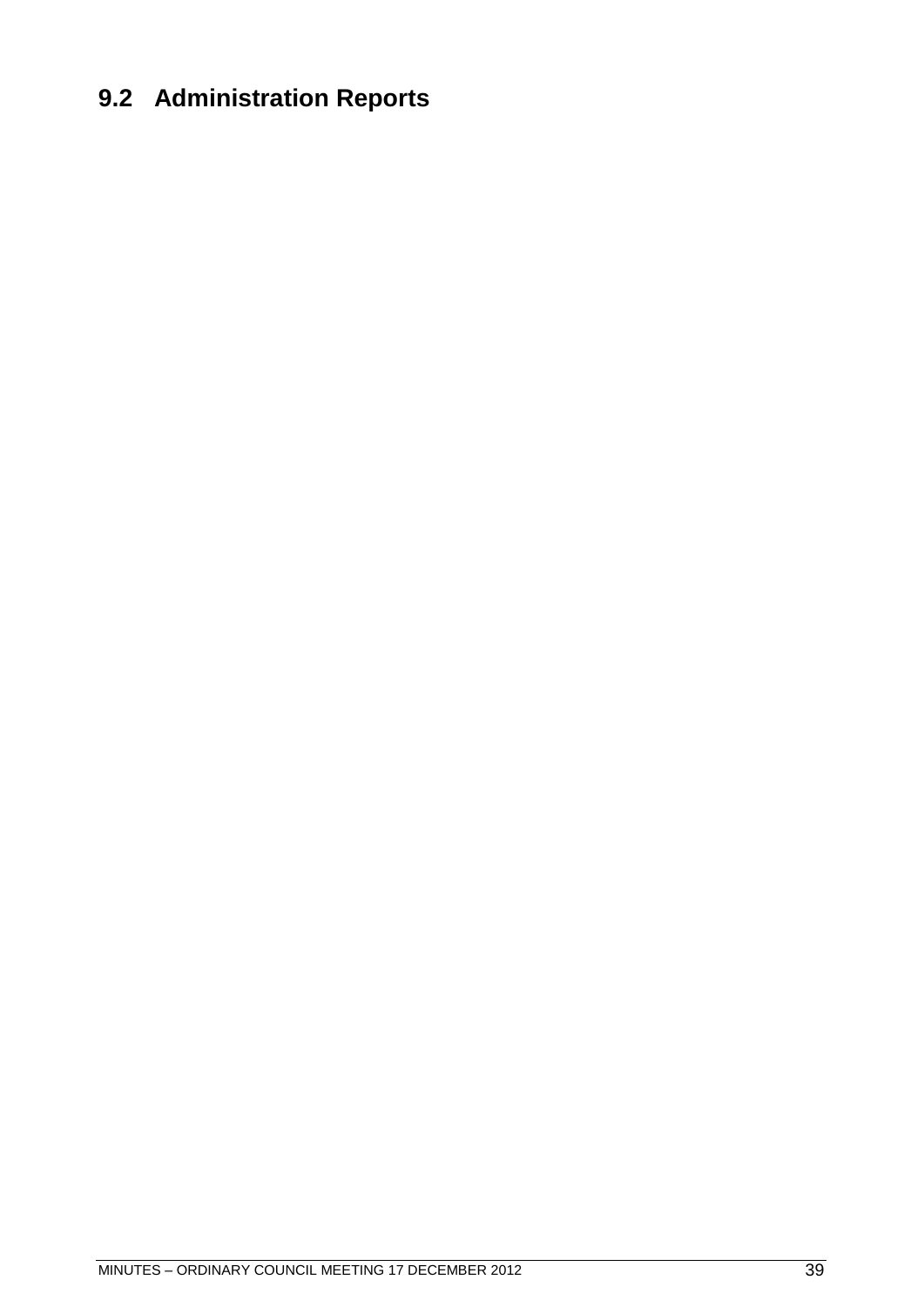## 9.2 Administration Reports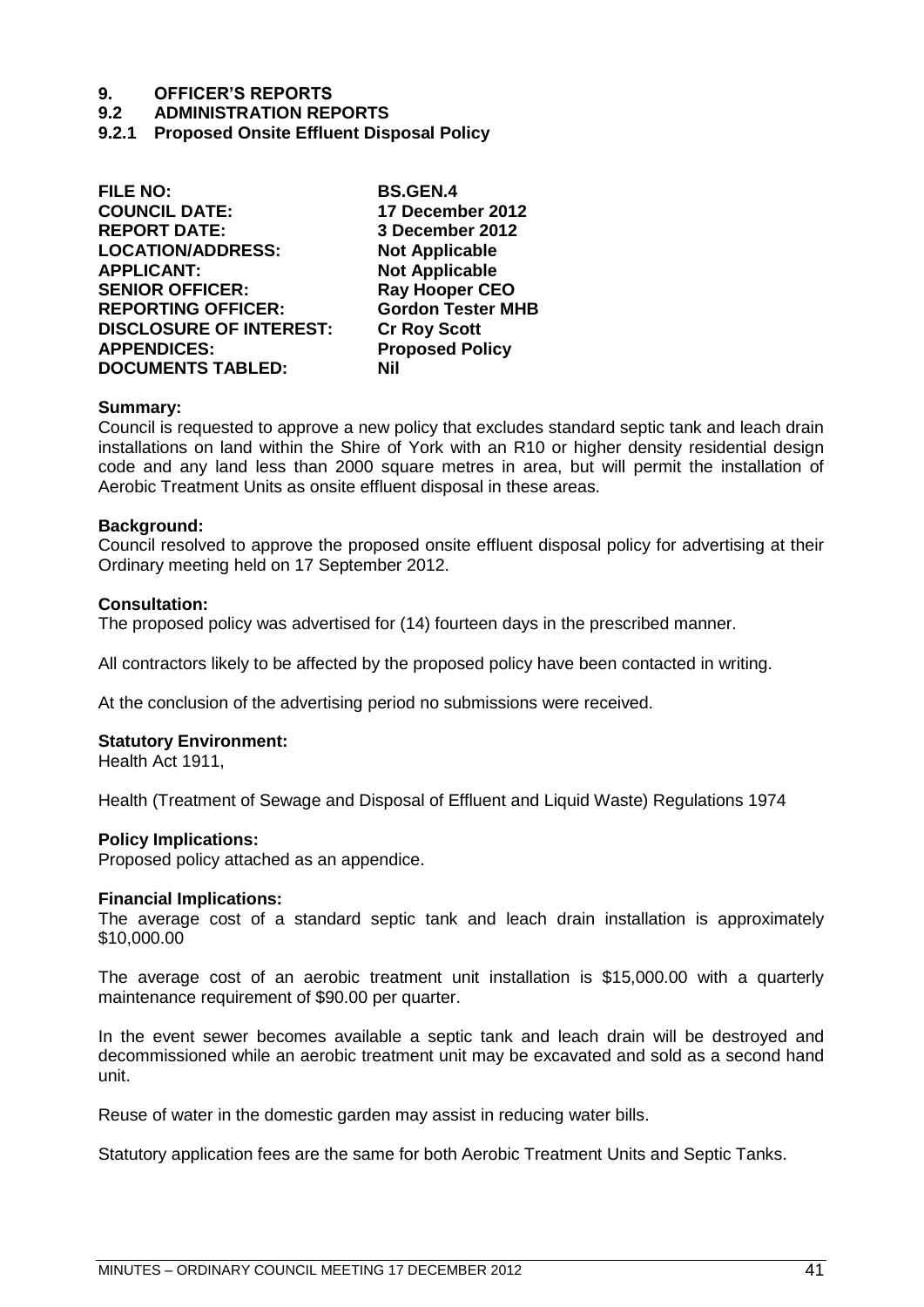# 9. OFFICER'S REPORTS

## 9.2 ADMINISTRATION REPORTS

### 9.2.1 Proposed Onsite Effluent Disposal Policy

| | |
|---|---|
| **FILE NO:** | **BS.GEN.4** |
| **COUNCIL DATE:** | **17 December 2012** |
| **REPORT DATE:** | **3 December 2012** |
| **LOCATION/ADDRESS:** | **Not Applicable** |
| **APPLICANT:** | **Not Applicable** |
| **SENIOR OFFICER:** | **Ray Hooper CEO** |
| **REPORTING OFFICER:** | **Gordon Tester MHB** |
| **DISCLOSURE OF INTEREST:** | **Cr Roy Scott** |
| **APPENDICES:** | **Proposed Policy** |
| **DOCUMENTS TABLED:** | **Nil** |

**Summary:**
Council is requested to approve a new policy that excludes standard septic tank and leach drain installations on land within the Shire of York with an R10 or higher density residential design code and any land less than 2000 square metres in area, but will permit the installation of Aerobic Treatment Units as onsite effluent disposal in these areas.

**Background:**
Council resolved to approve the proposed onsite effluent disposal policy for advertising at their Ordinary meeting held on 17 September 2012.

**Consultation:**
The proposed policy was advertised for (14) fourteen days in the prescribed manner.

All contractors likely to be affected by the proposed policy have been contacted in writing.

At the conclusion of the advertising period no submissions were received.

**Statutory Environment:**
Health Act 1911,

Health (Treatment of Sewage and Disposal of Effluent and Liquid Waste) Regulations 1974

**Policy Implications:**
Proposed policy attached as an appendice.

**Financial Implications:**
The average cost of a standard septic tank and leach drain installation is approximately $10,000.00

The average cost of an aerobic treatment unit installation is $15,000.00 with a quarterly maintenance requirement of $90.00 per quarter.

In the event sewer becomes available a septic tank and leach drain will be destroyed and decommissioned while an aerobic treatment unit may be excavated and sold as a second hand unit.

Reuse of water in the domestic garden may assist in reducing water bills.

Statutory application fees are the same for both Aerobic Treatment Units and Septic Tanks.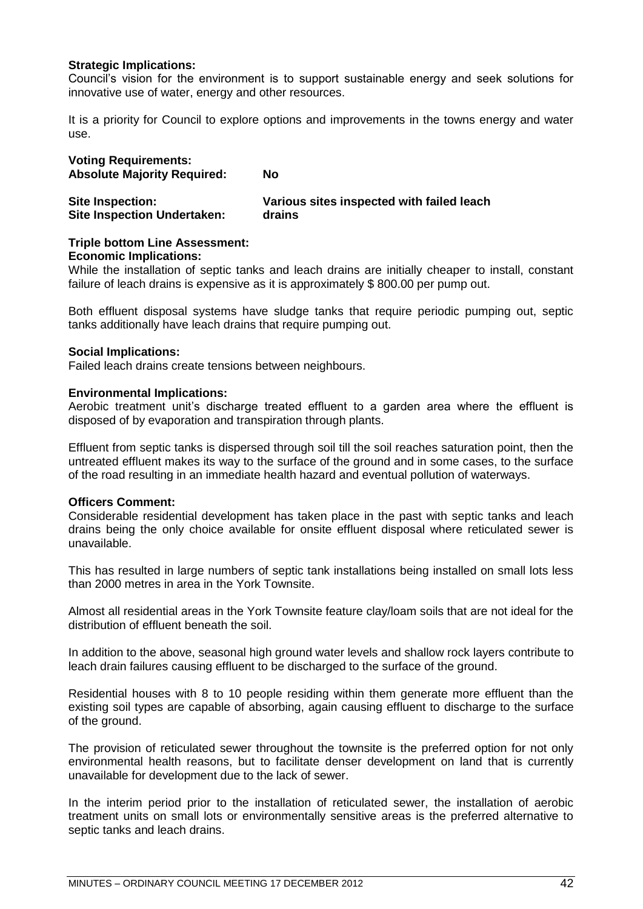**Strategic Implications:**
Council's vision for the environment is to support sustainable energy and seek solutions for innovative use of water, energy and other resources.

It is a priority for Council to explore options and improvements in the towns energy and water use.

**Voting Requirements:**
**Absolute Majority Required:** **No**

**Site Inspection:**
**Site Inspection Undertaken:** **Various sites inspected with failed leach drains**

**Triple bottom Line Assessment:**
**Economic Implications:**
While the installation of septic tanks and leach drains are initially cheaper to install, constant failure of leach drains is expensive as it is approximately $ 800.00 per pump out.

Both effluent disposal systems have sludge tanks that require periodic pumping out, septic tanks additionally have leach drains that require pumping out.

**Social Implications:**
Failed leach drains create tensions between neighbours.

**Environmental Implications:**
Aerobic treatment unit's discharge treated effluent to a garden area where the effluent is disposed of by evaporation and transpiration through plants.

Effluent from septic tanks is dispersed through soil till the soil reaches saturation point, then the untreated effluent makes its way to the surface of the ground and in some cases, to the surface of the road resulting in an immediate health hazard and eventual pollution of waterways.

**Officers Comment:**
Considerable residential development has taken place in the past with septic tanks and leach drains being the only choice available for onsite effluent disposal where reticulated sewer is unavailable.

This has resulted in large numbers of septic tank installations being installed on small lots less than 2000 metres in area in the York Townsite.

Almost all residential areas in the York Townsite feature clay/loam soils that are not ideal for the distribution of effluent beneath the soil.

In addition to the above, seasonal high ground water levels and shallow rock layers contribute to leach drain failures causing effluent to be discharged to the surface of the ground.

Residential houses with 8 to 10 people residing within them generate more effluent than the existing soil types are capable of absorbing, again causing effluent to discharge to the surface of the ground.

The provision of reticulated sewer throughout the townsite is the preferred option for not only environmental health reasons, but to facilitate denser development on land that is currently unavailable for development due to the lack of sewer.

In the interim period prior to the installation of reticulated sewer, the installation of aerobic treatment units on small lots or environmentally sensitive areas is the preferred alternative to septic tanks and leach drains.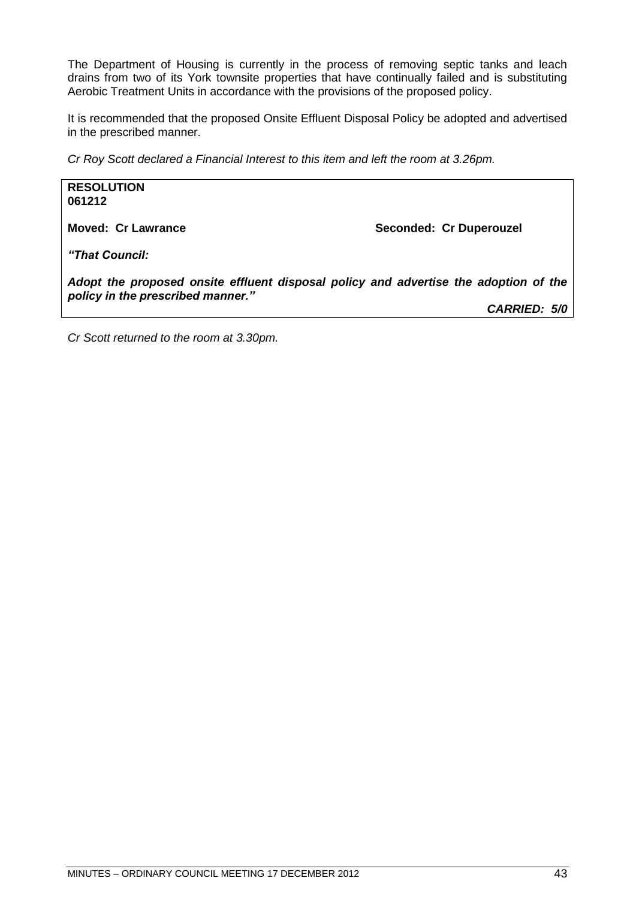The Department of Housing is currently in the process of removing septic tanks and leach drains from two of its York townsite properties that have continually failed and is substituting Aerobic Treatment Units in accordance with the provisions of the proposed policy.

It is recommended that the proposed Onsite Effluent Disposal Policy be adopted and advertised in the prescribed manner.

*Cr Roy Scott declared a Financial Interest to this item and left the room at 3.26pm.*

**RESOLUTION**
**061212**

**Moved: Cr Lawrance** **Seconded: Cr Duperouzel**

***"That Council:***

***Adopt the proposed onsite effluent disposal policy and advertise the adoption of the policy in the prescribed manner."***

***CARRIED: 5/0***

*Cr Scott returned to the room at 3.30pm.*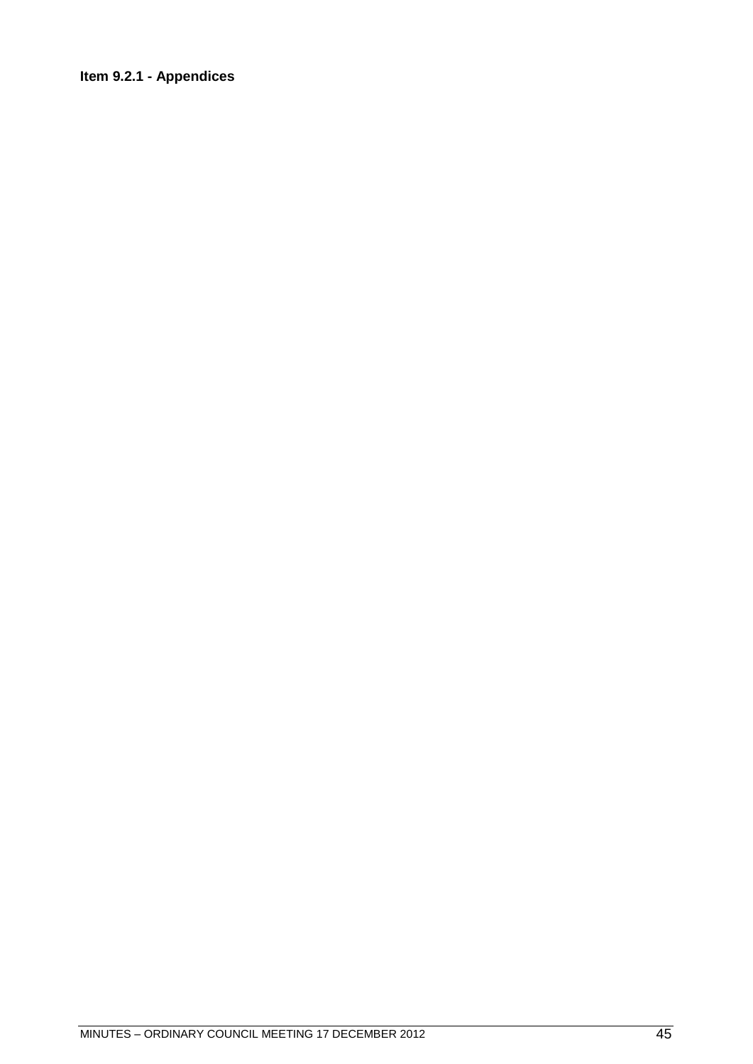**Item 9.2.1 - Appendices**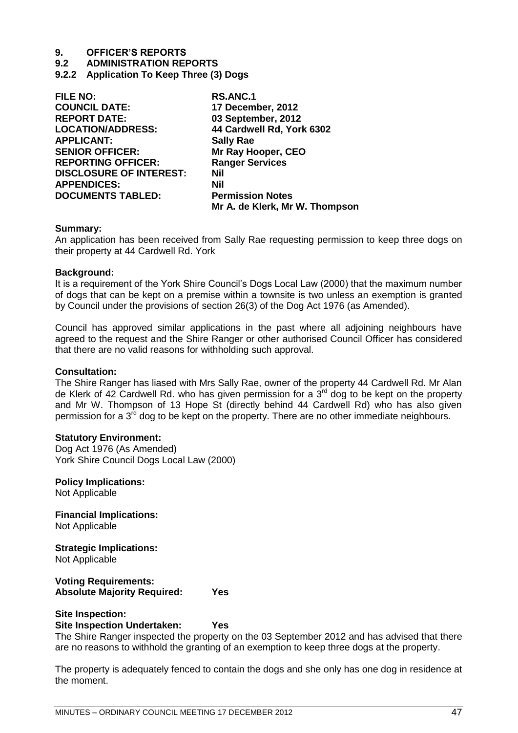# 9. OFFICER'S REPORTS

## 9.2 ADMINISTRATION REPORTS

### 9.2.2 Application To Keep Three (3) Dogs

| | |
|---|---|
| **FILE NO:** | **RS.ANC.1** |
| **COUNCIL DATE:** | **17 December, 2012** |
| **REPORT DATE:** | **03 September, 2012** |
| **LOCATION/ADDRESS:** | **44 Cardwell Rd, York 6302** |
| **APPLICANT:** | **Sally Rae** |
| **SENIOR OFFICER:** | **Mr Ray Hooper, CEO** |
| **REPORTING OFFICER:** | **Ranger Services** |
| **DISCLOSURE OF INTEREST:** | **Nil** |
| **APPENDICES:** | **Nil** |
| **DOCUMENTS TABLED:** | **Permission Notes Mr A. de Klerk, Mr W. Thompson** |

**Summary:**
An application has been received from Sally Rae requesting permission to keep three dogs on their property at 44 Cardwell Rd. York

**Background:**
It is a requirement of the York Shire Council's Dogs Local Law (2000) that the maximum number of dogs that can be kept on a premise within a townsite is two unless an exemption is granted by Council under the provisions of section 26(3) of the Dog Act 1976 (as Amended).

Council has approved similar applications in the past where all adjoining neighbours have agreed to the request and the Shire Ranger or other authorised Council Officer has considered that there are no valid reasons for withholding such approval.

**Consultation:**
The Shire Ranger has liased with Mrs Sally Rae, owner of the property 44 Cardwell Rd. Mr Alan de Klerk of 42 Cardwell Rd. who has given permission for a 3rd dog to be kept on the property and Mr W. Thompson of 13 Hope St (directly behind 44 Cardwell Rd) who has also given permission for a 3rd dog to be kept on the property. There are no other immediate neighbours.

**Statutory Environment:**
Dog Act 1976 (As Amended)
York Shire Council Dogs Local Law (2000)

**Policy Implications:**
Not Applicable

**Financial Implications:**
Not Applicable

**Strategic Implications:**
Not Applicable

**Voting Requirements:**
**Absolute Majority Required: Yes**

**Site Inspection:**
**Site Inspection Undertaken: Yes**
The Shire Ranger inspected the property on the 03 September 2012 and has advised that there are no reasons to withhold the granting of an exemption to keep three dogs at the property.

The property is adequately fenced to contain the dogs and she only has one dog in residence at the moment.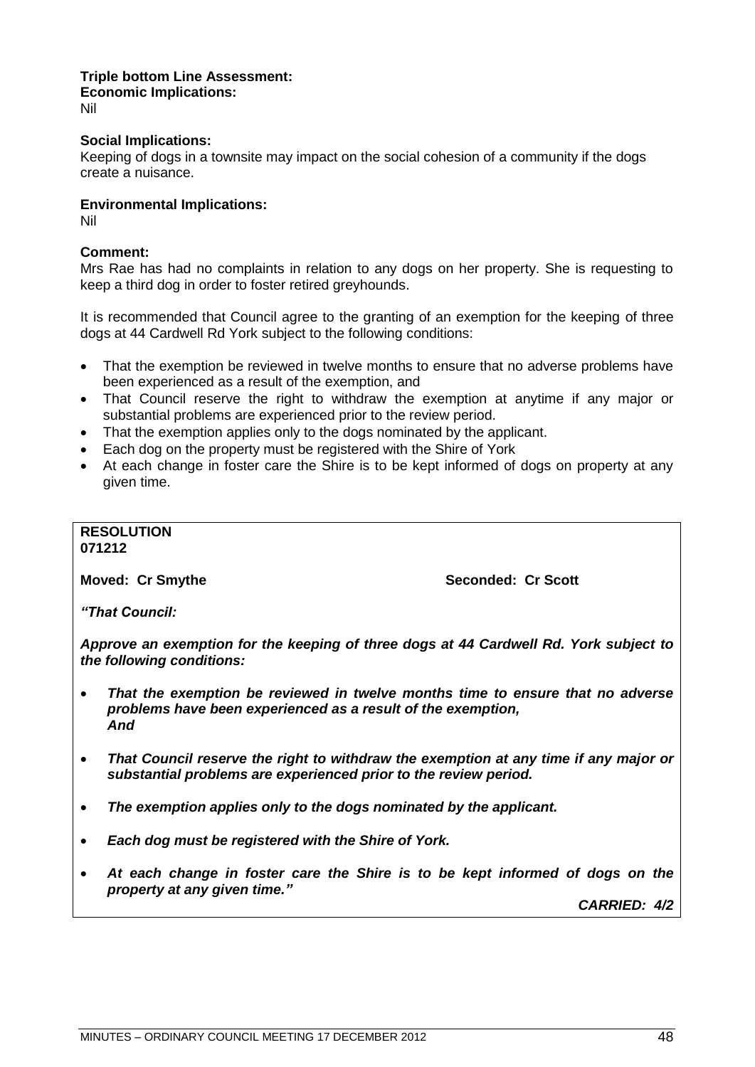**Triple bottom Line Assessment:**
**Economic Implications:**
Nil

**Social Implications:**
Keeping of dogs in a townsite may impact on the social cohesion of a community if the dogs create a nuisance.

**Environmental Implications:**
Nil

**Comment:**
Mrs Rae has had no complaints in relation to any dogs on her property. She is requesting to keep a third dog in order to foster retired greyhounds.

It is recommended that Council agree to the granting of an exemption for the keeping of three dogs at 44 Cardwell Rd York subject to the following conditions:

- That the exemption be reviewed in twelve months to ensure that no adverse problems have been experienced as a result of the exemption, and
- That Council reserve the right to withdraw the exemption at anytime if any major or substantial problems are experienced prior to the review period.
- That the exemption applies only to the dogs nominated by the applicant.
- Each dog on the property must be registered with the Shire of York
- At each change in foster care the Shire is to be kept informed of dogs on property at any given time.

**RESOLUTION**
**071212**

**Moved: Cr Smythe** **Seconded: Cr Scott**

***"That Council:***

***Approve an exemption for the keeping of three dogs at 44 Cardwell Rd. York subject to the following conditions:***

- ***That the exemption be reviewed in twelve months time to ensure that no adverse problems have been experienced as a result of the exemption,***
  ***And***
- ***That Council reserve the right to withdraw the exemption at any time if any major or substantial problems are experienced prior to the review period.***
- ***The exemption applies only to the dogs nominated by the applicant.***
- ***Each dog must be registered with the Shire of York.***
- ***At each change in foster care the Shire is to be kept informed of dogs on the property at any given time."***

***CARRIED: 4/2***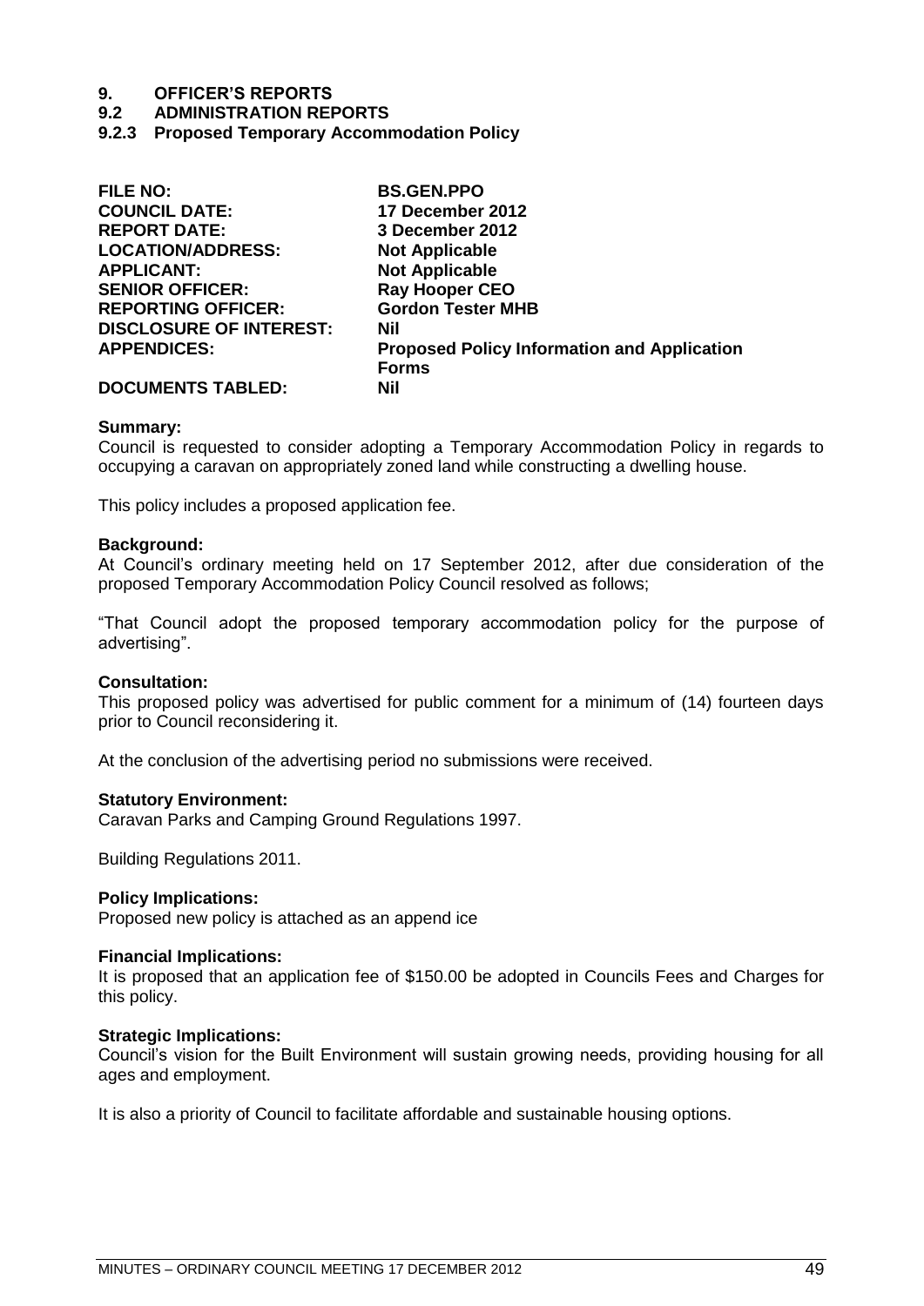# 9. OFFICER'S REPORTS

## 9.2 ADMINISTRATION REPORTS

### 9.2.3 Proposed Temporary Accommodation Policy

| | |
|---|---|
| **FILE NO:** | **BS.GEN.PPO** |
| **COUNCIL DATE:** | **17 December 2012** |
| **REPORT DATE:** | **3 December 2012** |
| **LOCATION/ADDRESS:** | **Not Applicable** |
| **APPLICANT:** | **Not Applicable** |
| **SENIOR OFFICER:** | **Ray Hooper CEO** |
| **REPORTING OFFICER:** | **Gordon Tester MHB** |
| **DISCLOSURE OF INTEREST:** | **Nil** |
| **APPENDICES:** | **Proposed Policy Information and Application Forms** |
| **DOCUMENTS TABLED:** | **Nil** |

**Summary:**
Council is requested to consider adopting a Temporary Accommodation Policy in regards to occupying a caravan on appropriately zoned land while constructing a dwelling house.

This policy includes a proposed application fee.

**Background:**
At Council's ordinary meeting held on 17 September 2012, after due consideration of the proposed Temporary Accommodation Policy Council resolved as follows;

"That Council adopt the proposed temporary accommodation policy for the purpose of advertising".

**Consultation:**
This proposed policy was advertised for public comment for a minimum of (14) fourteen days prior to Council reconsidering it.

At the conclusion of the advertising period no submissions were received.

**Statutory Environment:**
Caravan Parks and Camping Ground Regulations 1997.

Building Regulations 2011.

**Policy Implications:**
Proposed new policy is attached as an append ice

**Financial Implications:**
It is proposed that an application fee of $150.00 be adopted in Councils Fees and Charges for this policy.

**Strategic Implications:**
Council's vision for the Built Environment will sustain growing needs, providing housing for all ages and employment.

It is also a priority of Council to facilitate affordable and sustainable housing options.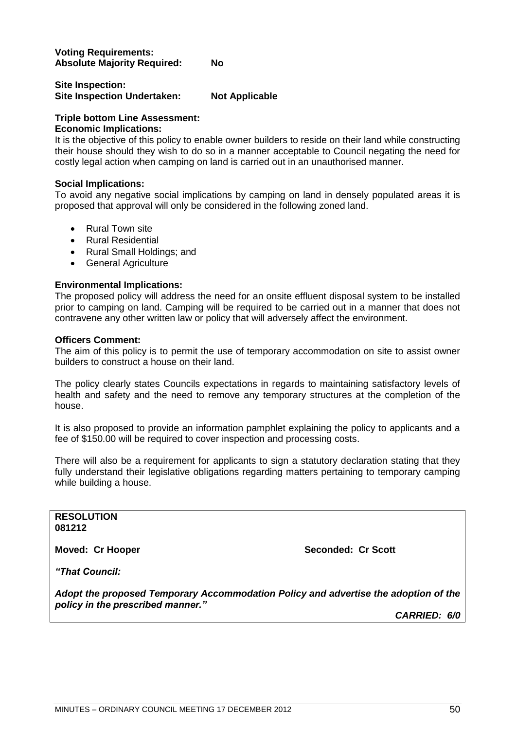**Voting Requirements:**
**Absolute Majority Required:** **No**

**Site Inspection:**
**Site Inspection Undertaken:** **Not Applicable**

**Triple bottom Line Assessment:**
**Economic Implications:**
It is the objective of this policy to enable owner builders to reside on their land while constructing their house should they wish to do so in a manner acceptable to Council negating the need for costly legal action when camping on land is carried out in an unauthorised manner.

**Social Implications:**
To avoid any negative social implications by camping on land in densely populated areas it is proposed that approval will only be considered in the following zoned land.

- Rural Town site
- Rural Residential
- Rural Small Holdings; and
- General Agriculture

**Environmental Implications:**
The proposed policy will address the need for an onsite effluent disposal system to be installed prior to camping on land. Camping will be required to be carried out in a manner that does not contravene any other written law or policy that will adversely affect the environment.

**Officers Comment:**
The aim of this policy is to permit the use of temporary accommodation on site to assist owner builders to construct a house on their land.

The policy clearly states Councils expectations in regards to maintaining satisfactory levels of health and safety and the need to remove any temporary structures at the completion of the house.

It is also proposed to provide an information pamphlet explaining the policy to applicants and a fee of $150.00 will be required to cover inspection and processing costs.

There will also be a requirement for applicants to sign a statutory declaration stating that they fully understand their legislative obligations regarding matters pertaining to temporary camping while building a house.

**RESOLUTION**
**081212**

**Moved: Cr Hooper** **Seconded: Cr Scott**

***"That Council:***

***Adopt the proposed Temporary Accommodation Policy and advertise the adoption of the policy in the prescribed manner."***

***CARRIED: 6/0***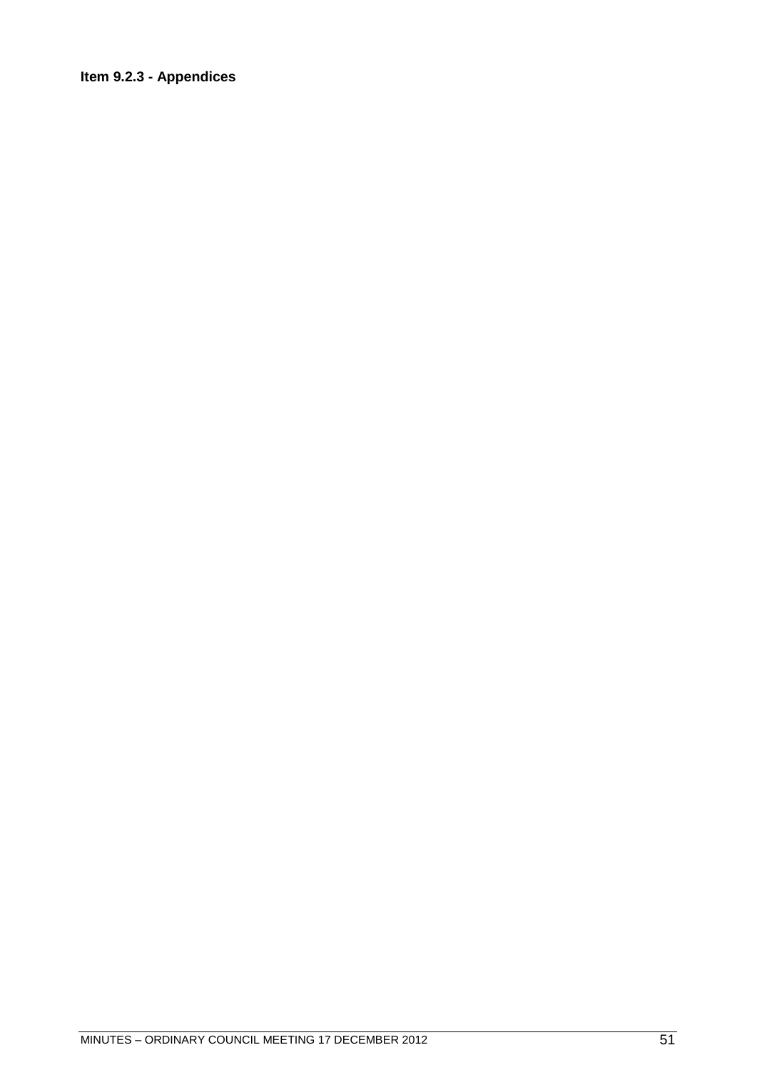**Item 9.2.3 - Appendices**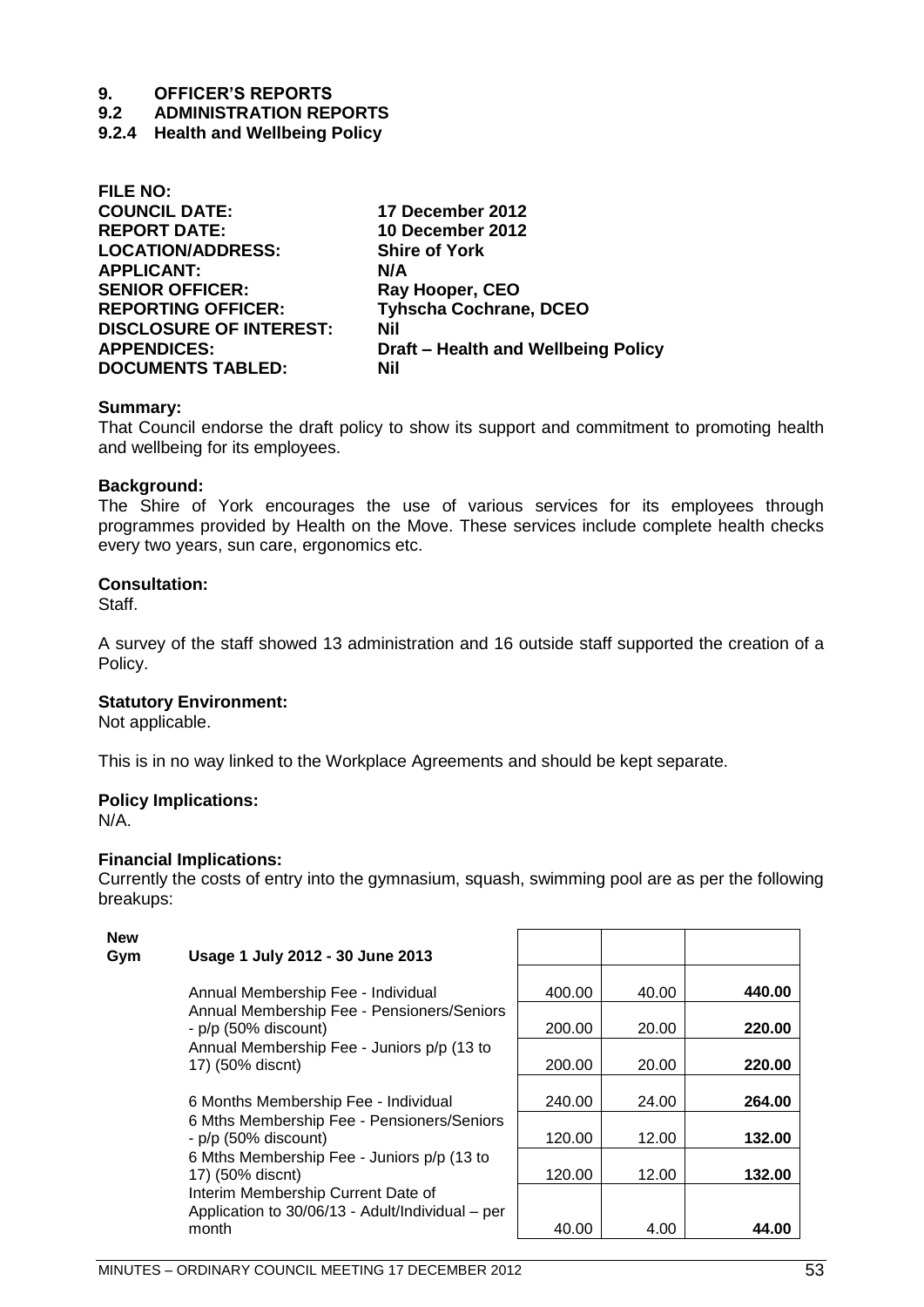# 9. OFFICER'S REPORTS

## 9.2 ADMINISTRATION REPORTS

### 9.2.4 Health and Wellbeing Policy

| | |
|---|---|
| **FILE NO:** | |
| **COUNCIL DATE:** | **17 December 2012** |
| **REPORT DATE:** | **10 December 2012** |
| **LOCATION/ADDRESS:** | **Shire of York** |
| **APPLICANT:** | **N/A** |
| **SENIOR OFFICER:** | **Ray Hooper, CEO** |
| **REPORTING OFFICER:** | **Tyhscha Cochrane, DCEO** |
| **DISCLOSURE OF INTEREST:** | **Nil** |
| **APPENDICES:** | **Draft – Health and Wellbeing Policy** |
| **DOCUMENTS TABLED:** | **Nil** |

**Summary:**
That Council endorse the draft policy to show its support and commitment to promoting health and wellbeing for its employees.

**Background:**
The Shire of York encourages the use of various services for its employees through programmes provided by Health on the Move. These services include complete health checks every two years, sun care, ergonomics etc.

**Consultation:**
Staff.

A survey of the staff showed 13 administration and 16 outside staff supported the creation of a Policy.

**Statutory Environment:**
Not applicable.

This is in no way linked to the Workplace Agreements and should be kept separate.

**Policy Implications:**
N/A.

**Financial Implications:**
Currently the costs of entry into the gymnasium, squash, swimming pool are as per the following breakups:

| **New Gym** | **Usage 1 July 2012 - 30 June 2013** | | | |
|---|---|---|---|---|
| | Annual Membership Fee - Individual | 400.00 | 40.00 | **440.00** |
| | Annual Membership Fee - Pensioners/Seniors - p/p (50% discount) | 200.00 | 20.00 | **220.00** |
| | Annual Membership Fee - Juniors p/p (13 to 17) (50% discnt) | 200.00 | 20.00 | **220.00** |
| | 6 Months Membership Fee - Individual | 240.00 | 24.00 | **264.00** |
| | 6 Mths Membership Fee - Pensioners/Seniors - p/p (50% discount) | 120.00 | 12.00 | **132.00** |
| | 6 Mths Membership Fee - Juniors p/p (13 to 17) (50% discnt) | 120.00 | 12.00 | **132.00** |
| | Interim Membership Current Date of Application to 30/06/13 - Adult/Individual – per month | 40.00 | 4.00 | **44.00** |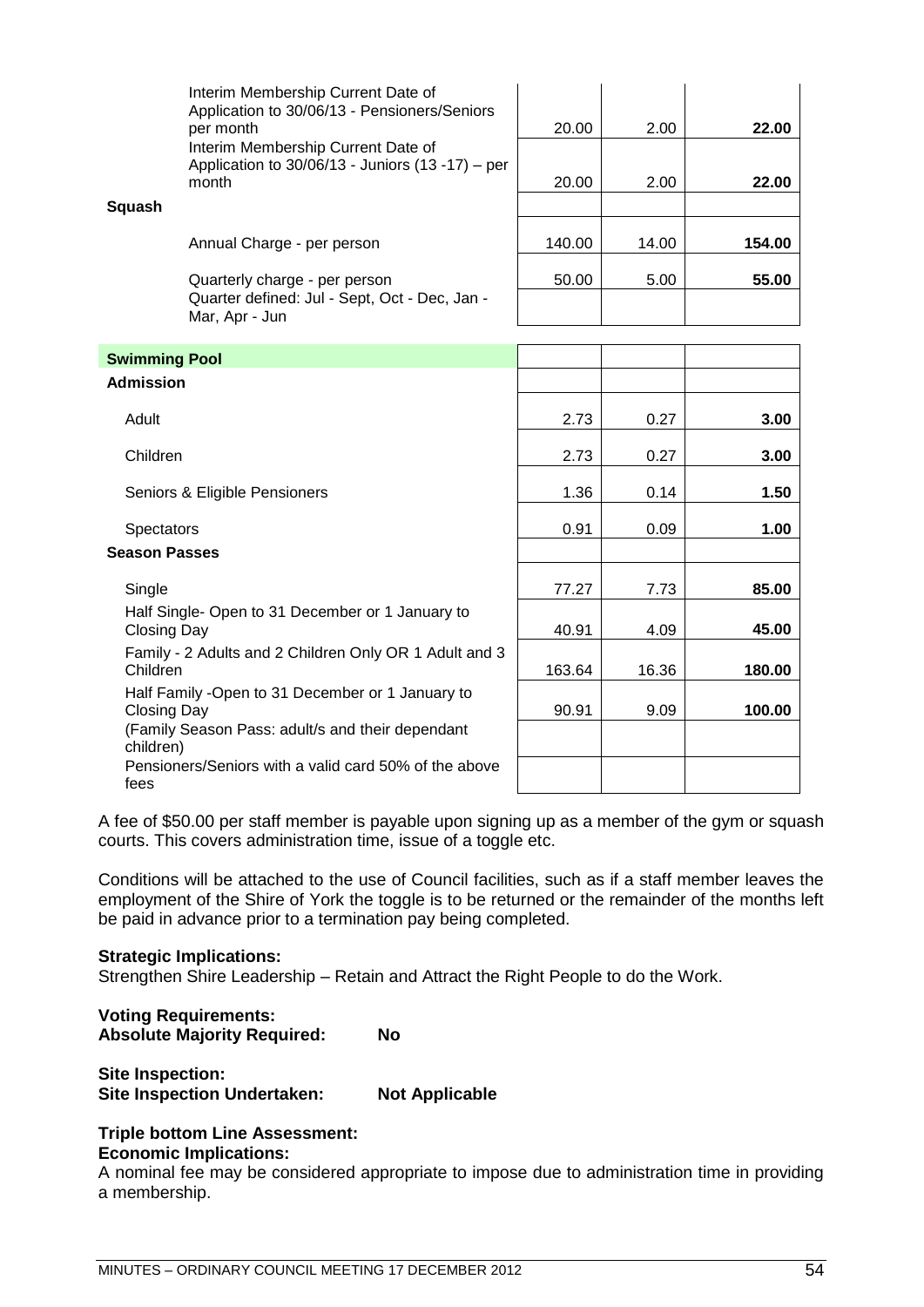| | | | |
|---|---|---|---|
| | Interim Membership Current Date of Application to 30/06/13 - Pensioners/Seniors per month | 20.00 | 2.00 | **22.00** |
| | Interim Membership Current Date of Application to 30/06/13 - Juniors (13 -17) – per month | 20.00 | 2.00 | **22.00** |
| **Squash** | | | | |
| | Annual Charge - per person | 140.00 | 14.00 | **154.00** |
| | Quarterly charge - per person | 50.00 | 5.00 | **55.00** |
| | Quarter defined: Jul - Sept, Oct - Dec, Jan - Mar, Apr - Jun | | | |

| **Swimming Pool** | | | |
|---|---|---|---|
| **Admission** | | | |
| Adult | 2.73 | 0.27 | **3.00** |
| Children | 2.73 | 0.27 | **3.00** |
| Seniors & Eligible Pensioners | 1.36 | 0.14 | **1.50** |
| Spectators | 0.91 | 0.09 | **1.00** |
| **Season Passes** | | | |
| Single | 77.27 | 7.73 | **85.00** |
| Half Single- Open to 31 December or 1 January to Closing Day | 40.91 | 4.09 | **45.00** |
| Family - 2 Adults and 2 Children Only OR 1 Adult and 3 Children | 163.64 | 16.36 | **180.00** |
| Half Family -Open to 31 December or 1 January to Closing Day | 90.91 | 9.09 | **100.00** |
| (Family Season Pass: adult/s and their dependant children) | | | |
| Pensioners/Seniors with a valid card 50% of the above fees | | | |

A fee of $50.00 per staff member is payable upon signing up as a member of the gym or squash courts. This covers administration time, issue of a toggle etc.

Conditions will be attached to the use of Council facilities, such as if a staff member leaves the employment of the Shire of York the toggle is to be returned or the remainder of the months left be paid in advance prior to a termination pay being completed.

**Strategic Implications:**
Strengthen Shire Leadership – Retain and Attract the Right People to do the Work.

**Voting Requirements:**
**Absolute Majority Required:** **No**

**Site Inspection:**
**Site Inspection Undertaken:** **Not Applicable**

**Triple bottom Line Assessment:**
**Economic Implications:**
A nominal fee may be considered appropriate to impose due to administration time in providing a membership.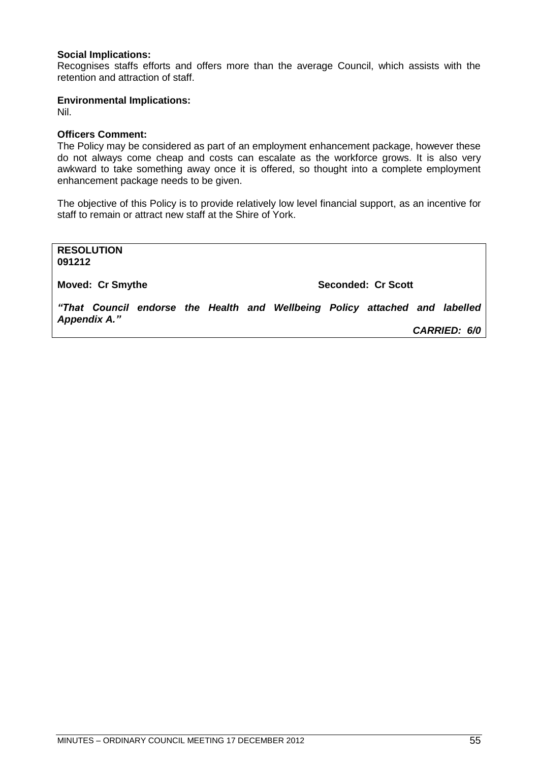**Social Implications:**
Recognises staffs efforts and offers more than the average Council, which assists with the retention and attraction of staff.

**Environmental Implications:**
Nil.

**Officers Comment:**
The Policy may be considered as part of an employment enhancement package, however these do not always come cheap and costs can escalate as the workforce grows. It is also very awkward to take something away once it is offered, so thought into a complete employment enhancement package needs to be given.

The objective of this Policy is to provide relatively low level financial support, as an incentive for staff to remain or attract new staff at the Shire of York.

**RESOLUTION**
**091212**

**Moved: Cr Smythe** **Seconded: Cr Scott**

***"That Council endorse the Health and Wellbeing Policy attached and labelled Appendix A."***

***CARRIED: 6/0***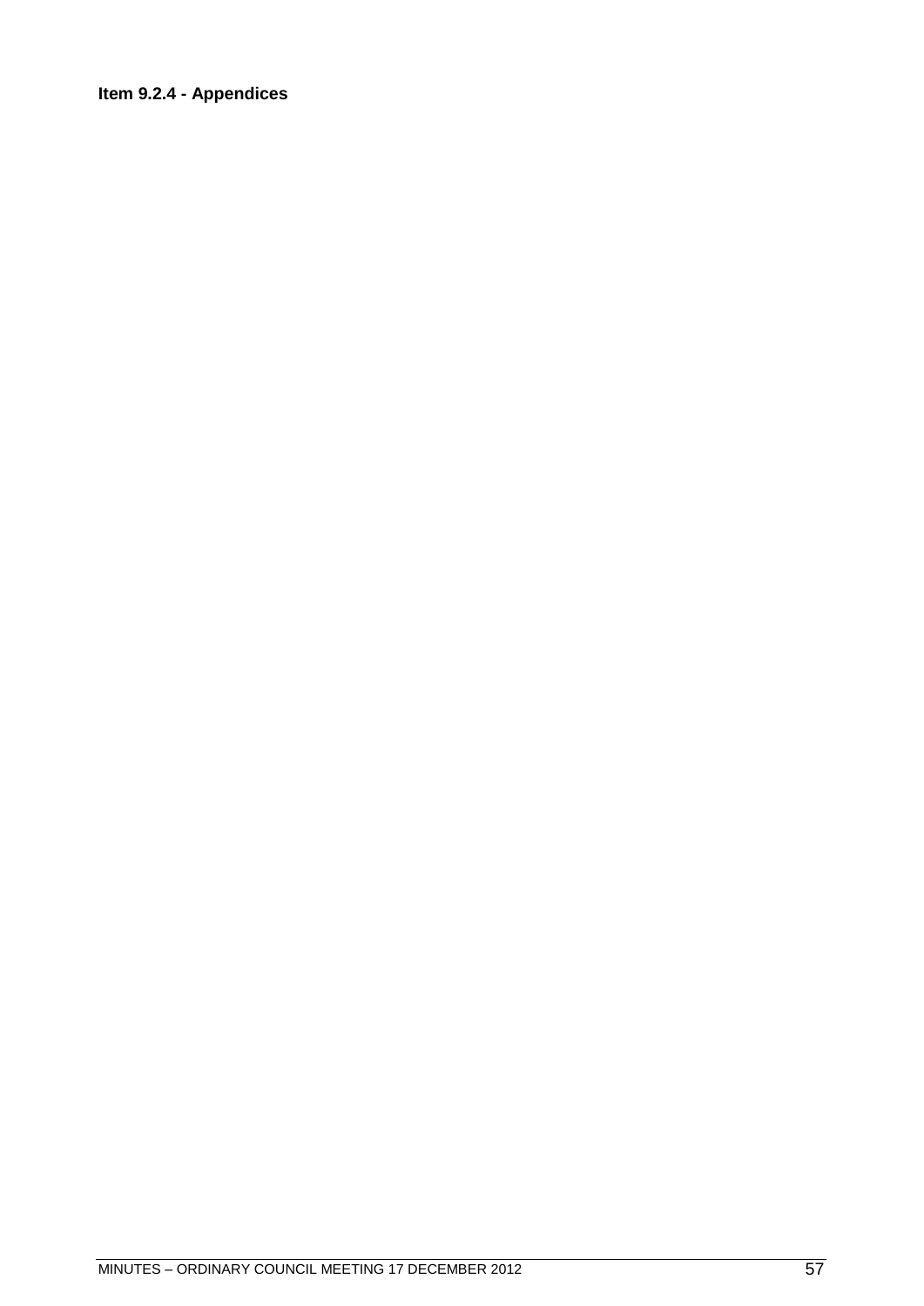**Item 9.2.4 - Appendices**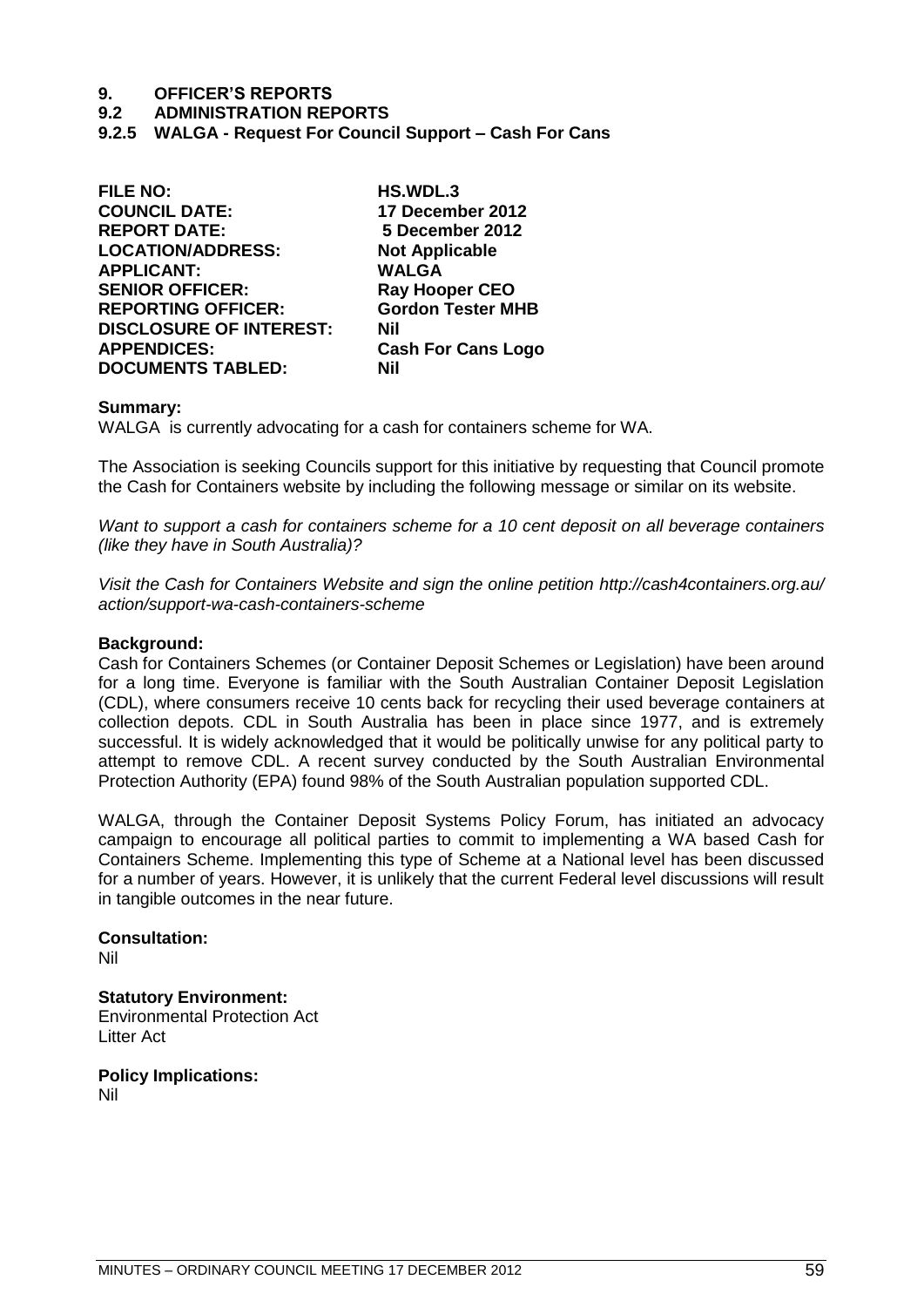# 9. OFFICER'S REPORTS

## 9.2 ADMINISTRATION REPORTS

### 9.2.5 WALGA - Request For Council Support – Cash For Cans

| | |
|---|---|
| **FILE NO:** | **HS.WDL.3** |
| **COUNCIL DATE:** | **17 December 2012** |
| **REPORT DATE:** | **5 December 2012** |
| **LOCATION/ADDRESS:** | **Not Applicable** |
| **APPLICANT:** | **WALGA** |
| **SENIOR OFFICER:** | **Ray Hooper CEO** |
| **REPORTING OFFICER:** | **Gordon Tester MHB** |
| **DISCLOSURE OF INTEREST:** | **Nil** |
| **APPENDICES:** | **Cash For Cans Logo** |
| **DOCUMENTS TABLED:** | **Nil** |

**Summary:**

WALGA is currently advocating for a cash for containers scheme for WA.

The Association is seeking Councils support for this initiative by requesting that Council promote the Cash for Containers website by including the following message or similar on its website.

*Want to support a cash for containers scheme for a 10 cent deposit on all beverage containers (like they have in South Australia)?*

*Visit the Cash for Containers Website and sign the online petition http://cash4containers.org.au/action/support-wa-cash-containers-scheme*

**Background:**

Cash for Containers Schemes (or Container Deposit Schemes or Legislation) have been around for a long time. Everyone is familiar with the South Australian Container Deposit Legislation (CDL), where consumers receive 10 cents back for recycling their used beverage containers at collection depots. CDL in South Australia has been in place since 1977, and is extremely successful. It is widely acknowledged that it would be politically unwise for any political party to attempt to remove CDL. A recent survey conducted by the South Australian Environmental Protection Authority (EPA) found 98% of the South Australian population supported CDL.

WALGA, through the Container Deposit Systems Policy Forum, has initiated an advocacy campaign to encourage all political parties to commit to implementing a WA based Cash for Containers Scheme. Implementing this type of Scheme at a National level has been discussed for a number of years. However, it is unlikely that the current Federal level discussions will result in tangible outcomes in the near future.

**Consultation:**

Nil

**Statutory Environment:**

Environmental Protection Act
Litter Act

**Policy Implications:**

Nil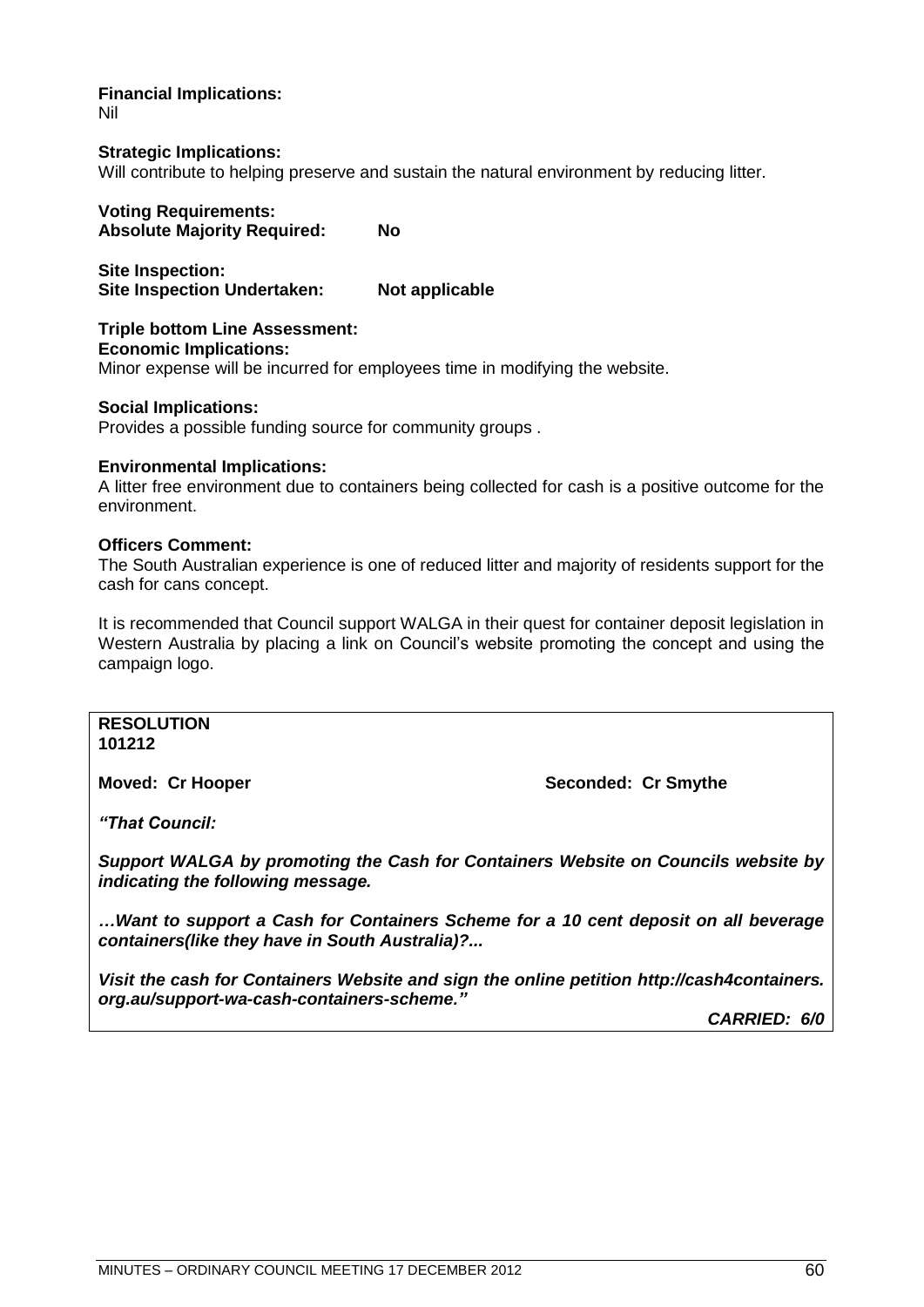**Financial Implications:**
Nil

**Strategic Implications:**
Will contribute to helping preserve and sustain the natural environment by reducing litter.

**Voting Requirements:**
**Absolute Majority Required: No**

**Site Inspection:**
**Site Inspection Undertaken: Not applicable**

**Triple bottom Line Assessment:**
**Economic Implications:**
Minor expense will be incurred for employees time in modifying the website.

**Social Implications:**
Provides a possible funding source for community groups .

**Environmental Implications:**
A litter free environment due to containers being collected for cash is a positive outcome for the environment.

**Officers Comment:**
The South Australian experience is one of reduced litter and majority of residents support for the cash for cans concept.

It is recommended that Council support WALGA in their quest for container deposit legislation in Western Australia by placing a link on Council's website promoting the concept and using the campaign logo.

**RESOLUTION**
**101212**

**Moved: Cr Hooper** **Seconded: Cr Smythe**

***"That Council:***

***Support WALGA by promoting the Cash for Containers Website on Councils website by indicating the following message.***

***…Want to support a Cash for Containers Scheme for a 10 cent deposit on all beverage containers(like they have in South Australia)?...***

***Visit the cash for Containers Website and sign the online petition http://cash4containers.org.au/support-wa-cash-containers-scheme."***

***CARRIED: 6/0***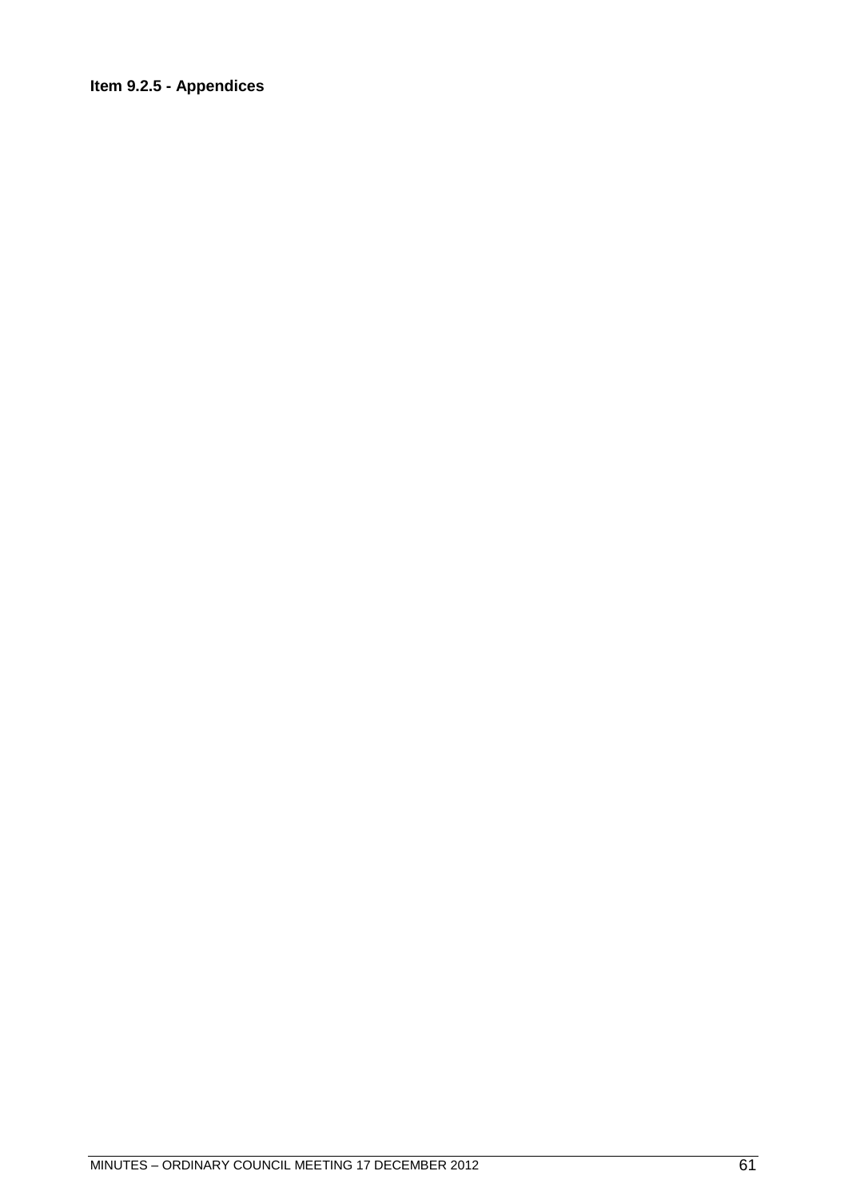**Item 9.2.5 - Appendices**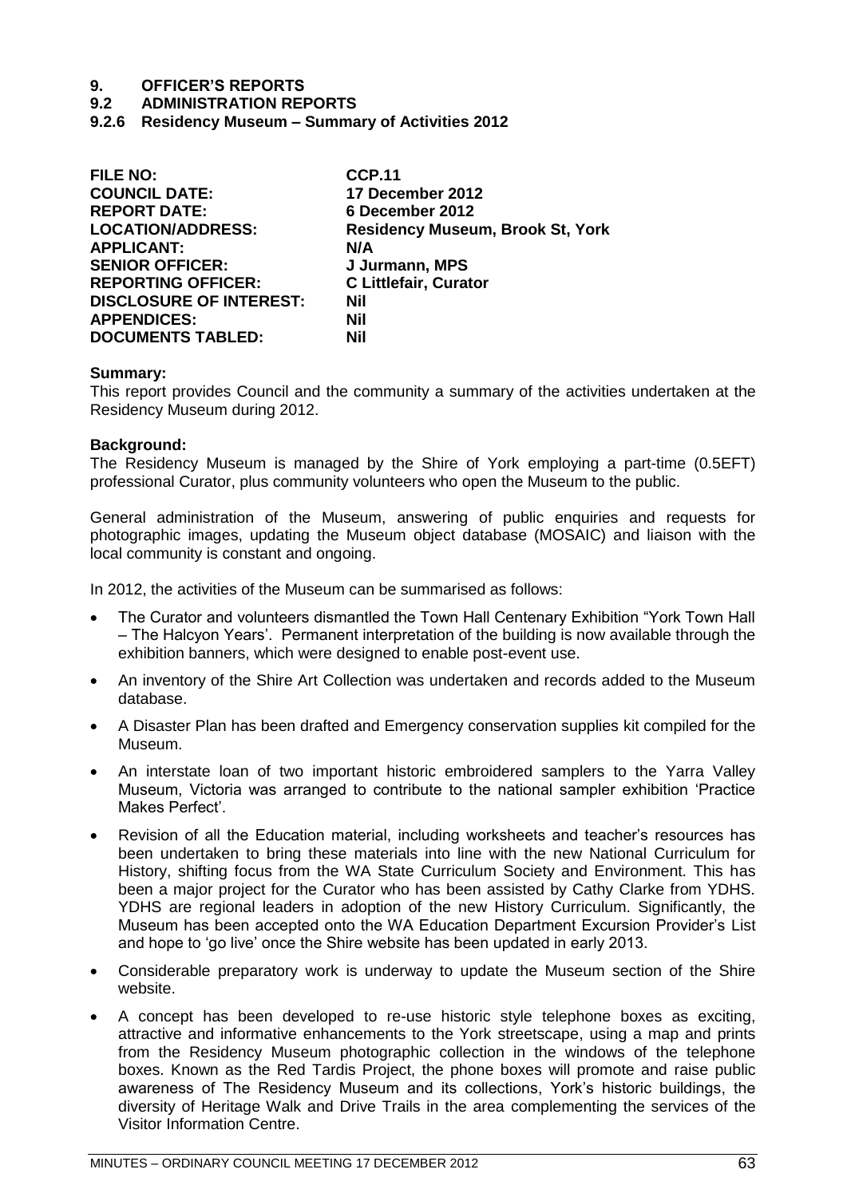# 9. OFFICER'S REPORTS

## 9.2 ADMINISTRATION REPORTS

### 9.2.6 Residency Museum – Summary of Activities 2012

| | |
|---|---|
| **FILE NO:** | **CCP.11** |
| **COUNCIL DATE:** | **17 December 2012** |
| **REPORT DATE:** | **6 December 2012** |
| **LOCATION/ADDRESS:** | **Residency Museum, Brook St, York** |
| **APPLICANT:** | **N/A** |
| **SENIOR OFFICER:** | **J Jurmann, MPS** |
| **REPORTING OFFICER:** | **C Littlefair, Curator** |
| **DISCLOSURE OF INTEREST:** | **Nil** |
| **APPENDICES:** | **Nil** |
| **DOCUMENTS TABLED:** | **Nil** |

**Summary:**

This report provides Council and the community a summary of the activities undertaken at the Residency Museum during 2012.

**Background:**

The Residency Museum is managed by the Shire of York employing a part-time (0.5EFT) professional Curator, plus community volunteers who open the Museum to the public.

General administration of the Museum, answering of public enquiries and requests for photographic images, updating the Museum object database (MOSAIC) and liaison with the local community is constant and ongoing.

In 2012, the activities of the Museum can be summarised as follows:

- The Curator and volunteers dismantled the Town Hall Centenary Exhibition "York Town Hall – The Halcyon Years'. Permanent interpretation of the building is now available through the exhibition banners, which were designed to enable post-event use.
- An inventory of the Shire Art Collection was undertaken and records added to the Museum database.
- A Disaster Plan has been drafted and Emergency conservation supplies kit compiled for the Museum.
- An interstate loan of two important historic embroidered samplers to the Yarra Valley Museum, Victoria was arranged to contribute to the national sampler exhibition 'Practice Makes Perfect'.
- Revision of all the Education material, including worksheets and teacher's resources has been undertaken to bring these materials into line with the new National Curriculum for History, shifting focus from the WA State Curriculum Society and Environment. This has been a major project for the Curator who has been assisted by Cathy Clarke from YDHS. YDHS are regional leaders in adoption of the new History Curriculum. Significantly, the Museum has been accepted onto the WA Education Department Excursion Provider's List and hope to 'go live' once the Shire website has been updated in early 2013.
- Considerable preparatory work is underway to update the Museum section of the Shire website.
- A concept has been developed to re-use historic style telephone boxes as exciting, attractive and informative enhancements to the York streetscape, using a map and prints from the Residency Museum photographic collection in the windows of the telephone boxes. Known as the Red Tardis Project, the phone boxes will promote and raise public awareness of The Residency Museum and its collections, York's historic buildings, the diversity of Heritage Walk and Drive Trails in the area complementing the services of the Visitor Information Centre.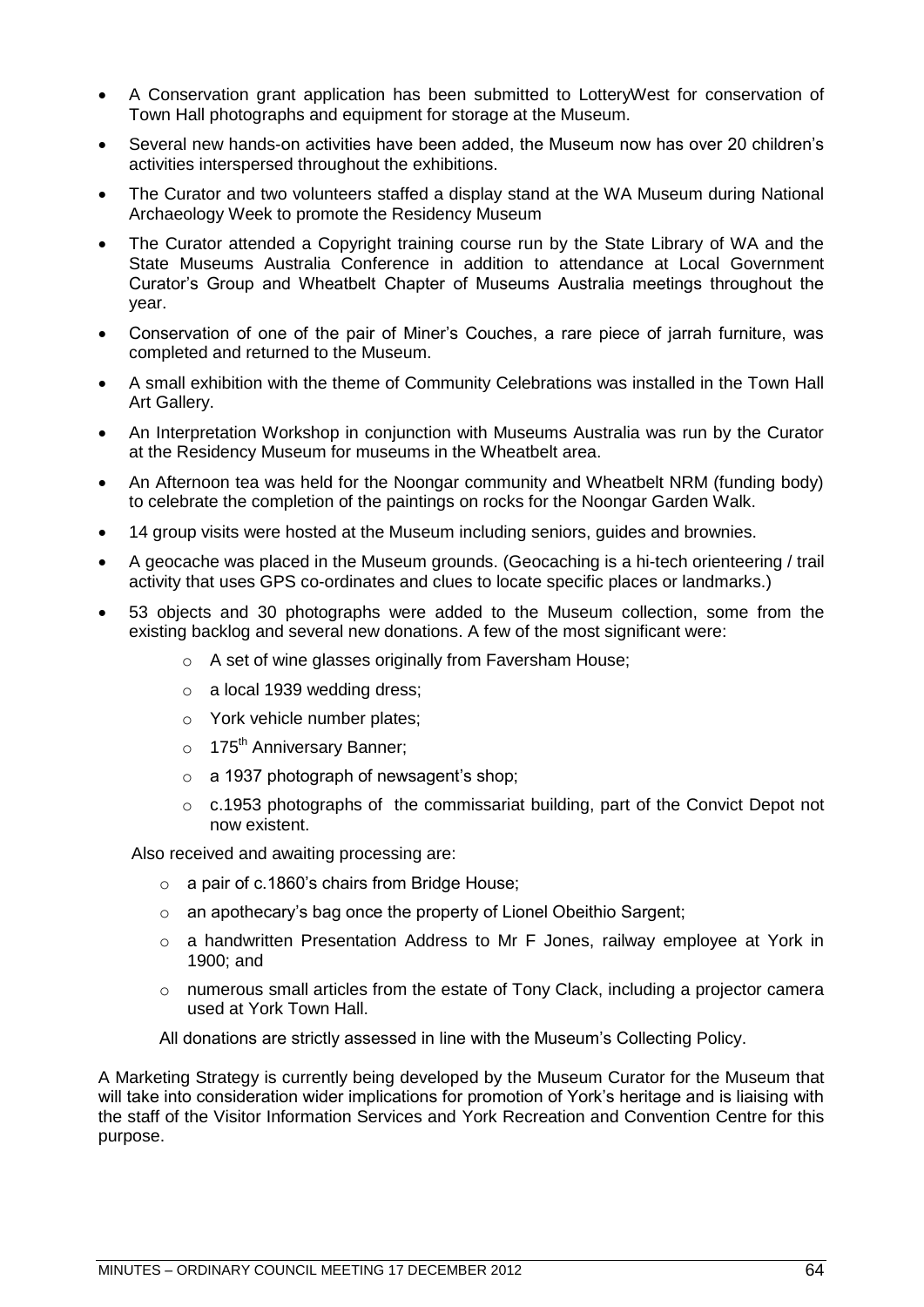- A Conservation grant application has been submitted to LotteryWest for conservation of Town Hall photographs and equipment for storage at the Museum.
- Several new hands-on activities have been added, the Museum now has over 20 children's activities interspersed throughout the exhibitions.
- The Curator and two volunteers staffed a display stand at the WA Museum during National Archaeology Week to promote the Residency Museum
- The Curator attended a Copyright training course run by the State Library of WA and the State Museums Australia Conference in addition to attendance at Local Government Curator's Group and Wheatbelt Chapter of Museums Australia meetings throughout the year.
- Conservation of one of the pair of Miner's Couches, a rare piece of jarrah furniture, was completed and returned to the Museum.
- A small exhibition with the theme of Community Celebrations was installed in the Town Hall Art Gallery.
- An Interpretation Workshop in conjunction with Museums Australia was run by the Curator at the Residency Museum for museums in the Wheatbelt area.
- An Afternoon tea was held for the Noongar community and Wheatbelt NRM (funding body) to celebrate the completion of the paintings on rocks for the Noongar Garden Walk.
- 14 group visits were hosted at the Museum including seniors, guides and brownies.
- A geocache was placed in the Museum grounds. (Geocaching is a hi-tech orienteering / trail activity that uses GPS co-ordinates and clues to locate specific places or landmarks.)
- 53 objects and 30 photographs were added to the Museum collection, some from the existing backlog and several new donations. A few of the most significant were:
  - A set of wine glasses originally from Faversham House;
  - a local 1939 wedding dress;
  - York vehicle number plates;
  - 175th Anniversary Banner;
  - a 1937 photograph of newsagent's shop;
  - c.1953 photographs of the commissariat building, part of the Convict Depot not now existent.

  Also received and awaiting processing are:

  - a pair of c.1860's chairs from Bridge House;
  - an apothecary's bag once the property of Lionel Obeithio Sargent;
  - a handwritten Presentation Address to Mr F Jones, railway employee at York in 1900; and
  - numerous small articles from the estate of Tony Clack, including a projector camera used at York Town Hall.

  All donations are strictly assessed in line with the Museum's Collecting Policy.

A Marketing Strategy is currently being developed by the Museum Curator for the Museum that will take into consideration wider implications for promotion of York's heritage and is liaising with the staff of the Visitor Information Services and York Recreation and Convention Centre for this purpose.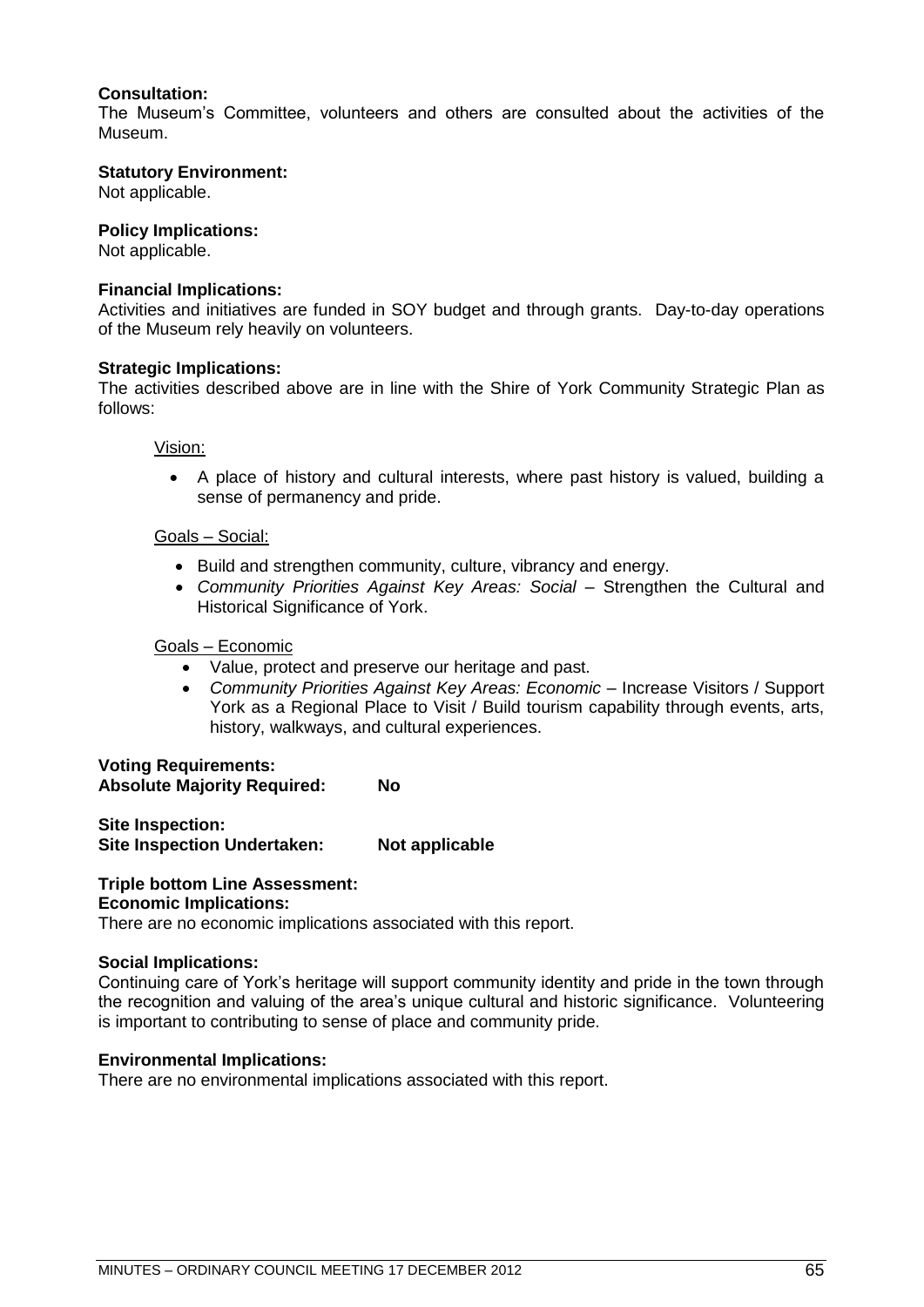**Consultation:**
The Museum's Committee, volunteers and others are consulted about the activities of the Museum.

**Statutory Environment:**
Not applicable.

**Policy Implications:**
Not applicable.

**Financial Implications:**
Activities and initiatives are funded in SOY budget and through grants. Day-to-day operations of the Museum rely heavily on volunteers.

**Strategic Implications:**
The activities described above are in line with the Shire of York Community Strategic Plan as follows:

Vision:

- A place of history and cultural interests, where past history is valued, building a sense of permanency and pride.

Goals – Social:

- Build and strengthen community, culture, vibrancy and energy.
- *Community Priorities Against Key Areas: Social* – Strengthen the Cultural and Historical Significance of York.

Goals – Economic

- Value, protect and preserve our heritage and past.
- *Community Priorities Against Key Areas: Economic* – Increase Visitors / Support York as a Regional Place to Visit / Build tourism capability through events, arts, history, walkways, and cultural experiences.

**Voting Requirements:**
**Absolute Majority Required: No**

**Site Inspection:**
**Site Inspection Undertaken: Not applicable**

**Triple bottom Line Assessment:**
**Economic Implications:**
There are no economic implications associated with this report.

**Social Implications:**
Continuing care of York's heritage will support community identity and pride in the town through the recognition and valuing of the area's unique cultural and historic significance. Volunteering is important to contributing to sense of place and community pride.

**Environmental Implications:**
There are no environmental implications associated with this report.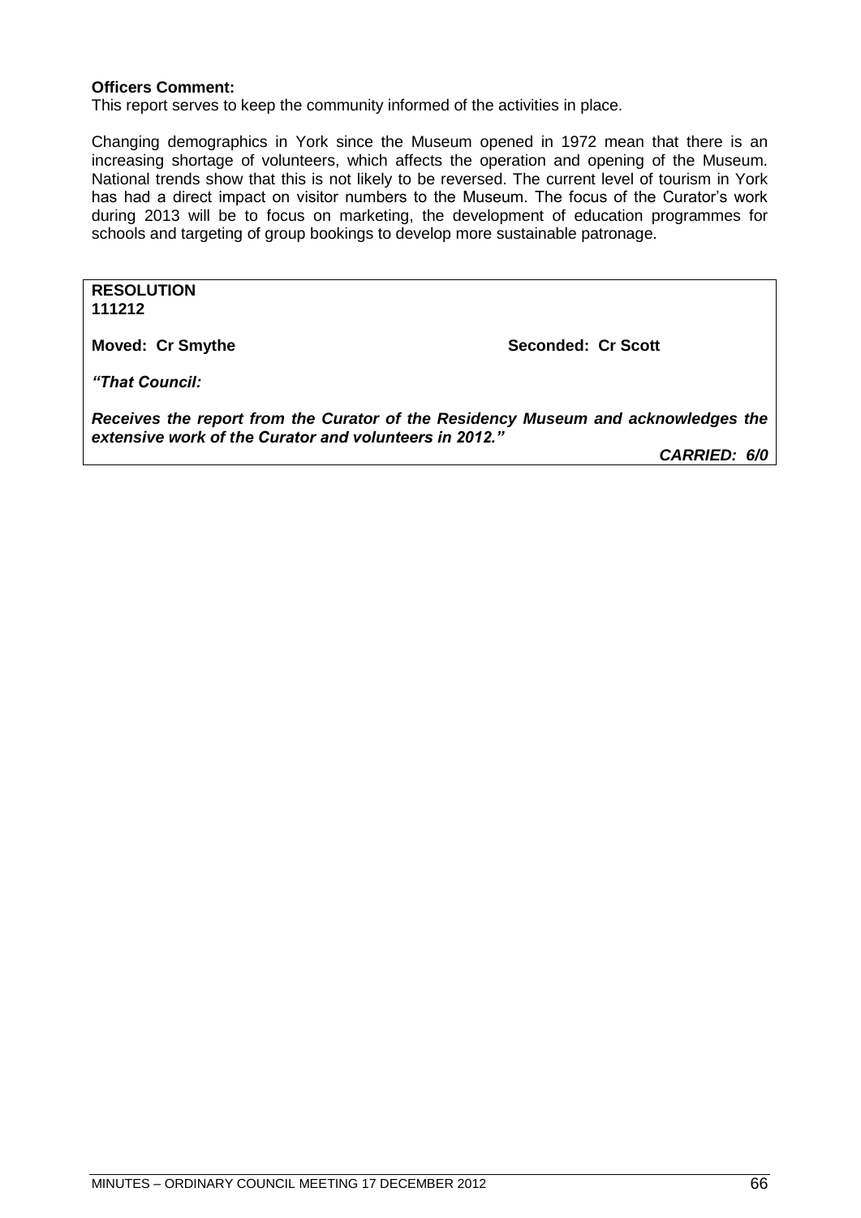**Officers Comment:**
This report serves to keep the community informed of the activities in place.

Changing demographics in York since the Museum opened in 1972 mean that there is an increasing shortage of volunteers, which affects the operation and opening of the Museum. National trends show that this is not likely to be reversed. The current level of tourism in York has had a direct impact on visitor numbers to the Museum. The focus of the Curator's work during 2013 will be to focus on marketing, the development of education programmes for schools and targeting of group bookings to develop more sustainable patronage.

**RESOLUTION**
**111212**

**Moved: Cr Smythe** **Seconded: Cr Scott**

***"That Council:***

***Receives the report from the Curator of the Residency Museum and acknowledges the extensive work of the Curator and volunteers in 2012."***

***CARRIED: 6/0***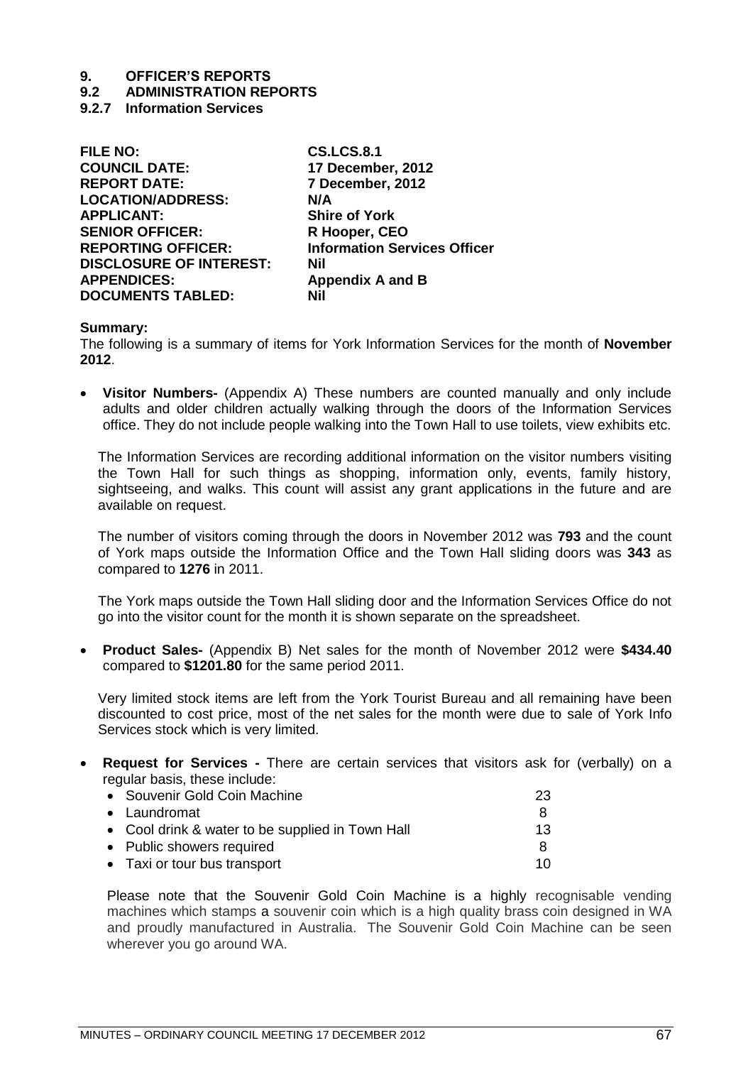# 9. OFFICER'S REPORTS

## 9.2 ADMINISTRATION REPORTS

### 9.2.7 Information Services

| | |
|---|---|
| **FILE NO:** | **CS.LCS.8.1** |
| **COUNCIL DATE:** | **17 December, 2012** |
| **REPORT DATE:** | **7 December, 2012** |
| **LOCATION/ADDRESS:** | **N/A** |
| **APPLICANT:** | **Shire of York** |
| **SENIOR OFFICER:** | **R Hooper, CEO** |
| **REPORTING OFFICER:** | **Information Services Officer** |
| **DISCLOSURE OF INTEREST:** | **Nil** |
| **APPENDICES:** | **Appendix A and B** |
| **DOCUMENTS TABLED:** | **Nil** |

**Summary:**

The following is a summary of items for York Information Services for the month of **November 2012**.

- **Visitor Numbers-** (Appendix A) These numbers are counted manually and only include adults and older children actually walking through the doors of the Information Services office. They do not include people walking into the Town Hall to use toilets, view exhibits etc.

  The Information Services are recording additional information on the visitor numbers visiting the Town Hall for such things as shopping, information only, events, family history, sightseeing, and walks. This count will assist any grant applications in the future and are available on request.

  The number of visitors coming through the doors in November 2012 was **793** and the count of York maps outside the Information Office and the Town Hall sliding doors was **343** as compared to **1276** in 2011.

  The York maps outside the Town Hall sliding door and the Information Services Office do not go into the visitor count for the month it is shown separate on the spreadsheet.

- **Product Sales-** (Appendix B) Net sales for the month of November 2012 were **$434.40** compared to **$1201.80** for the same period 2011.

  Very limited stock items are left from the York Tourist Bureau and all remaining have been discounted to cost price, most of the net sales for the month were due to sale of York Info Services stock which is very limited.

- **Request for Services -** There are certain services that visitors ask for (verbally) on a regular basis, these include:

| | |
|---|---|
| • Souvenir Gold Coin Machine | 23 |
| • Laundromat | 8 |
| • Cool drink & water to be supplied in Town Hall | 13 |
| • Public showers required | 8 |
| • Taxi or tour bus transport | 10 |

  Please note that the Souvenir Gold Coin Machine is a highly recognisable vending machines which stamps a souvenir coin which is a high quality brass coin designed in WA and proudly manufactured in Australia. The Souvenir Gold Coin Machine can be seen wherever you go around WA.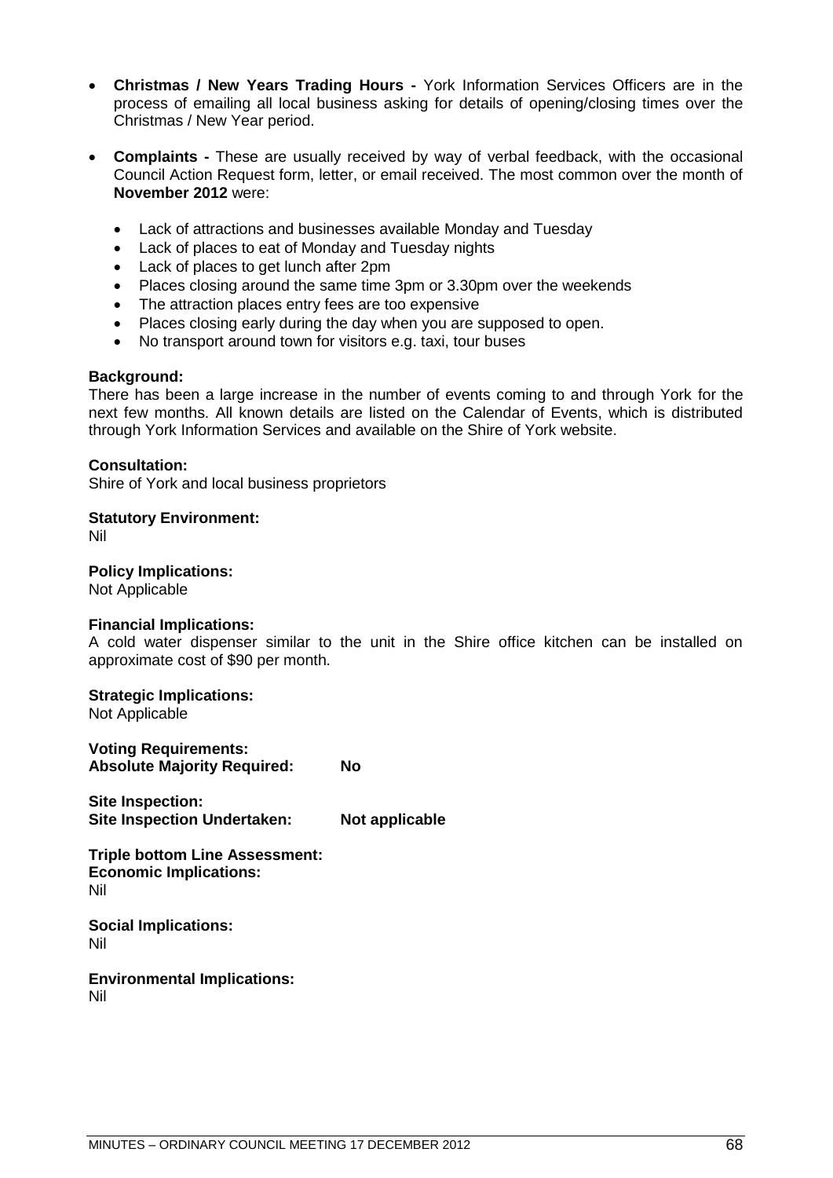- **Christmas / New Years Trading Hours -** York Information Services Officers are in the process of emailing all local business asking for details of opening/closing times over the Christmas / New Year period.

- **Complaints -** These are usually received by way of verbal feedback, with the occasional Council Action Request form, letter, or email received. The most common over the month of **November 2012** were:

  - Lack of attractions and businesses available Monday and Tuesday
  - Lack of places to eat of Monday and Tuesday nights
  - Lack of places to get lunch after 2pm
  - Places closing around the same time 3pm or 3.30pm over the weekends
  - The attraction places entry fees are too expensive
  - Places closing early during the day when you are supposed to open.
  - No transport around town for visitors e.g. taxi, tour buses

**Background:**
There has been a large increase in the number of events coming to and through York for the next few months. All known details are listed on the Calendar of Events, which is distributed through York Information Services and available on the Shire of York website.

**Consultation:**
Shire of York and local business proprietors

**Statutory Environment:**
Nil

**Policy Implications:**
Not Applicable

**Financial Implications:**
A cold water dispenser similar to the unit in the Shire office kitchen can be installed on approximate cost of $90 per month.

**Strategic Implications:**
Not Applicable

**Voting Requirements:**
**Absolute Majority Required: No**

**Site Inspection:**
**Site Inspection Undertaken: Not applicable**

**Triple bottom Line Assessment:**
**Economic Implications:**
Nil

**Social Implications:**
Nil

**Environmental Implications:**
Nil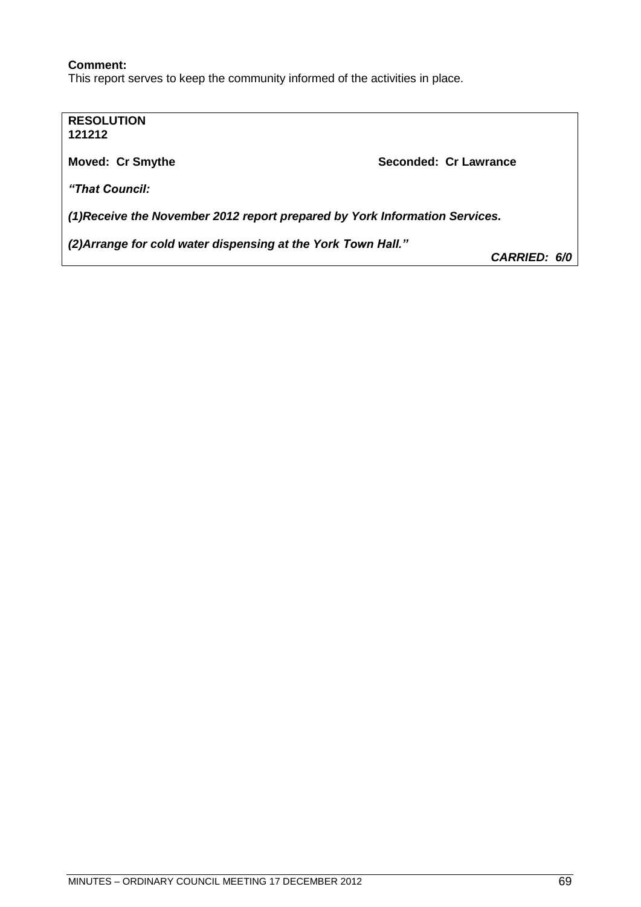**Comment:**
This report serves to keep the community informed of the activities in place.

**RESOLUTION**
**121212**

**Moved: Cr Smythe** **Seconded: Cr Lawrance**

***"That Council:***

***(1)Receive the November 2012 report prepared by York Information Services.***

***(2)Arrange for cold water dispensing at the York Town Hall."***

***CARRIED: 6/0***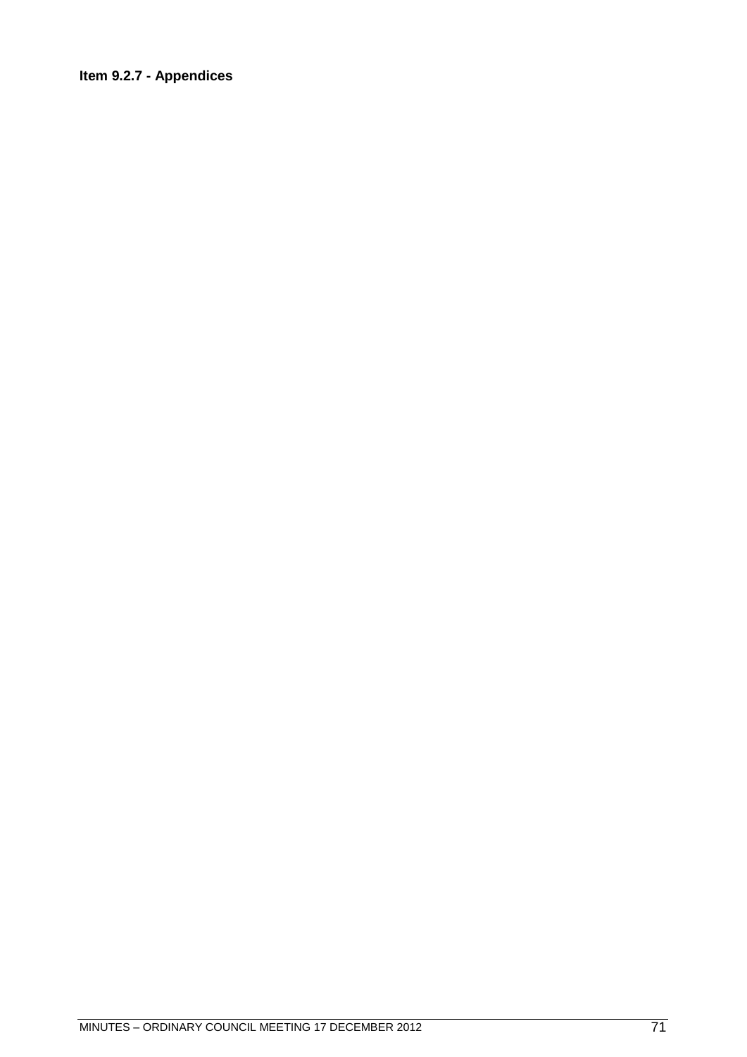**Item 9.2.7 - Appendices**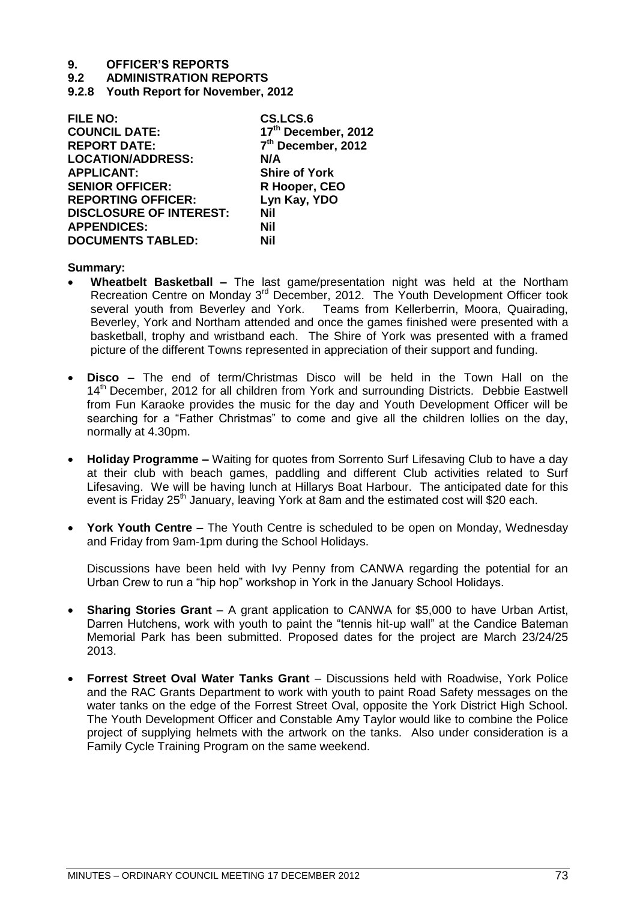# 9. OFFICER'S REPORTS

## 9.2 ADMINISTRATION REPORTS

### 9.2.8 Youth Report for November, 2012

| | |
|---|---|
| **FILE NO:** | **CS.LCS.6** |
| **COUNCIL DATE:** | **17th December, 2012** |
| **REPORT DATE:** | **7th December, 2012** |
| **LOCATION/ADDRESS:** | **N/A** |
| **APPLICANT:** | **Shire of York** |
| **SENIOR OFFICER:** | **R Hooper, CEO** |
| **REPORTING OFFICER:** | **Lyn Kay, YDO** |
| **DISCLOSURE OF INTEREST:** | **Nil** |
| **APPENDICES:** | **Nil** |
| **DOCUMENTS TABLED:** | **Nil** |

**Summary:**

- **Wheatbelt Basketball –** The last game/presentation night was held at the Northam Recreation Centre on Monday 3rd December, 2012. The Youth Development Officer took several youth from Beverley and York. Teams from Kellerberrin, Moora, Quairading, Beverley, York and Northam attended and once the games finished were presented with a basketball, trophy and wristband each. The Shire of York was presented with a framed picture of the different Towns represented in appreciation of their support and funding.

- **Disco –** The end of term/Christmas Disco will be held in the Town Hall on the 14th December, 2012 for all children from York and surrounding Districts. Debbie Eastwell from Fun Karaoke provides the music for the day and Youth Development Officer will be searching for a "Father Christmas" to come and give all the children lollies on the day, normally at 4.30pm.

- **Holiday Programme –** Waiting for quotes from Sorrento Surf Lifesaving Club to have a day at their club with beach games, paddling and different Club activities related to Surf Lifesaving. We will be having lunch at Hillarys Boat Harbour. The anticipated date for this event is Friday 25th January, leaving York at 8am and the estimated cost will $20 each.

- **York Youth Centre –** The Youth Centre is scheduled to be open on Monday, Wednesday and Friday from 9am-1pm during the School Holidays.

  Discussions have been held with Ivy Penny from CANWA regarding the potential for an Urban Crew to run a "hip hop" workshop in York in the January School Holidays.

- **Sharing Stories Grant** – A grant application to CANWA for $5,000 to have Urban Artist, Darren Hutchens, work with youth to paint the "tennis hit-up wall" at the Candice Bateman Memorial Park has been submitted. Proposed dates for the project are March 23/24/25 2013.

- **Forrest Street Oval Water Tanks Grant** – Discussions held with Roadwise, York Police and the RAC Grants Department to work with youth to paint Road Safety messages on the water tanks on the edge of the Forrest Street Oval, opposite the York District High School. The Youth Development Officer and Constable Amy Taylor would like to combine the Police project of supplying helmets with the artwork on the tanks. Also under consideration is a Family Cycle Training Program on the same weekend.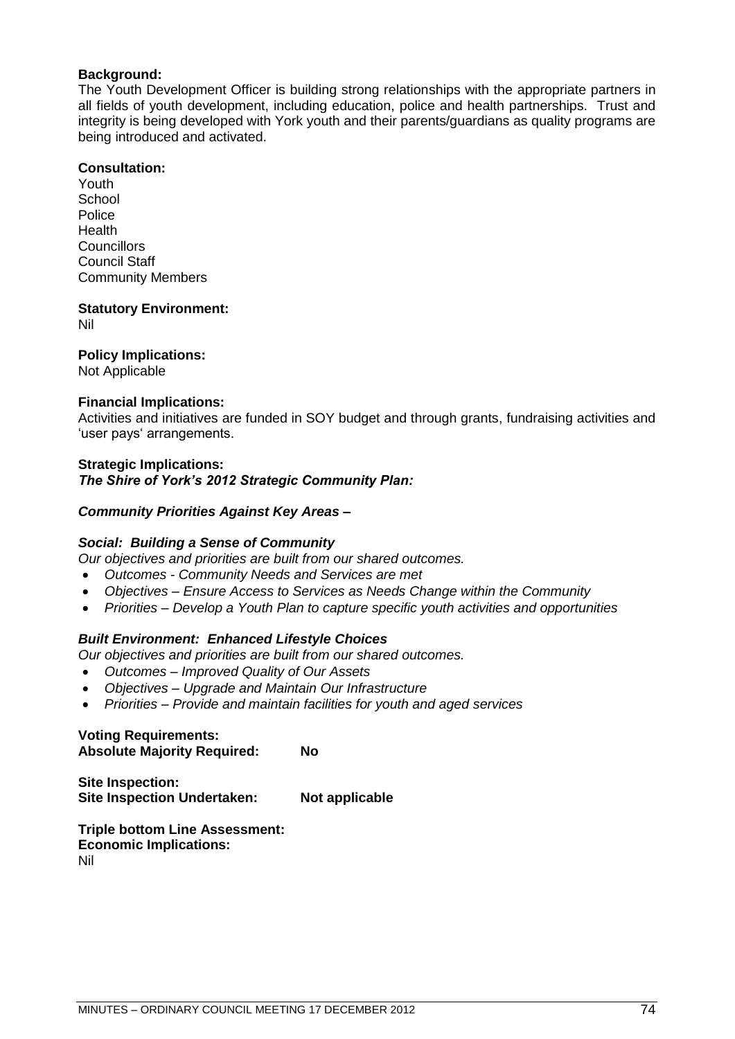**Background:**
The Youth Development Officer is building strong relationships with the appropriate partners in all fields of youth development, including education, police and health partnerships. Trust and integrity is being developed with York youth and their parents/guardians as quality programs are being introduced and activated.

**Consultation:**
Youth
School
Police
Health
Councillors
Council Staff
Community Members

**Statutory Environment:**
Nil

**Policy Implications:**
Not Applicable

**Financial Implications:**
Activities and initiatives are funded in SOY budget and through grants, fundraising activities and 'user pays' arrangements.

**Strategic Implications:**
***The Shire of York's 2012 Strategic Community Plan:***

***Community Priorities Against Key Areas –***

***Social: Building a Sense of Community***
*Our objectives and priorities are built from our shared outcomes.*

- *Outcomes - Community Needs and Services are met*
- *Objectives – Ensure Access to Services as Needs Change within the Community*
- *Priorities – Develop a Youth Plan to capture specific youth activities and opportunities*

***Built Environment: Enhanced Lifestyle Choices***
*Our objectives and priorities are built from our shared outcomes.*

- *Outcomes – Improved Quality of Our Assets*
- *Objectives – Upgrade and Maintain Our Infrastructure*
- *Priorities – Provide and maintain facilities for youth and aged services*

**Voting Requirements:**
**Absolute Majority Required: No**

**Site Inspection:**
**Site Inspection Undertaken: Not applicable**

**Triple bottom Line Assessment:**
**Economic Implications:**
Nil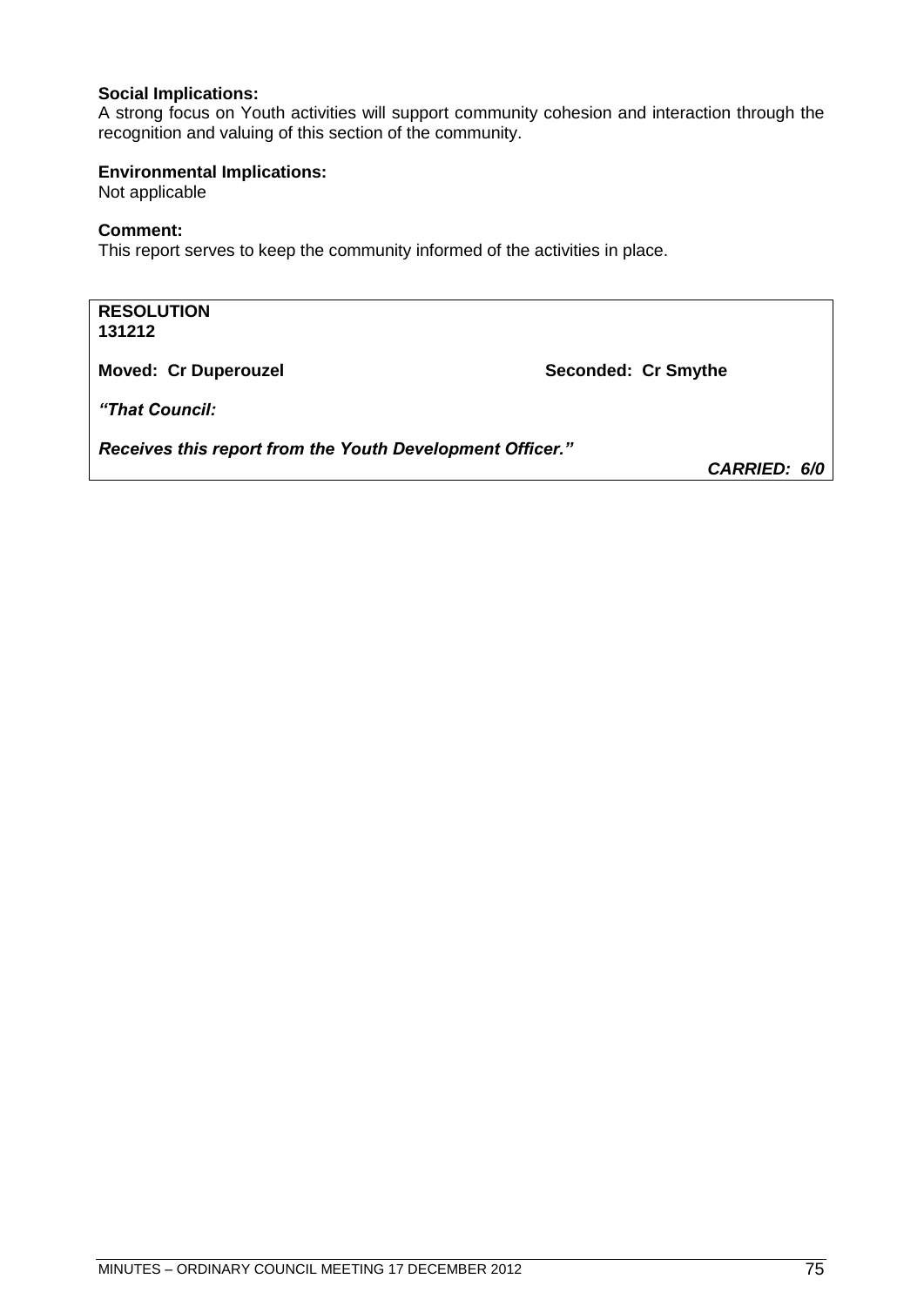**Social Implications:**
A strong focus on Youth activities will support community cohesion and interaction through the recognition and valuing of this section of the community.

**Environmental Implications:**
Not applicable

**Comment:**
This report serves to keep the community informed of the activities in place.

**RESOLUTION**
**131212**

**Moved: Cr Duperouzel** **Seconded: Cr Smythe**

***"That Council:***

***Receives this report from the Youth Development Officer."***

***CARRIED: 6/0***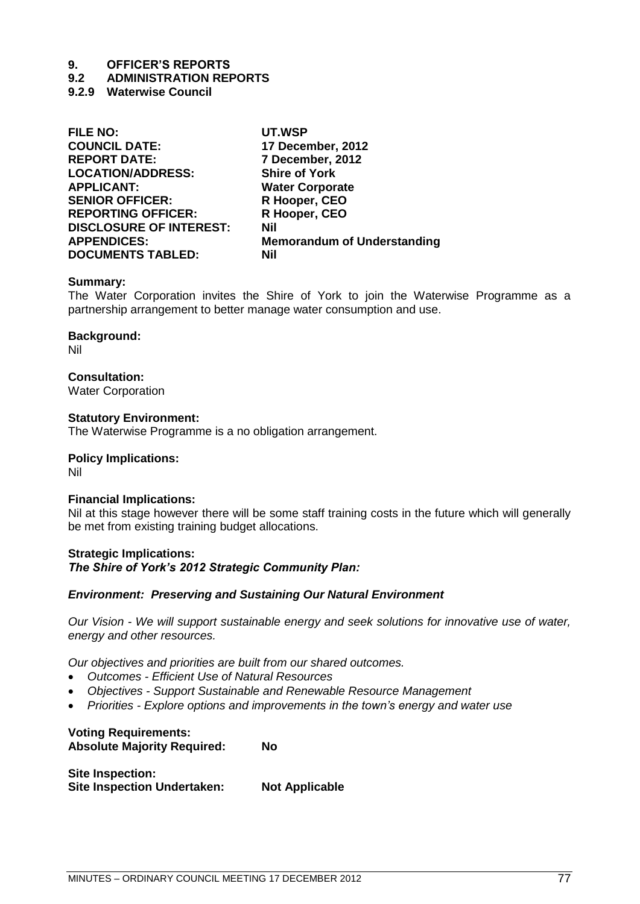# 9. OFFICER'S REPORTS

## 9.2 ADMINISTRATION REPORTS

### 9.2.9 Waterwise Council

| | |
|---|---|
| **FILE NO:** | **UT.WSP** |
| **COUNCIL DATE:** | **17 December, 2012** |
| **REPORT DATE:** | **7 December, 2012** |
| **LOCATION/ADDRESS:** | **Shire of York** |
| **APPLICANT:** | **Water Corporate** |
| **SENIOR OFFICER:** | **R Hooper, CEO** |
| **REPORTING OFFICER:** | **R Hooper, CEO** |
| **DISCLOSURE OF INTEREST:** | **Nil** |
| **APPENDICES:** | **Memorandum of Understanding** |
| **DOCUMENTS TABLED:** | **Nil** |

**Summary:**
The Water Corporation invites the Shire of York to join the Waterwise Programme as a partnership arrangement to better manage water consumption and use.

**Background:**
Nil

**Consultation:**
Water Corporation

**Statutory Environment:**
The Waterwise Programme is a no obligation arrangement.

**Policy Implications:**
Nil

**Financial Implications:**
Nil at this stage however there will be some staff training costs in the future which will generally be met from existing training budget allocations.

**Strategic Implications:**
***The Shire of York's 2012 Strategic Community Plan:***

***Environment: Preserving and Sustaining Our Natural Environment***

*Our Vision - We will support sustainable energy and seek solutions for innovative use of water, energy and other resources.*

*Our objectives and priorities are built from our shared outcomes.*

- *Outcomes - Efficient Use of Natural Resources*
- *Objectives - Support Sustainable and Renewable Resource Management*
- *Priorities - Explore options and improvements in the town's energy and water use*

**Voting Requirements:**
**Absolute Majority Required: No**

**Site Inspection:**
**Site Inspection Undertaken: Not Applicable**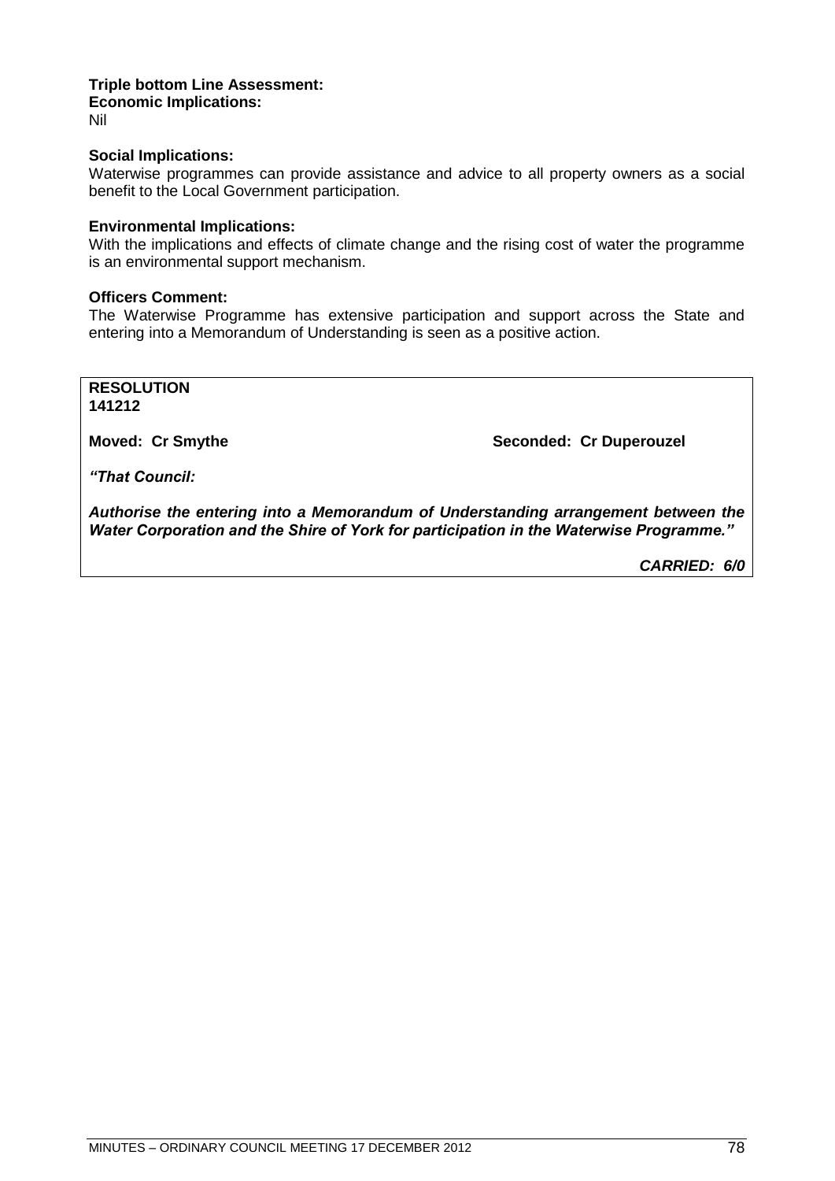**Triple bottom Line Assessment:**
**Economic Implications:**
Nil

**Social Implications:**
Waterwise programmes can provide assistance and advice to all property owners as a social benefit to the Local Government participation.

**Environmental Implications:**
With the implications and effects of climate change and the rising cost of water the programme is an environmental support mechanism.

**Officers Comment:**
The Waterwise Programme has extensive participation and support across the State and entering into a Memorandum of Understanding is seen as a positive action.

**RESOLUTION**
**141212**

**Moved: Cr Smythe** **Seconded: Cr Duperouzel**

***"That Council:***

***Authorise the entering into a Memorandum of Understanding arrangement between the Water Corporation and the Shire of York for participation in the Waterwise Programme."***

***CARRIED: 6/0***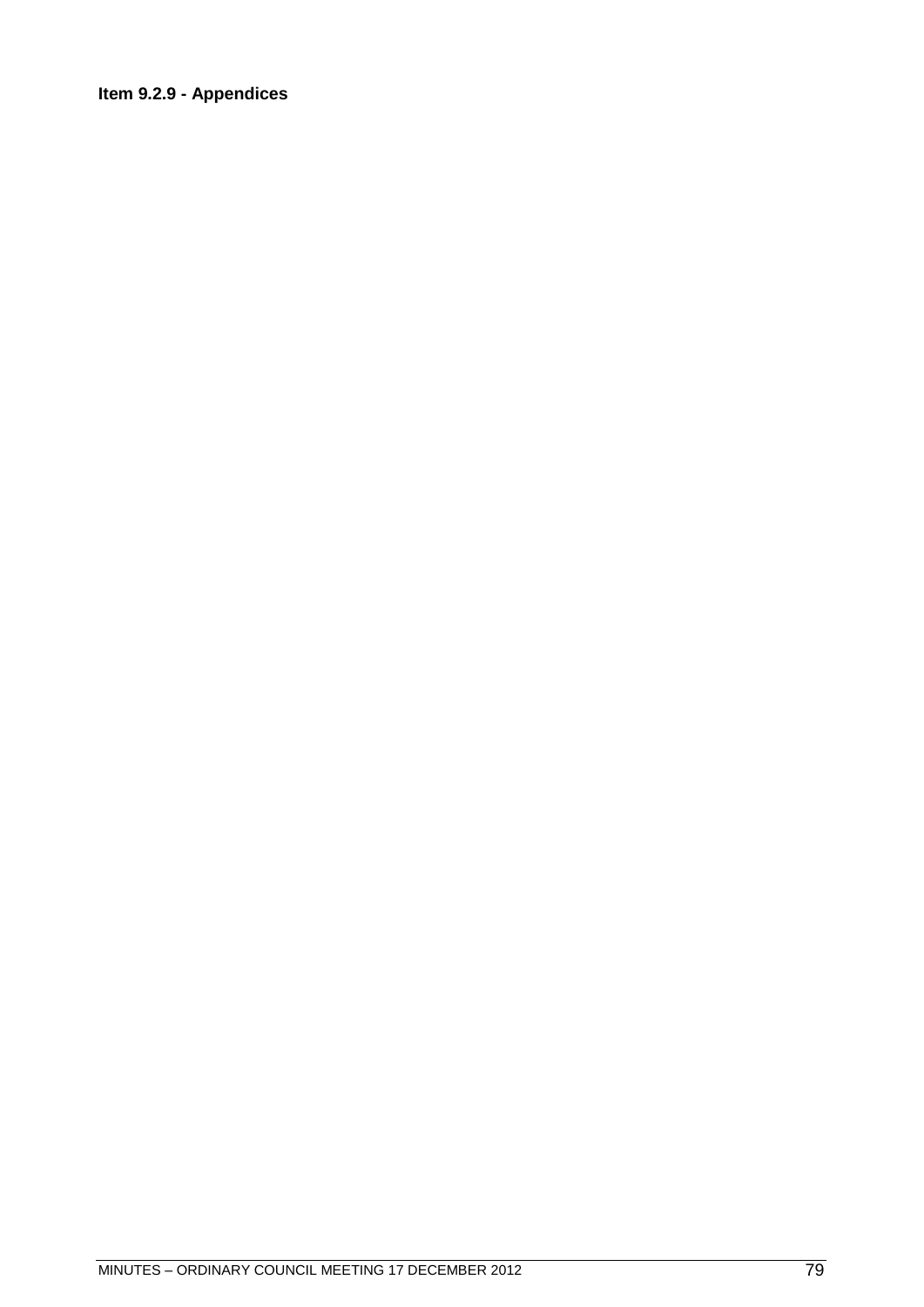**Item 9.2.9 - Appendices**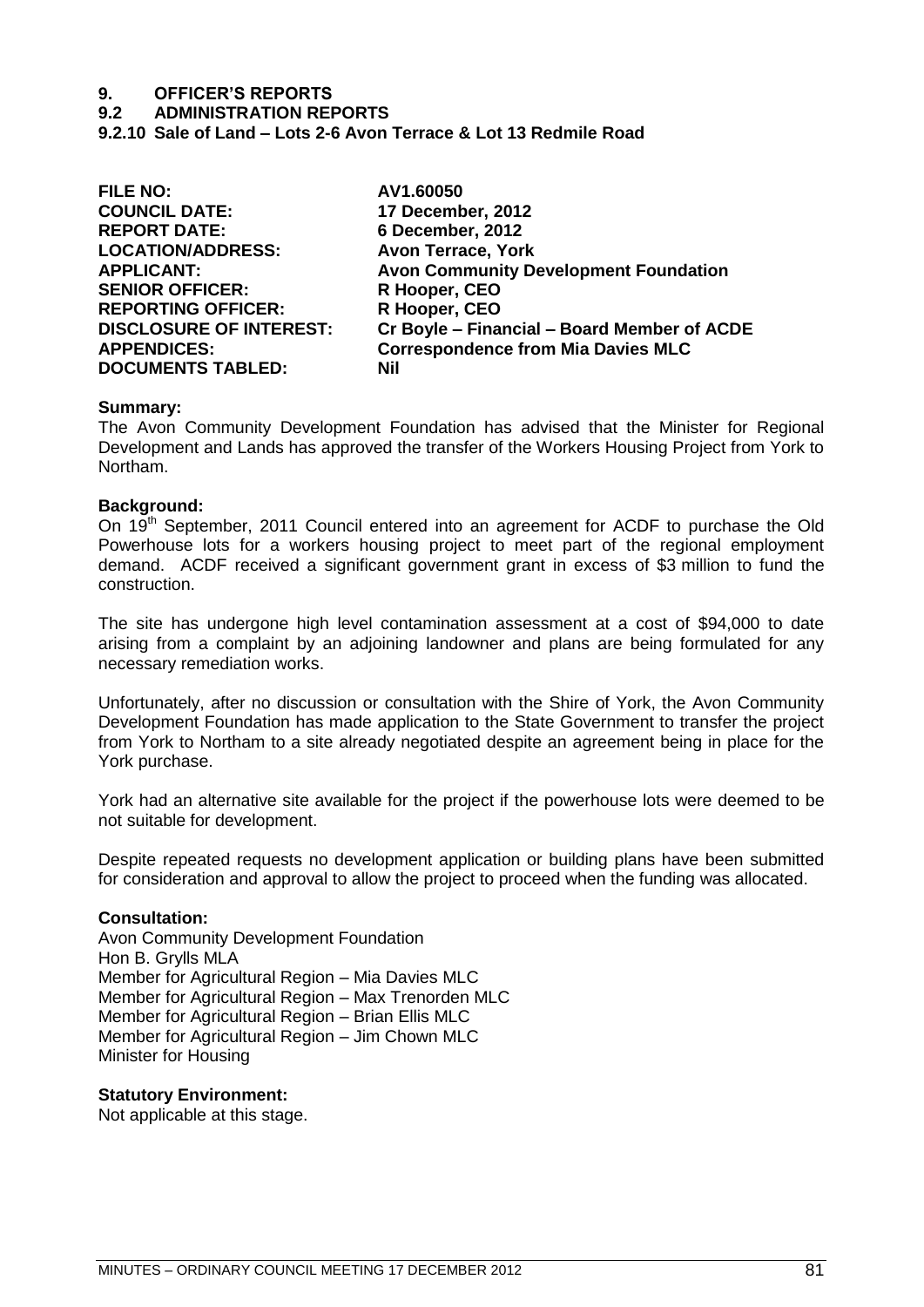# 9. OFFICER'S REPORTS

## 9.2 ADMINISTRATION REPORTS

### 9.2.10 Sale of Land – Lots 2-6 Avon Terrace & Lot 13 Redmile Road

| | |
|---|---|
| **FILE NO:** | **AV1.60050** |
| **COUNCIL DATE:** | **17 December, 2012** |
| **REPORT DATE:** | **6 December, 2012** |
| **LOCATION/ADDRESS:** | **Avon Terrace, York** |
| **APPLICANT:** | **Avon Community Development Foundation** |
| **SENIOR OFFICER:** | **R Hooper, CEO** |
| **REPORTING OFFICER:** | **R Hooper, CEO** |
| **DISCLOSURE OF INTEREST:** | **Cr Boyle – Financial – Board Member of ACDE** |
| **APPENDICES:** | **Correspondence from Mia Davies MLC** |
| **DOCUMENTS TABLED:** | **Nil** |

**Summary:**

The Avon Community Development Foundation has advised that the Minister for Regional Development and Lands has approved the transfer of the Workers Housing Project from York to Northam.

**Background:**

On 19th September, 2011 Council entered into an agreement for ACDF to purchase the Old Powerhouse lots for a workers housing project to meet part of the regional employment demand. ACDF received a significant government grant in excess of $3 million to fund the construction.

The site has undergone high level contamination assessment at a cost of $94,000 to date arising from a complaint by an adjoining landowner and plans are being formulated for any necessary remediation works.

Unfortunately, after no discussion or consultation with the Shire of York, the Avon Community Development Foundation has made application to the State Government to transfer the project from York to Northam to a site already negotiated despite an agreement being in place for the York purchase.

York had an alternative site available for the project if the powerhouse lots were deemed to be not suitable for development.

Despite repeated requests no development application or building plans have been submitted for consideration and approval to allow the project to proceed when the funding was allocated.

**Consultation:**

Avon Community Development Foundation
Hon B. Grylls MLA
Member for Agricultural Region – Mia Davies MLC
Member for Agricultural Region – Max Trenorden MLC
Member for Agricultural Region – Brian Ellis MLC
Member for Agricultural Region – Jim Chown MLC
Minister for Housing

**Statutory Environment:**

Not applicable at this stage.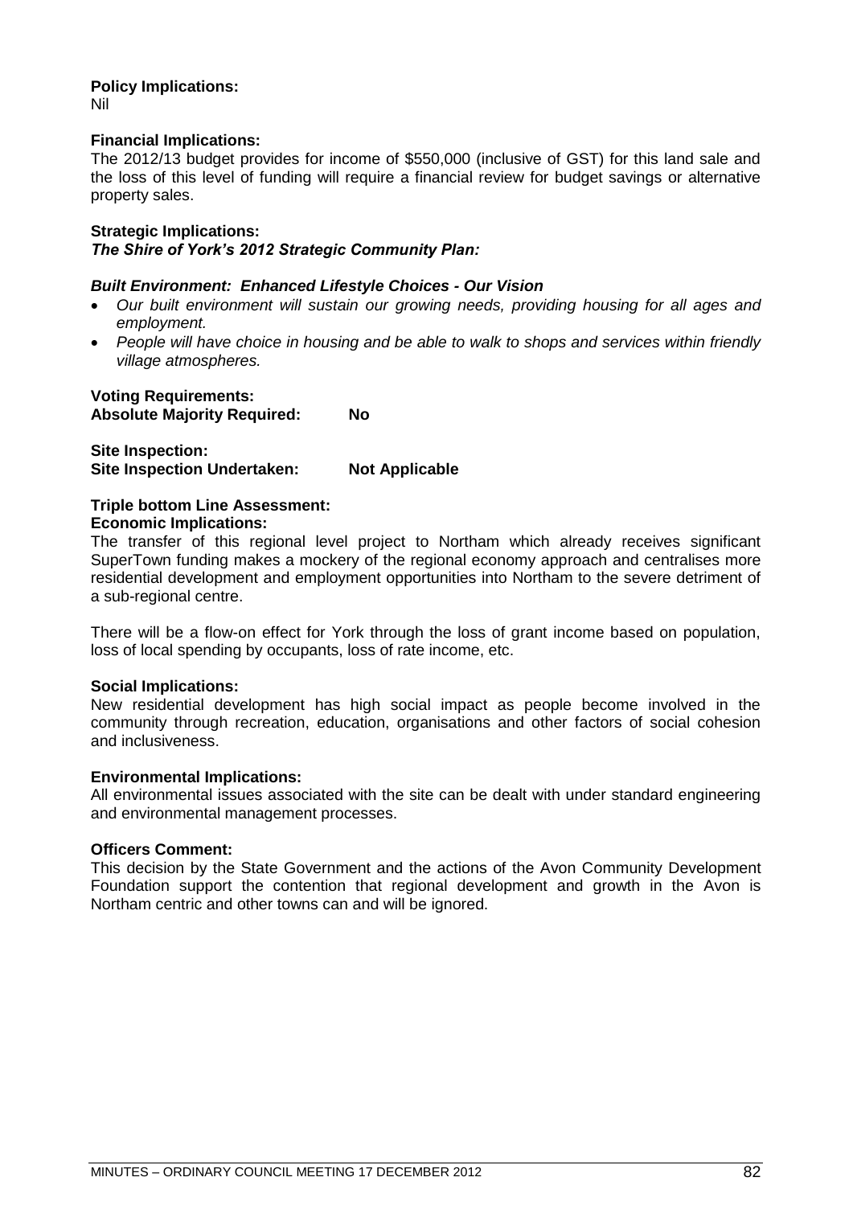**Policy Implications:**
Nil

**Financial Implications:**
The 2012/13 budget provides for income of $550,000 (inclusive of GST) for this land sale and the loss of this level of funding will require a financial review for budget savings or alternative property sales.

**Strategic Implications:**
***The Shire of York's 2012 Strategic Community Plan:***

***Built Environment: Enhanced Lifestyle Choices - Our Vision***

- *Our built environment will sustain our growing needs, providing housing for all ages and employment.*
- *People will have choice in housing and be able to walk to shops and services within friendly village atmospheres.*

**Voting Requirements:**
**Absolute Majority Required: No**

**Site Inspection:**
**Site Inspection Undertaken: Not Applicable**

**Triple bottom Line Assessment:**
**Economic Implications:**
The transfer of this regional level project to Northam which already receives significant SuperTown funding makes a mockery of the regional economy approach and centralises more residential development and employment opportunities into Northam to the severe detriment of a sub-regional centre.

There will be a flow-on effect for York through the loss of grant income based on population, loss of local spending by occupants, loss of rate income, etc.

**Social Implications:**
New residential development has high social impact as people become involved in the community through recreation, education, organisations and other factors of social cohesion and inclusiveness.

**Environmental Implications:**
All environmental issues associated with the site can be dealt with under standard engineering and environmental management processes.

**Officers Comment:**
This decision by the State Government and the actions of the Avon Community Development Foundation support the contention that regional development and growth in the Avon is Northam centric and other towns can and will be ignored.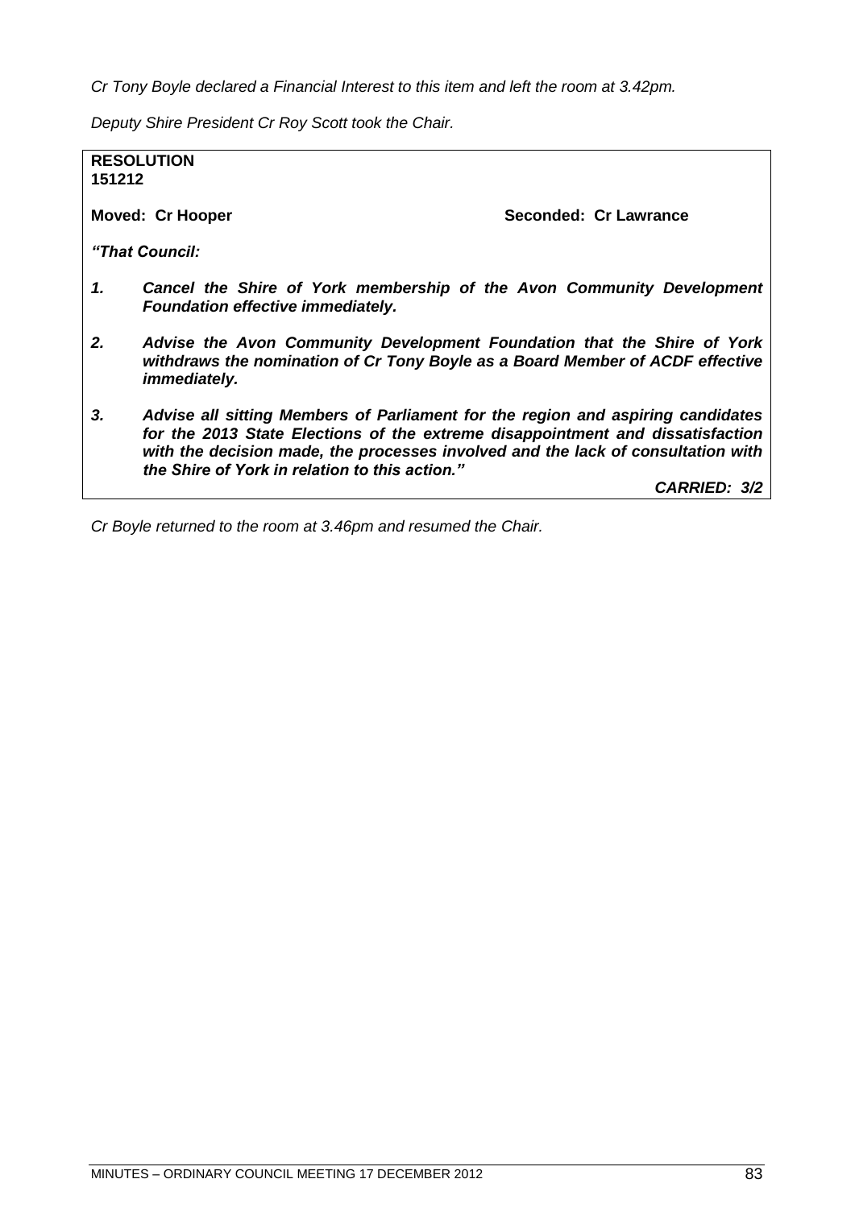*Cr Tony Boyle declared a Financial Interest to this item and left the room at 3.42pm.*

*Deputy Shire President Cr Roy Scott took the Chair.*

**RESOLUTION**
**151212**

**Moved: Cr Hooper** **Seconded: Cr Lawrance**

***"That Council:***

1. ***Cancel the Shire of York membership of the Avon Community Development Foundation effective immediately.***

2. ***Advise the Avon Community Development Foundation that the Shire of York withdraws the nomination of Cr Tony Boyle as a Board Member of ACDF effective immediately.***

3. ***Advise all sitting Members of Parliament for the region and aspiring candidates for the 2013 State Elections of the extreme disappointment and dissatisfaction with the decision made, the processes involved and the lack of consultation with the Shire of York in relation to this action."***

***CARRIED: 3/2***

*Cr Boyle returned to the room at 3.46pm and resumed the Chair.*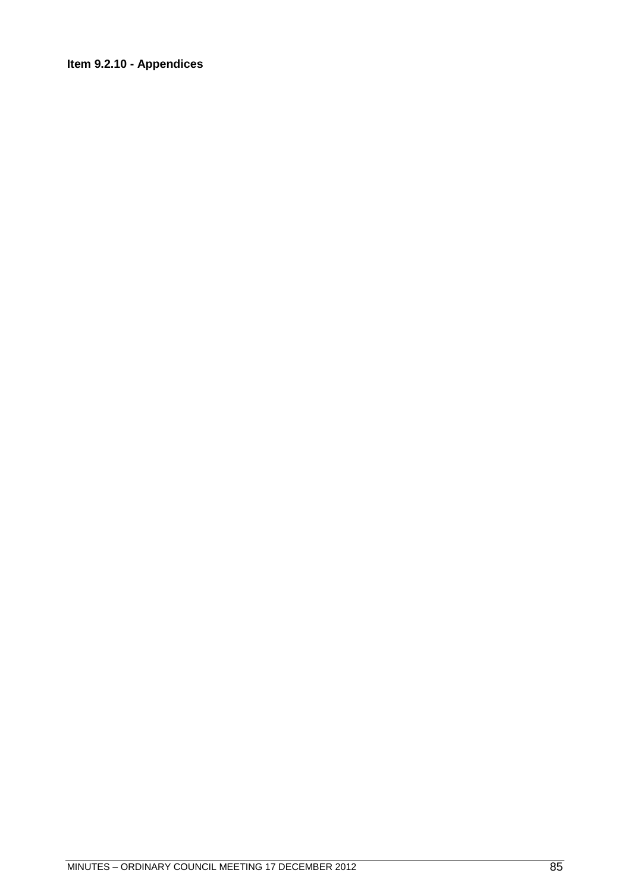**Item 9.2.10 - Appendices**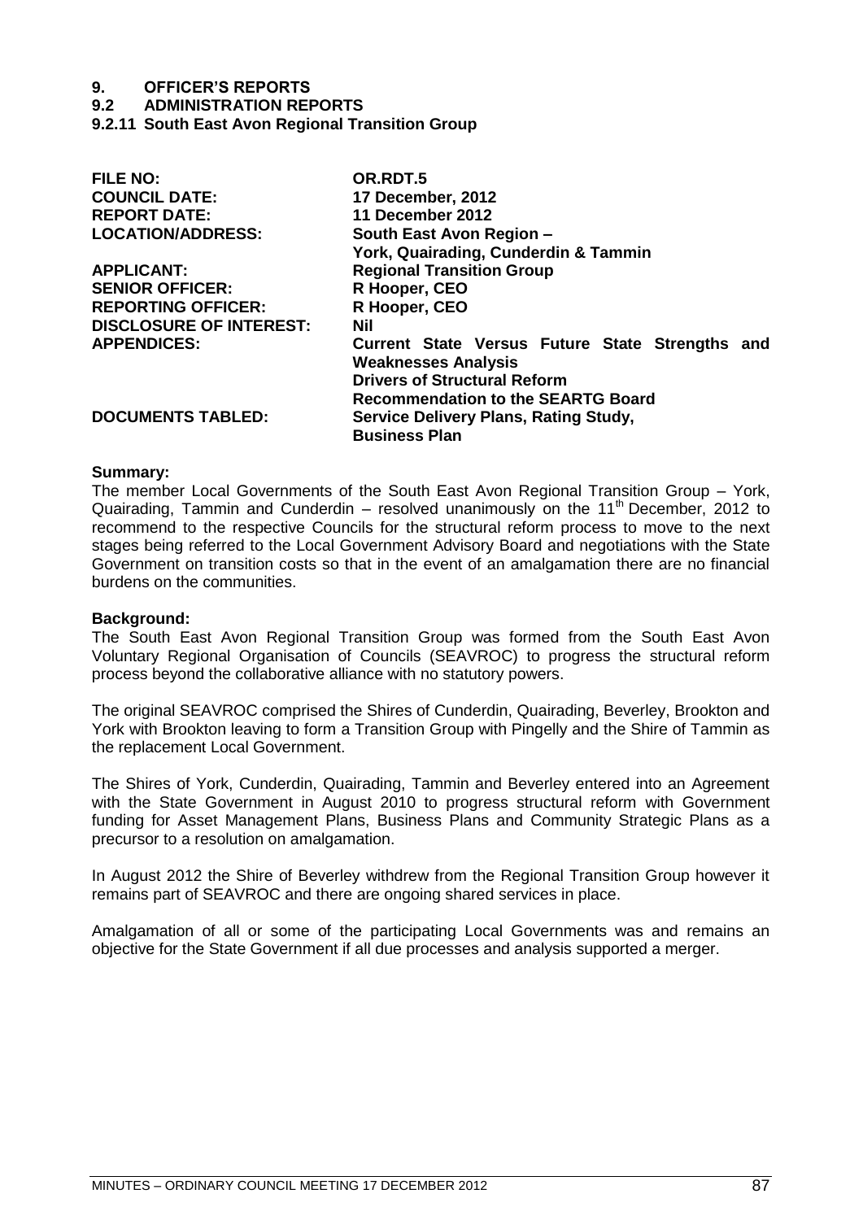# 9. OFFICER'S REPORTS

## 9.2 ADMINISTRATION REPORTS

### 9.2.11 South East Avon Regional Transition Group

| | |
|---|---|
| **FILE NO:** | **OR.RDT.5** |
| **COUNCIL DATE:** | **17 December, 2012** |
| **REPORT DATE:** | **11 December 2012** |
| **LOCATION/ADDRESS:** | **South East Avon Region – York, Quairading, Cunderdin & Tammin** |
| **APPLICANT:** | **Regional Transition Group** |
| **SENIOR OFFICER:** | **R Hooper, CEO** |
| **REPORTING OFFICER:** | **R Hooper, CEO** |
| **DISCLOSURE OF INTEREST:** | **Nil** |
| **APPENDICES:** | **Current State Versus Future State Strengths and Weaknesses Analysis**<br>**Drivers of Structural Reform**<br>**Recommendation to the SEARTG Board** |
| **DOCUMENTS TABLED:** | **Service Delivery Plans, Rating Study, Business Plan** |

**Summary:**

The member Local Governments of the South East Avon Regional Transition Group – York, Quairading, Tammin and Cunderdin – resolved unanimously on the 11th December, 2012 to recommend to the respective Councils for the structural reform process to move to the next stages being referred to the Local Government Advisory Board and negotiations with the State Government on transition costs so that in the event of an amalgamation there are no financial burdens on the communities.

**Background:**

The South East Avon Regional Transition Group was formed from the South East Avon Voluntary Regional Organisation of Councils (SEAVROC) to progress the structural reform process beyond the collaborative alliance with no statutory powers.

The original SEAVROC comprised the Shires of Cunderdin, Quairading, Beverley, Brookton and York with Brookton leaving to form a Transition Group with Pingelly and the Shire of Tammin as the replacement Local Government.

The Shires of York, Cunderdin, Quairading, Tammin and Beverley entered into an Agreement with the State Government in August 2010 to progress structural reform with Government funding for Asset Management Plans, Business Plans and Community Strategic Plans as a precursor to a resolution on amalgamation.

In August 2012 the Shire of Beverley withdrew from the Regional Transition Group however it remains part of SEAVROC and there are ongoing shared services in place.

Amalgamation of all or some of the participating Local Governments was and remains an objective for the State Government if all due processes and analysis supported a merger.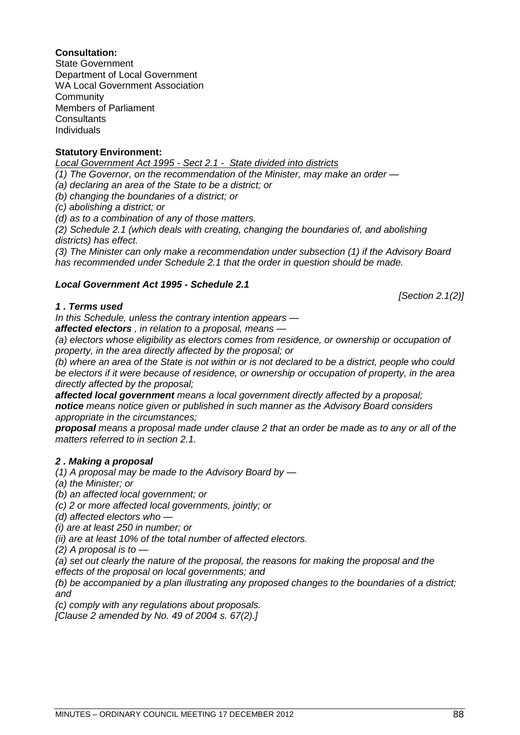**Consultation:**
State Government
Department of Local Government
WA Local Government Association
Community
Members of Parliament
Consultants
Individuals

**Statutory Environment:**

*Local Government Act 1995 - Sect 2.1 - State divided into districts*

*(1) The Governor, on the recommendation of the Minister, may make an order —*

*(a) declaring an area of the State to be a district; or*

*(b) changing the boundaries of a district; or*

*(c) abolishing a district; or*

*(d) as to a combination of any of those matters.*

*(2) Schedule 2.1 (which deals with creating, changing the boundaries of, and abolishing districts) has effect.*

*(3) The Minister can only make a recommendation under subsection (1) if the Advisory Board has recommended under Schedule 2.1 that the order in question should be made.*

***Local Government Act 1995 - Schedule 2.1***

*[Section 2.1(2)]*

***1 . Terms used***

*In this Schedule, unless the contrary intention appears —*

***affected electors*** *, in relation to a proposal, means —*

*(a) electors whose eligibility as electors comes from residence, or ownership or occupation of property, in the area directly affected by the proposal; or*

*(b) where an area of the State is not within or is not declared to be a district, people who could be electors if it were because of residence, or ownership or occupation of property, in the area directly affected by the proposal;*

***affected local government*** *means a local government directly affected by a proposal;*

***notice*** *means notice given or published in such manner as the Advisory Board considers appropriate in the circumstances;*

***proposal*** *means a proposal made under clause 2 that an order be made as to any or all of the matters referred to in section 2.1.*

***2 . Making a proposal***

*(1) A proposal may be made to the Advisory Board by —*

*(a) the Minister; or*

*(b) an affected local government; or*

*(c) 2 or more affected local governments, jointly; or*

*(d) affected electors who —*

*(i) are at least 250 in number; or*

*(ii) are at least 10% of the total number of affected electors.*

*(2) A proposal is to —*

*(a) set out clearly the nature of the proposal, the reasons for making the proposal and the effects of the proposal on local governments; and*

*(b) be accompanied by a plan illustrating any proposed changes to the boundaries of a district; and*

*(c) comply with any regulations about proposals.*

*[Clause 2 amended by No. 49 of 2004 s. 67(2).]*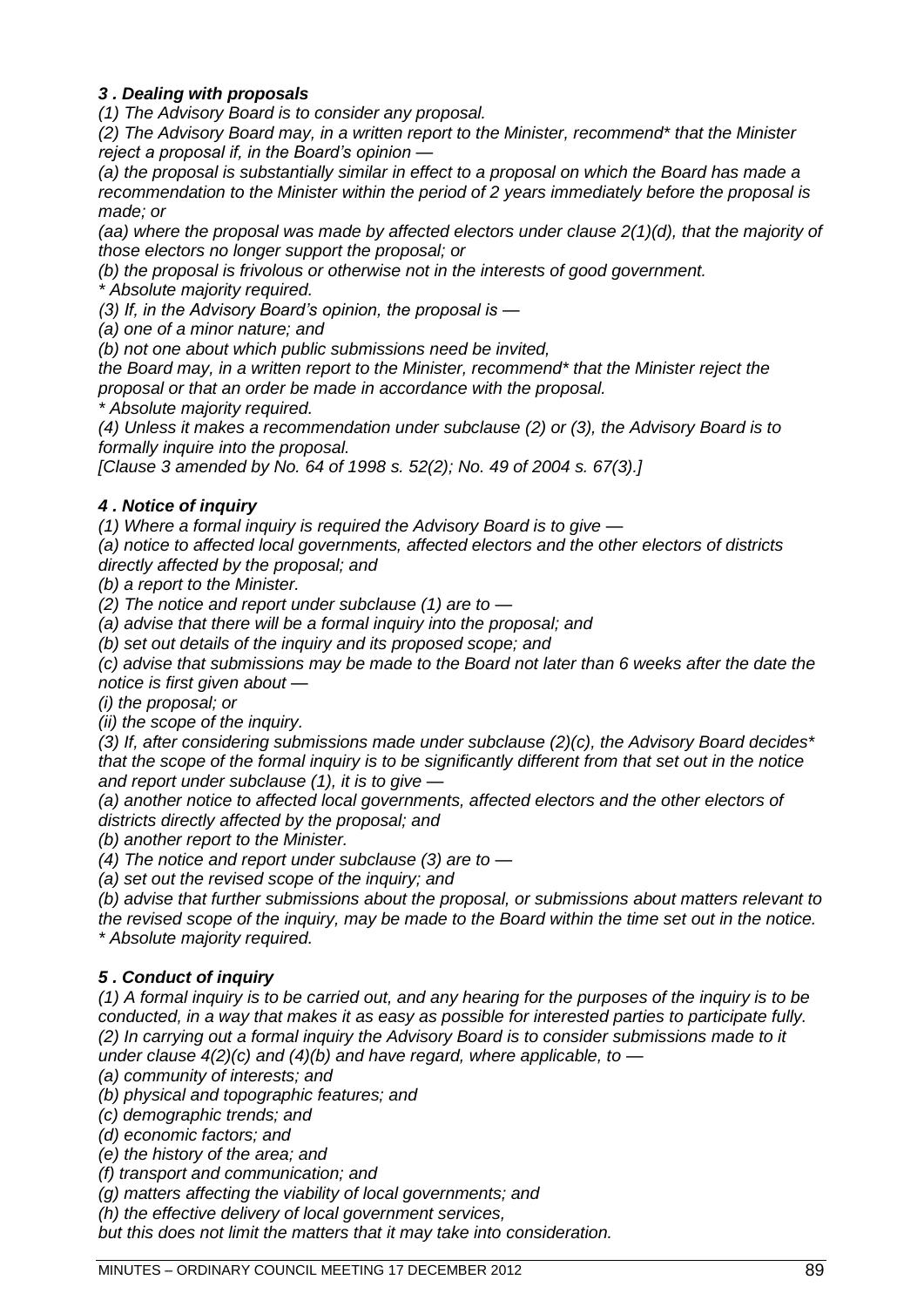***3 . Dealing with proposals***

*(1) The Advisory Board is to consider any proposal.*

*(2) The Advisory Board may, in a written report to the Minister, recommend* that the Minister reject a proposal if, in the Board's opinion —*

*(a) the proposal is substantially similar in effect to a proposal on which the Board has made a recommendation to the Minister within the period of 2 years immediately before the proposal is made; or*

*(aa) where the proposal was made by affected electors under clause 2(1)(d), that the majority of those electors no longer support the proposal; or*

*(b) the proposal is frivolous or otherwise not in the interests of good government.*

*\* Absolute majority required.*

*(3) If, in the Advisory Board's opinion, the proposal is —*

*(a) one of a minor nature; and*

*(b) not one about which public submissions need be invited,*

*the Board may, in a written report to the Minister, recommend* that the Minister reject the proposal or that an order be made in accordance with the proposal.*

*\* Absolute majority required.*

*(4) Unless it makes a recommendation under subclause (2) or (3), the Advisory Board is to formally inquire into the proposal.*

*[Clause 3 amended by No. 64 of 1998 s. 52(2); No. 49 of 2004 s. 67(3).]*

***4 . Notice of inquiry***

*(1) Where a formal inquiry is required the Advisory Board is to give —*

*(a) notice to affected local governments, affected electors and the other electors of districts directly affected by the proposal; and*

*(b) a report to the Minister.*

*(2) The notice and report under subclause (1) are to —*

*(a) advise that there will be a formal inquiry into the proposal; and*

*(b) set out details of the inquiry and its proposed scope; and*

*(c) advise that submissions may be made to the Board not later than 6 weeks after the date the notice is first given about —*

*(i) the proposal; or*

*(ii) the scope of the inquiry.*

*(3) If, after considering submissions made under subclause (2)(c), the Advisory Board decides* that the scope of the formal inquiry is to be significantly different from that set out in the notice and report under subclause (1), it is to give —*

*(a) another notice to affected local governments, affected electors and the other electors of districts directly affected by the proposal; and*

*(b) another report to the Minister.*

*(4) The notice and report under subclause (3) are to —*

*(a) set out the revised scope of the inquiry; and*

*(b) advise that further submissions about the proposal, or submissions about matters relevant to the revised scope of the inquiry, may be made to the Board within the time set out in the notice.*

*\* Absolute majority required.*

***5 . Conduct of inquiry***

*(1) A formal inquiry is to be carried out, and any hearing for the purposes of the inquiry is to be conducted, in a way that makes it as easy as possible for interested parties to participate fully.*

*(2) In carrying out a formal inquiry the Advisory Board is to consider submissions made to it under clause 4(2)(c) and (4)(b) and have regard, where applicable, to —*

*(a) community of interests; and*

*(b) physical and topographic features; and*

*(c) demographic trends; and*

*(d) economic factors; and*

*(e) the history of the area; and*

*(f) transport and communication; and*

*(g) matters affecting the viability of local governments; and*

*(h) the effective delivery of local government services,*

*but this does not limit the matters that it may take into consideration.*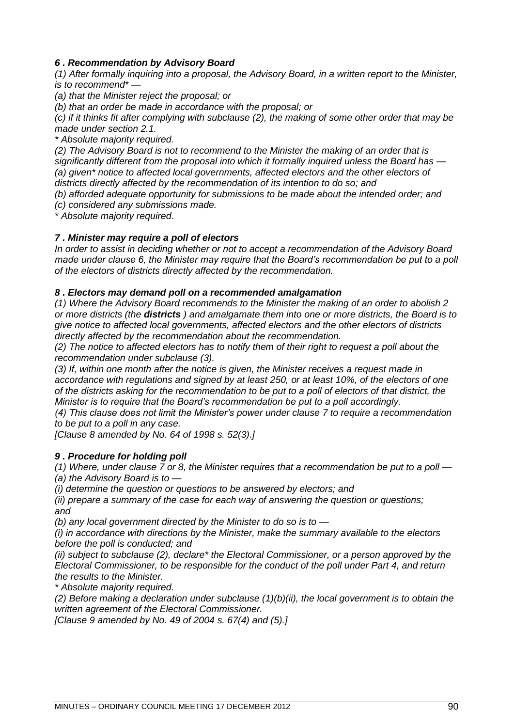***6 . Recommendation by Advisory Board***

*(1) After formally inquiring into a proposal, the Advisory Board, in a written report to the Minister, is to recommend* —*

*(a) that the Minister reject the proposal; or*

*(b) that an order be made in accordance with the proposal; or*

*(c) if it thinks fit after complying with subclause (2), the making of some other order that may be made under section 2.1.*

** Absolute majority required.*

*(2) The Advisory Board is not to recommend to the Minister the making of an order that is significantly different from the proposal into which it formally inquired unless the Board has —*

*(a) given* notice to affected local governments, affected electors and the other electors of districts directly affected by the recommendation of its intention to do so; and*

*(b) afforded adequate opportunity for submissions to be made about the intended order; and*

*(c) considered any submissions made.*

** Absolute majority required.*

***7 . Minister may require a poll of electors***

*In order to assist in deciding whether or not to accept a recommendation of the Advisory Board made under clause 6, the Minister may require that the Board's recommendation be put to a poll of the electors of districts directly affected by the recommendation.*

***8 . Electors may demand poll on a recommended amalgamation***

*(1) Where the Advisory Board recommends to the Minister the making of an order to abolish 2 or more districts (the **districts** ) and amalgamate them into one or more districts, the Board is to give notice to affected local governments, affected electors and the other electors of districts directly affected by the recommendation about the recommendation.*

*(2) The notice to affected electors has to notify them of their right to request a poll about the recommendation under subclause (3).*

*(3) If, within one month after the notice is given, the Minister receives a request made in accordance with regulations and signed by at least 250, or at least 10%, of the electors of one of the districts asking for the recommendation to be put to a poll of electors of that district, the Minister is to require that the Board's recommendation be put to a poll accordingly.*

*(4) This clause does not limit the Minister's power under clause 7 to require a recommendation to be put to a poll in any case.*

*[Clause 8 amended by No. 64 of 1998 s. 52(3).]*

***9 . Procedure for holding poll***

*(1) Where, under clause 7 or 8, the Minister requires that a recommendation be put to a poll —*

*(a) the Advisory Board is to —*

*(i) determine the question or questions to be answered by electors; and*

*(ii) prepare a summary of the case for each way of answering the question or questions; and*

*(b) any local government directed by the Minister to do so is to —*

*(i) in accordance with directions by the Minister, make the summary available to the electors before the poll is conducted; and*

*(ii) subject to subclause (2), declare* the Electoral Commissioner, or a person approved by the Electoral Commissioner, to be responsible for the conduct of the poll under Part 4, and return the results to the Minister.*

** Absolute majority required.*

*(2) Before making a declaration under subclause (1)(b)(ii), the local government is to obtain the written agreement of the Electoral Commissioner.*

*[Clause 9 amended by No. 49 of 2004 s. 67(4) and (5).]*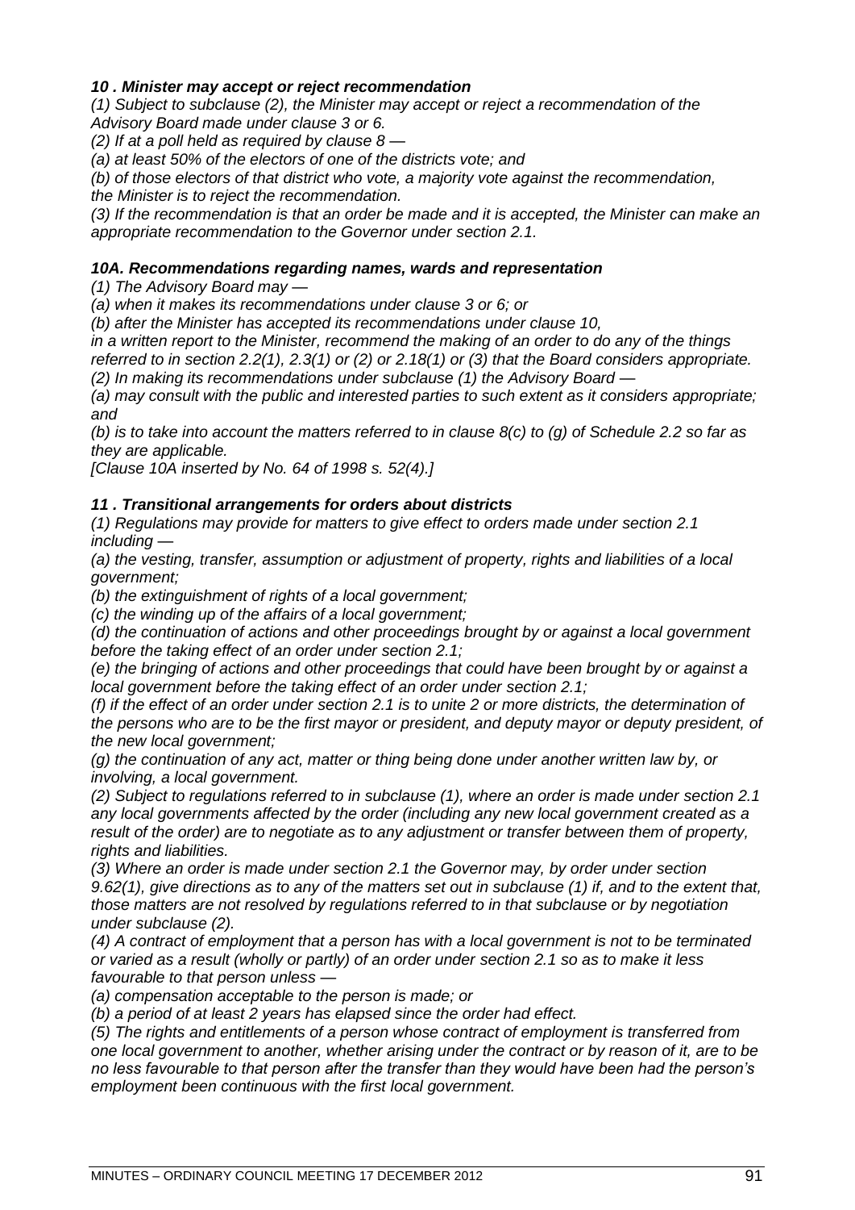***10 . Minister may accept or reject recommendation***

*(1) Subject to subclause (2), the Minister may accept or reject a recommendation of the Advisory Board made under clause 3 or 6.*

*(2) If at a poll held as required by clause 8 —*

*(a) at least 50% of the electors of one of the districts vote; and*

*(b) of those electors of that district who vote, a majority vote against the recommendation, the Minister is to reject the recommendation.*

*(3) If the recommendation is that an order be made and it is accepted, the Minister can make an appropriate recommendation to the Governor under section 2.1.*

***10A. Recommendations regarding names, wards and representation***

*(1) The Advisory Board may —*

*(a) when it makes its recommendations under clause 3 or 6; or*

*(b) after the Minister has accepted its recommendations under clause 10,*

*in a written report to the Minister, recommend the making of an order to do any of the things referred to in section 2.2(1), 2.3(1) or (2) or 2.18(1) or (3) that the Board considers appropriate.*

*(2) In making its recommendations under subclause (1) the Advisory Board —*

*(a) may consult with the public and interested parties to such extent as it considers appropriate; and*

*(b) is to take into account the matters referred to in clause 8(c) to (g) of Schedule 2.2 so far as they are applicable.*

*[Clause 10A inserted by No. 64 of 1998 s. 52(4).]*

***11 . Transitional arrangements for orders about districts***

*(1) Regulations may provide for matters to give effect to orders made under section 2.1 including —*

*(a) the vesting, transfer, assumption or adjustment of property, rights and liabilities of a local government;*

*(b) the extinguishment of rights of a local government;*

*(c) the winding up of the affairs of a local government;*

*(d) the continuation of actions and other proceedings brought by or against a local government before the taking effect of an order under section 2.1;*

*(e) the bringing of actions and other proceedings that could have been brought by or against a local government before the taking effect of an order under section 2.1;*

*(f) if the effect of an order under section 2.1 is to unite 2 or more districts, the determination of the persons who are to be the first mayor or president, and deputy mayor or deputy president, of the new local government;*

*(g) the continuation of any act, matter or thing being done under another written law by, or involving, a local government.*

*(2) Subject to regulations referred to in subclause (1), where an order is made under section 2.1 any local governments affected by the order (including any new local government created as a result of the order) are to negotiate as to any adjustment or transfer between them of property, rights and liabilities.*

*(3) Where an order is made under section 2.1 the Governor may, by order under section 9.62(1), give directions as to any of the matters set out in subclause (1) if, and to the extent that, those matters are not resolved by regulations referred to in that subclause or by negotiation under subclause (2).*

*(4) A contract of employment that a person has with a local government is not to be terminated or varied as a result (wholly or partly) of an order under section 2.1 so as to make it less favourable to that person unless —*

*(a) compensation acceptable to the person is made; or*

*(b) a period of at least 2 years has elapsed since the order had effect.*

*(5) The rights and entitlements of a person whose contract of employment is transferred from one local government to another, whether arising under the contract or by reason of it, are to be no less favourable to that person after the transfer than they would have been had the person's employment been continuous with the first local government.*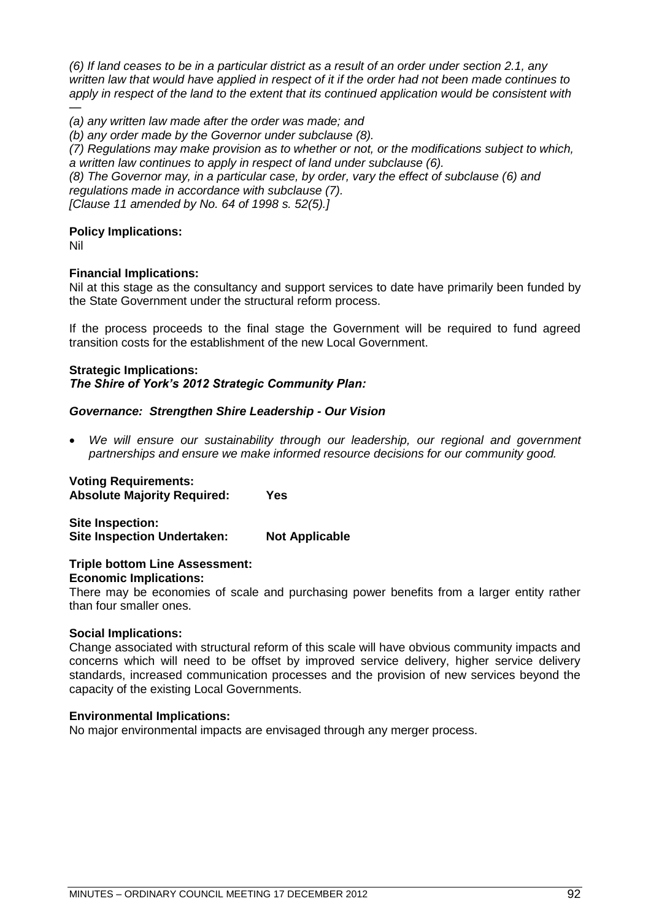*(6) If land ceases to be in a particular district as a result of an order under section 2.1, any written law that would have applied in respect of it if the order had not been made continues to apply in respect of the land to the extent that its continued application would be consistent with —*

*(a) any written law made after the order was made; and*

*(b) any order made by the Governor under subclause (8).*

*(7) Regulations may make provision as to whether or not, or the modifications subject to which, a written law continues to apply in respect of land under subclause (6).*

*(8) The Governor may, in a particular case, by order, vary the effect of subclause (6) and regulations made in accordance with subclause (7).*

*[Clause 11 amended by No. 64 of 1998 s. 52(5).]*

**Policy Implications:**
Nil

**Financial Implications:**
Nil at this stage as the consultancy and support services to date have primarily been funded by the State Government under the structural reform process.

If the process proceeds to the final stage the Government will be required to fund agreed transition costs for the establishment of the new Local Government.

**Strategic Implications:**
***The Shire of York's 2012 Strategic Community Plan:***

***Governance: Strengthen Shire Leadership - Our Vision***

- *We will ensure our sustainability through our leadership, our regional and government partnerships and ensure we make informed resource decisions for our community good.*

**Voting Requirements:**
**Absolute Majority Required: Yes**

**Site Inspection:**
**Site Inspection Undertaken: Not Applicable**

**Triple bottom Line Assessment:**
**Economic Implications:**
There may be economies of scale and purchasing power benefits from a larger entity rather than four smaller ones.

**Social Implications:**
Change associated with structural reform of this scale will have obvious community impacts and concerns which will need to be offset by improved service delivery, higher service delivery standards, increased communication processes and the provision of new services beyond the capacity of the existing Local Governments.

**Environmental Implications:**
No major environmental impacts are envisaged through any merger process.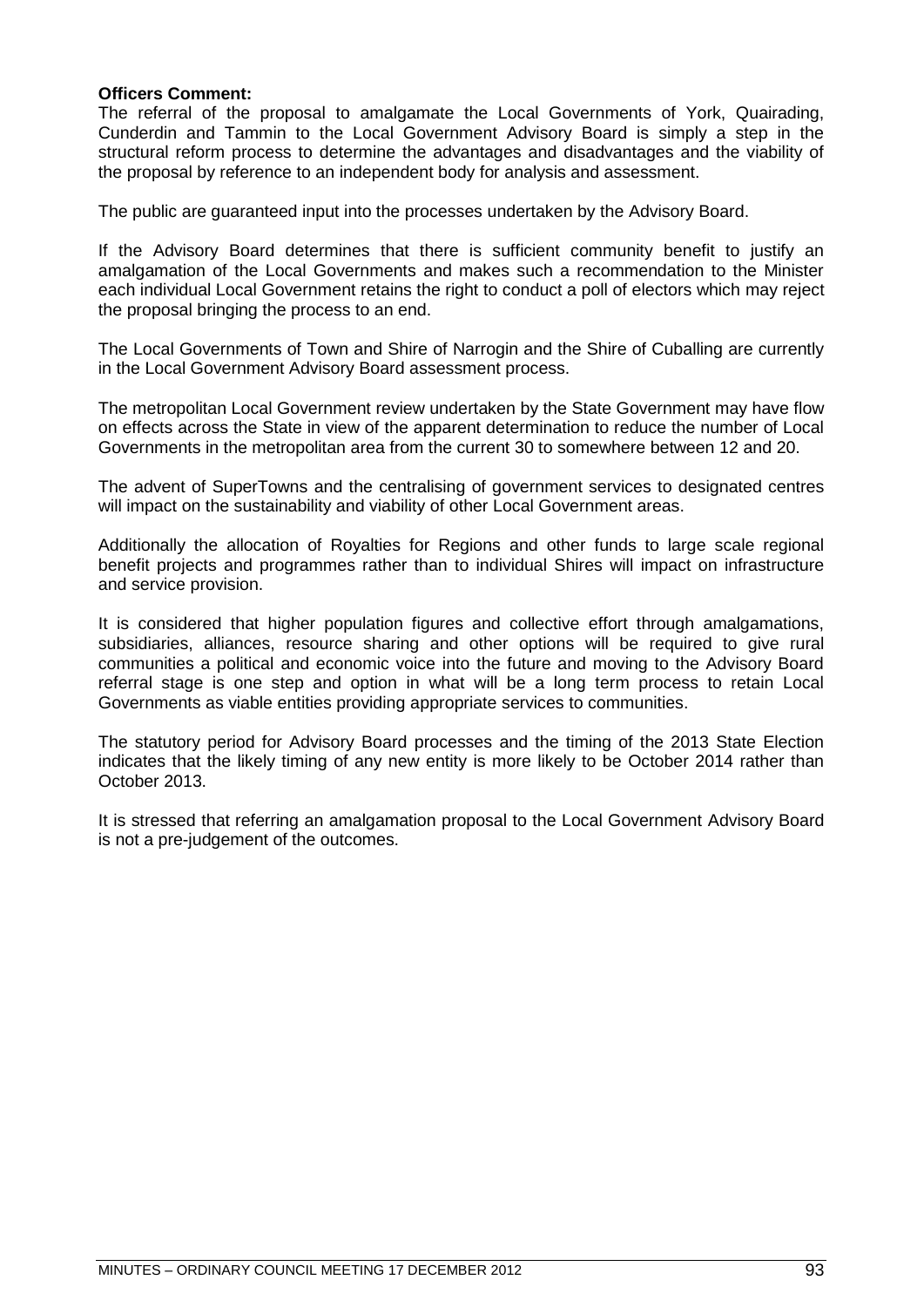**Officers Comment:**
The referral of the proposal to amalgamate the Local Governments of York, Quairading, Cunderdin and Tammin to the Local Government Advisory Board is simply a step in the structural reform process to determine the advantages and disadvantages and the viability of the proposal by reference to an independent body for analysis and assessment.

The public are guaranteed input into the processes undertaken by the Advisory Board.

If the Advisory Board determines that there is sufficient community benefit to justify an amalgamation of the Local Governments and makes such a recommendation to the Minister each individual Local Government retains the right to conduct a poll of electors which may reject the proposal bringing the process to an end.

The Local Governments of Town and Shire of Narrogin and the Shire of Cuballing are currently in the Local Government Advisory Board assessment process.

The metropolitan Local Government review undertaken by the State Government may have flow on effects across the State in view of the apparent determination to reduce the number of Local Governments in the metropolitan area from the current 30 to somewhere between 12 and 20.

The advent of SuperTowns and the centralising of government services to designated centres will impact on the sustainability and viability of other Local Government areas.

Additionally the allocation of Royalties for Regions and other funds to large scale regional benefit projects and programmes rather than to individual Shires will impact on infrastructure and service provision.

It is considered that higher population figures and collective effort through amalgamations, subsidiaries, alliances, resource sharing and other options will be required to give rural communities a political and economic voice into the future and moving to the Advisory Board referral stage is one step and option in what will be a long term process to retain Local Governments as viable entities providing appropriate services to communities.

The statutory period for Advisory Board processes and the timing of the 2013 State Election indicates that the likely timing of any new entity is more likely to be October 2014 rather than October 2013.

It is stressed that referring an amalgamation proposal to the Local Government Advisory Board is not a pre-judgement of the outcomes.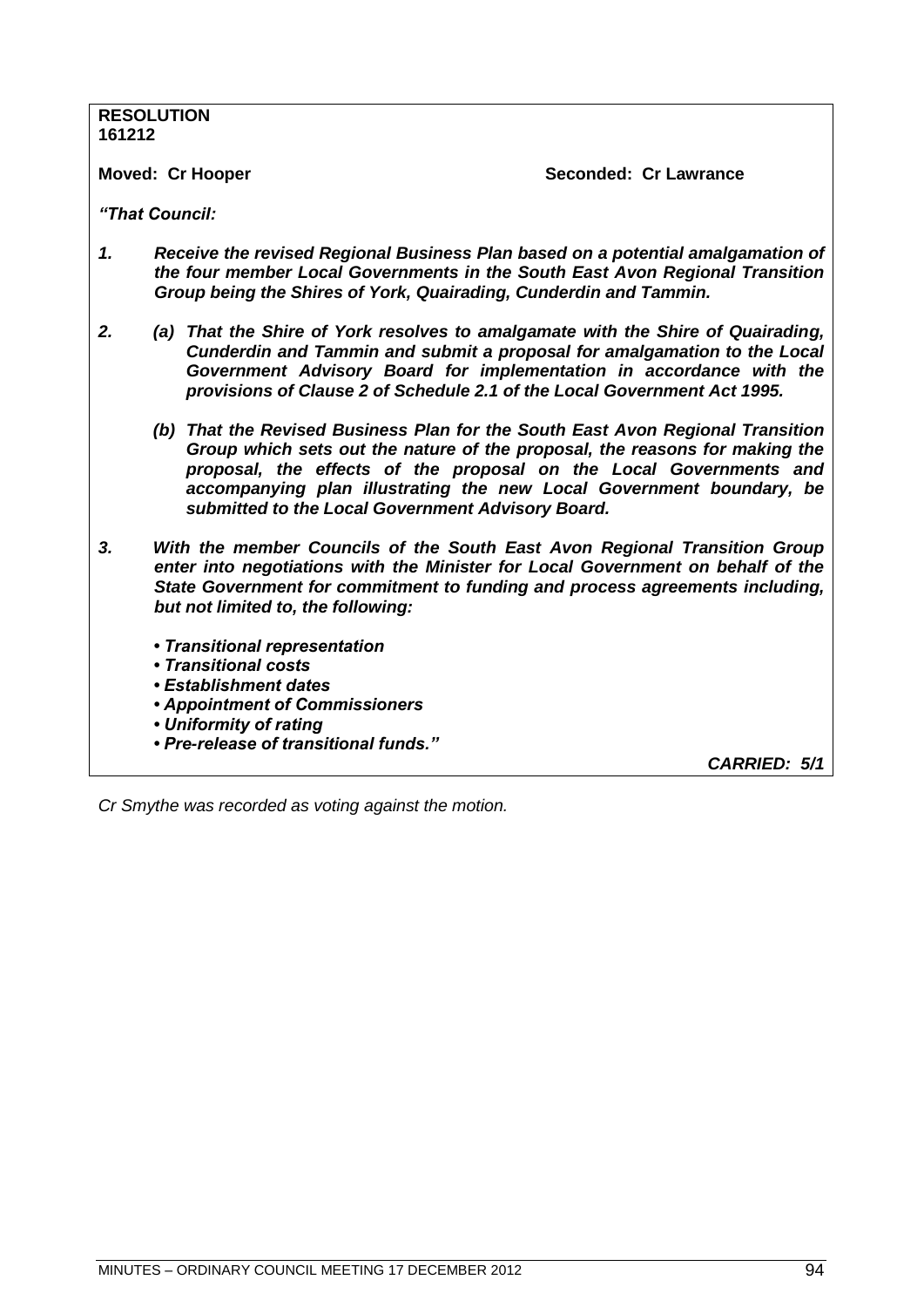**RESOLUTION**
**161212**

**Moved: Cr Hooper** **Seconded: Cr Lawrance**

***"That Council:***

1. ***Receive the revised Regional Business Plan based on a potential amalgamation of the four member Local Governments in the South East Avon Regional Transition Group being the Shires of York, Quairading, Cunderdin and Tammin.***

2. ***(a) That the Shire of York resolves to amalgamate with the Shire of Quairading, Cunderdin and Tammin and submit a proposal for amalgamation to the Local Government Advisory Board for implementation in accordance with the provisions of Clause 2 of Schedule 2.1 of the Local Government Act 1995.***

   ***(b) That the Revised Business Plan for the South East Avon Regional Transition Group which sets out the nature of the proposal, the reasons for making the proposal, the effects of the proposal on the Local Governments and accompanying plan illustrating the new Local Government boundary, be submitted to the Local Government Advisory Board.***

3. ***With the member Councils of the South East Avon Regional Transition Group enter into negotiations with the Minister for Local Government on behalf of the State Government for commitment to funding and process agreements including, but not limited to, the following:***

   - ***Transitional representation***
   - ***Transitional costs***
   - ***Establishment dates***
   - ***Appointment of Commissioners***
   - ***Uniformity of rating***
   - ***Pre-release of transitional funds."***

***CARRIED: 5/1***

*Cr Smythe was recorded as voting against the motion.*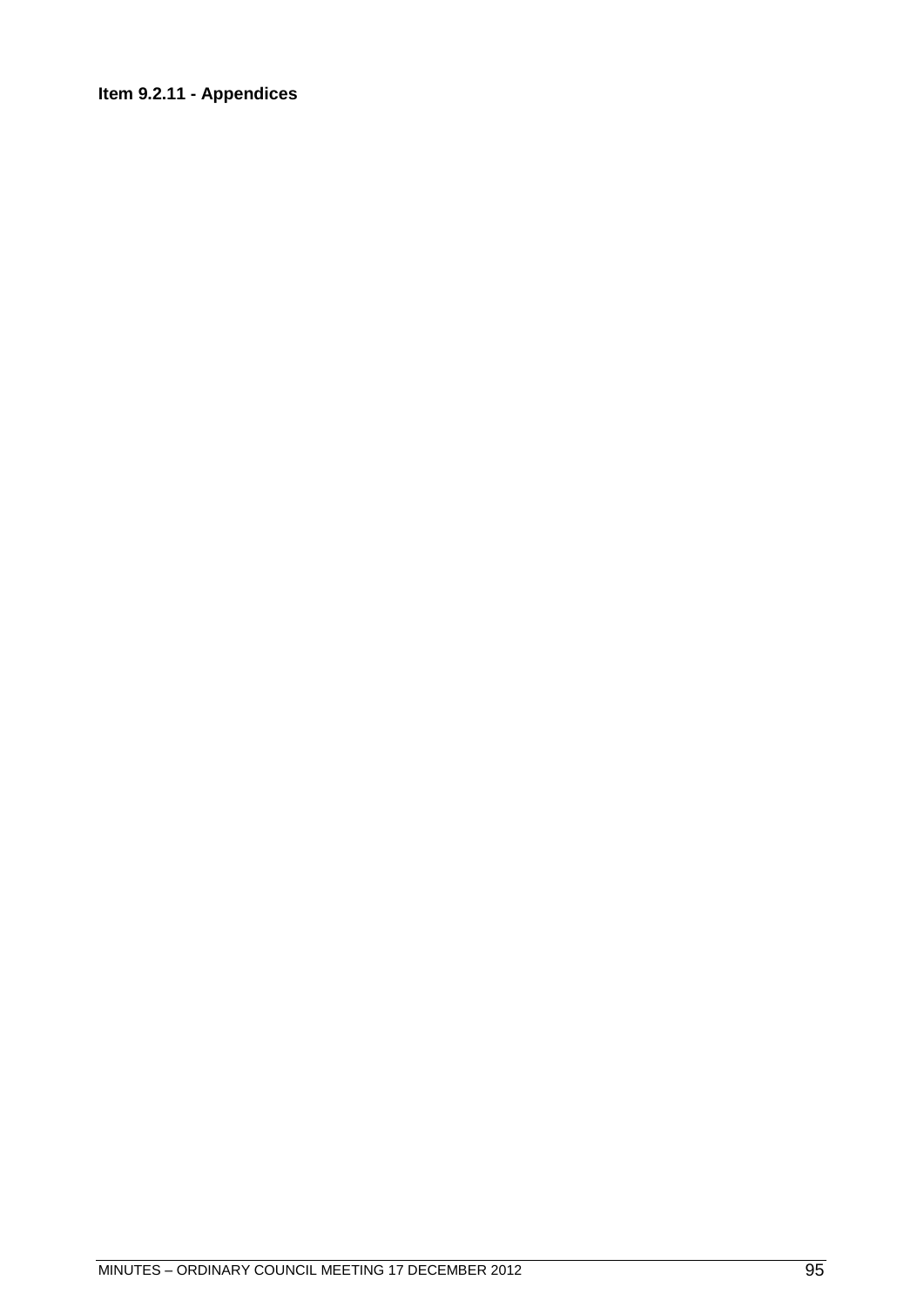**Item 9.2.11 - Appendices**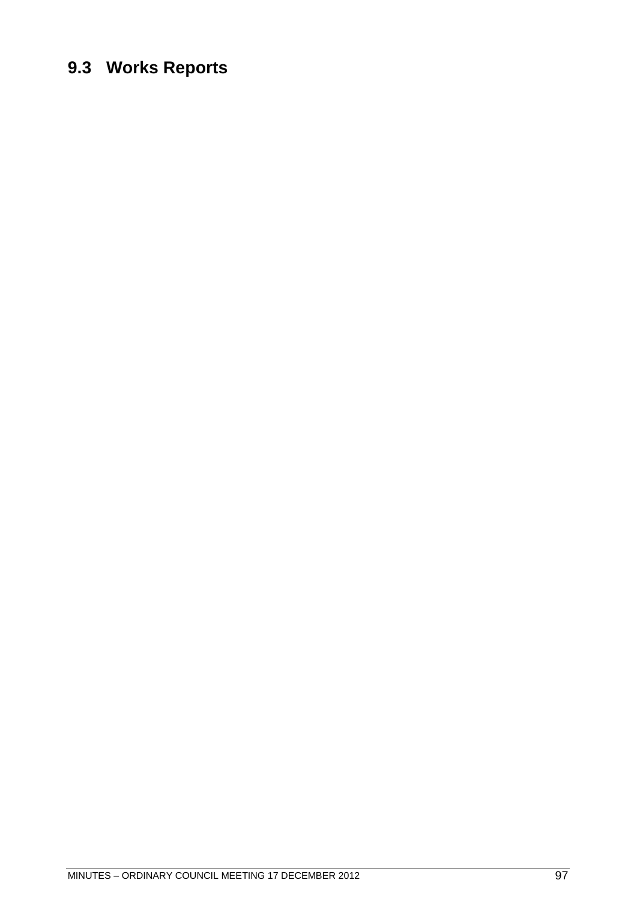## 9.3 Works Reports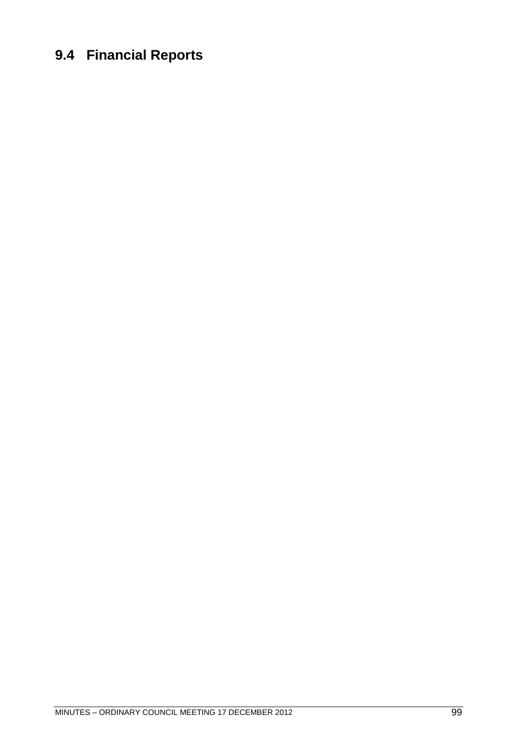## 9.4 Financial Reports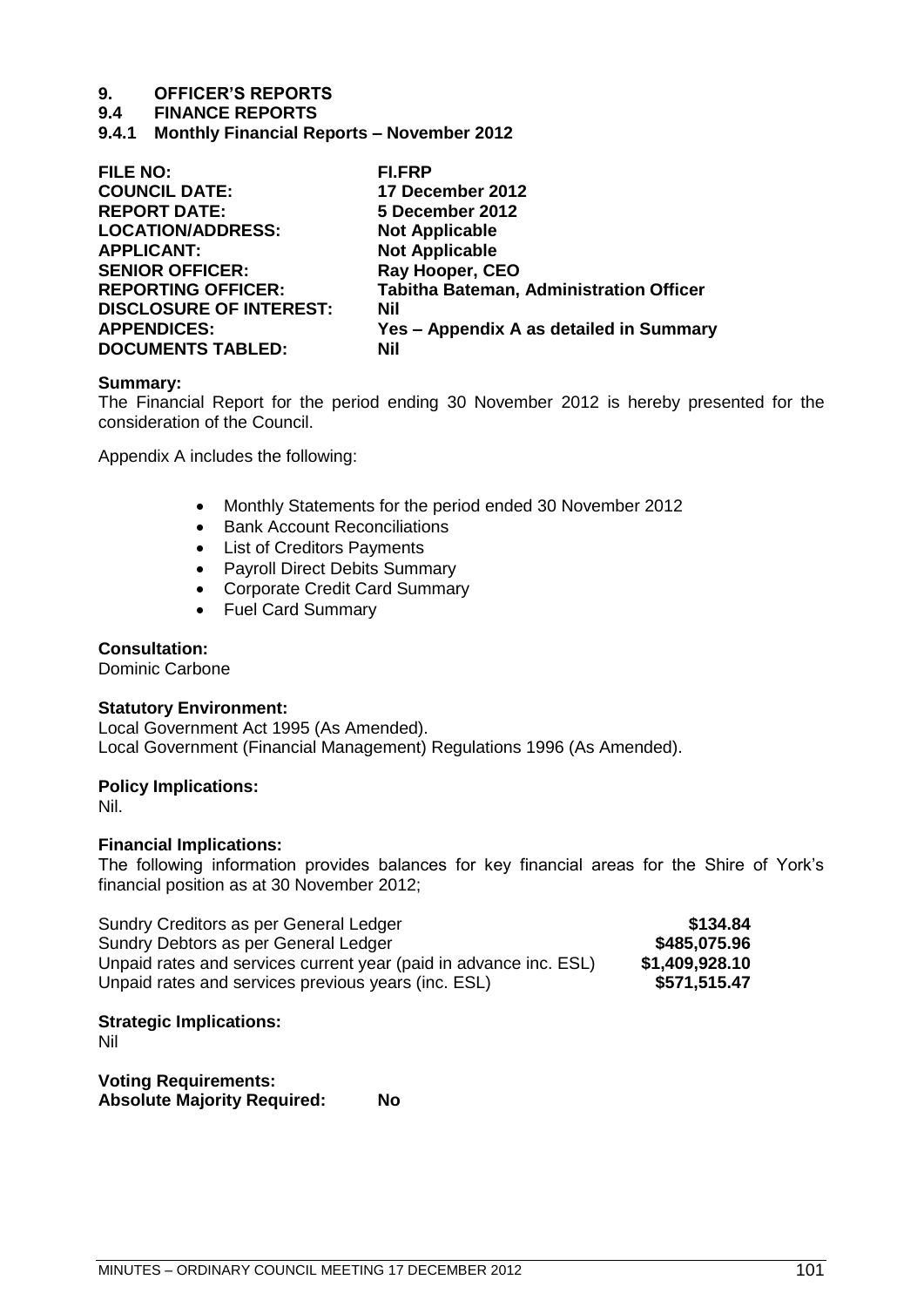# 9. OFFICER'S REPORTS

## 9.4 FINANCE REPORTS

### 9.4.1 Monthly Financial Reports – November 2012

| | |
|---|---|
| **FILE NO:** | **FI.FRP** |
| **COUNCIL DATE:** | **17 December 2012** |
| **REPORT DATE:** | **5 December 2012** |
| **LOCATION/ADDRESS:** | **Not Applicable** |
| **APPLICANT:** | **Not Applicable** |
| **SENIOR OFFICER:** | **Ray Hooper, CEO** |
| **REPORTING OFFICER:** | **Tabitha Bateman, Administration Officer** |
| **DISCLOSURE OF INTEREST:** | **Nil** |
| **APPENDICES:** | **Yes – Appendix A as detailed in Summary** |
| **DOCUMENTS TABLED:** | **Nil** |

**Summary:**
The Financial Report for the period ending 30 November 2012 is hereby presented for the consideration of the Council.

Appendix A includes the following:

- Monthly Statements for the period ended 30 November 2012
- Bank Account Reconciliations
- List of Creditors Payments
- Payroll Direct Debits Summary
- Corporate Credit Card Summary
- Fuel Card Summary

**Consultation:**
Dominic Carbone

**Statutory Environment:**
Local Government Act 1995 (As Amended).
Local Government (Financial Management) Regulations 1996 (As Amended).

**Policy Implications:**
Nil.

**Financial Implications:**
The following information provides balances for key financial areas for the Shire of York's financial position as at 30 November 2012;

| | |
|---|---:|
| Sundry Creditors as per General Ledger | **$134.84** |
| Sundry Debtors as per General Ledger | **$485,075.96** |
| Unpaid rates and services current year (paid in advance inc. ESL) | **$1,409,928.10** |
| Unpaid rates and services previous years (inc. ESL) | **$571,515.47** |

**Strategic Implications:**
Nil

**Voting Requirements:**
**Absolute Majority Required: No**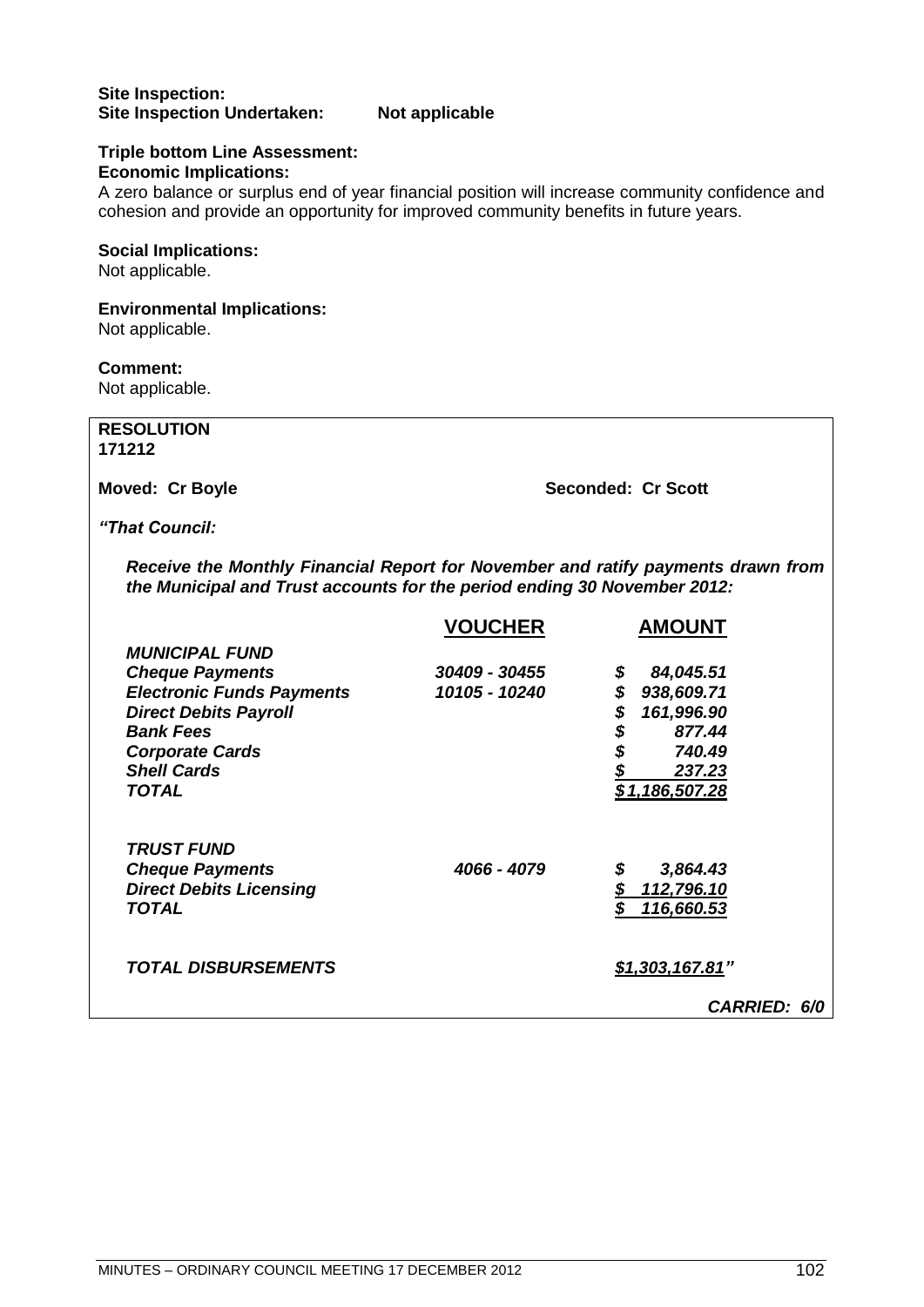**Site Inspection:**
**Site Inspection Undertaken: Not applicable**

**Triple bottom Line Assessment:**
**Economic Implications:**
A zero balance or surplus end of year financial position will increase community confidence and cohesion and provide an opportunity for improved community benefits in future years.

**Social Implications:**
Not applicable.

**Environmental Implications:**
Not applicable.

**Comment:**
Not applicable.

**RESOLUTION**
**171212**

**Moved: Cr Boyle** **Seconded: Cr Scott**

***"That Council:***

***Receive the Monthly Financial Report for November and ratify payments drawn from the Municipal and Trust accounts for the period ending 30 November 2012:***

| | **VOUCHER** | **AMOUNT** |
|---|---|---|
| ***MUNICIPAL FUND*** | | |
| ***Cheque Payments*** | ***30409 - 30455*** | ***$ 84,045.51*** |
| ***Electronic Funds Payments*** | ***10105 - 10240*** | ***$ 938,609.71*** |
| ***Direct Debits Payroll*** | | ***$ 161,996.90*** |
| ***Bank Fees*** | | ***$ 877.44*** |
| ***Corporate Cards*** | | ***$ 740.49*** |
| ***Shell Cards*** | | ***$ 237.23*** |
| ***TOTAL*** | | ***$1,186,507.28*** |
| | | |
| ***TRUST FUND*** | | |
| ***Cheque Payments*** | ***4066 - 4079*** | ***$ 3,864.43*** |
| ***Direct Debits Licensing*** | | ***$ 112,796.10*** |
| ***TOTAL*** | | ***$ 116,660.53*** |
| | | |
| ***TOTAL DISBURSEMENTS*** | | ***$1,303,167.81"*** |

***CARRIED: 6/0***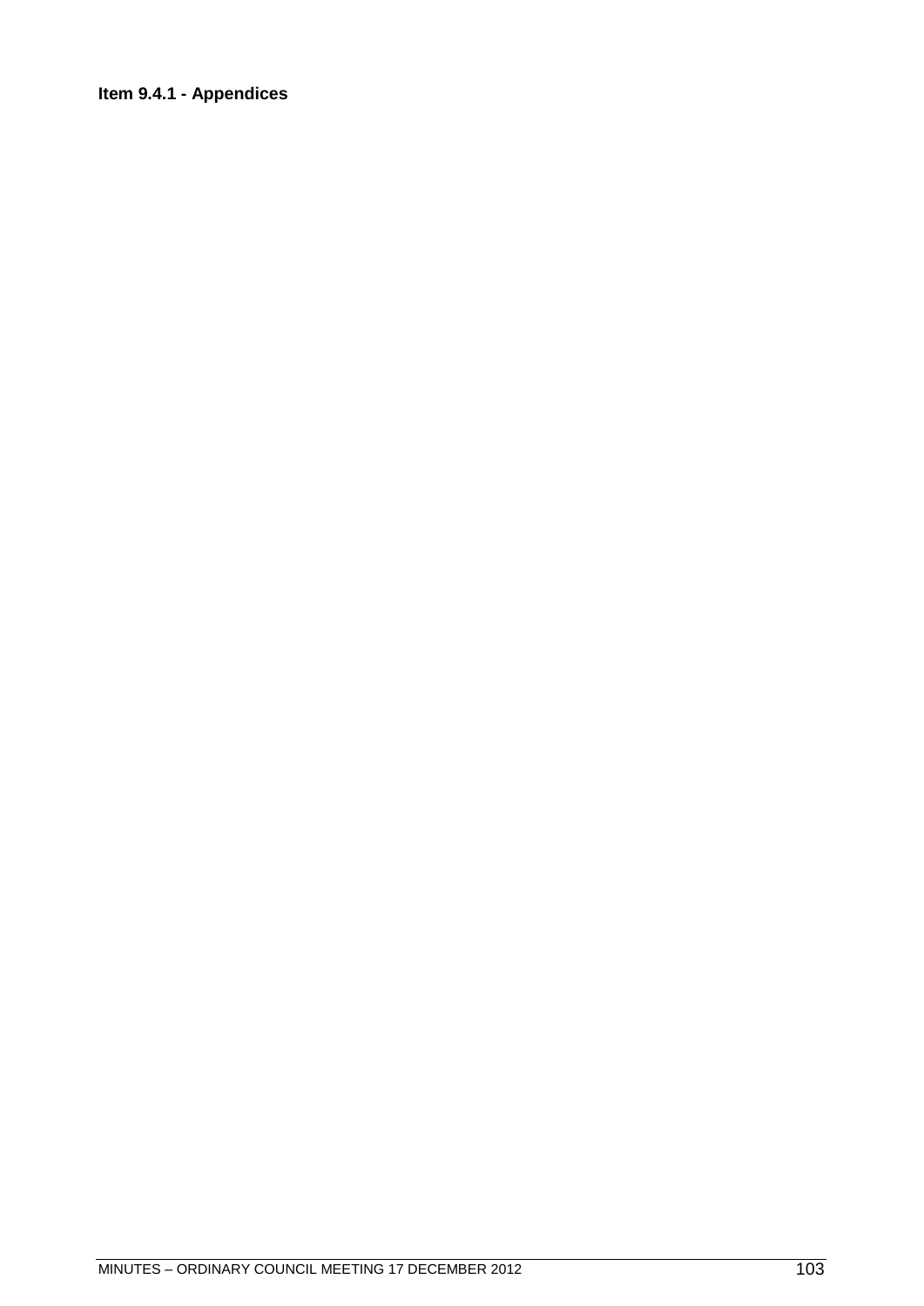**Item 9.4.1 - Appendices**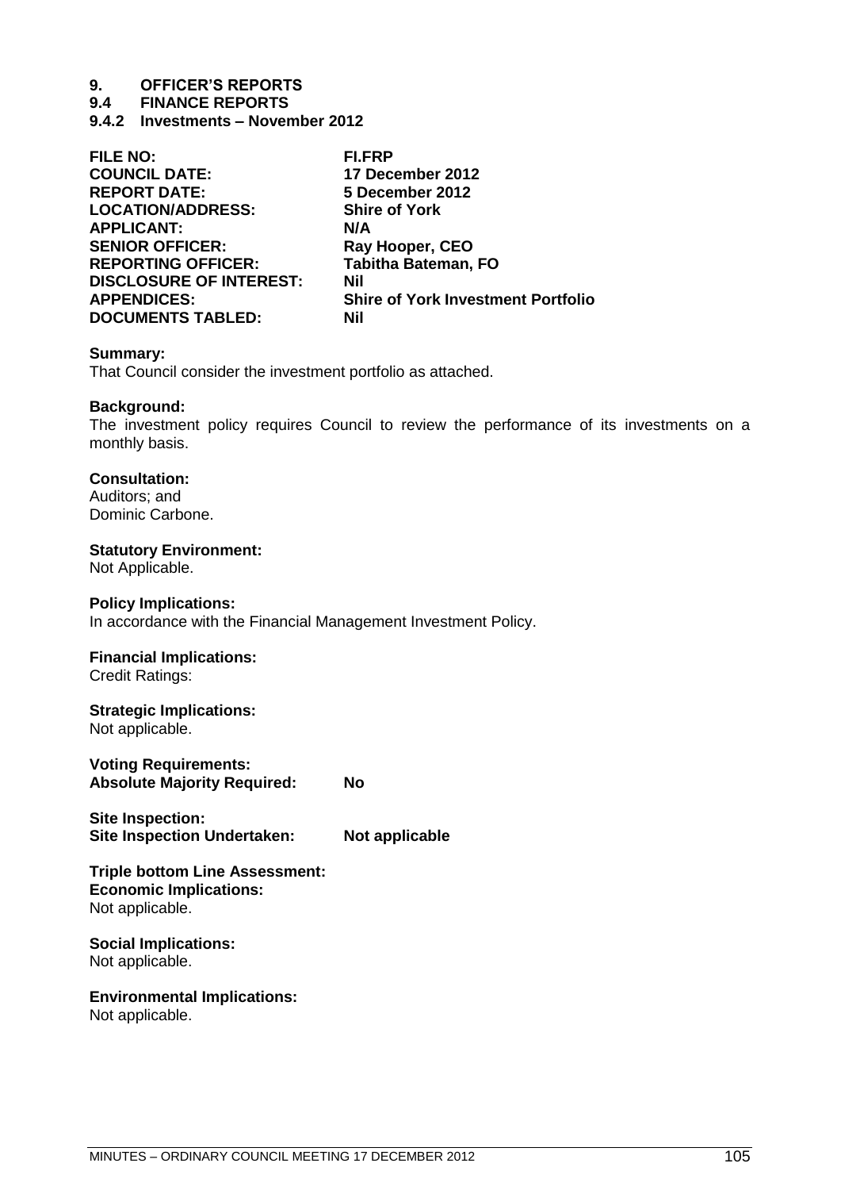# 9. OFFICER'S REPORTS

## 9.4 FINANCE REPORTS

### 9.4.2 Investments – November 2012

| | |
|---|---|
| **FILE NO:** | **FI.FRP** |
| **COUNCIL DATE:** | **17 December 2012** |
| **REPORT DATE:** | **5 December 2012** |
| **LOCATION/ADDRESS:** | **Shire of York** |
| **APPLICANT:** | **N/A** |
| **SENIOR OFFICER:** | **Ray Hooper, CEO** |
| **REPORTING OFFICER:** | **Tabitha Bateman, FO** |
| **DISCLOSURE OF INTEREST:** | **Nil** |
| **APPENDICES:** | **Shire of York Investment Portfolio** |
| **DOCUMENTS TABLED:** | **Nil** |

**Summary:**
That Council consider the investment portfolio as attached.

**Background:**
The investment policy requires Council to review the performance of its investments on a monthly basis.

**Consultation:**
Auditors; and
Dominic Carbone.

**Statutory Environment:**
Not Applicable.

**Policy Implications:**
In accordance with the Financial Management Investment Policy.

**Financial Implications:**
Credit Ratings:

**Strategic Implications:**
Not applicable.

**Voting Requirements:**
**Absolute Majority Required: No**

**Site Inspection:**
**Site Inspection Undertaken: Not applicable**

**Triple bottom Line Assessment:**
**Economic Implications:**
Not applicable.

**Social Implications:**
Not applicable.

**Environmental Implications:**
Not applicable.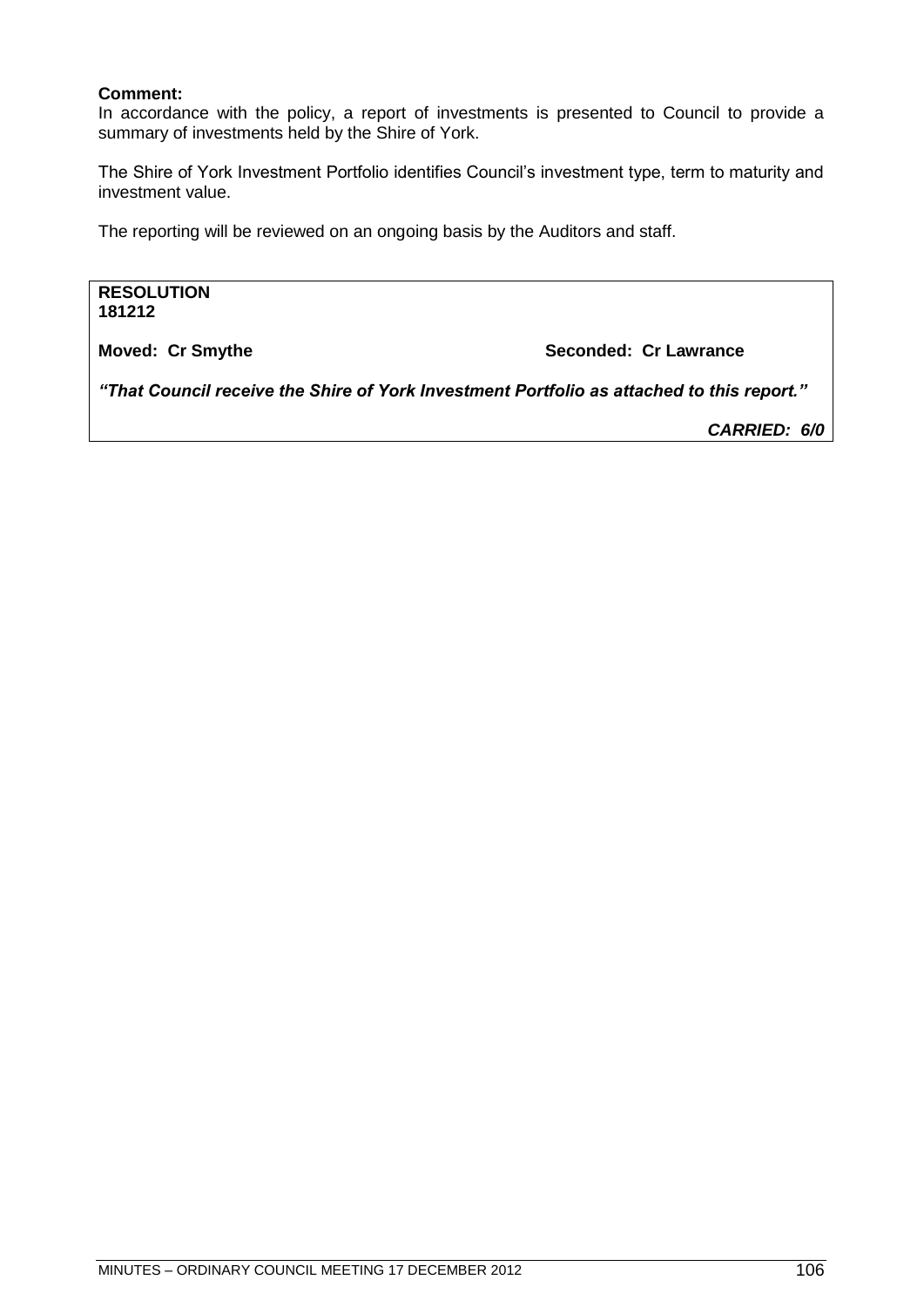**Comment:**
In accordance with the policy, a report of investments is presented to Council to provide a summary of investments held by the Shire of York.

The Shire of York Investment Portfolio identifies Council's investment type, term to maturity and investment value.

The reporting will be reviewed on an ongoing basis by the Auditors and staff.

**RESOLUTION**
**181212**

**Moved: Cr Smythe** **Seconded: Cr Lawrance**

***"That Council receive the Shire of York Investment Portfolio as attached to this report."***

***CARRIED: 6/0***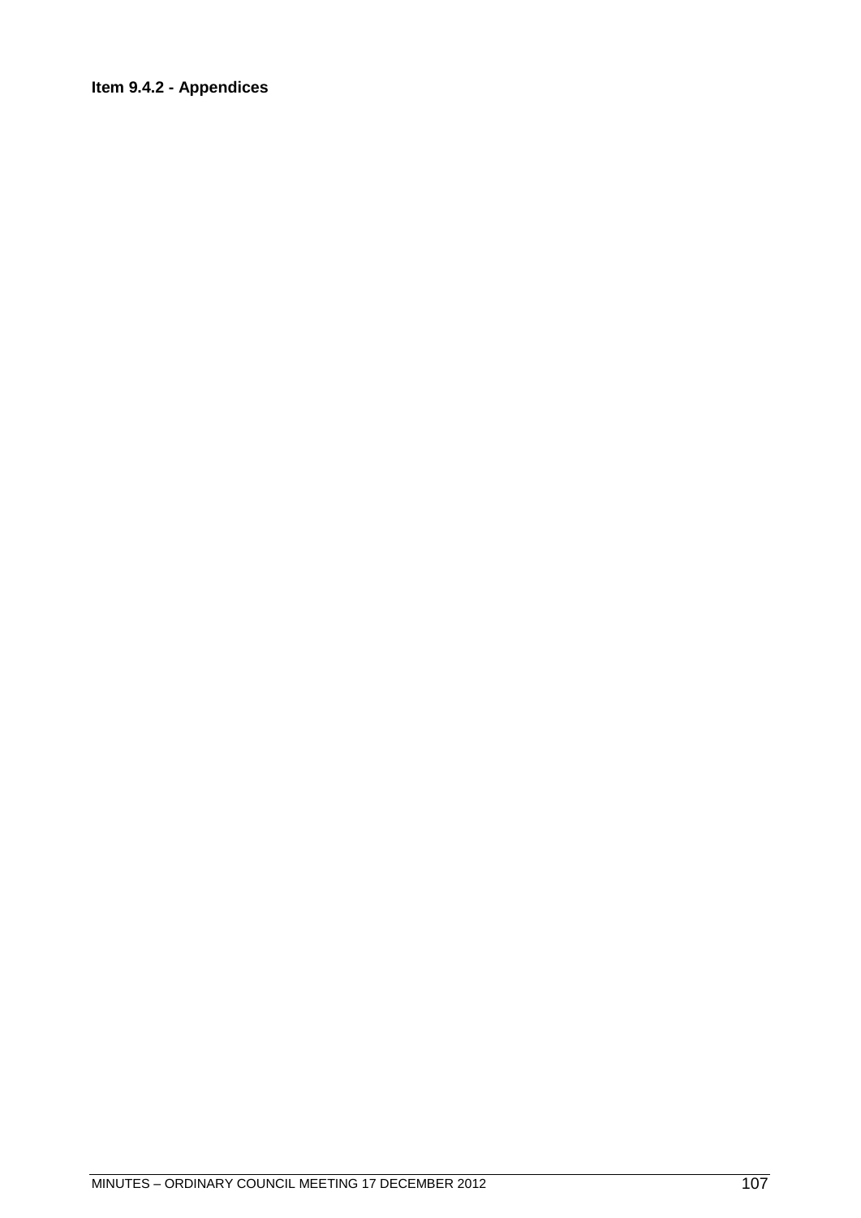**Item 9.4.2 - Appendices**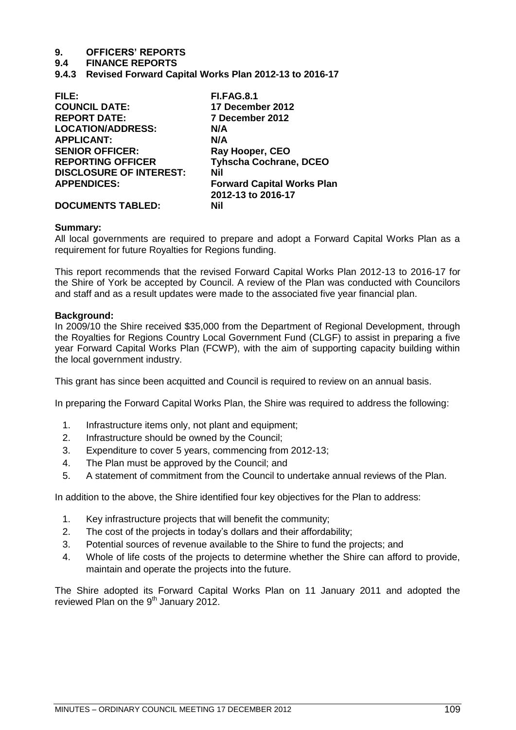# 9. OFFICERS' REPORTS

## 9.4 FINANCE REPORTS

### 9.4.3 Revised Forward Capital Works Plan 2012-13 to 2016-17

| | |
|---|---|
| **FILE:** | **FI.FAG.8.1** |
| **COUNCIL DATE:** | **17 December 2012** |
| **REPORT DATE:** | **7 December 2012** |
| **LOCATION/ADDRESS:** | **N/A** |
| **APPLICANT:** | **N/A** |
| **SENIOR OFFICER:** | **Ray Hooper, CEO** |
| **REPORTING OFFICER** | **Tyhscha Cochrane, DCEO** |
| **DISCLOSURE OF INTEREST:** | **Nil** |
| **APPENDICES:** | **Forward Capital Works Plan 2012-13 to 2016-17** |
| **DOCUMENTS TABLED:** | **Nil** |

**Summary:**

All local governments are required to prepare and adopt a Forward Capital Works Plan as a requirement for future Royalties for Regions funding.

This report recommends that the revised Forward Capital Works Plan 2012-13 to 2016-17 for the Shire of York be accepted by Council. A review of the Plan was conducted with Councilors and staff and as a result updates were made to the associated five year financial plan.

**Background:**

In 2009/10 the Shire received $35,000 from the Department of Regional Development, through the Royalties for Regions Country Local Government Fund (CLGF) to assist in preparing a five year Forward Capital Works Plan (FCWP), with the aim of supporting capacity building within the local government industry.

This grant has since been acquitted and Council is required to review on an annual basis.

In preparing the Forward Capital Works Plan, the Shire was required to address the following:

1. Infrastructure items only, not plant and equipment;
2. Infrastructure should be owned by the Council;
3. Expenditure to cover 5 years, commencing from 2012-13;
4. The Plan must be approved by the Council; and
5. A statement of commitment from the Council to undertake annual reviews of the Plan.

In addition to the above, the Shire identified four key objectives for the Plan to address:

1. Key infrastructure projects that will benefit the community;
2. The cost of the projects in today's dollars and their affordability;
3. Potential sources of revenue available to the Shire to fund the projects; and
4. Whole of life costs of the projects to determine whether the Shire can afford to provide, maintain and operate the projects into the future.

The Shire adopted its Forward Capital Works Plan on 11 January 2011 and adopted the reviewed Plan on the 9th January 2012.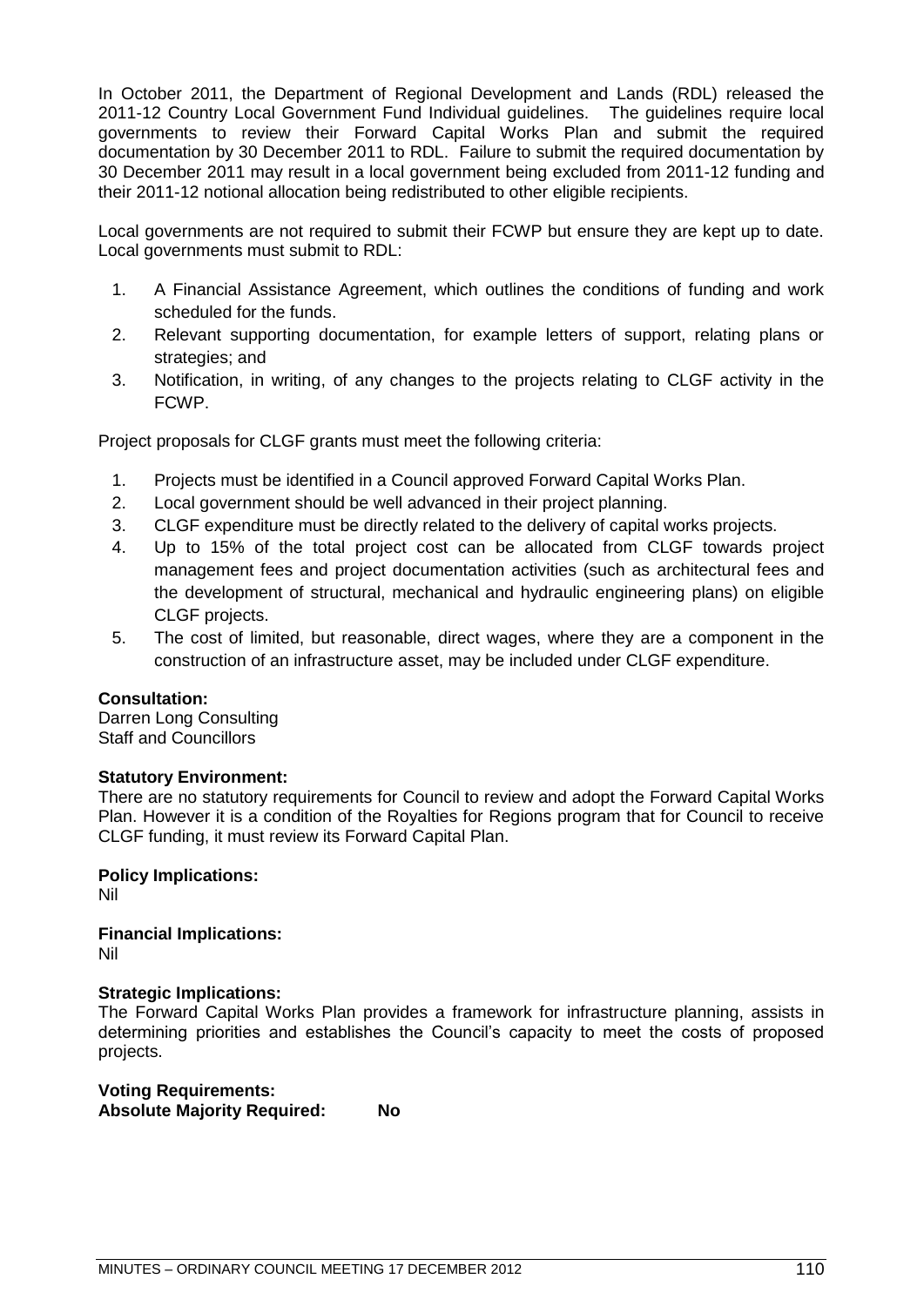In October 2011, the Department of Regional Development and Lands (RDL) released the 2011-12 Country Local Government Fund Individual guidelines. The guidelines require local governments to review their Forward Capital Works Plan and submit the required documentation by 30 December 2011 to RDL. Failure to submit the required documentation by 30 December 2011 may result in a local government being excluded from 2011-12 funding and their 2011-12 notional allocation being redistributed to other eligible recipients.

Local governments are not required to submit their FCWP but ensure they are kept up to date. Local governments must submit to RDL:

1. A Financial Assistance Agreement, which outlines the conditions of funding and work scheduled for the funds.
2. Relevant supporting documentation, for example letters of support, relating plans or strategies; and
3. Notification, in writing, of any changes to the projects relating to CLGF activity in the FCWP.

Project proposals for CLGF grants must meet the following criteria:

1. Projects must be identified in a Council approved Forward Capital Works Plan.
2. Local government should be well advanced in their project planning.
3. CLGF expenditure must be directly related to the delivery of capital works projects.
4. Up to 15% of the total project cost can be allocated from CLGF towards project management fees and project documentation activities (such as architectural fees and the development of structural, mechanical and hydraulic engineering plans) on eligible CLGF projects.
5. The cost of limited, but reasonable, direct wages, where they are a component in the construction of an infrastructure asset, may be included under CLGF expenditure.

**Consultation:**
Darren Long Consulting
Staff and Councillors

**Statutory Environment:**
There are no statutory requirements for Council to review and adopt the Forward Capital Works Plan. However it is a condition of the Royalties for Regions program that for Council to receive CLGF funding, it must review its Forward Capital Plan.

**Policy Implications:**
Nil

**Financial Implications:**
Nil

**Strategic Implications:**
The Forward Capital Works Plan provides a framework for infrastructure planning, assists in determining priorities and establishes the Council's capacity to meet the costs of proposed projects.

**Voting Requirements:**
**Absolute Majority Required: No**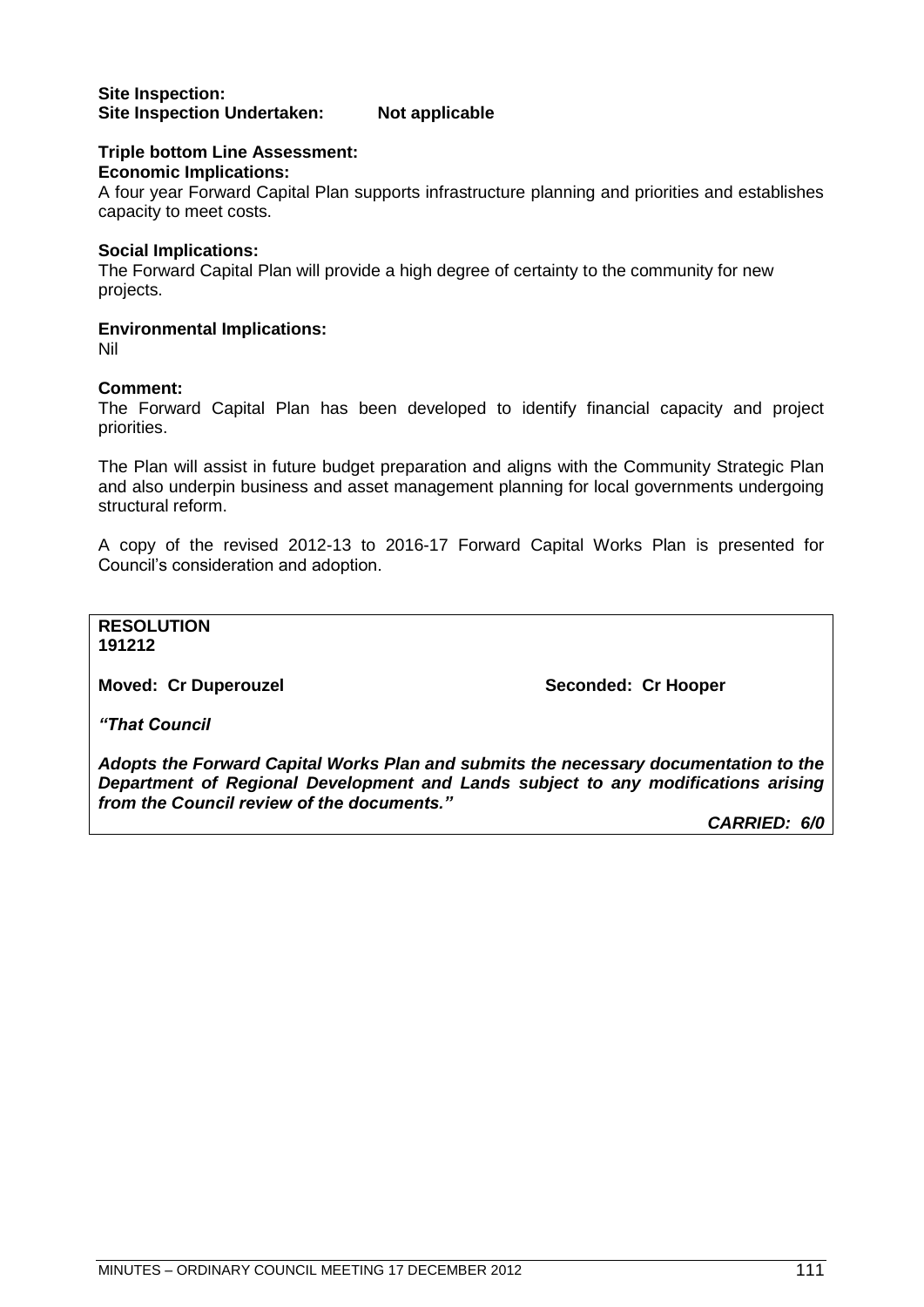**Site Inspection:**
**Site Inspection Undertaken: Not applicable**

**Triple bottom Line Assessment:**
**Economic Implications:**
A four year Forward Capital Plan supports infrastructure planning and priorities and establishes capacity to meet costs.

**Social Implications:**
The Forward Capital Plan will provide a high degree of certainty to the community for new projects.

**Environmental Implications:**
Nil

**Comment:**
The Forward Capital Plan has been developed to identify financial capacity and project priorities.

The Plan will assist in future budget preparation and aligns with the Community Strategic Plan and also underpin business and asset management planning for local governments undergoing structural reform.

A copy of the revised 2012-13 to 2016-17 Forward Capital Works Plan is presented for Council's consideration and adoption.

**RESOLUTION**
**191212**

**Moved: Cr Duperouzel** **Seconded: Cr Hooper**

***"That Council***

***Adopts the Forward Capital Works Plan and submits the necessary documentation to the Department of Regional Development and Lands subject to any modifications arising from the Council review of the documents."***

***CARRIED: 6/0***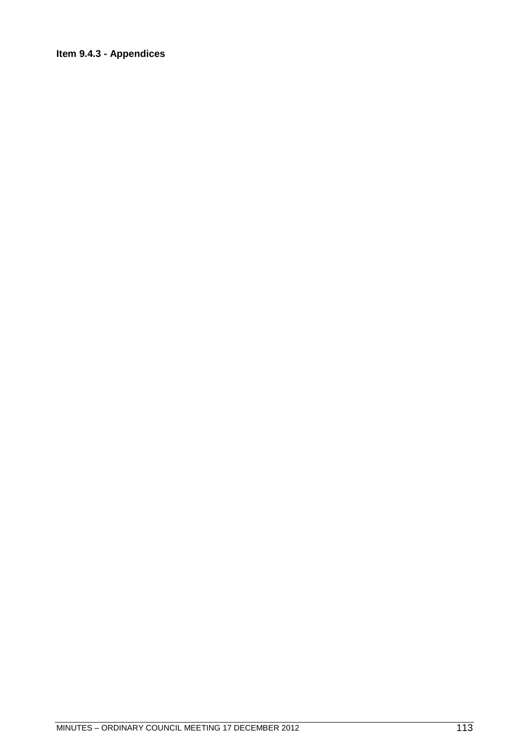**Item 9.4.3 - Appendices**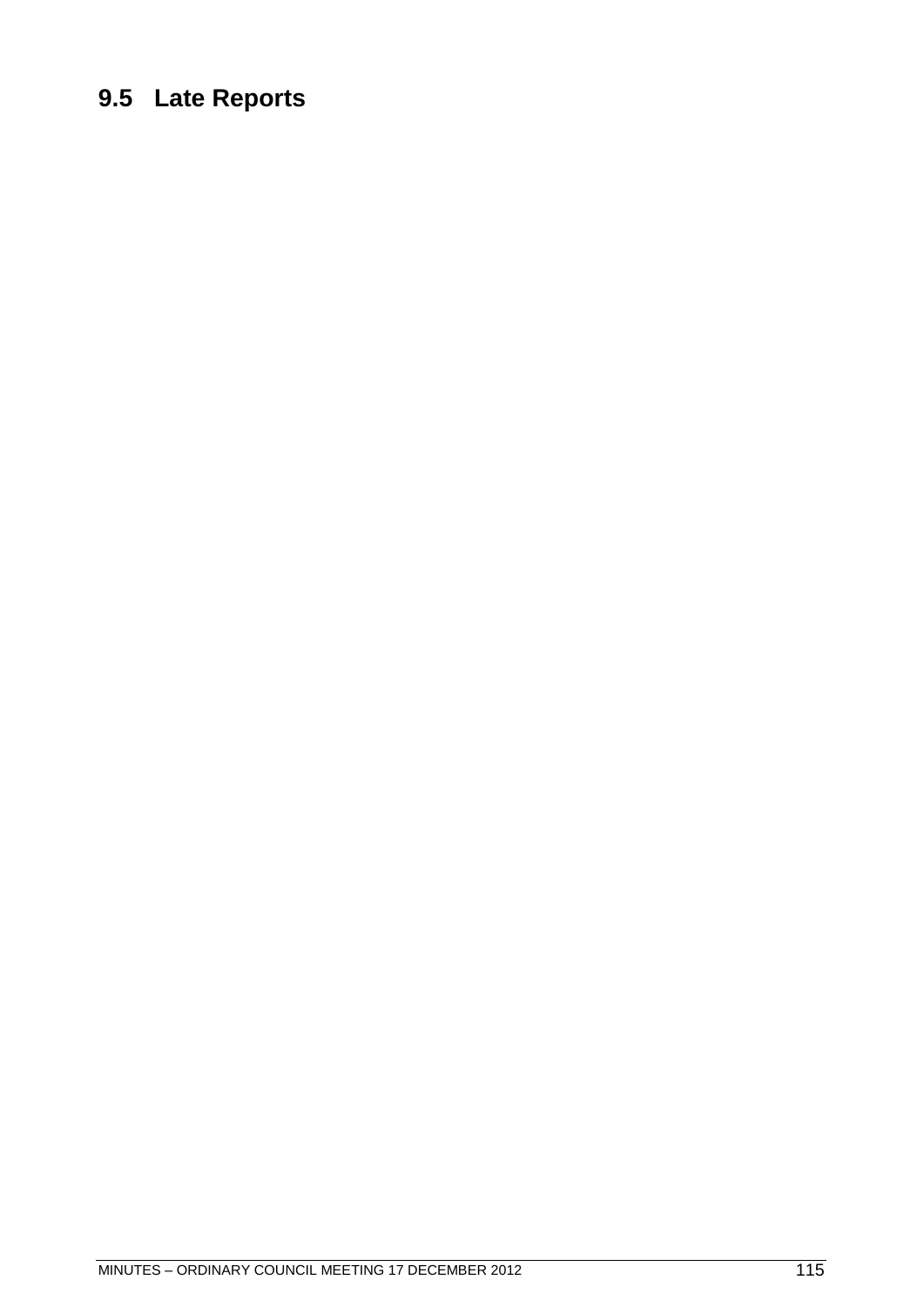## 9.5 Late Reports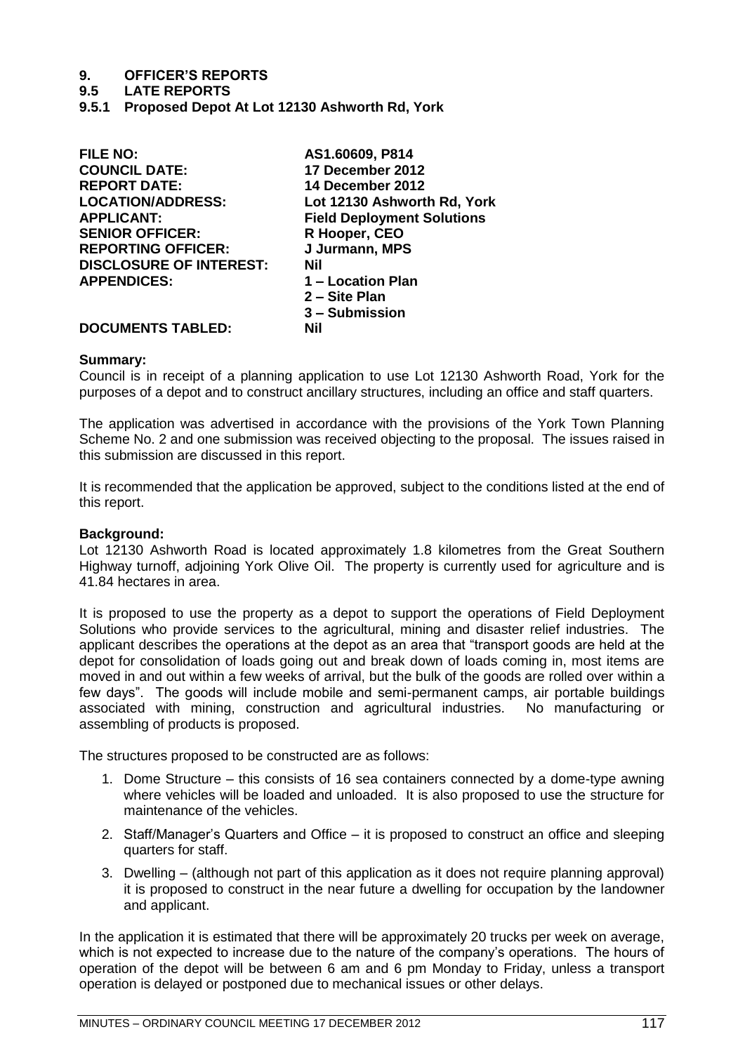# 9. OFFICER'S REPORTS

## 9.5 LATE REPORTS

### 9.5.1 Proposed Depot At Lot 12130 Ashworth Rd, York

| | |
|---|---|
| **FILE NO:** | **AS1.60609, P814** |
| **COUNCIL DATE:** | **17 December 2012** |
| **REPORT DATE:** | **14 December 2012** |
| **LOCATION/ADDRESS:** | **Lot 12130 Ashworth Rd, York** |
| **APPLICANT:** | **Field Deployment Solutions** |
| **SENIOR OFFICER:** | **R Hooper, CEO** |
| **REPORTING OFFICER:** | **J Jurmann, MPS** |
| **DISCLOSURE OF INTEREST:** | **Nil** |
| **APPENDICES:** | **1 – Location Plan**<br>**2 – Site Plan**<br>**3 – Submission** |
| **DOCUMENTS TABLED:** | **Nil** |

**Summary:**

Council is in receipt of a planning application to use Lot 12130 Ashworth Road, York for the purposes of a depot and to construct ancillary structures, including an office and staff quarters.

The application was advertised in accordance with the provisions of the York Town Planning Scheme No. 2 and one submission was received objecting to the proposal. The issues raised in this submission are discussed in this report.

It is recommended that the application be approved, subject to the conditions listed at the end of this report.

**Background:**

Lot 12130 Ashworth Road is located approximately 1.8 kilometres from the Great Southern Highway turnoff, adjoining York Olive Oil. The property is currently used for agriculture and is 41.84 hectares in area.

It is proposed to use the property as a depot to support the operations of Field Deployment Solutions who provide services to the agricultural, mining and disaster relief industries. The applicant describes the operations at the depot as an area that "transport goods are held at the depot for consolidation of loads going out and break down of loads coming in, most items are moved in and out within a few weeks of arrival, but the bulk of the goods are rolled over within a few days". The goods will include mobile and semi-permanent camps, air portable buildings associated with mining, construction and agricultural industries. No manufacturing or assembling of products is proposed.

The structures proposed to be constructed are as follows:

1. Dome Structure – this consists of 16 sea containers connected by a dome-type awning where vehicles will be loaded and unloaded. It is also proposed to use the structure for maintenance of the vehicles.
2. Staff/Manager's Quarters and Office – it is proposed to construct an office and sleeping quarters for staff.
3. Dwelling – (although not part of this application as it does not require planning approval) it is proposed to construct in the near future a dwelling for occupation by the landowner and applicant.

In the application it is estimated that there will be approximately 20 trucks per week on average, which is not expected to increase due to the nature of the company's operations. The hours of operation of the depot will be between 6 am and 6 pm Monday to Friday, unless a transport operation is delayed or postponed due to mechanical issues or other delays.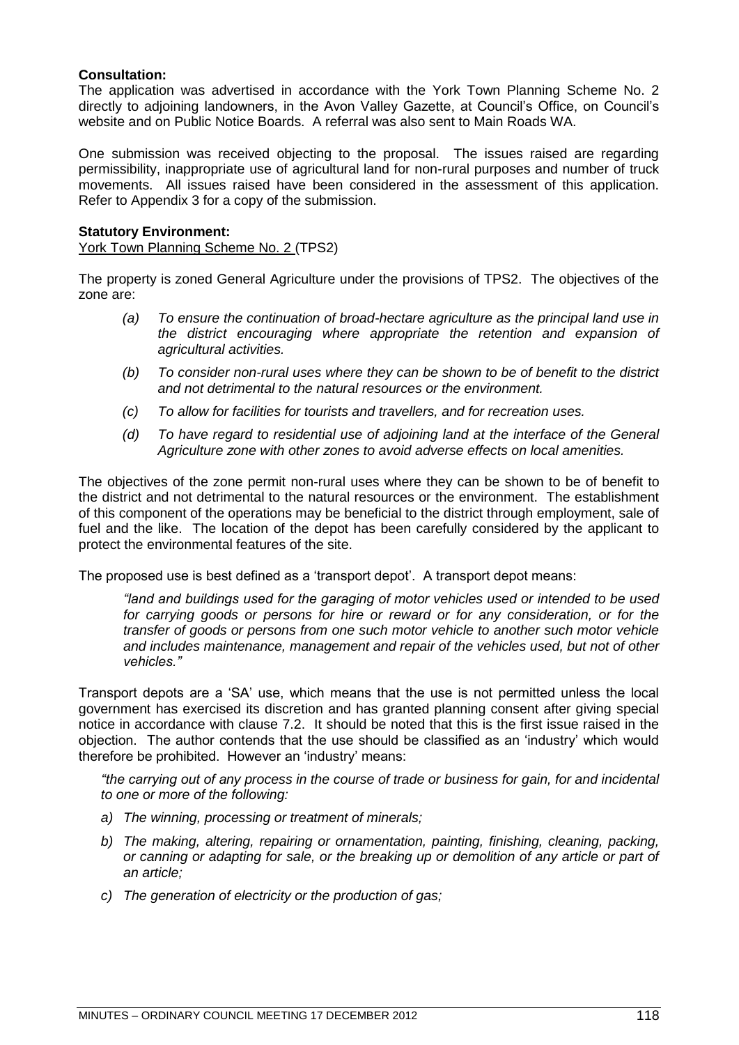**Consultation:**
The application was advertised in accordance with the York Town Planning Scheme No. 2 directly to adjoining landowners, in the Avon Valley Gazette, at Council's Office, on Council's website and on Public Notice Boards. A referral was also sent to Main Roads WA.

One submission was received objecting to the proposal. The issues raised are regarding permissibility, inappropriate use of agricultural land for non-rural purposes and number of truck movements. All issues raised have been considered in the assessment of this application. Refer to Appendix 3 for a copy of the submission.

**Statutory Environment:**
York Town Planning Scheme No. 2 (TPS2)

The property is zoned General Agriculture under the provisions of TPS2. The objectives of the zone are:

- *(a) To ensure the continuation of broad-hectare agriculture as the principal land use in the district encouraging where appropriate the retention and expansion of agricultural activities.*
- *(b) To consider non-rural uses where they can be shown to be of benefit to the district and not detrimental to the natural resources or the environment.*
- *(c) To allow for facilities for tourists and travellers, and for recreation uses.*
- *(d) To have regard to residential use of adjoining land at the interface of the General Agriculture zone with other zones to avoid adverse effects on local amenities.*

The objectives of the zone permit non-rural uses where they can be shown to be of benefit to the district and not detrimental to the natural resources or the environment. The establishment of this component of the operations may be beneficial to the district through employment, sale of fuel and the like. The location of the depot has been carefully considered by the applicant to protect the environmental features of the site.

The proposed use is best defined as a 'transport depot'. A transport depot means:

> *"land and buildings used for the garaging of motor vehicles used or intended to be used for carrying goods or persons for hire or reward or for any consideration, or for the transfer of goods or persons from one such motor vehicle to another such motor vehicle and includes maintenance, management and repair of the vehicles used, but not of other vehicles."*

Transport depots are a 'SA' use, which means that the use is not permitted unless the local government has exercised its discretion and has granted planning consent after giving special notice in accordance with clause 7.2. It should be noted that this is the first issue raised in the objection. The author contends that the use should be classified as an 'industry' which would therefore be prohibited. However an 'industry' means:

> *"the carrying out of any process in the course of trade or business for gain, for and incidental to one or more of the following:*
>
> - *a) The winning, processing or treatment of minerals;*
> - *b) The making, altering, repairing or ornamentation, painting, finishing, cleaning, packing, or canning or adapting for sale, or the breaking up or demolition of any article or part of an article;*
> - *c) The generation of electricity or the production of gas;*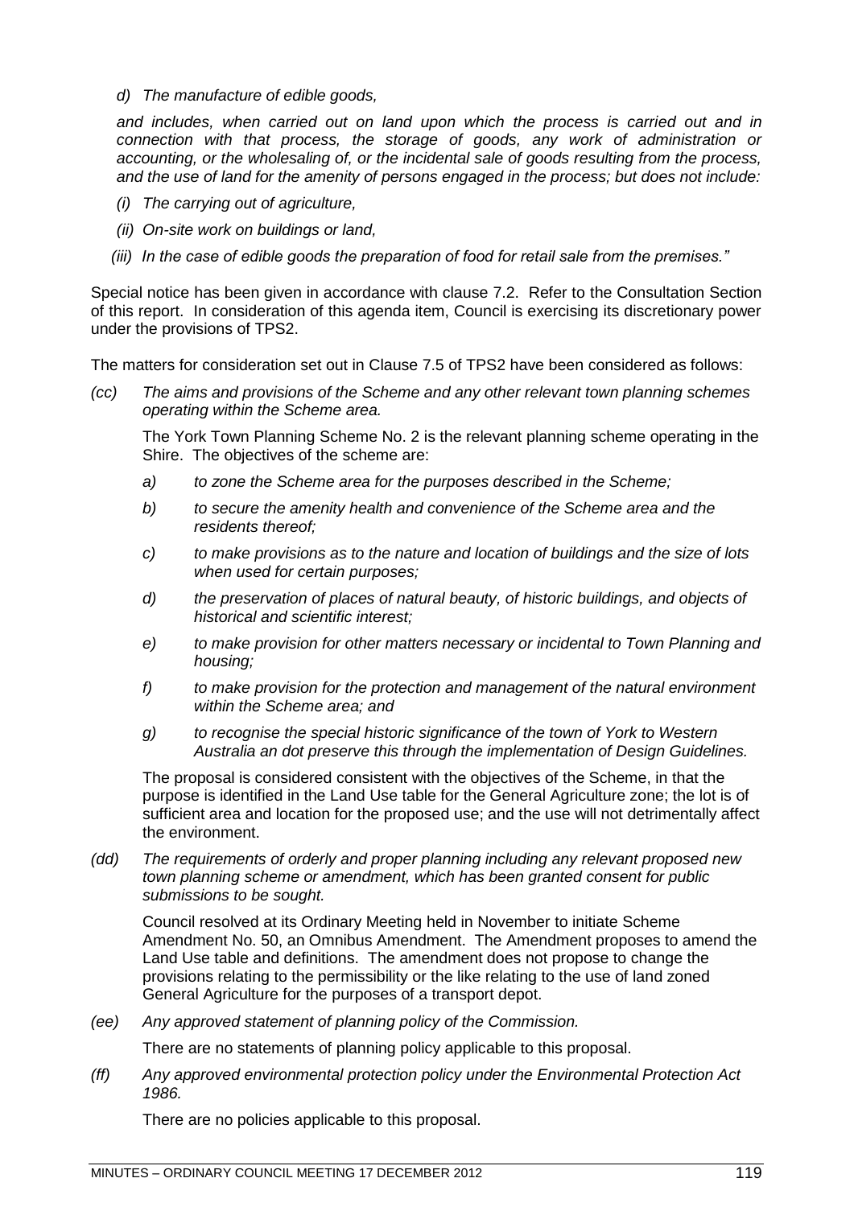*d) The manufacture of edible goods,*

*and includes, when carried out on land upon which the process is carried out and in connection with that process, the storage of goods, any work of administration or accounting, or the wholesaling of, or the incidental sale of goods resulting from the process, and the use of land for the amenity of persons engaged in the process; but does not include:*

*(i) The carrying out of agriculture,*

*(ii) On-site work on buildings or land,*

*(iii) In the case of edible goods the preparation of food for retail sale from the premises."*

Special notice has been given in accordance with clause 7.2. Refer to the Consultation Section of this report. In consideration of this agenda item, Council is exercising its discretionary power under the provisions of TPS2.

The matters for consideration set out in Clause 7.5 of TPS2 have been considered as follows:

*(cc) The aims and provisions of the Scheme and any other relevant town planning schemes operating within the Scheme area.*

The York Town Planning Scheme No. 2 is the relevant planning scheme operating in the Shire. The objectives of the scheme are:

*a) to zone the Scheme area for the purposes described in the Scheme;*

*b) to secure the amenity health and convenience of the Scheme area and the residents thereof;*

*c) to make provisions as to the nature and location of buildings and the size of lots when used for certain purposes;*

*d) the preservation of places of natural beauty, of historic buildings, and objects of historical and scientific interest;*

*e) to make provision for other matters necessary or incidental to Town Planning and housing;*

*f) to make provision for the protection and management of the natural environment within the Scheme area; and*

*g) to recognise the special historic significance of the town of York to Western Australia an dot preserve this through the implementation of Design Guidelines.*

The proposal is considered consistent with the objectives of the Scheme, in that the purpose is identified in the Land Use table for the General Agriculture zone; the lot is of sufficient area and location for the proposed use; and the use will not detrimentally affect the environment.

*(dd) The requirements of orderly and proper planning including any relevant proposed new town planning scheme or amendment, which has been granted consent for public submissions to be sought.*

Council resolved at its Ordinary Meeting held in November to initiate Scheme Amendment No. 50, an Omnibus Amendment. The Amendment proposes to amend the Land Use table and definitions. The amendment does not propose to change the provisions relating to the permissibility or the like relating to the use of land zoned General Agriculture for the purposes of a transport depot.

*(ee) Any approved statement of planning policy of the Commission.*

There are no statements of planning policy applicable to this proposal.

*(ff) Any approved environmental protection policy under the Environmental Protection Act 1986.*

There are no policies applicable to this proposal.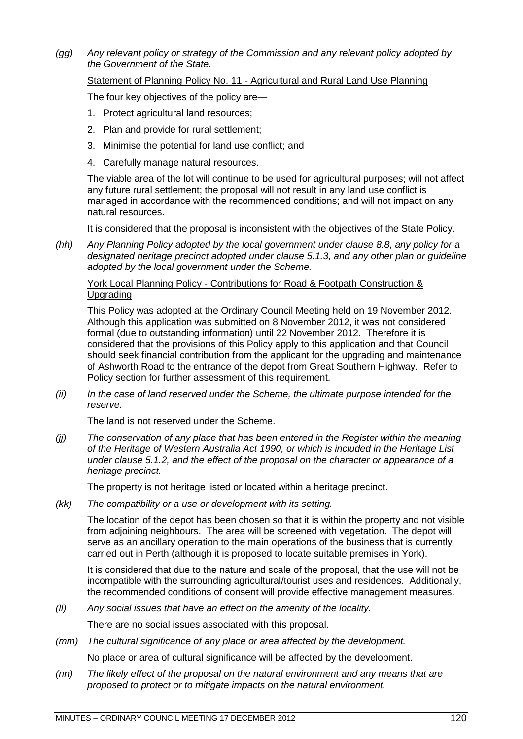*(gg) Any relevant policy or strategy of the Commission and any relevant policy adopted by the Government of the State.*

Statement of Planning Policy No. 11 - Agricultural and Rural Land Use Planning

The four key objectives of the policy are—

1. Protect agricultural land resources;
2. Plan and provide for rural settlement;
3. Minimise the potential for land use conflict; and
4. Carefully manage natural resources.

The viable area of the lot will continue to be used for agricultural purposes; will not affect any future rural settlement; the proposal will not result in any land use conflict is managed in accordance with the recommended conditions; and will not impact on any natural resources.

It is considered that the proposal is inconsistent with the objectives of the State Policy.

*(hh) Any Planning Policy adopted by the local government under clause 8.8, any policy for a designated heritage precinct adopted under clause 5.1.3, and any other plan or guideline adopted by the local government under the Scheme.*

York Local Planning Policy - Contributions for Road & Footpath Construction & Upgrading

This Policy was adopted at the Ordinary Council Meeting held on 19 November 2012. Although this application was submitted on 8 November 2012, it was not considered formal (due to outstanding information) until 22 November 2012. Therefore it is considered that the provisions of this Policy apply to this application and that Council should seek financial contribution from the applicant for the upgrading and maintenance of Ashworth Road to the entrance of the depot from Great Southern Highway. Refer to Policy section for further assessment of this requirement.

*(ii) In the case of land reserved under the Scheme, the ultimate purpose intended for the reserve.*

The land is not reserved under the Scheme.

*(jj) The conservation of any place that has been entered in the Register within the meaning of the Heritage of Western Australia Act 1990, or which is included in the Heritage List under clause 5.1.2, and the effect of the proposal on the character or appearance of a heritage precinct.*

The property is not heritage listed or located within a heritage precinct.

*(kk) The compatibility or a use or development with its setting.*

The location of the depot has been chosen so that it is within the property and not visible from adjoining neighbours. The area will be screened with vegetation. The depot will serve as an ancillary operation to the main operations of the business that is currently carried out in Perth (although it is proposed to locate suitable premises in York).

It is considered that due to the nature and scale of the proposal, that the use will not be incompatible with the surrounding agricultural/tourist uses and residences. Additionally, the recommended conditions of consent will provide effective management measures.

*(ll) Any social issues that have an effect on the amenity of the locality.*

There are no social issues associated with this proposal.

*(mm) The cultural significance of any place or area affected by the development.*

No place or area of cultural significance will be affected by the development.

*(nn) The likely effect of the proposal on the natural environment and any means that are proposed to protect or to mitigate impacts on the natural environment.*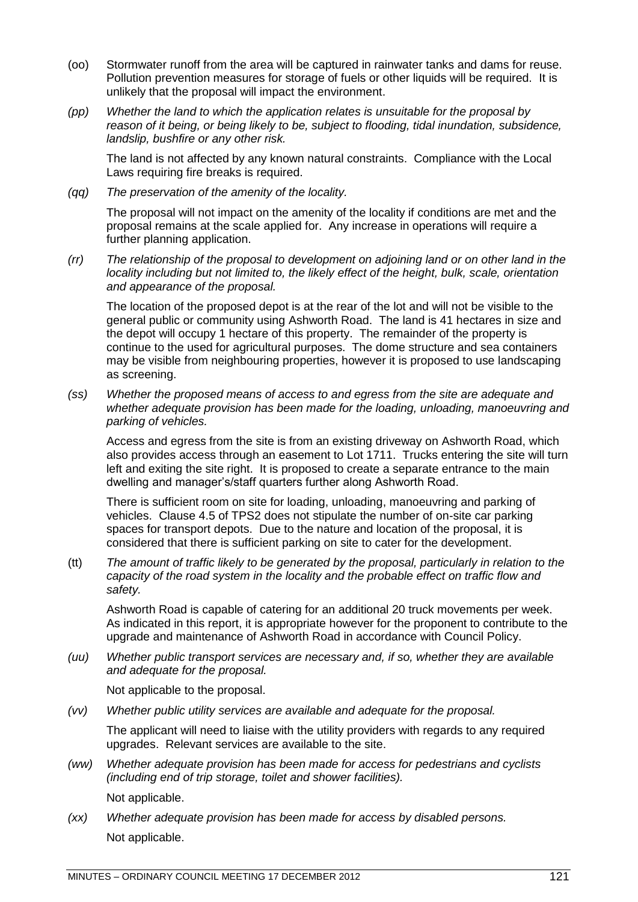(oo) Stormwater runoff from the area will be captured in rainwater tanks and dams for reuse. Pollution prevention measures for storage of fuels or other liquids will be required. It is unlikely that the proposal will impact the environment.

*(pp) Whether the land to which the application relates is unsuitable for the proposal by reason of it being, or being likely to be, subject to flooding, tidal inundation, subsidence, landslip, bushfire or any other risk.*

The land is not affected by any known natural constraints. Compliance with the Local Laws requiring fire breaks is required.

*(qq) The preservation of the amenity of the locality.*

The proposal will not impact on the amenity of the locality if conditions are met and the proposal remains at the scale applied for. Any increase in operations will require a further planning application.

*(rr) The relationship of the proposal to development on adjoining land or on other land in the locality including but not limited to, the likely effect of the height, bulk, scale, orientation and appearance of the proposal.*

The location of the proposed depot is at the rear of the lot and will not be visible to the general public or community using Ashworth Road. The land is 41 hectares in size and the depot will occupy 1 hectare of this property. The remainder of the property is continue to the used for agricultural purposes. The dome structure and sea containers may be visible from neighbouring properties, however it is proposed to use landscaping as screening.

*(ss) Whether the proposed means of access to and egress from the site are adequate and whether adequate provision has been made for the loading, unloading, manoeuvring and parking of vehicles.*

Access and egress from the site is from an existing driveway on Ashworth Road, which also provides access through an easement to Lot 1711. Trucks entering the site will turn left and exiting the site right. It is proposed to create a separate entrance to the main dwelling and manager's/staff quarters further along Ashworth Road.

There is sufficient room on site for loading, unloading, manoeuvring and parking of vehicles. Clause 4.5 of TPS2 does not stipulate the number of on-site car parking spaces for transport depots. Due to the nature and location of the proposal, it is considered that there is sufficient parking on site to cater for the development.

(tt) *The amount of traffic likely to be generated by the proposal, particularly in relation to the capacity of the road system in the locality and the probable effect on traffic flow and safety.*

Ashworth Road is capable of catering for an additional 20 truck movements per week. As indicated in this report, it is appropriate however for the proponent to contribute to the upgrade and maintenance of Ashworth Road in accordance with Council Policy.

*(uu) Whether public transport services are necessary and, if so, whether they are available and adequate for the proposal.*

Not applicable to the proposal.

*(vv) Whether public utility services are available and adequate for the proposal.*

The applicant will need to liaise with the utility providers with regards to any required upgrades. Relevant services are available to the site.

*(ww) Whether adequate provision has been made for access for pedestrians and cyclists (including end of trip storage, toilet and shower facilities).*

Not applicable.

*(xx) Whether adequate provision has been made for access by disabled persons.*

Not applicable.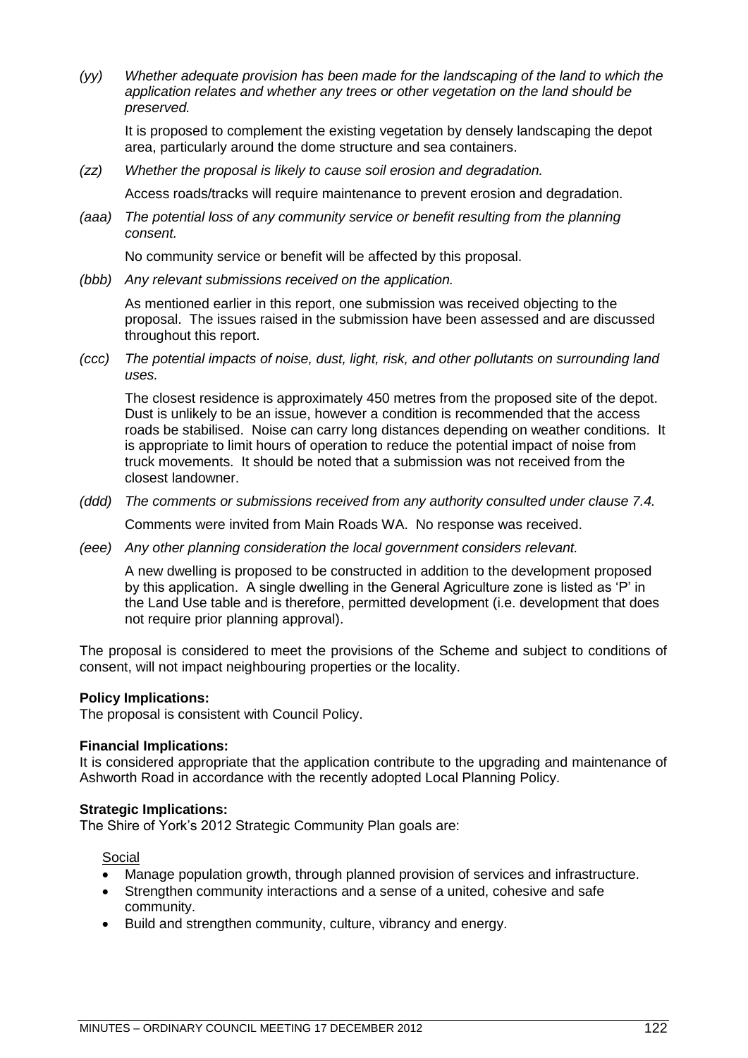*(yy) Whether adequate provision has been made for the landscaping of the land to which the application relates and whether any trees or other vegetation on the land should be preserved.*

It is proposed to complement the existing vegetation by densely landscaping the depot area, particularly around the dome structure and sea containers.

*(zz) Whether the proposal is likely to cause soil erosion and degradation.*

Access roads/tracks will require maintenance to prevent erosion and degradation.

*(aaa) The potential loss of any community service or benefit resulting from the planning consent.*

No community service or benefit will be affected by this proposal.

*(bbb) Any relevant submissions received on the application.*

As mentioned earlier in this report, one submission was received objecting to the proposal. The issues raised in the submission have been assessed and are discussed throughout this report.

*(ccc) The potential impacts of noise, dust, light, risk, and other pollutants on surrounding land uses.*

The closest residence is approximately 450 metres from the proposed site of the depot. Dust is unlikely to be an issue, however a condition is recommended that the access roads be stabilised. Noise can carry long distances depending on weather conditions. It is appropriate to limit hours of operation to reduce the potential impact of noise from truck movements. It should be noted that a submission was not received from the closest landowner.

*(ddd) The comments or submissions received from any authority consulted under clause 7.4.*

Comments were invited from Main Roads WA. No response was received.

*(eee) Any other planning consideration the local government considers relevant.*

A new dwelling is proposed to be constructed in addition to the development proposed by this application. A single dwelling in the General Agriculture zone is listed as 'P' in the Land Use table and is therefore, permitted development (i.e. development that does not require prior planning approval).

The proposal is considered to meet the provisions of the Scheme and subject to conditions of consent, will not impact neighbouring properties or the locality.

**Policy Implications:**
The proposal is consistent with Council Policy.

**Financial Implications:**
It is considered appropriate that the application contribute to the upgrading and maintenance of Ashworth Road in accordance with the recently adopted Local Planning Policy.

**Strategic Implications:**
The Shire of York's 2012 Strategic Community Plan goals are:

Social

- Manage population growth, through planned provision of services and infrastructure.
- Strengthen community interactions and a sense of a united, cohesive and safe community.
- Build and strengthen community, culture, vibrancy and energy.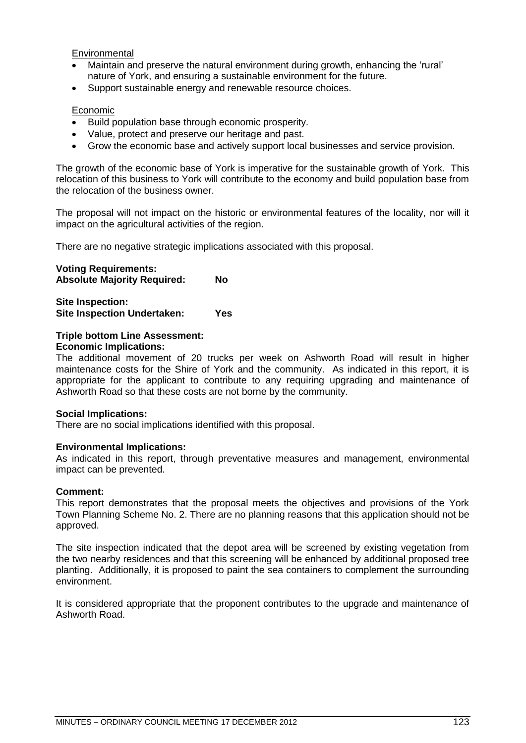Environmental

- Maintain and preserve the natural environment during growth, enhancing the 'rural' nature of York, and ensuring a sustainable environment for the future.
- Support sustainable energy and renewable resource choices.

Economic

- Build population base through economic prosperity.
- Value, protect and preserve our heritage and past.
- Grow the economic base and actively support local businesses and service provision.

The growth of the economic base of York is imperative for the sustainable growth of York. This relocation of this business to York will contribute to the economy and build population base from the relocation of the business owner.

The proposal will not impact on the historic or environmental features of the locality, nor will it impact on the agricultural activities of the region.

There are no negative strategic implications associated with this proposal.

**Voting Requirements:**
**Absolute Majority Required: No**

**Site Inspection:**
**Site Inspection Undertaken: Yes**

**Triple bottom Line Assessment:**
**Economic Implications:**
The additional movement of 20 trucks per week on Ashworth Road will result in higher maintenance costs for the Shire of York and the community. As indicated in this report, it is appropriate for the applicant to contribute to any requiring upgrading and maintenance of Ashworth Road so that these costs are not borne by the community.

**Social Implications:**
There are no social implications identified with this proposal.

**Environmental Implications:**
As indicated in this report, through preventative measures and management, environmental impact can be prevented.

**Comment:**
This report demonstrates that the proposal meets the objectives and provisions of the York Town Planning Scheme No. 2. There are no planning reasons that this application should not be approved.

The site inspection indicated that the depot area will be screened by existing vegetation from the two nearby residences and that this screening will be enhanced by additional proposed tree planting. Additionally, it is proposed to paint the sea containers to complement the surrounding environment.

It is considered appropriate that the proponent contributes to the upgrade and maintenance of Ashworth Road.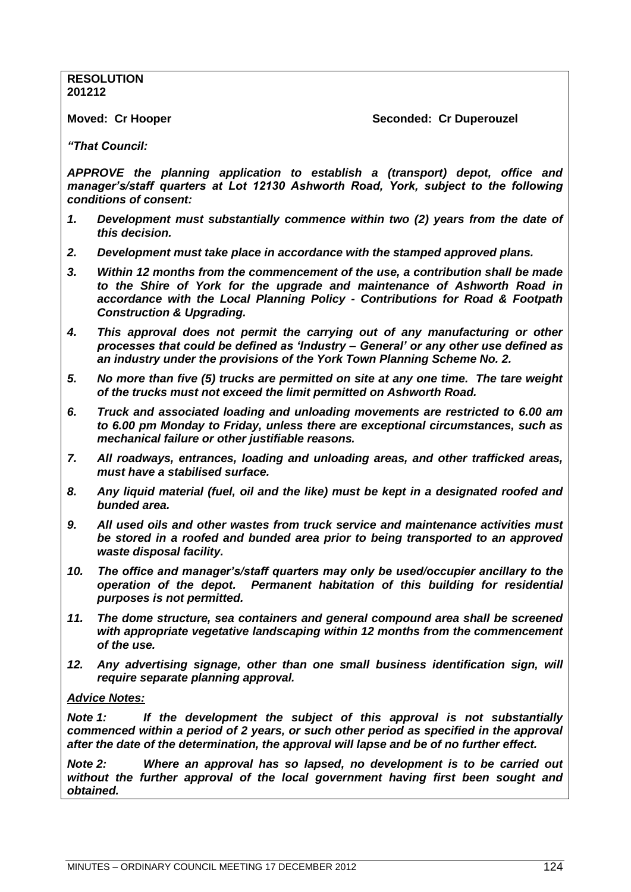**RESOLUTION**
**201212**

**Moved: Cr Hooper** **Seconded: Cr Duperouzel**

***"That Council:***

***APPROVE the planning application to establish a (transport) depot, office and manager's/staff quarters at Lot 12130 Ashworth Road, York, subject to the following conditions of consent:***

1. ***Development must substantially commence within two (2) years from the date of this decision.***
2. ***Development must take place in accordance with the stamped approved plans.***
3. ***Within 12 months from the commencement of the use, a contribution shall be made to the Shire of York for the upgrade and maintenance of Ashworth Road in accordance with the Local Planning Policy - Contributions for Road & Footpath Construction & Upgrading.***
4. ***This approval does not permit the carrying out of any manufacturing or other processes that could be defined as 'Industry – General' or any other use defined as an industry under the provisions of the York Town Planning Scheme No. 2.***
5. ***No more than five (5) trucks are permitted on site at any one time. The tare weight of the trucks must not exceed the limit permitted on Ashworth Road.***
6. ***Truck and associated loading and unloading movements are restricted to 6.00 am to 6.00 pm Monday to Friday, unless there are exceptional circumstances, such as mechanical failure or other justifiable reasons.***
7. ***All roadways, entrances, loading and unloading areas, and other trafficked areas, must have a stabilised surface.***
8. ***Any liquid material (fuel, oil and the like) must be kept in a designated roofed and bunded area.***
9. ***All used oils and other wastes from truck service and maintenance activities must be stored in a roofed and bunded area prior to being transported to an approved waste disposal facility.***
10. ***The office and manager's/staff quarters may only be used/occupier ancillary to the operation of the depot. Permanent habitation of this building for residential purposes is not permitted.***
11. ***The dome structure, sea containers and general compound area shall be screened with appropriate vegetative landscaping within 12 months from the commencement of the use.***
12. ***Any advertising signage, other than one small business identification sign, will require separate planning approval.***

***Advice Notes:***

***Note 1:*** ***If the development the subject of this approval is not substantially commenced within a period of 2 years, or such other period as specified in the approval after the date of the determination, the approval will lapse and be of no further effect.***

***Note 2:*** ***Where an approval has so lapsed, no development is to be carried out without the further approval of the local government having first been sought and obtained.***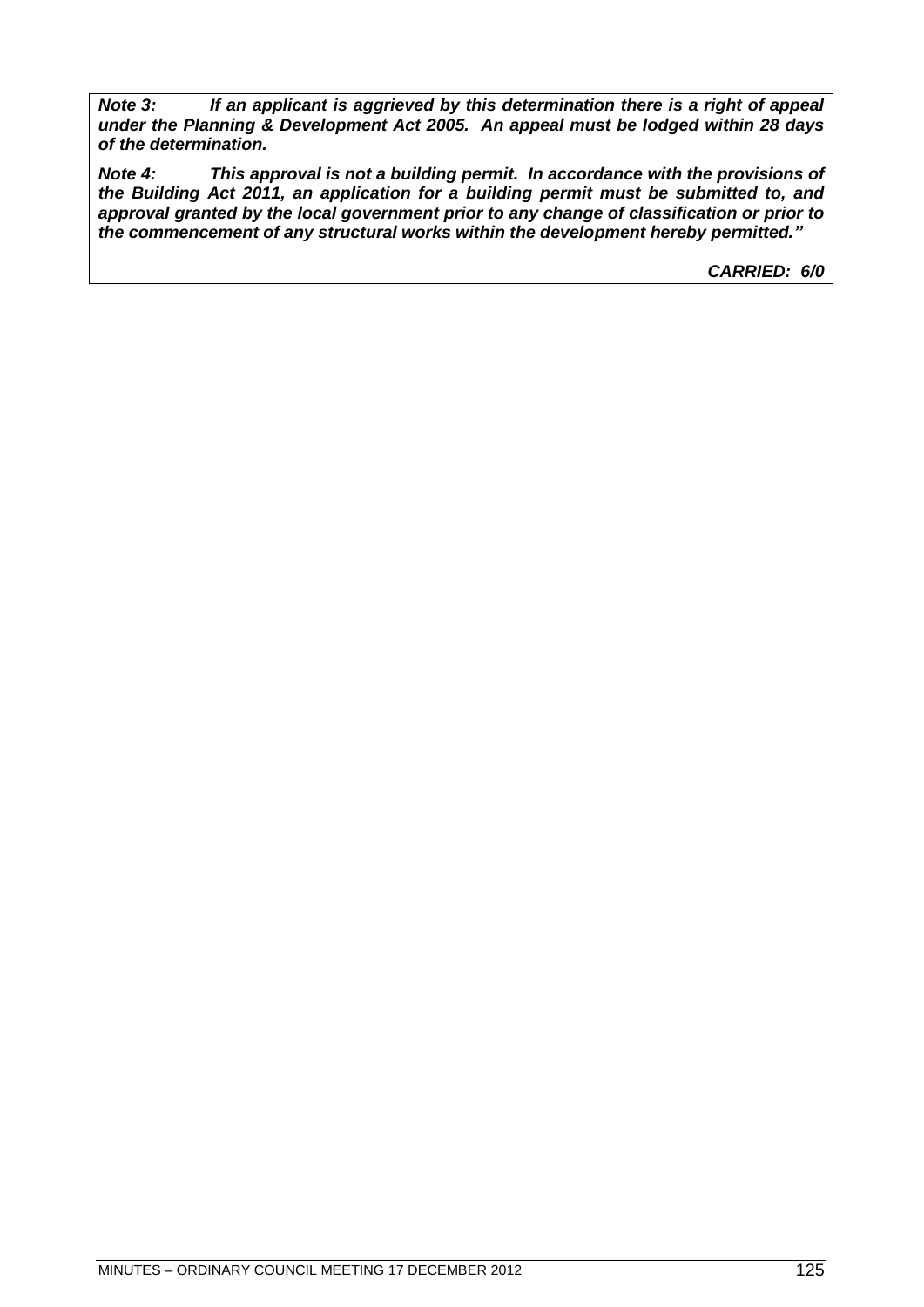***Note 3:*** ***If an applicant is aggrieved by this determination there is a right of appeal under the Planning & Development Act 2005. An appeal must be lodged within 28 days of the determination.***

***Note 4:*** ***This approval is not a building permit. In accordance with the provisions of the Building Act 2011, an application for a building permit must be submitted to, and approval granted by the local government prior to any change of classification or prior to the commencement of any structural works within the development hereby permitted."***

***CARRIED: 6/0***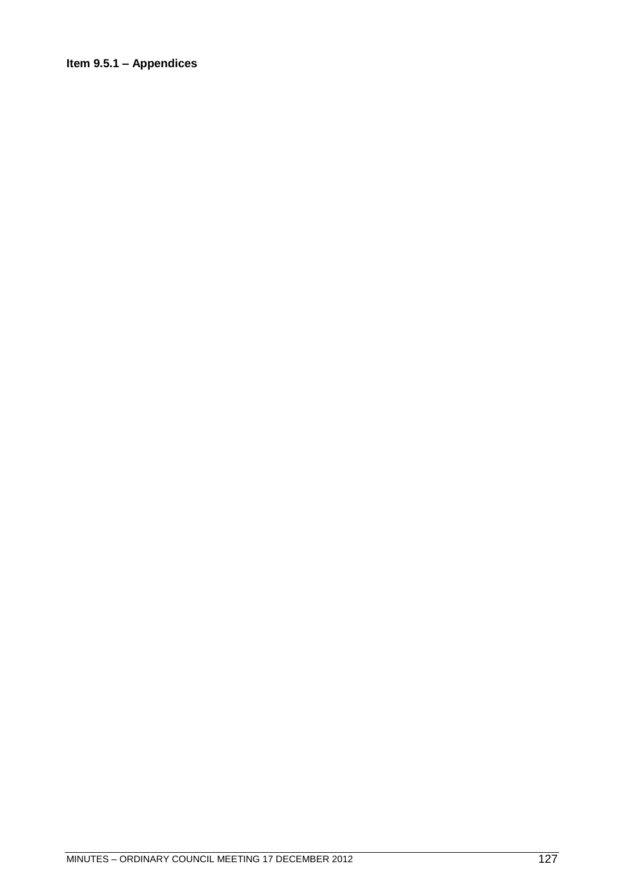**Item 9.5.1 – Appendices**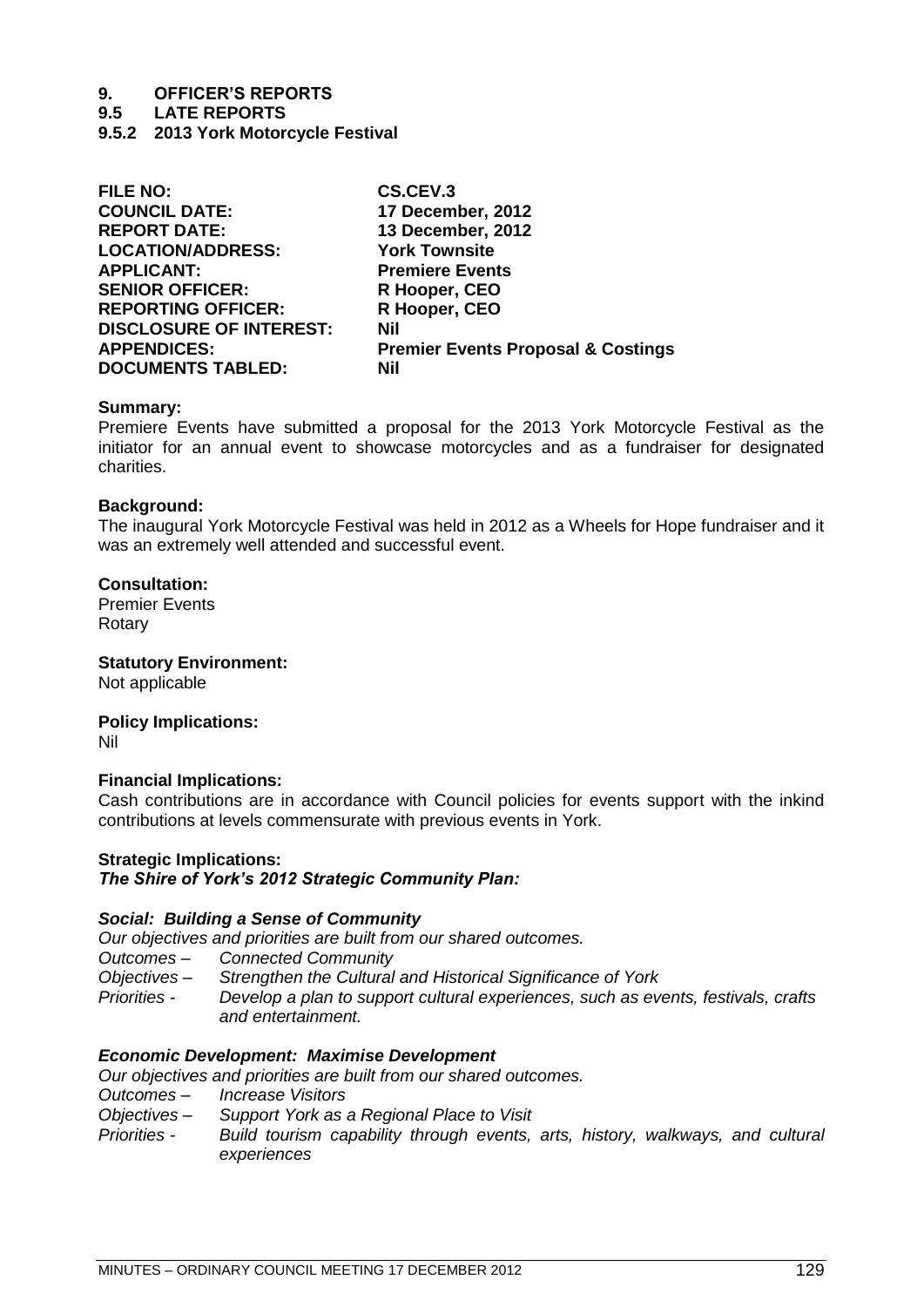# 9. OFFICER'S REPORTS

## 9.5 LATE REPORTS

### 9.5.2 2013 York Motorcycle Festival

| | |
|---|---|
| **FILE NO:** | **CS.CEV.3** |
| **COUNCIL DATE:** | **17 December, 2012** |
| **REPORT DATE:** | **13 December, 2012** |
| **LOCATION/ADDRESS:** | **York Townsite** |
| **APPLICANT:** | **Premiere Events** |
| **SENIOR OFFICER:** | **R Hooper, CEO** |
| **REPORTING OFFICER:** | **R Hooper, CEO** |
| **DISCLOSURE OF INTEREST:** | **Nil** |
| **APPENDICES:** | **Premier Events Proposal & Costings** |
| **DOCUMENTS TABLED:** | **Nil** |

**Summary:**
Premiere Events have submitted a proposal for the 2013 York Motorcycle Festival as the initiator for an annual event to showcase motorcycles and as a fundraiser for designated charities.

**Background:**
The inaugural York Motorcycle Festival was held in 2012 as a Wheels for Hope fundraiser and it was an extremely well attended and successful event.

**Consultation:**
Premier Events
Rotary

**Statutory Environment:**
Not applicable

**Policy Implications:**
Nil

**Financial Implications:**
Cash contributions are in accordance with Council policies for events support with the inkind contributions at levels commensurate with previous events in York.

**Strategic Implications:**
***The Shire of York's 2012 Strategic Community Plan:***

***Social: Building a Sense of Community***
*Our objectives and priorities are built from our shared outcomes.*
*Outcomes –* *Connected Community*
*Objectives –* *Strengthen the Cultural and Historical Significance of York*
*Priorities -* *Develop a plan to support cultural experiences, such as events, festivals, crafts and entertainment.*

***Economic Development: Maximise Development***
*Our objectives and priorities are built from our shared outcomes.*
*Outcomes –* *Increase Visitors*
*Objectives –* *Support York as a Regional Place to Visit*
*Priorities -* *Build tourism capability through events, arts, history, walkways, and cultural experiences*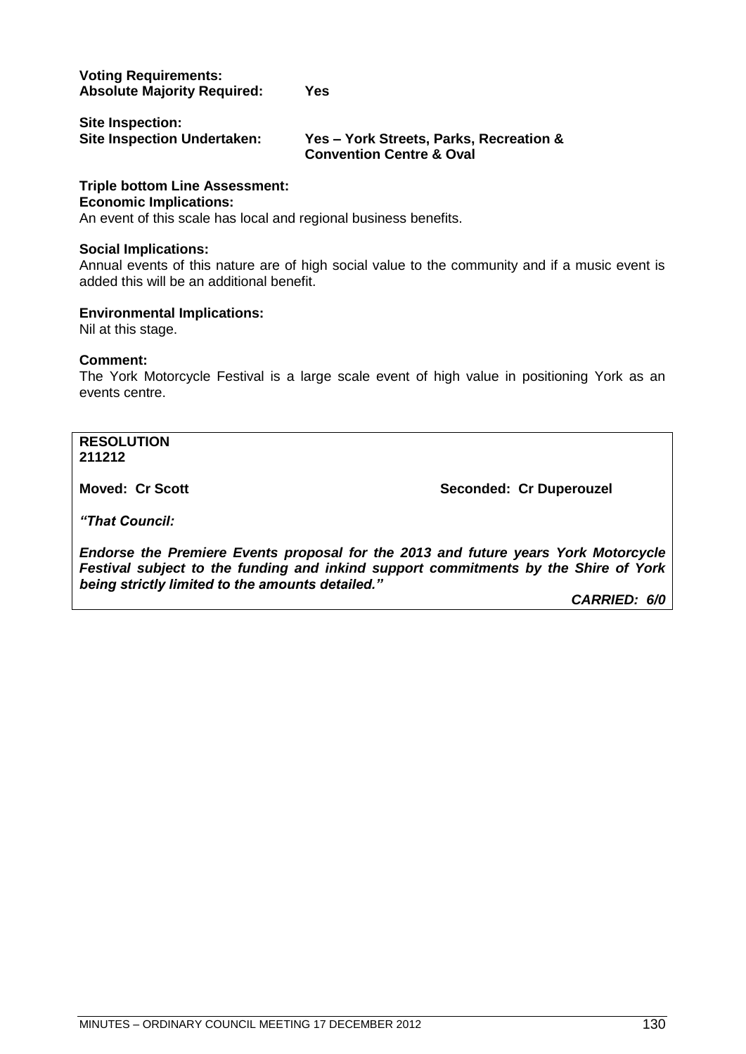**Voting Requirements:**
**Absolute Majority Required:** **Yes**

**Site Inspection:**
**Site Inspection Undertaken:** **Yes – York Streets, Parks, Recreation & Convention Centre & Oval**

**Triple bottom Line Assessment:**
**Economic Implications:**
An event of this scale has local and regional business benefits.

**Social Implications:**
Annual events of this nature are of high social value to the community and if a music event is added this will be an additional benefit.

**Environmental Implications:**
Nil at this stage.

**Comment:**
The York Motorcycle Festival is a large scale event of high value in positioning York as an events centre.

**RESOLUTION**
**211212**

**Moved: Cr Scott** **Seconded: Cr Duperouzel**

***"That Council:***

***Endorse the Premiere Events proposal for the 2013 and future years York Motorcycle Festival subject to the funding and inkind support commitments by the Shire of York being strictly limited to the amounts detailed."***

***CARRIED: 6/0***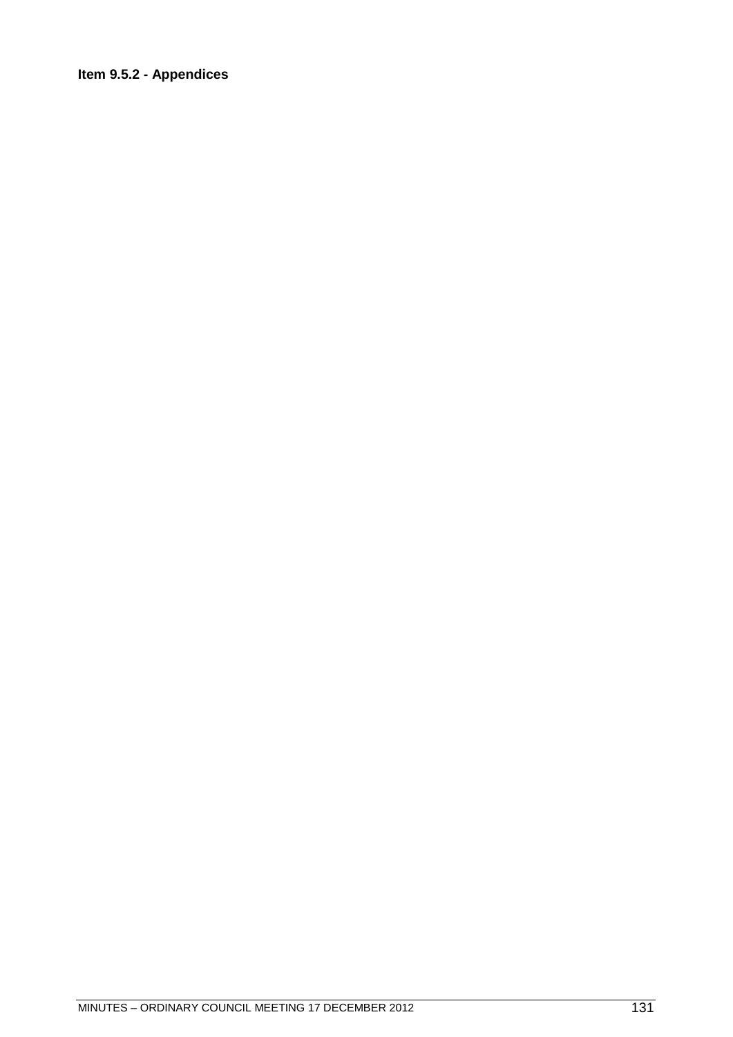**Item 9.5.2 - Appendices**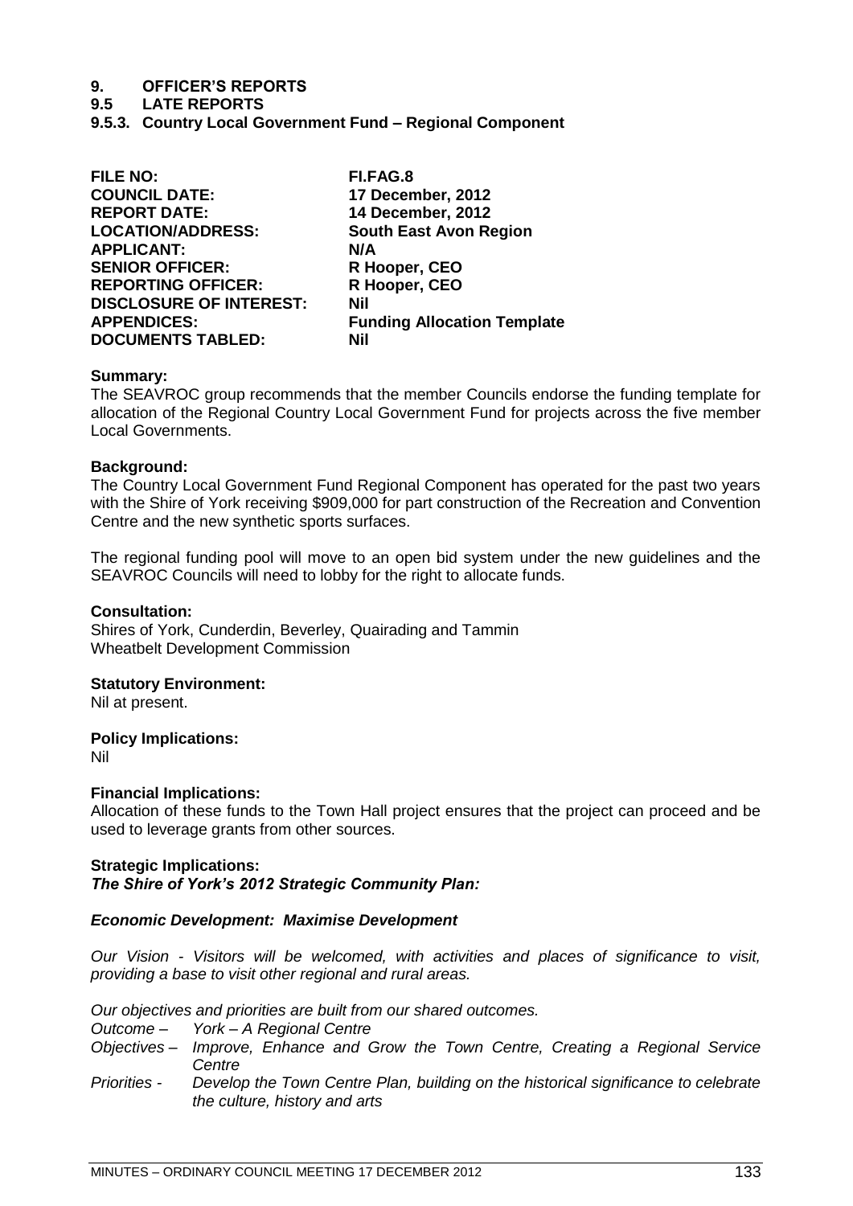# 9. OFFICER'S REPORTS

## 9.5 LATE REPORTS

### 9.5.3. Country Local Government Fund – Regional Component

| | |
|---|---|
| **FILE NO:** | **FI.FAG.8** |
| **COUNCIL DATE:** | **17 December, 2012** |
| **REPORT DATE:** | **14 December, 2012** |
| **LOCATION/ADDRESS:** | **South East Avon Region** |
| **APPLICANT:** | **N/A** |
| **SENIOR OFFICER:** | **R Hooper, CEO** |
| **REPORTING OFFICER:** | **R Hooper, CEO** |
| **DISCLOSURE OF INTEREST:** | **Nil** |
| **APPENDICES:** | **Funding Allocation Template** |
| **DOCUMENTS TABLED:** | **Nil** |

**Summary:**

The SEAVROC group recommends that the member Councils endorse the funding template for allocation of the Regional Country Local Government Fund for projects across the five member Local Governments.

**Background:**

The Country Local Government Fund Regional Component has operated for the past two years with the Shire of York receiving $909,000 for part construction of the Recreation and Convention Centre and the new synthetic sports surfaces.

The regional funding pool will move to an open bid system under the new guidelines and the SEAVROC Councils will need to lobby for the right to allocate funds.

**Consultation:**

Shires of York, Cunderdin, Beverley, Quairading and Tammin
Wheatbelt Development Commission

**Statutory Environment:**

Nil at present.

**Policy Implications:**

Nil

**Financial Implications:**

Allocation of these funds to the Town Hall project ensures that the project can proceed and be used to leverage grants from other sources.

**Strategic Implications:**

***The Shire of York's 2012 Strategic Community Plan:***

***Economic Development: Maximise Development***

*Our Vision - Visitors will be welcomed, with activities and places of significance to visit, providing a base to visit other regional and rural areas.*

*Our objectives and priorities are built from our shared outcomes.*

*Outcome – York – A Regional Centre*

*Objectives – Improve, Enhance and Grow the Town Centre, Creating a Regional Service Centre*

*Priorities - Develop the Town Centre Plan, building on the historical significance to celebrate the culture, history and arts*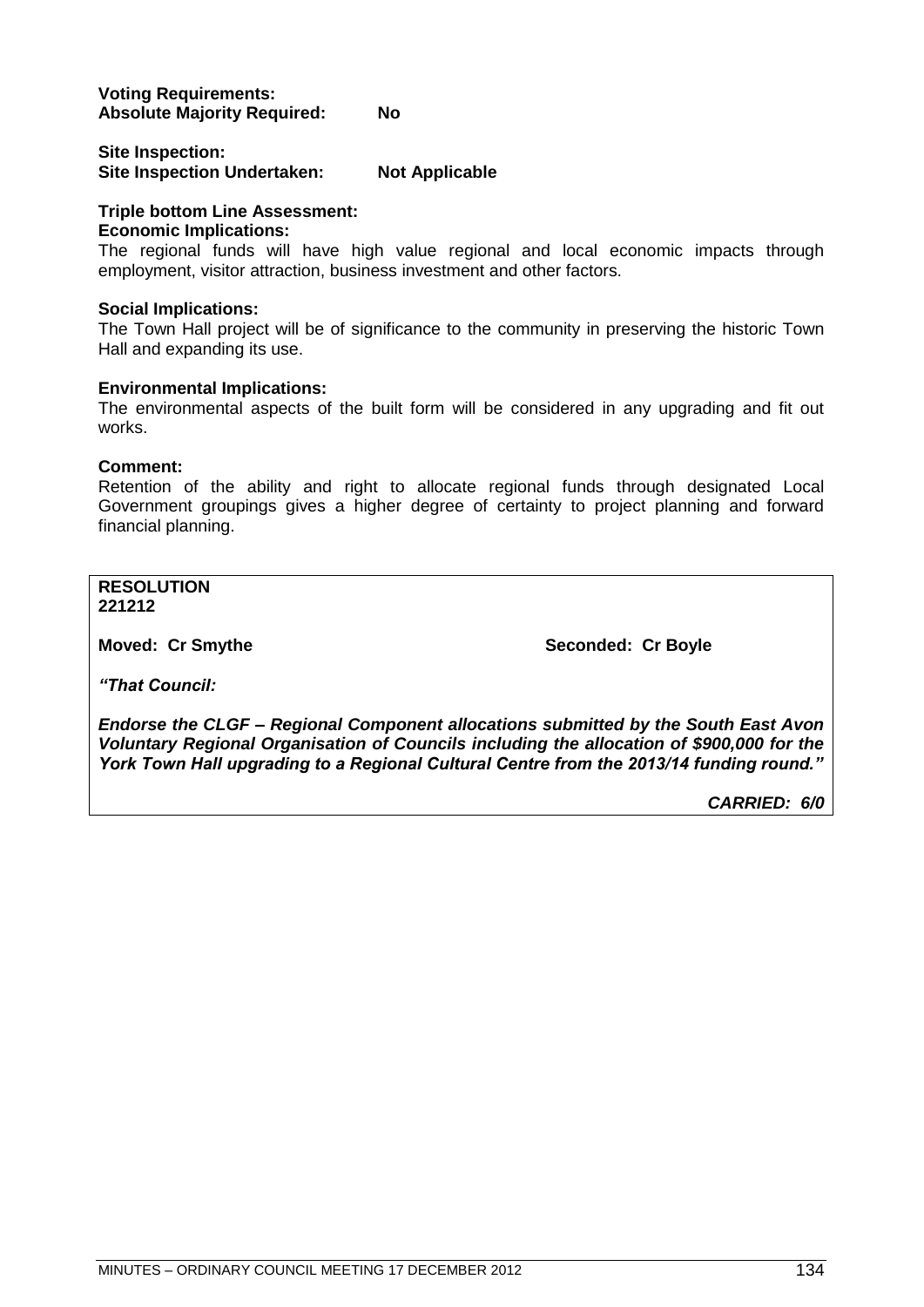**Voting Requirements:**
**Absolute Majority Required:** **No**

**Site Inspection:**
**Site Inspection Undertaken:** **Not Applicable**

**Triple bottom Line Assessment:**
**Economic Implications:**
The regional funds will have high value regional and local economic impacts through employment, visitor attraction, business investment and other factors.

**Social Implications:**
The Town Hall project will be of significance to the community in preserving the historic Town Hall and expanding its use.

**Environmental Implications:**
The environmental aspects of the built form will be considered in any upgrading and fit out works.

**Comment:**
Retention of the ability and right to allocate regional funds through designated Local Government groupings gives a higher degree of certainty to project planning and forward financial planning.

**RESOLUTION**
**221212**

**Moved: Cr Smythe** **Seconded: Cr Boyle**

***"That Council:***

***Endorse the CLGF – Regional Component allocations submitted by the South East Avon Voluntary Regional Organisation of Councils including the allocation of $900,000 for the York Town Hall upgrading to a Regional Cultural Centre from the 2013/14 funding round."***

***CARRIED: 6/0***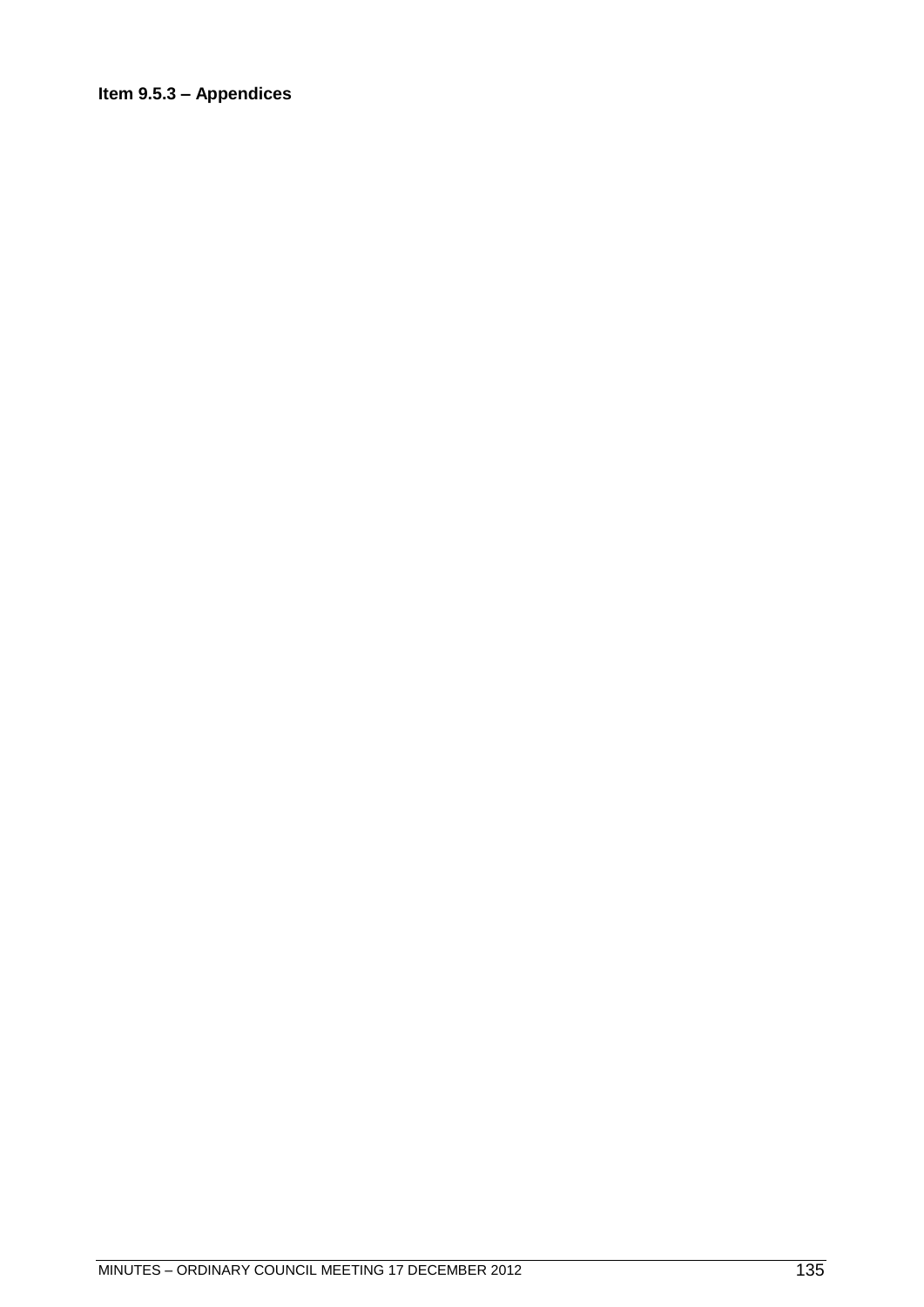**Item 9.5.3 – Appendices**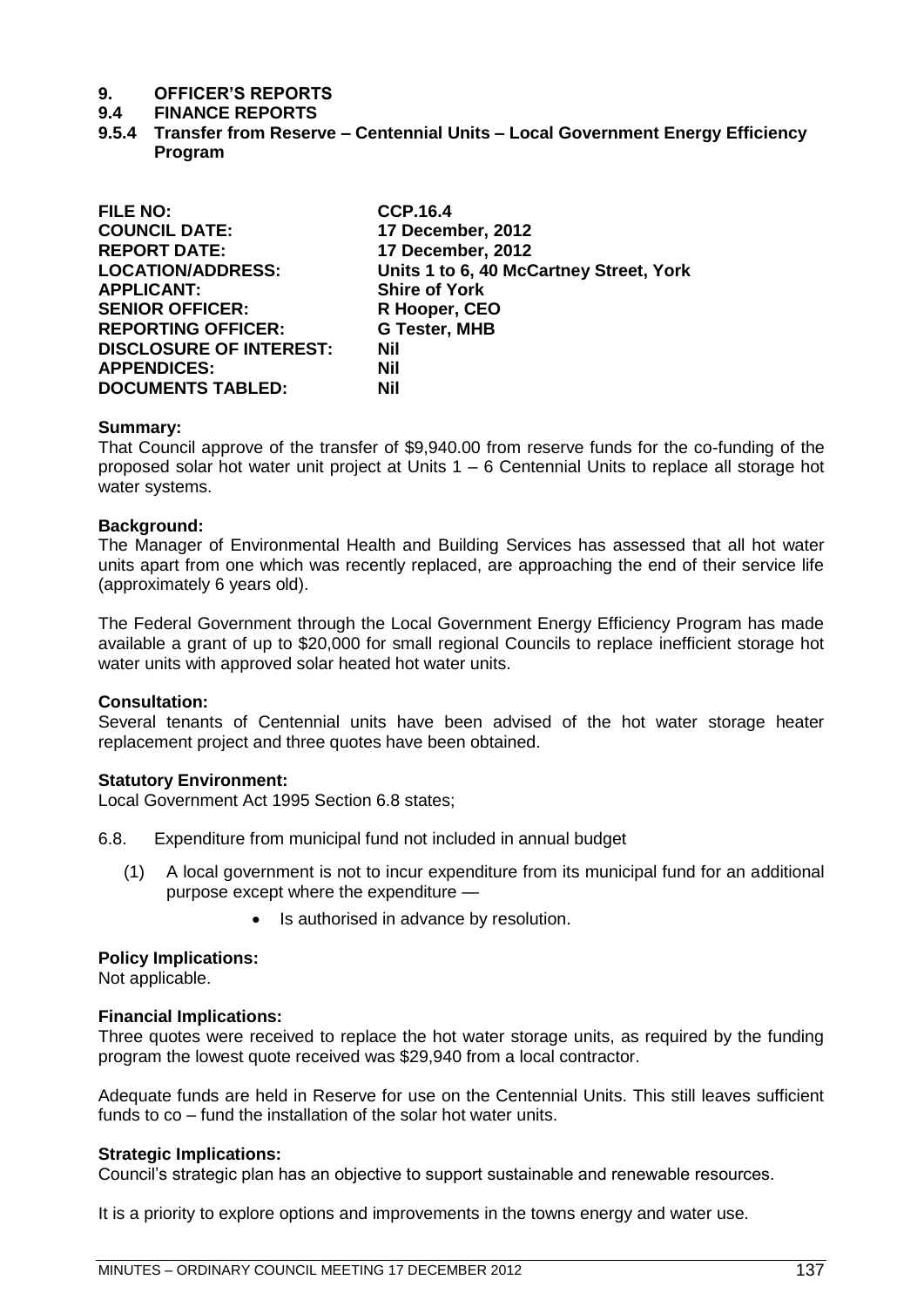# 9. OFFICER'S REPORTS

## 9.4 FINANCE REPORTS

### 9.5.4 Transfer from Reserve – Centennial Units – Local Government Energy Efficiency Program

| | |
|---|---|
| **FILE NO:** | **CCP.16.4** |
| **COUNCIL DATE:** | **17 December, 2012** |
| **REPORT DATE:** | **17 December, 2012** |
| **LOCATION/ADDRESS:** | **Units 1 to 6, 40 McCartney Street, York** |
| **APPLICANT:** | **Shire of York** |
| **SENIOR OFFICER:** | **R Hooper, CEO** |
| **REPORTING OFFICER:** | **G Tester, MHB** |
| **DISCLOSURE OF INTEREST:** | **Nil** |
| **APPENDICES:** | **Nil** |
| **DOCUMENTS TABLED:** | **Nil** |

**Summary:**
That Council approve of the transfer of $9,940.00 from reserve funds for the co-funding of the proposed solar hot water unit project at Units 1 – 6 Centennial Units to replace all storage hot water systems.

**Background:**
The Manager of Environmental Health and Building Services has assessed that all hot water units apart from one which was recently replaced, are approaching the end of their service life (approximately 6 years old).

The Federal Government through the Local Government Energy Efficiency Program has made available a grant of up to $20,000 for small regional Councils to replace inefficient storage hot water units with approved solar heated hot water units.

**Consultation:**
Several tenants of Centennial units have been advised of the hot water storage heater replacement project and three quotes have been obtained.

**Statutory Environment:**
Local Government Act 1995 Section 6.8 states;

6.8. Expenditure from municipal fund not included in annual budget

(1) A local government is not to incur expenditure from its municipal fund for an additional purpose except where the expenditure —

- Is authorised in advance by resolution.

**Policy Implications:**
Not applicable.

**Financial Implications:**
Three quotes were received to replace the hot water storage units, as required by the funding program the lowest quote received was $29,940 from a local contractor.

Adequate funds are held in Reserve for use on the Centennial Units. This still leaves sufficient funds to co – fund the installation of the solar hot water units.

**Strategic Implications:**
Council's strategic plan has an objective to support sustainable and renewable resources.

It is a priority to explore options and improvements in the towns energy and water use.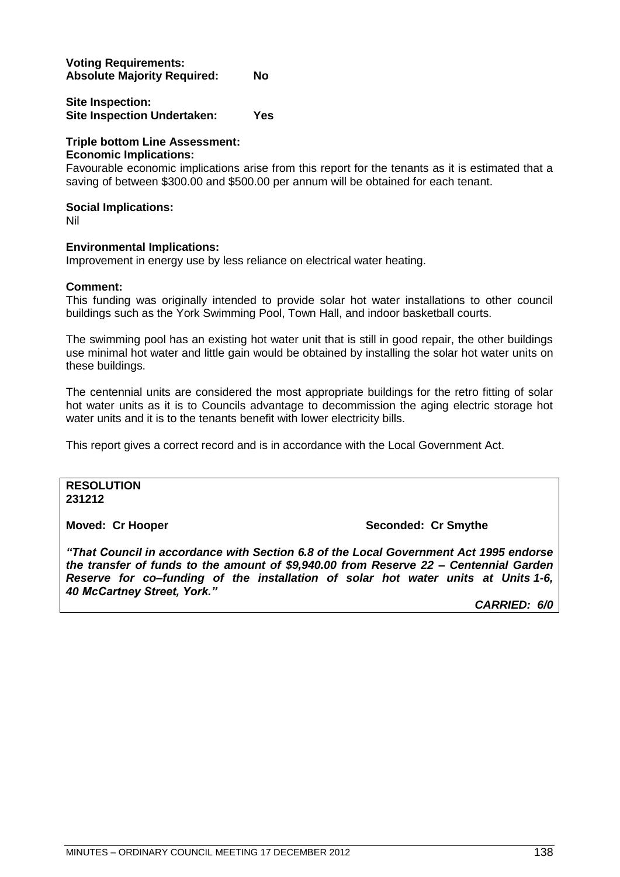**Voting Requirements:**
**Absolute Majority Required: No**

**Site Inspection:**
**Site Inspection Undertaken: Yes**

**Triple bottom Line Assessment:**
**Economic Implications:**
Favourable economic implications arise from this report for the tenants as it is estimated that a saving of between $300.00 and $500.00 per annum will be obtained for each tenant.

**Social Implications:**
Nil

**Environmental Implications:**
Improvement in energy use by less reliance on electrical water heating.

**Comment:**
This funding was originally intended to provide solar hot water installations to other council buildings such as the York Swimming Pool, Town Hall, and indoor basketball courts.

The swimming pool has an existing hot water unit that is still in good repair, the other buildings use minimal hot water and little gain would be obtained by installing the solar hot water units on these buildings.

The centennial units are considered the most appropriate buildings for the retro fitting of solar hot water units as it is to Councils advantage to decommission the aging electric storage hot water units and it is to the tenants benefit with lower electricity bills.

This report gives a correct record and is in accordance with the Local Government Act.

**RESOLUTION**
**231212**

**Moved: Cr Hooper** **Seconded: Cr Smythe**

***"That Council in accordance with Section 6.8 of the Local Government Act 1995 endorse the transfer of funds to the amount of $9,940.00 from Reserve 22 – Centennial Garden Reserve for co–funding of the installation of solar hot water units at Units 1-6, 40 McCartney Street, York."***

***CARRIED: 6/0***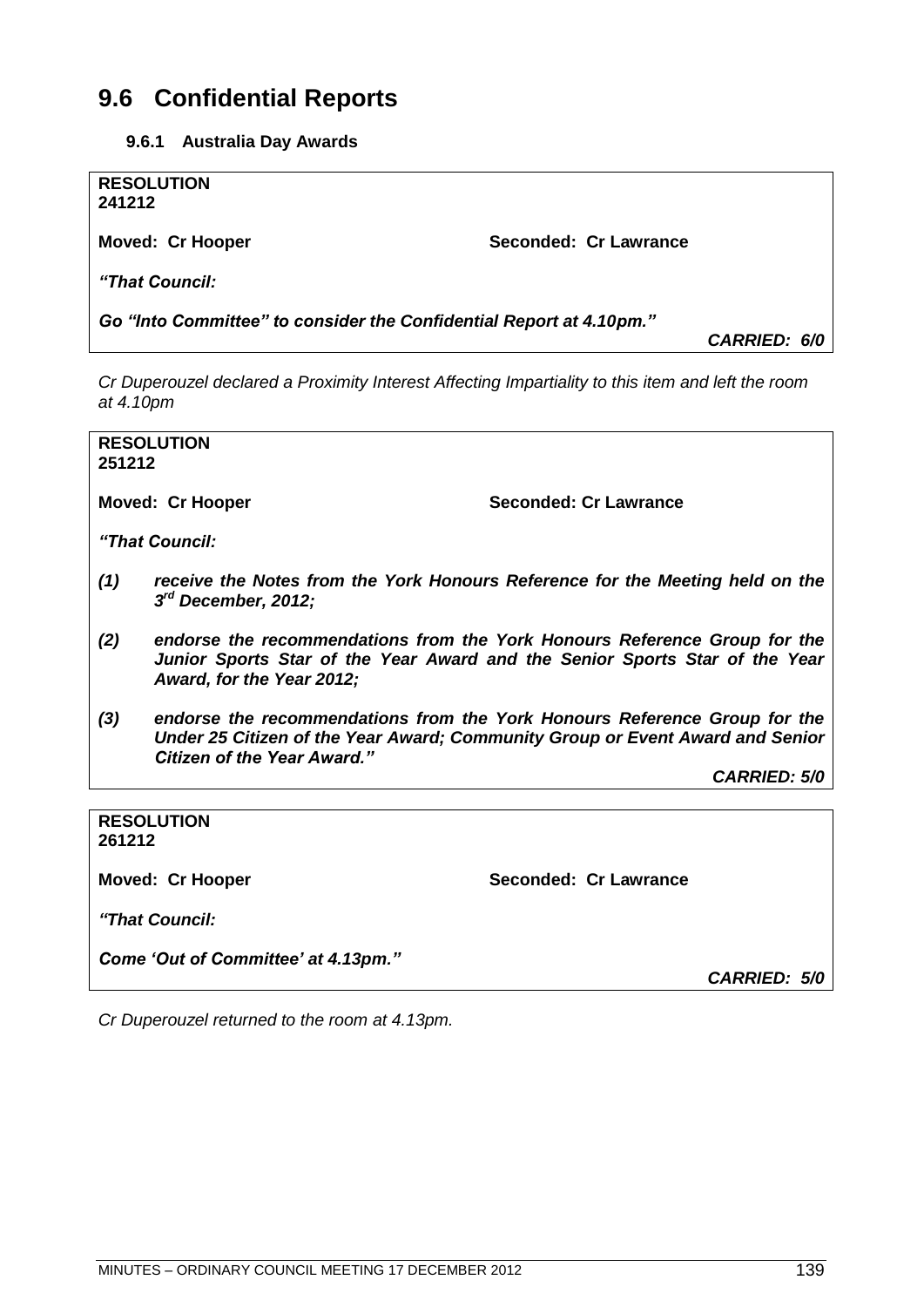# 9.6 Confidential Reports

### 9.6.1 Australia Day Awards

**RESOLUTION**
**241212**

**Moved: Cr Hooper** **Seconded: Cr Lawrance**

***"That Council:***

***Go "Into Committee" to consider the Confidential Report at 4.10pm."***

***CARRIED: 6/0***

*Cr Duperouzel declared a Proximity Interest Affecting Impartiality to this item and left the room at 4.10pm*

**RESOLUTION**
**251212**

**Moved: Cr Hooper** **Seconded: Cr Lawrance**

***"That Council:***

***(1) receive the Notes from the York Honours Reference for the Meeting held on the 3rd December, 2012;***

***(2) endorse the recommendations from the York Honours Reference Group for the Junior Sports Star of the Year Award and the Senior Sports Star of the Year Award, for the Year 2012;***

***(3) endorse the recommendations from the York Honours Reference Group for the Under 25 Citizen of the Year Award; Community Group or Event Award and Senior Citizen of the Year Award."***

***CARRIED: 5/0***

**RESOLUTION**
**261212**

**Moved: Cr Hooper** **Seconded: Cr Lawrance**

***"That Council:***

***Come 'Out of Committee' at 4.13pm."***

***CARRIED: 5/0***

*Cr Duperouzel returned to the room at 4.13pm.*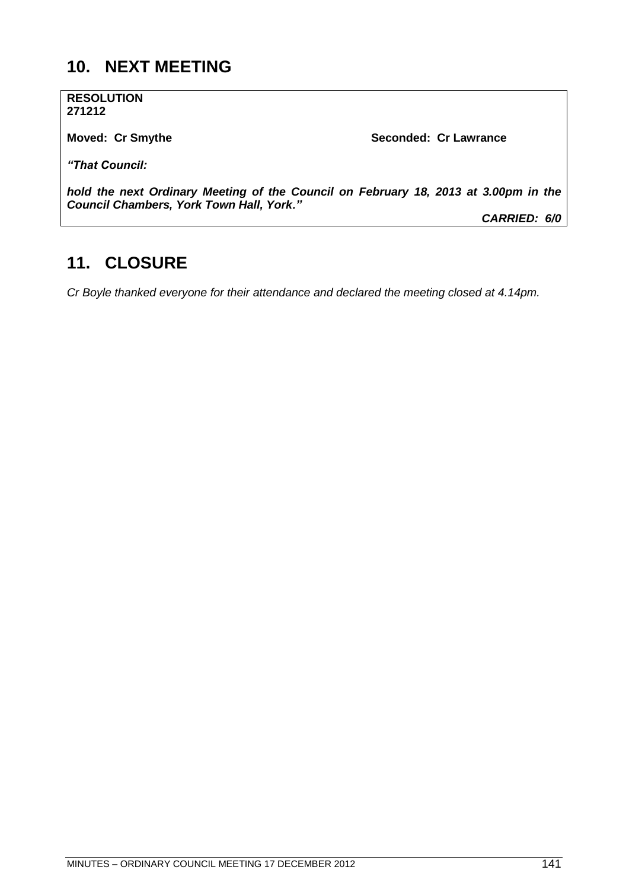# 10. NEXT MEETING

**RESOLUTION**
**271212**

**Moved: Cr Smythe** **Seconded: Cr Lawrance**

***"That Council:***

***hold the next Ordinary Meeting of the Council on February 18, 2013 at 3.00pm in the Council Chambers, York Town Hall, York."***

***CARRIED: 6/0***

# 11. CLOSURE

*Cr Boyle thanked everyone for their attendance and declared the meeting closed at 4.14pm.*